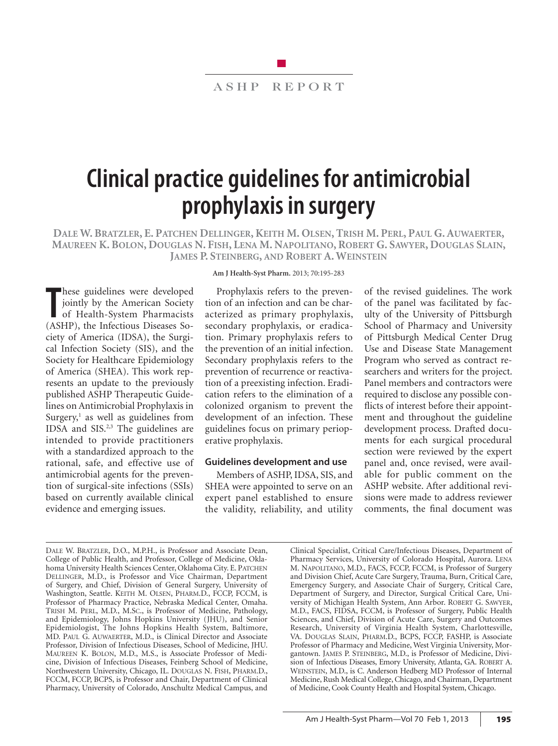ASHP REPORT

# Clinical practice guidelines for antimicrobial prophylaxis in surgery

**Dale W. Bratzler, E. Patchen Dellinger, Keith M. Olsen, Trish M. Perl, Paul G. Auwaerter, Maureen K. Bolon, Douglas N. Fish, Lena M. Napolitano, Robert G. Sawyer, Douglas Slain, James P. Steinberg, and Robert A. Weinstein**

**Am J Health-Syst Pharm.** 2013; 70:195-283

These guidelines were developed jointly by the American Society of Health-System Pharmacists (ASHP), the Infectious Diseases Society of America (IDSA), the Surgical Infection Society (SIS), and the Society for Healthcare Epidemiology of America (SHEA). This work represents an update to the previously published ASHP Therapeutic Guidelines on Antimicrobial Prophylaxis in Surgery,[1] as well as guidelines from IDSA and SIS.[2,3] The guidelines are intended to provide practitioners with a standardized approach to the rational, safe, and effective use of antimicrobial agents for the prevention of surgical-site infections (SSIs) based on currently available clinical evidence and emerging issues.

Prophylaxis refers to the prevention of an infection and can be characterized as primary prophylaxis, secondary prophylaxis, or eradication. Primary prophylaxis refers to the prevention of an initial infection. Secondary prophylaxis refers to the prevention of recurrence or reactivation of a preexisting infection. Eradication refers to the elimination of a colonized organism to prevent the development of an infection. These guidelines focus on primary perioperative prophylaxis.

## Guidelines development and use

Members of ASHP, IDSA, SIS, and SHEA were appointed to serve on an expert panel established to ensure the validity, reliability, and utility of the revised guidelines. The work of the panel was facilitated by faculty of the University of Pittsburgh School of Pharmacy and University of Pittsburgh Medical Center Drug Use and Disease State Management Program who served as contract researchers and writers for the project. Panel members and contractors were required to disclose any possible conflicts of interest before their appointment and throughout the guideline development process. Drafted documents for each surgical procedural section were reviewed by the expert panel and, once revised, were available for public comment on the ASHP website. After additional revisions were made to address reviewer comments, the final document was

---

Dale W. Bratzler, D.O., M.P.H., is Professor and Associate Dean, College of Public Health, and Professor, College of Medicine, Oklahoma University Health Sciences Center, Oklahoma City. E. Patchen Dellinger, M.D., is Professor and Vice Chairman, Department of Surgery, and Chief, Division of General Surgery, University of Washington, Seattle. Keith M. Olsen, Pharm.D., FCCP, FCCM, is Professor of Pharmacy Practice, Nebraska Medical Center, Omaha. Trish M. Perl, M.D., M.Sc., is Professor of Medicine, Pathology, and Epidemiology, Johns Hopkins University (JHU), and Senior Epidemiologist, The Johns Hopkins Health System, Baltimore, MD. Paul G. Auwaerter, M.D., is Clinical Director and Associate Professor, Division of Infectious Diseases, School of Medicine, JHU. Maureen K. Bolon, M.D., M.S., is Associate Professor of Medicine, Division of Infectious Diseases, Feinberg School of Medicine, Northwestern University, Chicago, IL. Douglas N. Fish, Pharm.D., FCCM, FCCP, BCPS, is Professor and Chair, Department of Clinical Pharmacy, University of Colorado, Anschultz Medical Campus, and Clinical Specialist, Critical Care/Infectious Diseases, Department of Pharmacy Services, University of Colorado Hospital, Aurora. Lena M. Napolitano, M.D., FACS, FCCP, FCCM, is Professor of Surgery and Division Chief, Acute Care Surgery, Trauma, Burn, Critical Care, Emergency Surgery, and Associate Chair of Surgery, Critical Care, Department of Surgery, and Director, Surgical Critical Care, University of Michigan Health System, Ann Arbor. Robert G. Sawyer, M.D., FACS, FIDSA, FCCM, is Professor of Surgery, Public Health Sciences, and Chief, Division of Acute Care, Surgery and Outcomes Research, University of Virginia Health System, Charlottesville, VA. Douglas Slain, Pharm.D., BCPS, FCCP, FASHP, is Associate Professor of Pharmacy and Medicine, West Virginia University, Morgantown. James P. Steinberg, M.D., is Professor of Medicine, Division of Infectious Diseases, Emory University, Atlanta, GA. Robert A. Weinstein, M.D., is C. Anderson Hedberg MD Professor of Internal Medicine, Rush Medical College, Chicago, and Chairman, Department of Medicine, Cook County Health and Hospital System, Chicago.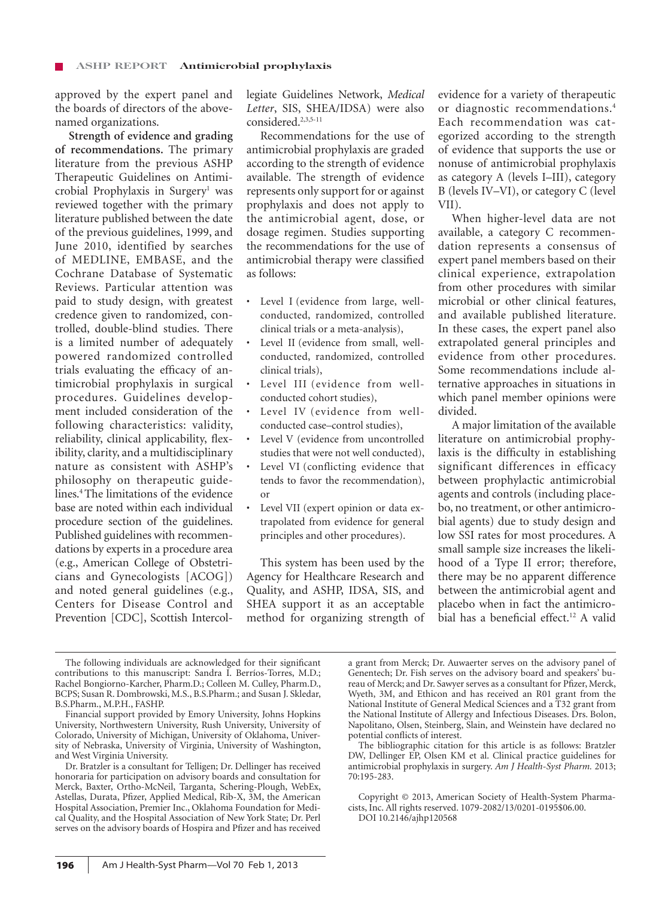approved by the expert panel and the boards of directors of the above-named organizations.

**Strength of evidence and grading of recommendations.** The primary literature from the previous ASHP Therapeutic Guidelines on Antimicrobial Prophylaxis in Surgery[1] was reviewed together with the primary literature published between the date of the previous guidelines, 1999, and June 2010, identified by searches of MEDLINE, EMBASE, and the Cochrane Database of Systematic Reviews. Particular attention was paid to study design, with greatest credence given to randomized, controlled, double-blind studies. There is a limited number of adequately powered randomized controlled trials evaluating the efficacy of antimicrobial prophylaxis in surgical procedures. Guidelines development included consideration of the following characteristics: validity, reliability, clinical applicability, flexibility, clarity, and a multidisciplinary nature as consistent with ASHP's philosophy on therapeutic guidelines.[4] The limitations of the evidence base are noted within each individual procedure section of the guidelines. Published guidelines with recommendations by experts in a procedure area (e.g., American College of Obstetricians and Gynecologists [ACOG]) and noted general guidelines (e.g., Centers for Disease Control and Prevention [CDC], Scottish Intercollegiate Guidelines Network, *Medical Letter*, SIS, SHEA/IDSA) were also considered.[2,3,5-11]

Recommendations for the use of antimicrobial prophylaxis are graded according to the strength of evidence available. The strength of evidence represents only support for or against prophylaxis and does not apply to the antimicrobial agent, dose, or dosage regimen. Studies supporting the recommendations for the use of antimicrobial therapy were classified as follows:

- Level I (evidence from large, well-conducted, randomized, controlled clinical trials or a meta-analysis),
- Level II (evidence from small, well-conducted, randomized, controlled clinical trials),
- Level III (evidence from well-conducted cohort studies),
- Level IV (evidence from well-conducted case–control studies),
- Level V (evidence from uncontrolled studies that were not well conducted),
- Level VI (conflicting evidence that tends to favor the recommendation), or
- Level VII (expert opinion or data extrapolated from evidence for general principles and other procedures).

This system has been used by the Agency for Healthcare Research and Quality, and ASHP, IDSA, SIS, and SHEA support it as an acceptable method for organizing strength of evidence for a variety of therapeutic or diagnostic recommendations.[4] Each recommendation was categorized according to the strength of evidence that supports the use or nonuse of antimicrobial prophylaxis as category A (levels I–III), category B (levels IV–VI), or category C (level VII).

When higher-level data are not available, a category C recommendation represents a consensus of expert panel members based on their clinical experience, extrapolation from other procedures with similar microbial or other clinical features, and available published literature. In these cases, the expert panel also extrapolated general principles and evidence from other procedures. Some recommendations include alternative approaches in situations in which panel member opinions were divided.

A major limitation of the available literature on antimicrobial prophylaxis is the difficulty in establishing significant differences in efficacy between prophylactic antimicrobial agents and controls (including placebo, no treatment, or other antimicrobial agents) due to study design and low SSI rates for most procedures. A small sample size increases the likelihood of a Type II error; therefore, there may be no apparent difference between the antimicrobial agent and placebo when in fact the antimicrobial has a beneficial effect.[12] A valid

---

The following individuals are acknowledged for their significant contributions to this manuscript: Sandra I. Berríos-Torres, M.D.; Rachel Bongiorno-Karcher, Pharm.D.; Colleen M. Culley, Pharm.D., BCPS; Susan R. Dombrowski, M.S., B.S.Pharm.; and Susan J. Skledar, B.S.Pharm., M.P.H., FASHP.

Financial support provided by Emory University, Johns Hopkins University, Northwestern University, Rush University, University of Colorado, University of Michigan, University of Oklahoma, University of Nebraska, University of Virginia, University of Washington, and West Virginia University.

Dr. Bratzler is a consultant for Telligen; Dr. Dellinger has received honoraria for participation on advisory boards and consultation for Merck, Baxter, Ortho-McNeil, Targanta, Schering-Plough, WebEx, Astellas, Durata, Pfizer, Applied Medical, Rib-X, 3M, the American Hospital Association, Premier Inc., Oklahoma Foundation for Medical Quality, and the Hospital Association of New York State; Dr. Perl serves on the advisory boards of Hospira and Pfizer and has received a grant from Merck; Dr. Auwaerter serves on the advisory panel of Genentech; Dr. Fish serves on the advisory board and speakers' bureau of Merck; and Dr. Sawyer serves as a consultant for Pfizer, Merck, Wyeth, 3M, and Ethicon and has received an R01 grant from the National Institute of General Medical Sciences and a T32 grant from the National Institute of Allergy and Infectious Diseases. Drs. Bolon, Napolitano, Olsen, Steinberg, Slain, and Weinstein have declared no potential conflicts of interest.

The bibliographic citation for this article is as follows: Bratzler DW, Dellinger EP, Olsen KM et al. Clinical practice guidelines for antimicrobial prophylaxis in surgery. *Am J Health-Syst Pharm.* 2013; 70:195-283.

Copyright © 2013, American Society of Health-System Pharmacists, Inc. All rights reserved. 1079-2082/13/0201-0195$06.00.
DOI 10.2146/ajhp120568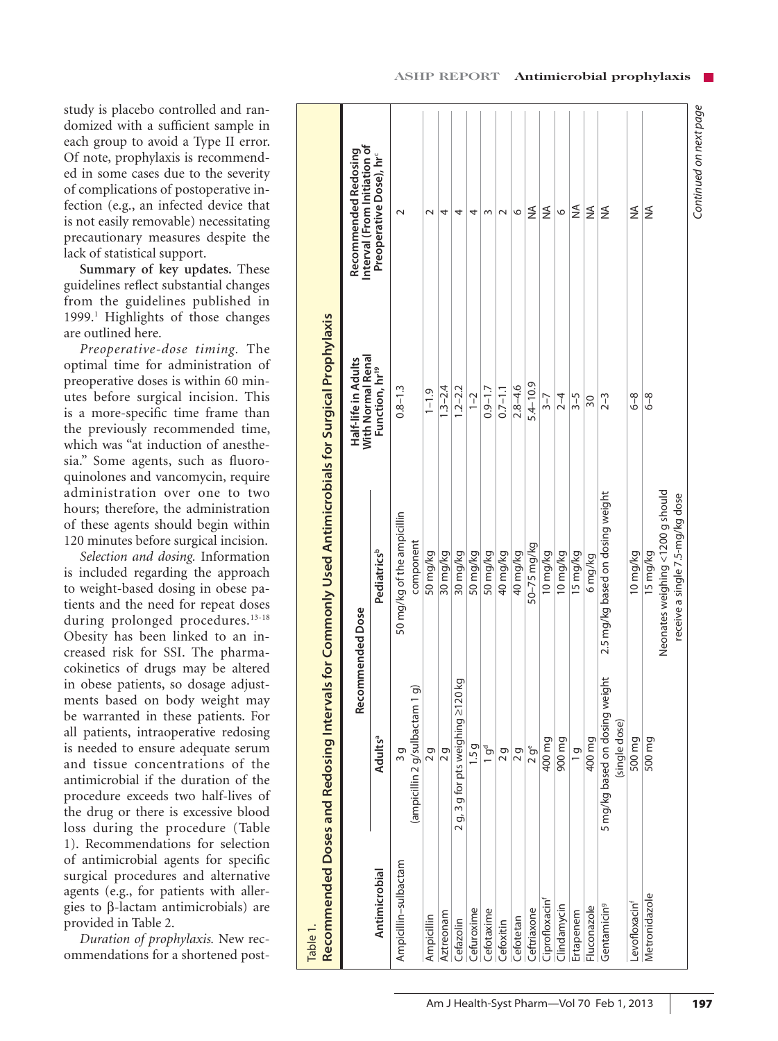study is placebo controlled and randomized with a sufficient sample in each group to avoid a Type II error. Of note, prophylaxis is recommended in some cases due to the severity of complications of postoperative infection (e.g., an infected device that is not easily removable) necessitating precautionary measures despite the lack of statistical support.

**Summary of key updates.** These guidelines reflect substantial changes from the guidelines published in 1999.[1] Highlights of those changes are outlined here.

*Preoperative-dose timing.* The optimal time for administration of preoperative doses is within 60 minutes before surgical incision. This is a more-specific time frame than the previously recommended time, which was "at induction of anesthesia." Some agents, such as fluoroquinolones and vancomycin, require administration over one to two hours; therefore, the administration of these agents should begin within 120 minutes before surgical incision.

*Selection and dosing.* Information is included regarding the approach to weight-based dosing in obese patients and the need for repeat doses during prolonged procedures.[13-18] Obesity has been linked to an increased risk for SSI. The pharmacokinetics of drugs may be altered in obese patients, so dosage adjustments based on body weight may be warranted in these patients. For all patients, intraoperative redosing is needed to ensure adequate serum and tissue concentrations of the antimicrobial if the duration of the procedure exceeds two half-lives of the drug or there is excessive blood loss during the procedure (Table 1). Recommendations for selection of antimicrobial agents for specific surgical procedures and alternative agents (e.g., for patients with allergies to β-lactam antimicrobials) are provided in Table 2.

*Duration of prophylaxis.* New recommendations for a shortened post-

Table 1.
**Recommended Doses and Redosing Intervals for Commonly Used Antimicrobials for Surgical Prophylaxis**

| Antimicrobial | Recommended Dose | | Half-life in Adults With Normal Renal Function, hr[19] | Recommended Redosing Interval (From Initiation of Preoperative Dose), hr[c] |
|---|---|---|---|---|
| | Adults[a] | Pediatrics[b] | | |
| Ampicillin–sulbactam | 3 g (ampicillin 2 g/sulbactam 1 g) | 50 mg/kg of the ampicillin component | 0.8–1.3 | 2 |
| Ampicillin | 2 g | 50 mg/kg | 1–1.9 | 2 |
| Aztreonam | 2 g | 30 mg/kg | 1.3–2.4 | 4 |
| Cefazolin | 2 g, 3 g for pts weighing ≥120 kg | 30 mg/kg | 1.2–2.2 | 4 |
| Cefuroxime | 1.5 g | 50 mg/kg | 1–2 | 4 |
| Cefotaxime | 1 g[d] | 50 mg/kg | 0.9–1.7 | 3 |
| Cefoxitin | 2 g | 40 mg/kg | 0.7–1.1 | 2 |
| Cefotetan | 2 g | 40 mg/kg | 2.8–4.6 | 6 |
| Ceftriaxone | 2 g[e] | 50–75 mg/kg | 5.4–10.9 | NA |
| Ciprofloxacin[f] | 400 mg | 10 mg/kg | 3–7 | NA |
| Clindamycin | 900 mg | 10 mg/kg | 2–4 | 6 |
| Ertapenem | 1 g | 15 mg/kg | 3–5 | NA |
| Fluconazole | 400 mg | 6 mg/kg | 30 | NA |
| Gentamicin[g] | 5 mg/kg based on dosing weight (single dose) | 2.5 mg/kg based on dosing weight | 2–3 | NA |
| Levofloxacin[f] | 500 mg | 10 mg/kg | 6–8 | NA |
| Metronidazole | 500 mg | 15 mg/kg Neonates weighing <1200 g should receive a single 7.5-mg/kg dose | 6–8 | NA |

*Continued on next page*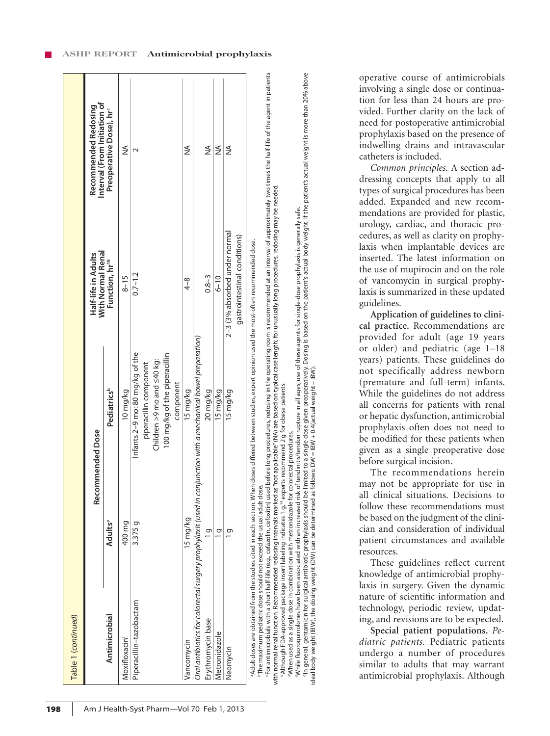Table 1 (continued)

| Antimicrobial | Recommended Dose | | Half-life in Adults With Normal Renal Function, hr[19] | Recommended Redosing Interval (From Initiation of Preoperative Dose), hr[c] |
|---|---|---|---|---|
| | Adults[a] | Pediatrics[b] | | |
| Moxifloxacin[f] | 400 mg | 10 mg/kg | 8–15 | NA |
| Piperacillin–tazobactam | 3.375 g | Infants 2–9 mo: 80 mg/kg of the piperacillin component<br>Children >9 mo and ≤40 kg: 100 mg/kg of the piperacillin component | 0.7–1.2 | 2 |
| Vancomycin | 15 mg/kg | 15 mg/kg | 4–8 | NA |
| *Oral antibiotics for colorectal surgery prophylaxis (used in conjunction with a mechanical bowel preparation)* | | | | |
| Erythromycin base | 1 g | 20 mg/kg | 0.8–3 | NA |
| Metronidazole | 1 g | 15 mg/kg | 6–10 | NA |
| Neomycin | 1 g | 15 mg/kg | 2–3 (3% absorbed under normal gastrointestinal conditions) | NA |

[a]Adult doses are obtained from the studies cited in each section. When doses differed between studies, expert opinion used the most-often recommended dose.
[b]The maximum pediatric dose should not exceed the usual adult dose.
[c]For antimicrobials with a short half-life (e.g., cefazolin, cefoxitin) used before long procedures, redosing in the operating room is recommended at an interval of approximately two times the half-life of the agent in patients with normal renal function. Recommended redosing intervals marked as "not applicable" (NA) are based on typical case length; for unusually long procedures, redosing may be needed.
[d]Although FDA-approved package insert labeling indicates 1 g,[14] experts recommend 2 g for obese patients.
[e]When used as a single dose in combination with metronidazole for colorectal procedures.
[f]While fluoroquinolones have been associated with an increased risk of tendinitis/tendon rupture in all ages, use of these agents for single-dose prophylaxis is generally safe.
[g]In general, gentamicin for surgical antibiotic prophylaxis should be limited to a single dose given preoperatively. Dosing is based on the patient's actual body weight. If the patient's actual weight is more than 20% above ideal body weight (IBW), the dosing weight (DW) can be determined as follows: DW = IBW + 0.4(actual weight – IBW).

operative course of antimicrobials involving a single dose or continuation for less than 24 hours are provided. Further clarity on the lack of need for postoperative antimicrobial prophylaxis based on the presence of indwelling drains and intravascular catheters is included.

*Common principles.* A section addressing concepts that apply to all types of surgical procedures has been added. Expanded and new recommendations are provided for plastic, urology, cardiac, and thoracic procedures, as well as clarity on prophylaxis when implantable devices are inserted. The latest information on the use of mupirocin and on the role of vancomycin in surgical prophylaxis is summarized in these updated guidelines.

**Application of guidelines to clinical practice.** Recommendations are provided for adult (age 19 years or older) and pediatric (age 1–18 years) patients. These guidelines do not specifically address newborn (premature and full-term) infants. While the guidelines do not address all concerns for patients with renal or hepatic dysfunction, antimicrobial prophylaxis often does not need to be modified for these patients when given as a single preoperative dose before surgical incision.

The recommendations herein may not be appropriate for use in all clinical situations. Decisions to follow these recommendations must be based on the judgment of the clinician and consideration of individual patient circumstances and available resources.

These guidelines reflect current knowledge of antimicrobial prophylaxis in surgery. Given the dynamic nature of scientific information and technology, periodic review, updating, and revisions are to be expected.

**Special patient populations.** *Pediatric patients.* Pediatric patients undergo a number of procedures similar to adults that may warrant antimicrobial prophylaxis. Although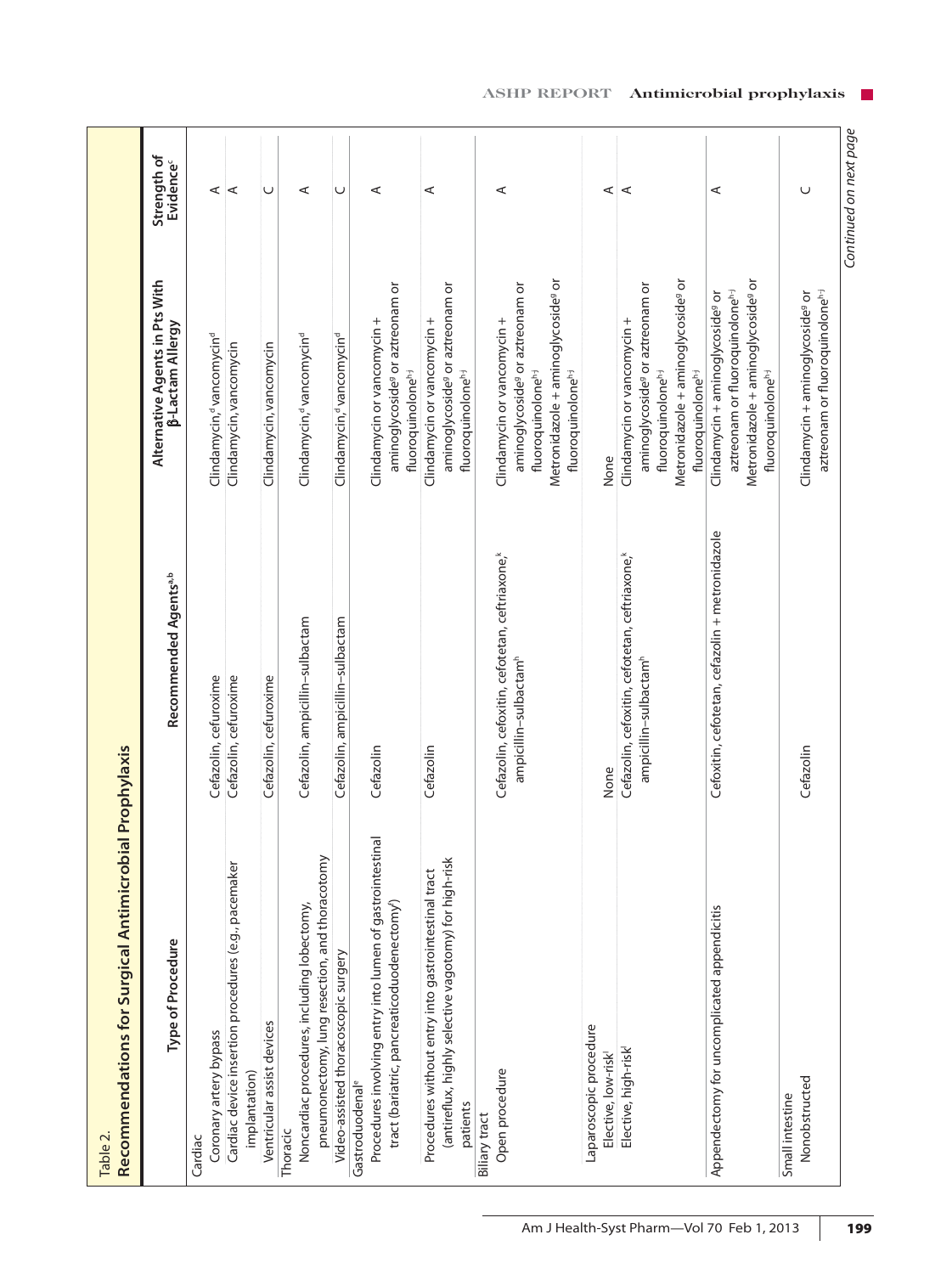Table 2.
**Recommendations for Surgical Antimicrobial Prophylaxis**

| Type of Procedure | Recommended Agents[a,b] | Alternative Agents in Pts With β-Lactam Allergy | Strength of Evidence[c] |
|---|---|---|---|
| **Cardiac** | | | |
| Coronary artery bypass | Cefazolin, cefuroxime | Clindamycin,[d] vancomycin[d] | A |
| Cardiac device insertion procedures (e.g., pacemaker implantation) | Cefazolin, cefuroxime | Clindamycin, vancomycin | A |
| Ventricular assist devices | Cefazolin, cefuroxime | Clindamycin, vancomycin | C |
| **Thoracic** | | | |
| Noncardiac procedures, including lobectomy, pneumonectomy, lung resection, and thoracotomy | Cefazolin, ampicillin–sulbactam | Clindamycin,[d] vancomycin[d] | A |
| Video-assisted thoracoscopic surgery | Cefazolin, ampicillin–sulbactam | Clindamycin,[d] vancomycin[d] | C |
| **Gastroduodenal[e]** | | | |
| Procedures involving entry into lumen of gastrointestinal tract (bariatric, pancreaticoduodenectomy[f]) | Cefazolin | Clindamycin or vancomycin + aminoglycoside[g] or aztreonam or fluoroquinolone[h-j] | A |
| Procedures without entry into gastrointestinal tract (antireflux, highly selective vagotomy) for high-risk patients | Cefazolin | Clindamycin or vancomycin + aminoglycoside[g] or aztreonam or fluoroquinolone[h-j] | A |
| **Biliary tract** | | | |
| Open procedure | Cefazolin, cefoxitin, cefotetan, ceftriaxone,[k] ampicillin–sulbactam[h] | Clindamycin or vancomycin + aminoglycoside[g] or aztreonam or fluoroquinolone[h-j]<br>Metronidazole + aminoglycoside[g] or fluoroquinolone[h-j] | A |
| Laparoscopic procedure | | | |
| Elective, low-risk[l] | None | None | A |
| Elective, high-risk[l] | Cefazolin, cefoxitin, cefotetan, ceftriaxone,[k] ampicillin–sulbactam[h] | Clindamycin or vancomycin + aminoglycoside[g] or aztreonam or fluoroquinolone[h-j]<br>Metronidazole + aminoglycoside[g] or fluoroquinolone[h-j] | A |
| Appendectomy for uncomplicated appendicitis | Cefoxitin, cefotetan, cefazolin + metronidazole | Clindamycin + aminoglycoside[g] or aztreonam or fluoroquinolone[h-j]<br>Metronidazole + aminoglycoside[g] or fluoroquinolone[h-j] | A |
| **Small intestine** | | | |
| Nonobstructed | Cefazolin | Clindamycin + aminoglycoside[g] or aztreonam or fluoroquinolone[h-j] | C |

*Continued on next page*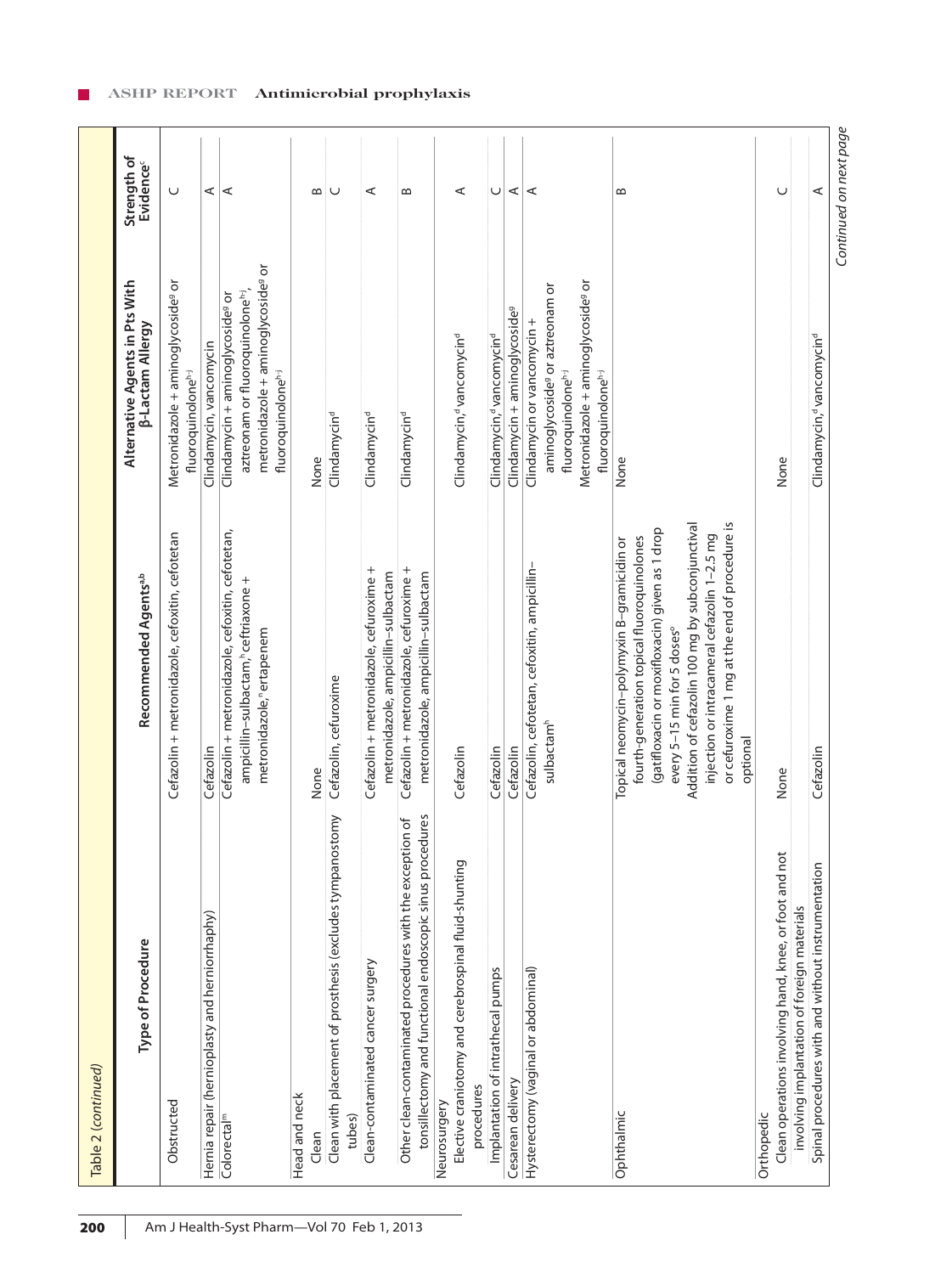Table 2 (*continued*)

| Type of Procedure | Recommended Agents[a,b] | Alternative Agents in Pts With β-Lactam Allergy | Strength of Evidence[c] |
|---|---|---|---|
| Obstructed | Cefazolin + metronidazole, cefoxitin, cefotetan | Metronidazole + aminoglycoside[g] or fluoroquinolone[h–j] | C |
| Hernia repair (hernioplasty and herniorrhaphy) | Cefazolin | Clindamycin, vancomycin | A |
| Colorectal[m] | Cefazolin + metronidazole, cefoxitin, cefotetan, ampicillin–sulbactam,[h] ceftriaxone + metronidazole,[n] ertapenem | Clindamycin + aminoglycoside[g] or aztreonam or fluoroquinolone[h–j], metronidazole + aminoglycoside[g] or fluoroquinolone[h–j] | A |
| Head and neck | | | |
| Clean | None | None | B |
| Clean with placement of prosthesis (excludes tympanostomy tubes) | Cefazolin, cefuroxime | Clindamycin[d] | C |
| Clean-contaminated cancer surgery | Cefazolin + metronidazole, cefuroxime + metronidazole, ampicillin–sulbactam | Clindamycin[d] | A |
| Other clean-contaminated procedures with the exception of tonsillectomy and functional endoscopic sinus procedures | Cefazolin + metronidazole, cefuroxime + metronidazole, ampicillin–sulbactam | Clindamycin[d] | B |
| Neurosurgery | | | |
| Elective craniotomy and cerebrospinal fluid-shunting procedures | Cefazolin | Clindamycin,[d] vancomycin[d] | A |
| Implantation of intrathecal pumps | Cefazolin | Clindamycin,[d] vancomycin[d] | C |
| Cesarean delivery | Cefazolin | Clindamycin + aminoglycoside[g] | A |
| Hysterectomy (vaginal or abdominal) | Cefazolin, cefotetan, cefoxitin, ampicillin–sulbactam[h] | Clindamycin or vancomycin + aminoglycoside[g] or aztreonam or fluoroquinolone[h–j]<br>Metronidazole + aminoglycoside[g] or fluoroquinolone[h–j] | A |
| Ophthalmic | Topical neomycin–polymyxin B–gramicidin or fourth-generation topical fluoroquinolones (gatifloxacin or moxifloxacin) given as 1 drop every 5–15 min for 5 doses[o]<br>Addition of cefazolin 100 mg by subconjunctival injection or intracameral cefazolin 1–2.5 mg or cefuroxime 1 mg at the end of procedure is optional | None | B |
| Orthopedic | | | |
| Clean operations involving hand, knee, or foot and not involving implantation of foreign materials | None | None | C |
| Spinal procedures with and without instrumentation | Cefazolin | Clindamycin,[d] vancomycin[d] | A |

*Continued on next page*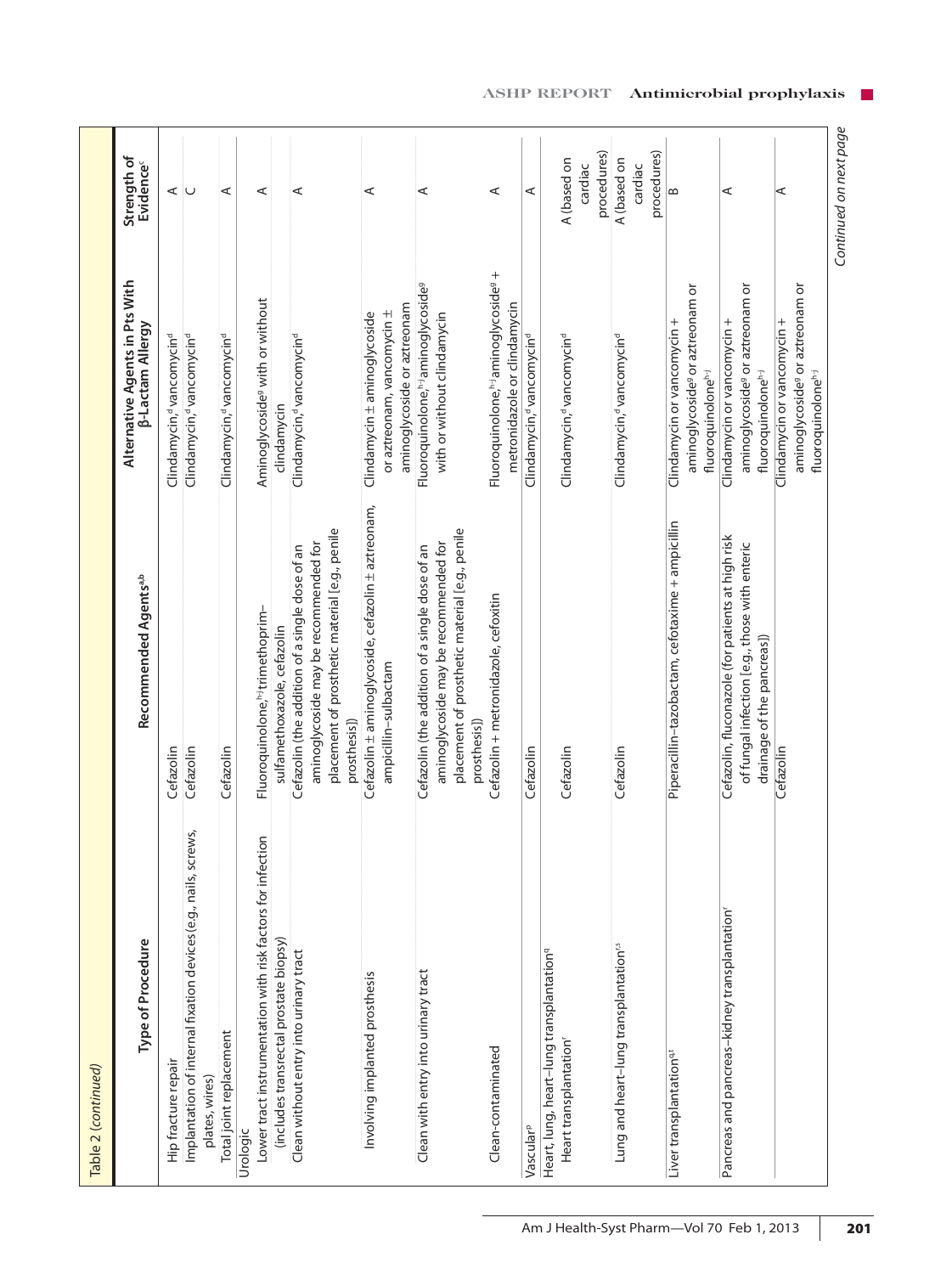Table 2 (continued)

| Type of Procedure | Recommended Agents[a,b] | Alternative Agents in Pts With β-Lactam Allergy | Strength of Evidence[c] |
|---|---|---|---|
| Hip fracture repair | Cefazolin | Clindamycin,[d] vancomycin[d] | A |
| Implantation of internal fixation devices (e.g., nails, screws, plates, wires) | Cefazolin | Clindamycin,[d] vancomycin[d] | C |
| Total joint replacement | Cefazolin | Clindamycin,[d] vancomycin[d] | A |
| Urologic | | | |
| Lower tract instrumentation with risk factors for infection (includes transrectal prostate biopsy) | Fluoroquinolone,[h-j] trimethoprim–sulfamethoxazole, cefazolin | Aminoglycoside[g] with or without clindamycin | A |
| Clean without entry into urinary tract | Cefazolin (the addition of a single dose of an aminoglycoside may be recommended for placement of prosthetic material [e.g., penile prosthesis]) | Clindamycin,[d] vancomycin[d] | A |
| Involving implanted prosthesis | Cefazolin ± aminoglycoside, cefazolin ± aztreonam, ampicillin–sulbactam | Clindamycin ± aminoglycoside or aztreonam, vancomycin ± aminoglycoside or aztreonam | A |
| Clean with entry into urinary tract | Cefazolin (the addition of a single dose of an aminoglycoside may be recommended for placement of prosthetic material [e.g., penile prosthesis]) | Fluoroquinolone,[h-j] aminoglycoside[g] with or without clindamycin | A |
| Clean-contaminated | Cefazolin + metronidazole, cefoxitin | Fluoroquinolone,[h-j] aminoglycoside[g] + metronidazole or clindamycin | A |
| Vascular[p] | Cefazolin | Clindamycin,[d] vancomycin[d] | A |
| Heart, lung, heart–lung transplantation[q] | | | |
| Heart transplantation[r] | Cefazolin | Clindamycin,[d] vancomycin[d] | A (based on cardiac procedures) |
| Lung and heart–lung transplantation[r,s] | Cefazolin | Clindamycin,[d] vancomycin[d] | A (based on cardiac procedures) |
| Liver transplantation[q,t] | Piperacillin–tazobactam, cefotaxime + ampicillin | Clindamycin or vancomycin + aminoglycoside[g] or aztreonam or fluoroquinolone[h-j] | B |
| Pancreas and pancreas–kidney transplantation[r] | Cefazolin, fluconazole (for patients at high risk of fungal infection [e.g., those with enteric drainage of the pancreas]) | Clindamycin or vancomycin + aminoglycoside[g] or aztreonam or fluoroquinolone[h-j] | A |
| | Cefazolin | Clindamycin or vancomycin + aminoglycoside[g] or aztreonam or fluoroquinolone[h-j] | A |

*Continued on next page*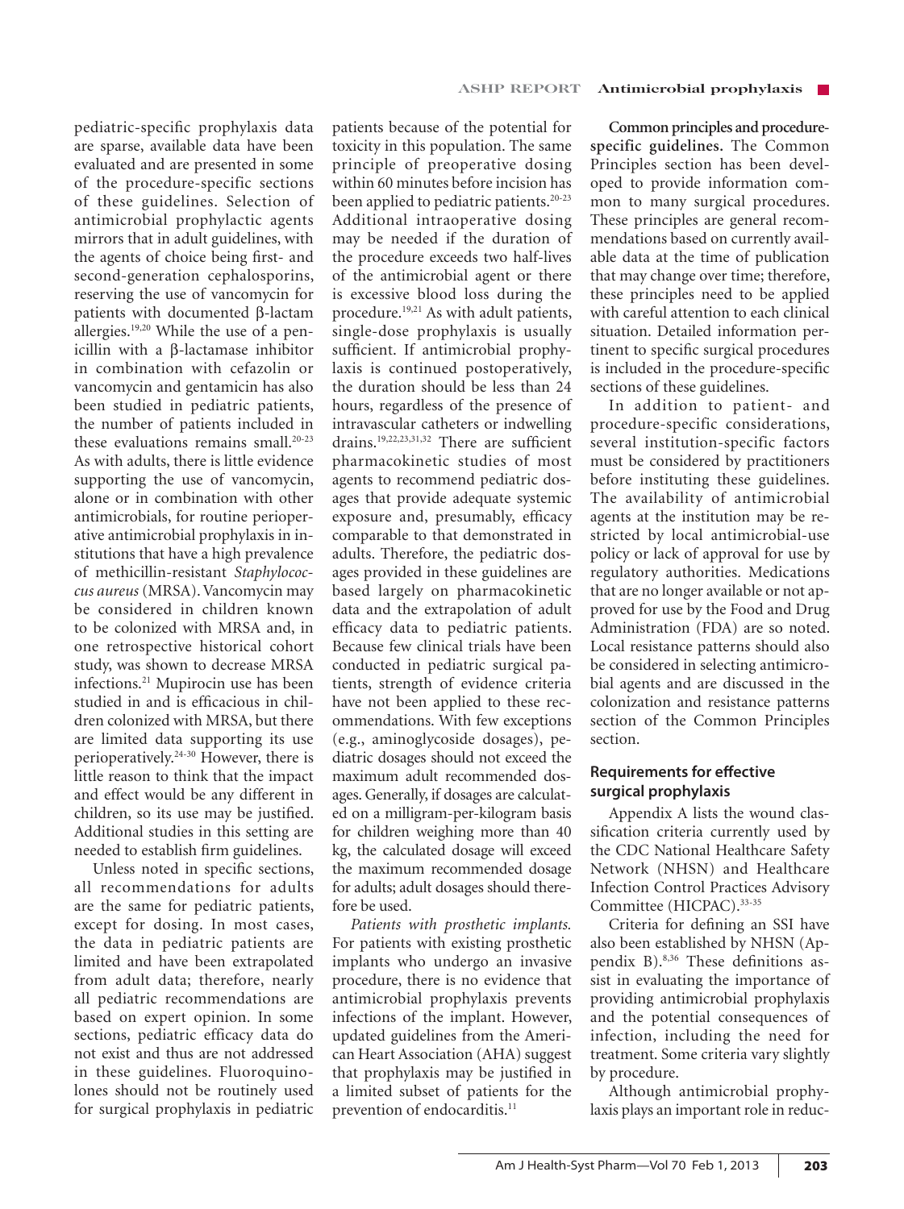pediatric-specific prophylaxis data are sparse, available data have been evaluated and are presented in some of the procedure-specific sections of these guidelines. Selection of antimicrobial prophylactic agents mirrors that in adult guidelines, with the agents of choice being first- and second-generation cephalosporins, reserving the use of vancomycin for patients with documented β-lactam allergies.[19,20] While the use of a penicillin with a β-lactamase inhibitor in combination with cefazolin or vancomycin and gentamicin has also been studied in pediatric patients, the number of patients included in these evaluations remains small.[20-23] As with adults, there is little evidence supporting the use of vancomycin, alone or in combination with other antimicrobials, for routine perioperative antimicrobial prophylaxis in institutions that have a high prevalence of methicillin-resistant *Staphylococcus aureus* (MRSA). Vancomycin may be considered in children known to be colonized with MRSA and, in one retrospective historical cohort study, was shown to decrease MRSA infections.[21] Mupirocin use has been studied in and is efficacious in children colonized with MRSA, but there are limited data supporting its use perioperatively.[24-30] However, there is little reason to think that the impact and effect would be any different in children, so its use may be justified. Additional studies in this setting are needed to establish firm guidelines.

Unless noted in specific sections, all recommendations for adults are the same for pediatric patients, except for dosing. In most cases, the data in pediatric patients are limited and have been extrapolated from adult data; therefore, nearly all pediatric recommendations are based on expert opinion. In some sections, pediatric efficacy data do not exist and thus are not addressed in these guidelines. Fluoroquinolones should not be routinely used for surgical prophylaxis in pediatric patients because of the potential for toxicity in this population. The same principle of preoperative dosing within 60 minutes before incision has been applied to pediatric patients.[20-23] Additional intraoperative dosing may be needed if the duration of the procedure exceeds two half-lives of the antimicrobial agent or there is excessive blood loss during the procedure.[19,21] As with adult patients, single-dose prophylaxis is usually sufficient. If antimicrobial prophylaxis is continued postoperatively, the duration should be less than 24 hours, regardless of the presence of intravascular catheters or indwelling drains.[19,22,23,31,32] There are sufficient pharmacokinetic studies of most agents to recommend pediatric dosages that provide adequate systemic exposure and, presumably, efficacy comparable to that demonstrated in adults. Therefore, the pediatric dosages provided in these guidelines are based largely on pharmacokinetic data and the extrapolation of adult efficacy data to pediatric patients. Because few clinical trials have been conducted in pediatric surgical patients, strength of evidence criteria have not been applied to these recommendations. With few exceptions (e.g., aminoglycoside dosages), pediatric dosages should not exceed the maximum adult recommended dosages. Generally, if dosages are calculated on a milligram-per-kilogram basis for children weighing more than 40 kg, the calculated dosage will exceed the maximum recommended dosage for adults; adult dosages should therefore be used.

*Patients with prosthetic implants.* For patients with existing prosthetic implants who undergo an invasive procedure, there is no evidence that antimicrobial prophylaxis prevents infections of the implant. However, updated guidelines from the American Heart Association (AHA) suggest that prophylaxis may be justified in a limited subset of patients for the prevention of endocarditis.[11]

**Common principles and procedure-specific guidelines.** The Common Principles section has been developed to provide information common to many surgical procedures. These principles are general recommendations based on currently available data at the time of publication that may change over time; therefore, these principles need to be applied with careful attention to each clinical situation. Detailed information pertinent to specific surgical procedures is included in the procedure-specific sections of these guidelines.

In addition to patient- and procedure-specific considerations, several institution-specific factors must be considered by practitioners before instituting these guidelines. The availability of antimicrobial agents at the institution may be restricted by local antimicrobial-use policy or lack of approval for use by regulatory authorities. Medications that are no longer available or not approved for use by the Food and Drug Administration (FDA) are so noted. Local resistance patterns should also be considered in selecting antimicrobial agents and are discussed in the colonization and resistance patterns section of the Common Principles section.

## Requirements for effective surgical prophylaxis

Appendix A lists the wound classification criteria currently used by the CDC National Healthcare Safety Network (NHSN) and Healthcare Infection Control Practices Advisory Committee (HICPAC).[33-35]

Criteria for defining an SSI have also been established by NHSN (Appendix B).[8,36] These definitions assist in evaluating the importance of providing antimicrobial prophylaxis and the potential consequences of infection, including the need for treatment. Some criteria vary slightly by procedure.

Although antimicrobial prophylaxis plays an important role in reduc-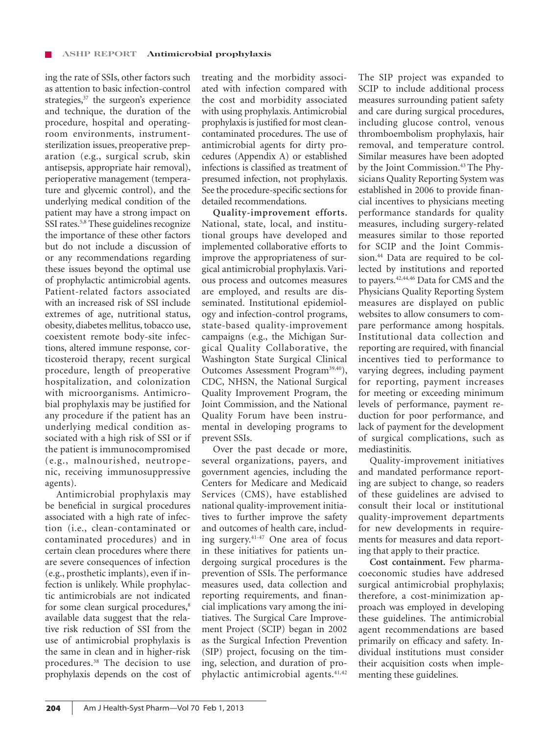ing the rate of SSIs, other factors such as attention to basic infection-control strategies,[37] the surgeon's experience and technique, the duration of the procedure, hospital and operating-room environments, instrument-sterilization issues, preoperative preparation (e.g., surgical scrub, skin antisepsis, appropriate hair removal), perioperative management (temperature and glycemic control), and the underlying medical condition of the patient may have a strong impact on SSI rates.[5,8] These guidelines recognize the importance of these other factors but do not include a discussion of or any recommendations regarding these issues beyond the optimal use of prophylactic antimicrobial agents. Patient-related factors associated with an increased risk of SSI include extremes of age, nutritional status, obesity, diabetes mellitus, tobacco use, coexistent remote body-site infections, altered immune response, corticosteroid therapy, recent surgical procedure, length of preoperative hospitalization, and colonization with microorganisms. Antimicrobial prophylaxis may be justified for any procedure if the patient has an underlying medical condition associated with a high risk of SSI or if the patient is immunocompromised (e.g., malnourished, neutropenic, receiving immunosuppressive agents).

Antimicrobial prophylaxis may be beneficial in surgical procedures associated with a high rate of infection (i.e., clean-contaminated or contaminated procedures) and in certain clean procedures where there are severe consequences of infection (e.g., prosthetic implants), even if infection is unlikely. While prophylactic antimicrobials are not indicated for some clean surgical procedures,[8] available data suggest that the relative risk reduction of SSI from the use of antimicrobial prophylaxis is the same in clean and in higher-risk procedures.[38] The decision to use prophylaxis depends on the cost of treating and the morbidity associated with infection compared with the cost and morbidity associated with using prophylaxis. Antimicrobial prophylaxis is justified for most clean-contaminated procedures. The use of antimicrobial agents for dirty procedures (Appendix A) or established infections is classified as treatment of presumed infection, not prophylaxis. See the procedure-specific sections for detailed recommendations.

**Quality-improvement efforts.** National, state, local, and institutional groups have developed and implemented collaborative efforts to improve the appropriateness of surgical antimicrobial prophylaxis. Various process and outcomes measures are employed, and results are disseminated. Institutional epidemiology and infection-control programs, state-based quality-improvement campaigns (e.g., the Michigan Surgical Quality Collaborative, the Washington State Surgical Clinical Outcomes Assessment Program[39,40]), CDC, NHSN, the National Surgical Quality Improvement Program, the Joint Commission, and the National Quality Forum have been instrumental in developing programs to prevent SSIs.

Over the past decade or more, several organizations, payers, and government agencies, including the Centers for Medicare and Medicaid Services (CMS), have established national quality-improvement initiatives to further improve the safety and outcomes of health care, including surgery.[41-47] One area of focus in these initiatives for patients undergoing surgical procedures is the prevention of SSIs. The performance measures used, data collection and reporting requirements, and financial implications vary among the initiatives. The Surgical Care Improvement Project (SCIP) began in 2002 as the Surgical Infection Prevention (SIP) project, focusing on the timing, selection, and duration of prophylactic antimicrobial agents.[41,42] The SIP project was expanded to SCIP to include additional process measures surrounding patient safety and care during surgical procedures, including glucose control, venous thromboembolism prophylaxis, hair removal, and temperature control. Similar measures have been adopted by the Joint Commission.[43] The Physicians Quality Reporting System was established in 2006 to provide financial incentives to physicians meeting performance standards for quality measures, including surgery-related measures similar to those reported for SCIP and the Joint Commission.[44] Data are required to be collected by institutions and reported to payers.[42,44,46] Data for CMS and the Physicians Quality Reporting System measures are displayed on public websites to allow consumers to compare performance among hospitals. Institutional data collection and reporting are required, with financial incentives tied to performance to varying degrees, including payment for reporting, payment increases for meeting or exceeding minimum levels of performance, payment reduction for poor performance, and lack of payment for the development of surgical complications, such as mediastinitis.

Quality-improvement initiatives and mandated performance reporting are subject to change, so readers of these guidelines are advised to consult their local or institutional quality-improvement departments for new developments in requirements for measures and data reporting that apply to their practice.

**Cost containment.** Few pharmacoeconomic studies have addresed surgical antimicrobial prophylaxis; therefore, a cost-minimization approach was employed in developing these guidelines. The antimicrobial agent recommendations are based primarily on efficacy and safety. Individual institutions must consider their acquisition costs when implementing these guidelines.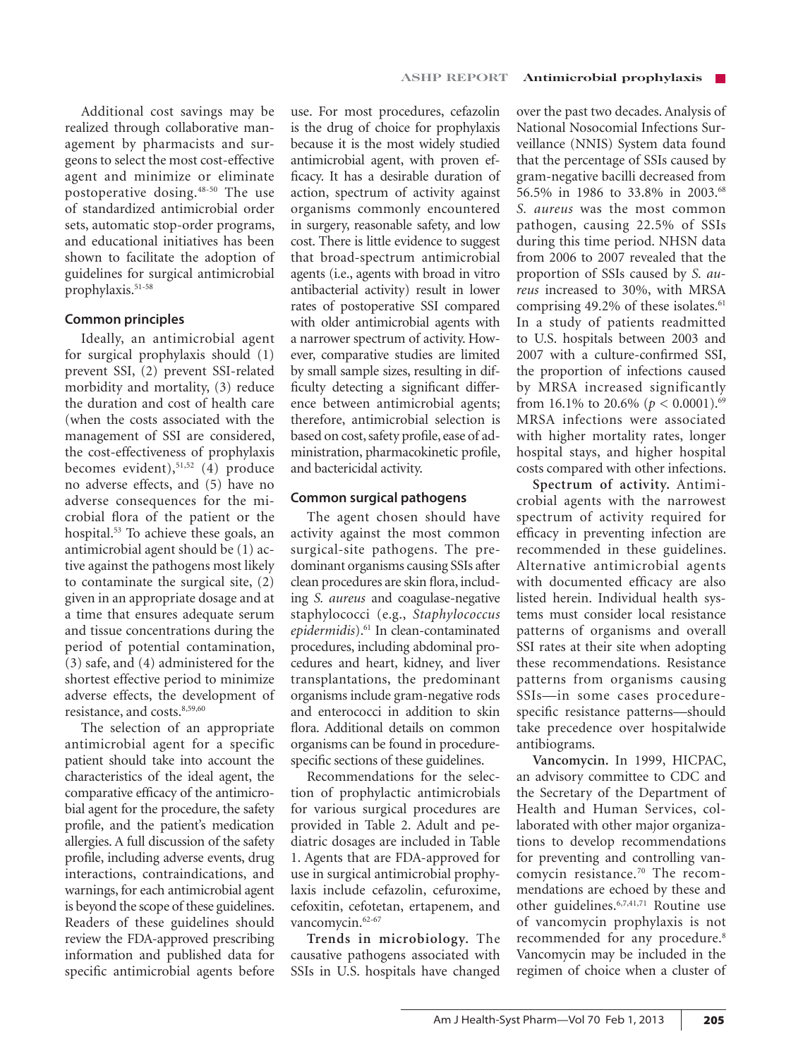Additional cost savings may be realized through collaborative management by pharmacists and surgeons to select the most cost-effective agent and minimize or eliminate postoperative dosing.[48-50] The use of standardized antimicrobial order sets, automatic stop-order programs, and educational initiatives has been shown to facilitate the adoption of guidelines for surgical antimicrobial prophylaxis.[51-58]

### Common principles

Ideally, an antimicrobial agent for surgical prophylaxis should (1) prevent SSI, (2) prevent SSI-related morbidity and mortality, (3) reduce the duration and cost of health care (when the costs associated with the management of SSI are considered, the cost-effectiveness of prophylaxis becomes evident),[51,52] (4) produce no adverse effects, and (5) have no adverse consequences for the microbial flora of the patient or the hospital.[53] To achieve these goals, an antimicrobial agent should be (1) active against the pathogens most likely to contaminate the surgical site, (2) given in an appropriate dosage and at a time that ensures adequate serum and tissue concentrations during the period of potential contamination, (3) safe, and (4) administered for the shortest effective period to minimize adverse effects, the development of resistance, and costs.[8,59,60]

The selection of an appropriate antimicrobial agent for a specific patient should take into account the characteristics of the ideal agent, the comparative efficacy of the antimicrobial agent for the procedure, the safety profile, and the patient's medication allergies. A full discussion of the safety profile, including adverse events, drug interactions, contraindications, and warnings, for each antimicrobial agent is beyond the scope of these guidelines. Readers of these guidelines should review the FDA-approved prescribing information and published data for specific antimicrobial agents before use. For most procedures, cefazolin is the drug of choice for prophylaxis because it is the most widely studied antimicrobial agent, with proven efficacy. It has a desirable duration of action, spectrum of activity against organisms commonly encountered in surgery, reasonable safety, and low cost. There is little evidence to suggest that broad-spectrum antimicrobial agents (i.e., agents with broad in vitro antibacterial activity) result in lower rates of postoperative SSI compared with older antimicrobial agents with a narrower spectrum of activity. However, comparative studies are limited by small sample sizes, resulting in difficulty detecting a significant difference between antimicrobial agents; therefore, antimicrobial selection is based on cost, safety profile, ease of administration, pharmacokinetic profile, and bactericidal activity.

### Common surgical pathogens

The agent chosen should have activity against the most common surgical-site pathogens. The predominant organisms causing SSIs after clean procedures are skin flora, including *S. aureus* and coagulase-negative staphylococci (e.g., *Staphylococcus epidermidis*).[61] In clean-contaminated procedures, including abdominal procedures and heart, kidney, and liver transplantations, the predominant organisms include gram-negative rods and enterococci in addition to skin flora. Additional details on common organisms can be found in procedure-specific sections of these guidelines.

Recommendations for the selection of prophylactic antimicrobials for various surgical procedures are provided in Table 2. Adult and pediatric dosages are included in Table 1. Agents that are FDA-approved for use in surgical antimicrobial prophylaxis include cefazolin, cefuroxime, cefoxitin, cefotetan, ertapenem, and vancomycin.[62-67]

**Trends in microbiology.** The causative pathogens associated with SSIs in U.S. hospitals have changed over the past two decades. Analysis of National Nosocomial Infections Surveillance (NNIS) System data found that the percentage of SSIs caused by gram-negative bacilli decreased from 56.5% in 1986 to 33.8% in 2003.[68] *S. aureus* was the most common pathogen, causing 22.5% of SSIs during this time period. NHSN data from 2006 to 2007 revealed that the proportion of SSIs caused by *S. aureus* increased to 30%, with MRSA comprising 49.2% of these isolates.[61] In a study of patients readmitted to U.S. hospitals between 2003 and 2007 with a culture-confirmed SSI, the proportion of infections caused by MRSA increased significantly from 16.1% to 20.6% ($p < 0.0001$).[69] MRSA infections were associated with higher mortality rates, longer hospital stays, and higher hospital costs compared with other infections.

**Spectrum of activity.** Antimicrobial agents with the narrowest spectrum of activity required for efficacy in preventing infection are recommended in these guidelines. Alternative antimicrobial agents with documented efficacy are also listed herein. Individual health systems must consider local resistance patterns of organisms and overall SSI rates at their site when adopting these recommendations. Resistance patterns from organisms causing SSIs—in some cases procedure-specific resistance patterns—should take precedence over hospitalwide antibiograms.

**Vancomycin.** In 1999, HICPAC, an advisory committee to CDC and the Secretary of the Department of Health and Human Services, collaborated with other major organizations to develop recommendations for preventing and controlling vancomycin resistance.[70] The recommendations are echoed by these and other guidelines.[6,7,41,71] Routine use of vancomycin prophylaxis is not recommended for any procedure.[8] Vancomycin may be included in the regimen of choice when a cluster of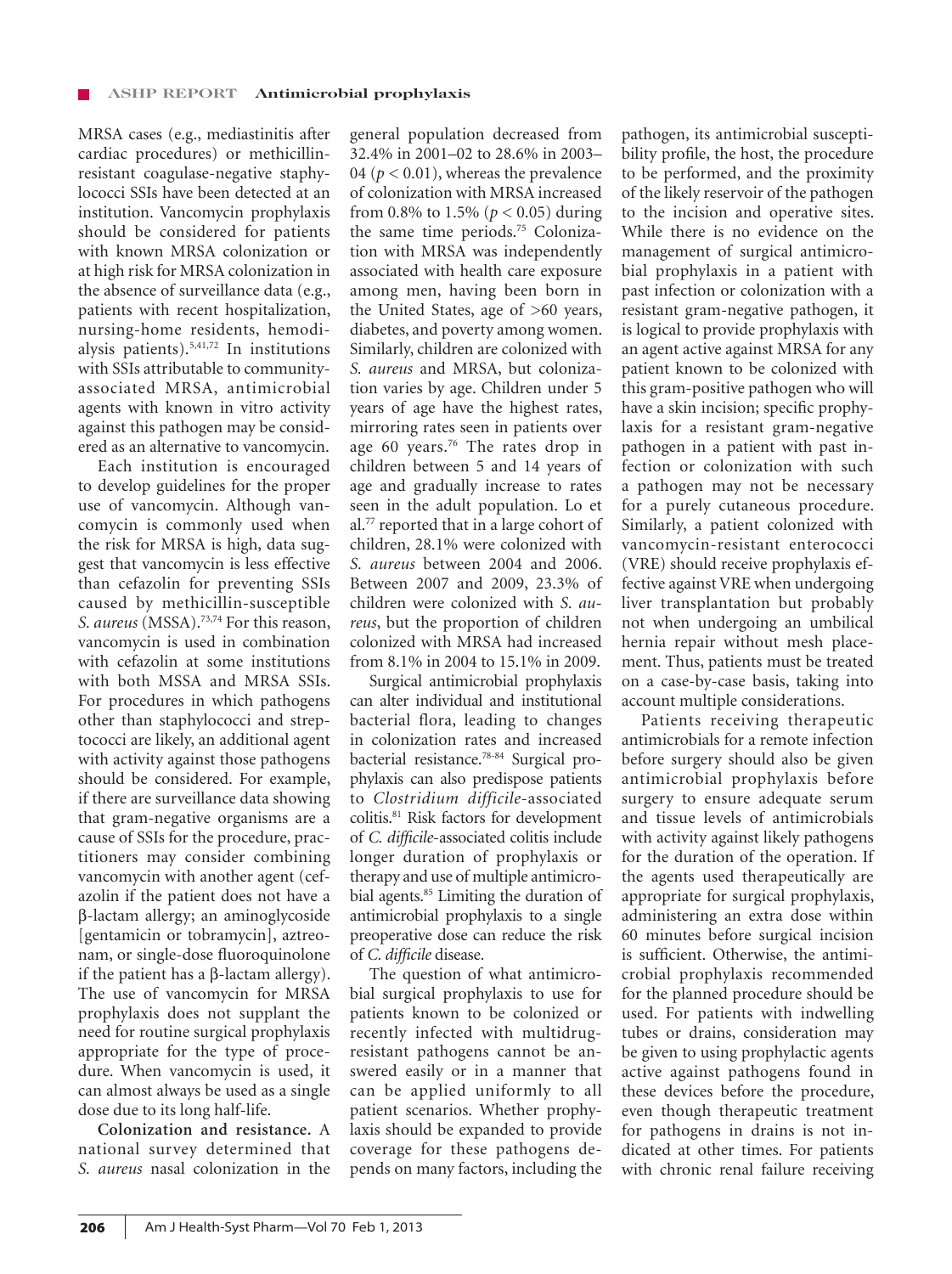MRSA cases (e.g., mediastinitis after cardiac procedures) or methicillin-resistant coagulase-negative staphylococci SSIs have been detected at an institution. Vancomycin prophylaxis should be considered for patients with known MRSA colonization or at high risk for MRSA colonization in the absence of surveillance data (e.g., patients with recent hospitalization, nursing-home residents, hemodialysis patients).[5,41,72] In institutions with SSIs attributable to community-associated MRSA, antimicrobial agents with known in vitro activity against this pathogen may be considered as an alternative to vancomycin.

Each institution is encouraged to develop guidelines for the proper use of vancomycin. Although vancomycin is commonly used when the risk for MRSA is high, data suggest that vancomycin is less effective than cefazolin for preventing SSIs caused by methicillin-susceptible *S. aureus* (MSSA).[73,74] For this reason, vancomycin is used in combination with cefazolin at some institutions with both MSSA and MRSA SSIs. For procedures in which pathogens other than staphylococci and streptococci are likely, an additional agent with activity against those pathogens should be considered. For example, if there are surveillance data showing that gram-negative organisms are a cause of SSIs for the procedure, practitioners may consider combining vancomycin with another agent (cefazolin if the patient does not have a β-lactam allergy; an aminoglycoside [gentamicin or tobramycin], aztreonam, or single-dose fluoroquinolone if the patient has a β-lactam allergy). The use of vancomycin for MRSA prophylaxis does not supplant the need for routine surgical prophylaxis appropriate for the type of procedure. When vancomycin is used, it can almost always be used as a single dose due to its long half-life.

**Colonization and resistance.** A national survey determined that *S. aureus* nasal colonization in the general population decreased from 32.4% in 2001–02 to 28.6% in 2003–04 ($p < 0.01$), whereas the prevalence of colonization with MRSA increased from 0.8% to 1.5% ($p < 0.05$) during the same time periods.[75] Colonization with MRSA was independently associated with health care exposure among men, having been born in the United States, age of >60 years, diabetes, and poverty among women. Similarly, children are colonized with *S. aureus* and MRSA, but colonization varies by age. Children under 5 years of age have the highest rates, mirroring rates seen in patients over age 60 years.[76] The rates drop in children between 5 and 14 years of age and gradually increase to rates seen in the adult population. Lo et al.[77] reported that in a large cohort of children, 28.1% were colonized with *S. aureus* between 2004 and 2006. Between 2007 and 2009, 23.3% of children were colonized with *S. aureus*, but the proportion of children colonized with MRSA had increased from 8.1% in 2004 to 15.1% in 2009.

Surgical antimicrobial prophylaxis can alter individual and institutional bacterial flora, leading to changes in colonization rates and increased bacterial resistance.[78-84] Surgical prophylaxis can also predispose patients to *Clostridium difficile*-associated colitis.[81] Risk factors for development of *C. difficile*-associated colitis include longer duration of prophylaxis or therapy and use of multiple antimicrobial agents.[85] Limiting the duration of antimicrobial prophylaxis to a single preoperative dose can reduce the risk of *C. difficile* disease.

The question of what antimicrobial surgical prophylaxis to use for patients known to be colonized or recently infected with multidrug-resistant pathogens cannot be answered easily or in a manner that can be applied uniformly to all patient scenarios. Whether prophylaxis should be expanded to provide coverage for these pathogens depends on many factors, including the pathogen, its antimicrobial susceptibility profile, the host, the procedure to be performed, and the proximity of the likely reservoir of the pathogen to the incision and operative sites. While there is no evidence on the management of surgical antimicrobial prophylaxis in a patient with past infection or colonization with a resistant gram-negative pathogen, it is logical to provide prophylaxis with an agent active against MRSA for any patient known to be colonized with this gram-positive pathogen who will have a skin incision; specific prophylaxis for a resistant gram-negative pathogen in a patient with past infection or colonization with such a pathogen may not be necessary for a purely cutaneous procedure. Similarly, a patient colonized with vancomycin-resistant enterococci (VRE) should receive prophylaxis effective against VRE when undergoing liver transplantation but probably not when undergoing an umbilical hernia repair without mesh placement. Thus, patients must be treated on a case-by-case basis, taking into account multiple considerations.

Patients receiving therapeutic antimicrobials for a remote infection before surgery should also be given antimicrobial prophylaxis before surgery to ensure adequate serum and tissue levels of antimicrobials with activity against likely pathogens for the duration of the operation. If the agents used therapeutically are appropriate for surgical prophylaxis, administering an extra dose within 60 minutes before surgical incision is sufficient. Otherwise, the antimicrobial prophylaxis recommended for the planned procedure should be used. For patients with indwelling tubes or drains, consideration may be given to using prophylactic agents active against pathogens found in these devices before the procedure, even though therapeutic treatment for pathogens in drains is not indicated at other times. For patients with chronic renal failure receiving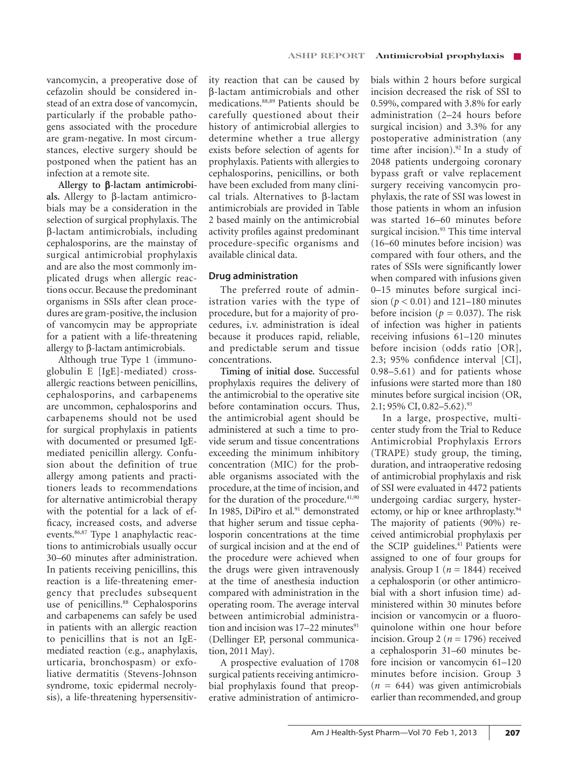vancomycin, a preoperative dose of cefazolin should be considered instead of an extra dose of vancomycin, particularly if the probable pathogens associated with the procedure are gram-negative. In most circumstances, elective surgery should be postponed when the patient has an infection at a remote site.

**Allergy to β-lactam antimicrobials.** Allergy to β-lactam antimicrobials may be a consideration in the selection of surgical prophylaxis. The β-lactam antimicrobials, including cephalosporins, are the mainstay of surgical antimicrobial prophylaxis and are also the most commonly implicated drugs when allergic reactions occur. Because the predominant organisms in SSIs after clean procedures are gram-positive, the inclusion of vancomycin may be appropriate for a patient with a life-threatening allergy to β-lactam antimicrobials.

Although true Type 1 (immunoglobulin E [IgE]-mediated) cross-allergic reactions between penicillins, cephalosporins, and carbapenems are uncommon, cephalosporins and carbapenems should not be used for surgical prophylaxis in patients with documented or presumed IgE-mediated penicillin allergy. Confusion about the definition of true allergy among patients and practitioners leads to recommendations for alternative antimicrobial therapy with the potential for a lack of efficacy, increased costs, and adverse events.[86,87] Type 1 anaphylactic reactions to antimicrobials usually occur 30–60 minutes after administration. In patients receiving penicillins, this reaction is a life-threatening emergency that precludes subsequent use of penicillins.[88] Cephalosporins and carbapenems can safely be used in patients with an allergic reaction to penicillins that is not an IgE-mediated reaction (e.g., anaphylaxis, urticaria, bronchospasm) or exfoliative dermatitis (Stevens-Johnson syndrome, toxic epidermal necrolysis), a life-threatening hypersensitivity reaction that can be caused by β-lactam antimicrobials and other medications.[88,89] Patients should be carefully questioned about their history of antimicrobial allergies to determine whether a true allergy exists before selection of agents for prophylaxis. Patients with allergies to cephalosporins, penicillins, or both have been excluded from many clinical trials. Alternatives to β-lactam antimicrobials are provided in Table 2 based mainly on the antimicrobial activity profiles against predominant procedure-specific organisms and available clinical data.

## Drug administration

The preferred route of administration varies with the type of procedure, but for a majority of procedures, i.v. administration is ideal because it produces rapid, reliable, and predictable serum and tissue concentrations.

**Timing of initial dose.** Successful prophylaxis requires the delivery of the antimicrobial to the operative site before contamination occurs. Thus, the antimicrobial agent should be administered at such a time to provide serum and tissue concentrations exceeding the minimum inhibitory concentration (MIC) for the probable organisms associated with the procedure, at the time of incision, and for the duration of the procedure.[41,90] In 1985, DiPiro et al.[91] demonstrated that higher serum and tissue cephalosporin concentrations at the time of surgical incision and at the end of the procedure were achieved when the drugs were given intravenously at the time of anesthesia induction compared with administration in the operating room. The average interval between antimicrobial administration and incision was 17–22 minutes[91] (Dellinger EP, personal communication, 2011 May).

A prospective evaluation of 1708 surgical patients receiving antimicrobial prophylaxis found that preoperative administration of antimicrobials within 2 hours before surgical incision decreased the risk of SSI to 0.59%, compared with 3.8% for early administration (2–24 hours before surgical incision) and 3.3% for any postoperative administration (any time after incision).[92] In a study of 2048 patients undergoing coronary bypass graft or valve replacement surgery receiving vancomycin prophylaxis, the rate of SSI was lowest in those patients in whom an infusion was started 16–60 minutes before surgical incision.[93] This time interval (16–60 minutes before incision) was compared with four others, and the rates of SSIs were significantly lower when compared with infusions given 0–15 minutes before surgical incision ($p < 0.01$) and 121–180 minutes before incision ($p = 0.037$). The risk of infection was higher in patients receiving infusions 61–120 minutes before incision (odds ratio [OR], 2.3; 95% confidence interval [CI], 0.98–5.61) and for patients whose infusions were started more than 180 minutes before surgical incision (OR, 2.1; 95% CI, 0.82–5.62).[93]

In a large, prospective, multicenter study from the Trial to Reduce Antimicrobial Prophylaxis Errors (TRAPE) study group, the timing, duration, and intraoperative redosing of antimicrobial prophylaxis and risk of SSI were evaluated in 4472 patients undergoing cardiac surgery, hysterectomy, or hip or knee arthroplasty.[94] The majority of patients (90%) received antimicrobial prophylaxis per the SCIP guidelines.[41] Patients were assigned to one of four groups for analysis. Group 1 ($n = 1844$) received a cephalosporin (or other antimicrobial with a short infusion time) administered within 30 minutes before incision or vancomycin or a fluoroquinolone within one hour before incision. Group 2 ($n = 1796$) received a cephalosporin 31–60 minutes before incision or vancomycin 61–120 minutes before incision. Group 3 ($n = 644$) was given antimicrobials earlier than recommended, and group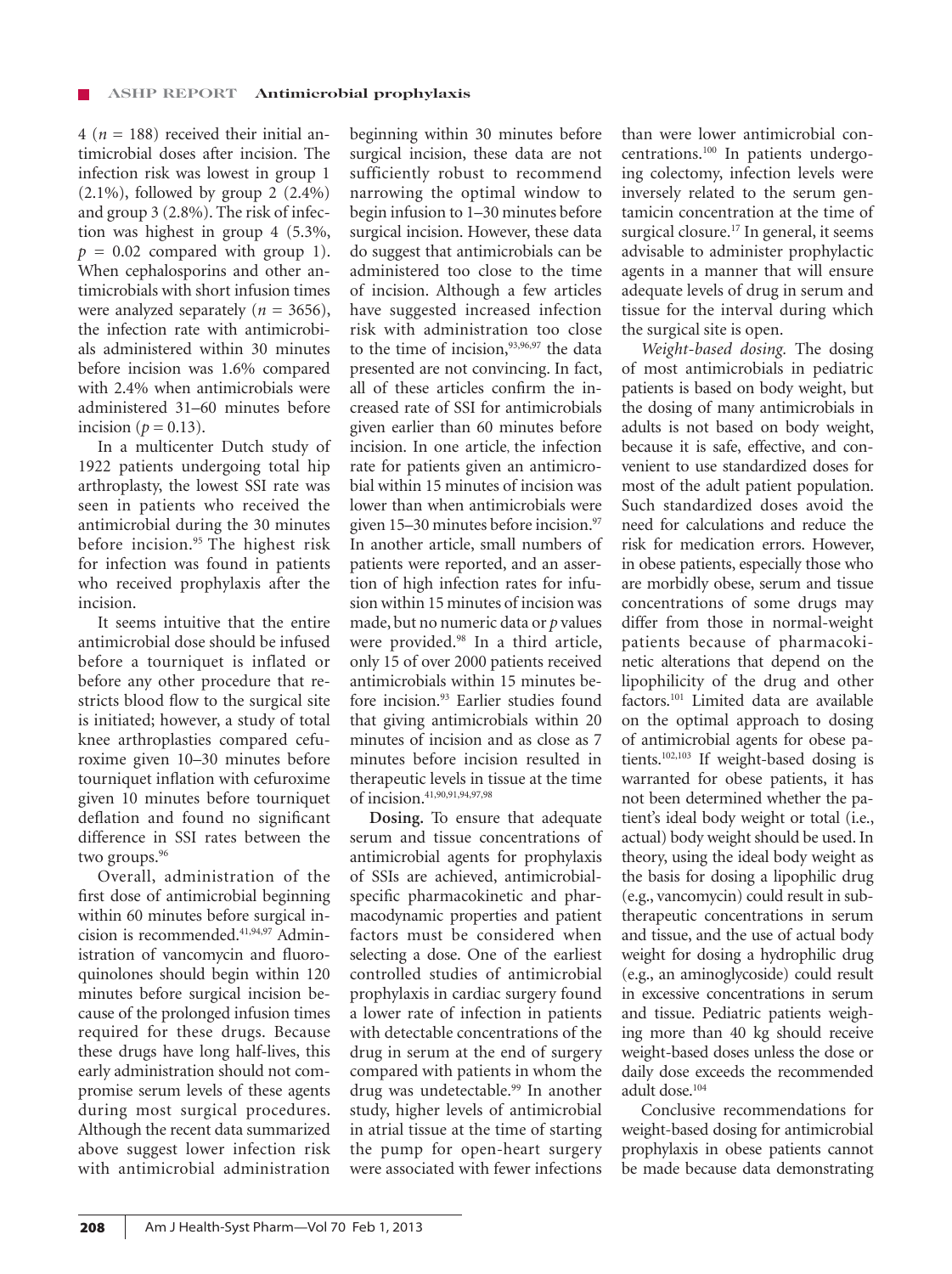4 ($n = 188$) received their initial antimicrobial doses after incision. The infection risk was lowest in group 1 (2.1%), followed by group 2 (2.4%) and group 3 (2.8%). The risk of infection was highest in group 4 (5.3%, $p = 0.02$ compared with group 1). When cephalosporins and other antimicrobials with short infusion times were analyzed separately ($n = 3656$), the infection rate with antimicrobials administered within 30 minutes before incision was 1.6% compared with 2.4% when antimicrobials were administered 31–60 minutes before incision ($p = 0.13$).

In a multicenter Dutch study of 1922 patients undergoing total hip arthroplasty, the lowest SSI rate was seen in patients who received the antimicrobial during the 30 minutes before incision.[95] The highest risk for infection was found in patients who received prophylaxis after the incision.

It seems intuitive that the entire antimicrobial dose should be infused before a tourniquet is inflated or before any other procedure that restricts blood flow to the surgical site is initiated; however, a study of total knee arthroplasties compared cefuroxime given 10–30 minutes before tourniquet inflation with cefuroxime given 10 minutes before tourniquet deflation and found no significant difference in SSI rates between the two groups.[96]

Overall, administration of the first dose of antimicrobial beginning within 60 minutes before surgical incision is recommended.[41,94,97] Administration of vancomycin and fluoroquinolones should begin within 120 minutes before surgical incision because of the prolonged infusion times required for these drugs. Because these drugs have long half-lives, this early administration should not compromise serum levels of these agents during most surgical procedures. Although the recent data summarized above suggest lower infection risk with antimicrobial administration beginning within 30 minutes before surgical incision, these data are not sufficiently robust to recommend narrowing the optimal window to begin infusion to 1–30 minutes before surgical incision. However, these data do suggest that antimicrobials can be administered too close to the time of incision. Although a few articles have suggested increased infection risk with administration too close to the time of incision,[93,96,97] the data presented are not convincing. In fact, all of these articles confirm the increased rate of SSI for antimicrobials given earlier than 60 minutes before incision. In one article, the infection rate for patients given an antimicrobial within 15 minutes of incision was lower than when antimicrobials were given 15–30 minutes before incision.[97] In another article, small numbers of patients were reported, and an assertion of high infection rates for infusion within 15 minutes of incision was made, but no numeric data or $p$ values were provided.[98] In a third article, only 15 of over 2000 patients received antimicrobials within 15 minutes before incision.[93] Earlier studies found that giving antimicrobials within 20 minutes of incision and as close as 7 minutes before incision resulted in therapeutic levels in tissue at the time of incision.[41,90,91,94,97,98]

**Dosing.** To ensure that adequate serum and tissue concentrations of antimicrobial agents for prophylaxis of SSIs are achieved, antimicrobial-specific pharmacokinetic and pharmacodynamic properties and patient factors must be considered when selecting a dose. One of the earliest controlled studies of antimicrobial prophylaxis in cardiac surgery found a lower rate of infection in patients with detectable concentrations of the drug in serum at the end of surgery compared with patients in whom the drug was undetectable.[99] In another study, higher levels of antimicrobial in atrial tissue at the time of starting the pump for open-heart surgery were associated with fewer infections than were lower antimicrobial concentrations.[100] In patients undergoing colectomy, infection levels were inversely related to the serum gentamicin concentration at the time of surgical closure.[17] In general, it seems advisable to administer prophylactic agents in a manner that will ensure adequate levels of drug in serum and tissue for the interval during which the surgical site is open.

*Weight-based dosing.* The dosing of most antimicrobials in pediatric patients is based on body weight, but the dosing of many antimicrobials in adults is not based on body weight, because it is safe, effective, and convenient to use standardized doses for most of the adult patient population. Such standardized doses avoid the need for calculations and reduce the risk for medication errors. However, in obese patients, especially those who are morbidly obese, serum and tissue concentrations of some drugs may differ from those in normal-weight patients because of pharmacokinetic alterations that depend on the lipophilicity of the drug and other factors.[101] Limited data are available on the optimal approach to dosing of antimicrobial agents for obese patients.[102,103] If weight-based dosing is warranted for obese patients, it has not been determined whether the patient's ideal body weight or total (i.e., actual) body weight should be used. In theory, using the ideal body weight as the basis for dosing a lipophilic drug (e.g., vancomycin) could result in subtherapeutic concentrations in serum and tissue, and the use of actual body weight for dosing a hydrophilic drug (e.g., an aminoglycoside) could result in excessive concentrations in serum and tissue. Pediatric patients weighing more than 40 kg should receive weight-based doses unless the dose or daily dose exceeds the recommended adult dose.[104]

Conclusive recommendations for weight-based dosing for antimicrobial prophylaxis in obese patients cannot be made because data demonstrating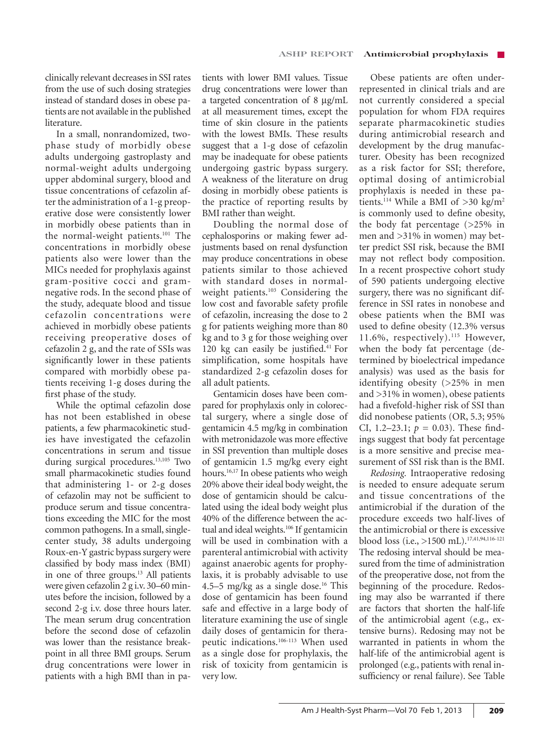clinically relevant decreases in SSI rates from the use of such dosing strategies instead of standard doses in obese patients are not available in the published literature.

In a small, nonrandomized, two-phase study of morbidly obese adults undergoing gastroplasty and normal-weight adults undergoing upper abdominal surgery, blood and tissue concentrations of cefazolin after the administration of a 1-g preoperative dose were consistently lower in morbidly obese patients than in the normal-weight patients.[101] The concentrations in morbidly obese patients also were lower than the MICs needed for prophylaxis against gram-positive cocci and gram-negative rods. In the second phase of the study, adequate blood and tissue cefazolin concentrations were achieved in morbidly obese patients receiving preoperative doses of cefazolin 2 g, and the rate of SSIs was significantly lower in these patients compared with morbidly obese patients receiving 1-g doses during the first phase of the study.

While the optimal cefazolin dose has not been established in obese patients, a few pharmacokinetic studies have investigated the cefazolin concentrations in serum and tissue during surgical procedures.[13,105] Two small pharmacokinetic studies found that administering 1- or 2-g doses of cefazolin may not be sufficient to produce serum and tissue concentrations exceeding the MIC for the most common pathogens. In a small, single-center study, 38 adults undergoing Roux-en-Y gastric bypass surgery were classified by body mass index (BMI) in one of three groups.[13] All patients were given cefazolin 2 g i.v. 30–60 minutes before the incision, followed by a second 2-g i.v. dose three hours later. The mean serum drug concentration before the second dose of cefazolin was lower than the resistance breakpoint in all three BMI groups. Serum drug concentrations were lower in patients with a high BMI than in patients with lower BMI values. Tissue drug concentrations were lower than a targeted concentration of 8 μg/mL at all measurement times, except the time of skin closure in the patients with the lowest BMIs. These results suggest that a 1-g dose of cefazolin may be inadequate for obese patients undergoing gastric bypass surgery. A weakness of the literature on drug dosing in morbidly obese patients is the practice of reporting results by BMI rather than weight.

Doubling the normal dose of cephalosporins or making fewer adjustments based on renal dysfunction may produce concentrations in obese patients similar to those achieved with standard doses in normal-weight patients.[103] Considering the low cost and favorable safety profile of cefazolin, increasing the dose to 2 g for patients weighing more than 80 kg and to 3 g for those weighing over 120 kg can easily be justified.[41] For simplification, some hospitals have standardized 2-g cefazolin doses for all adult patients.

Gentamicin doses have been compared for prophylaxis only in colorectal surgery, where a single dose of gentamicin 4.5 mg/kg in combination with metronidazole was more effective in SSI prevention than multiple doses of gentamicin 1.5 mg/kg every eight hours.[16,17] In obese patients who weigh 20% above their ideal body weight, the dose of gentamicin should be calculated using the ideal body weight plus 40% of the difference between the actual and ideal weights.[106] If gentamicin will be used in combination with a parenteral antimicrobial with activity against anaerobic agents for prophylaxis, it is probably advisable to use 4.5–5 mg/kg as a single dose.[16] This dose of gentamicin has been found safe and effective in a large body of literature examining the use of single daily doses of gentamicin for therapeutic indications.[106-113] When used as a single dose for prophylaxis, the risk of toxicity from gentamicin is very low.

Obese patients are often underrepresented in clinical trials and are not currently considered a special population for whom FDA requires separate pharmacokinetic studies during antimicrobial research and development by the drug manufacturer. Obesity has been recognized as a risk factor for SSI; therefore, optimal dosing of antimicrobial prophylaxis is needed in these patients.[114] While a BMI of >30 kg/m$^2$ is commonly used to define obesity, the body fat percentage (>25% in men and >31% in women) may better predict SSI risk, because the BMI may not reflect body composition. In a recent prospective cohort study of 590 patients undergoing elective surgery, there was no significant difference in SSI rates in nonobese and obese patients when the BMI was used to define obesity (12.3% versus 11.6%, respectively).[115] However, when the body fat percentage (determined by bioelectrical impedance analysis) was used as the basis for identifying obesity (>25% in men and >31% in women), obese patients had a fivefold-higher risk of SSI than did nonobese patients (OR, 5.3; 95% CI, 1.2–23.1; $p$ = 0.03). These findings suggest that body fat percentage is a more sensitive and precise measurement of SSI risk than is the BMI.

*Redosing.* Intraoperative redosing is needed to ensure adequate serum and tissue concentrations of the antimicrobial if the duration of the procedure exceeds two half-lives of the antimicrobial or there is excessive blood loss (i.e., >1500 mL).[17,41,94,116-121] The redosing interval should be measured from the time of administration of the preoperative dose, not from the beginning of the procedure. Redosing may also be warranted if there are factors that shorten the half-life of the antimicrobial agent (e.g., extensive burns). Redosing may not be warranted in patients in whom the half-life of the antimicrobial agent is prolonged (e.g., patients with renal insufficiency or renal failure). See Table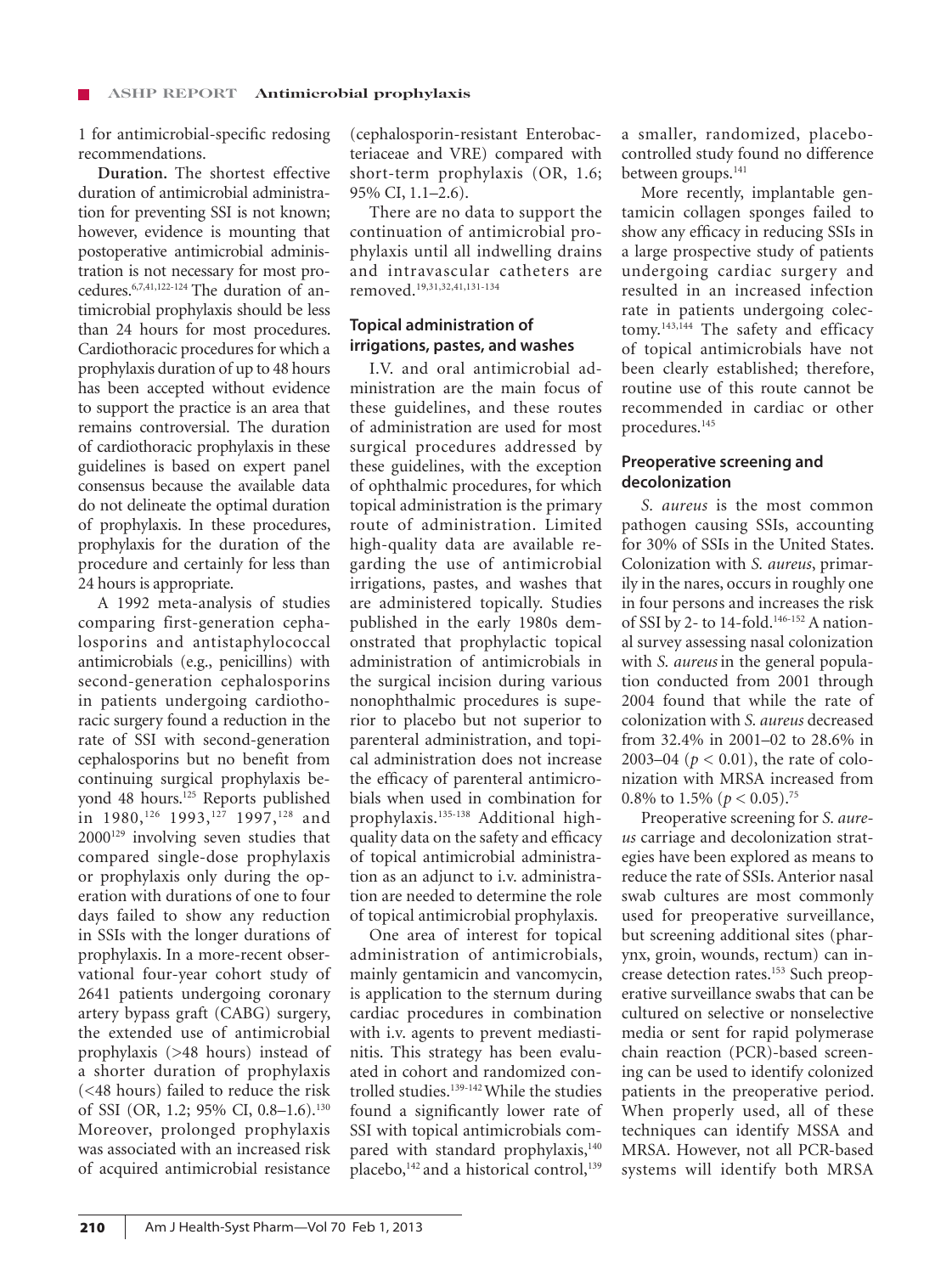1 for antimicrobial-specific redosing recommendations.

**Duration.** The shortest effective duration of antimicrobial administration for preventing SSI is not known; however, evidence is mounting that postoperative antimicrobial administration is not necessary for most procedures.[6,7,41,122-124] The duration of antimicrobial prophylaxis should be less than 24 hours for most procedures. Cardiothoracic procedures for which a prophylaxis duration of up to 48 hours has been accepted without evidence to support the practice is an area that remains controversial. The duration of cardiothoracic prophylaxis in these guidelines is based on expert panel consensus because the available data do not delineate the optimal duration of prophylaxis. In these procedures, prophylaxis for the duration of the procedure and certainly for less than 24 hours is appropriate.

A 1992 meta-analysis of studies comparing first-generation cephalosporins and antistaphylococcal antimicrobials (e.g., penicillins) with second-generation cephalosporins in patients undergoing cardiothoracic surgery found a reduction in the rate of SSI with second-generation cephalosporins but no benefit from continuing surgical prophylaxis beyond 48 hours.[125] Reports published in 1980,[126] 1993,[127] 1997,[128] and 2000[129] involving seven studies that compared single-dose prophylaxis or prophylaxis only during the operation with durations of one to four days failed to show any reduction in SSIs with the longer durations of prophylaxis. In a more-recent observational four-year cohort study of 2641 patients undergoing coronary artery bypass graft (CABG) surgery, the extended use of antimicrobial prophylaxis (>48 hours) instead of a shorter duration of prophylaxis (<48 hours) failed to reduce the risk of SSI (OR, 1.2; 95% CI, 0.8–1.6).[130] Moreover, prolonged prophylaxis was associated with an increased risk of acquired antimicrobial resistance (cephalosporin-resistant Enterobacteriaceae and VRE) compared with short-term prophylaxis (OR, 1.6; 95% CI, 1.1–2.6).

There are no data to support the continuation of antimicrobial prophylaxis until all indwelling drains and intravascular catheters are removed.[19,31,32,41,131-134]

### Topical administration of irrigations, pastes, and washes

I.V. and oral antimicrobial administration are the main focus of these guidelines, and these routes of administration are used for most surgical procedures addressed by these guidelines, with the exception of ophthalmic procedures, for which topical administration is the primary route of administration. Limited high-quality data are available regarding the use of antimicrobial irrigations, pastes, and washes that are administered topically. Studies published in the early 1980s demonstrated that prophylactic topical administration of antimicrobials in the surgical incision during various nonophthalmic procedures is superior to placebo but not superior to parenteral administration, and topical administration does not increase the efficacy of parenteral antimicrobials when used in combination for prophylaxis.[135-138] Additional high-quality data on the safety and efficacy of topical antimicrobial administration as an adjunct to i.v. administration are needed to determine the role of topical antimicrobial prophylaxis.

One area of interest for topical administration of antimicrobials, mainly gentamicin and vancomycin, is application to the sternum during cardiac procedures in combination with i.v. agents to prevent mediastinitis. This strategy has been evaluated in cohort and randomized controlled studies.[139-142] While the studies found a significantly lower rate of SSI with topical antimicrobials compared with standard prophylaxis,[140] placebo,[142] and a historical control,[139] a smaller, randomized, placebo-controlled study found no difference between groups.[141]

More recently, implantable gentamicin collagen sponges failed to show any efficacy in reducing SSIs in a large prospective study of patients undergoing cardiac surgery and resulted in an increased infection rate in patients undergoing colectomy.[143,144] The safety and efficacy of topical antimicrobials have not been clearly established; therefore, routine use of this route cannot be recommended in cardiac or other procedures.[145]

### Preoperative screening and decolonization

*S. aureus* is the most common pathogen causing SSIs, accounting for 30% of SSIs in the United States. Colonization with *S. aureus*, primarily in the nares, occurs in roughly one in four persons and increases the risk of SSI by 2- to 14-fold.[146-152] A national survey assessing nasal colonization with *S. aureus* in the general population conducted from 2001 through 2004 found that while the rate of colonization with *S. aureus* decreased from 32.4% in 2001–02 to 28.6% in 2003–04 ($p < 0.01$), the rate of colonization with MRSA increased from 0.8% to 1.5% ($p < 0.05$).[75]

Preoperative screening for *S. aureus* carriage and decolonization strategies have been explored as means to reduce the rate of SSIs. Anterior nasal swab cultures are most commonly used for preoperative surveillance, but screening additional sites (pharynx, groin, wounds, rectum) can increase detection rates.[153] Such preoperative surveillance swabs that can be cultured on selective or nonselective media or sent for rapid polymerase chain reaction (PCR)-based screening can be used to identify colonized patients in the preoperative period. When properly used, all of these techniques can identify MSSA and MRSA. However, not all PCR-based systems will identify both MRSA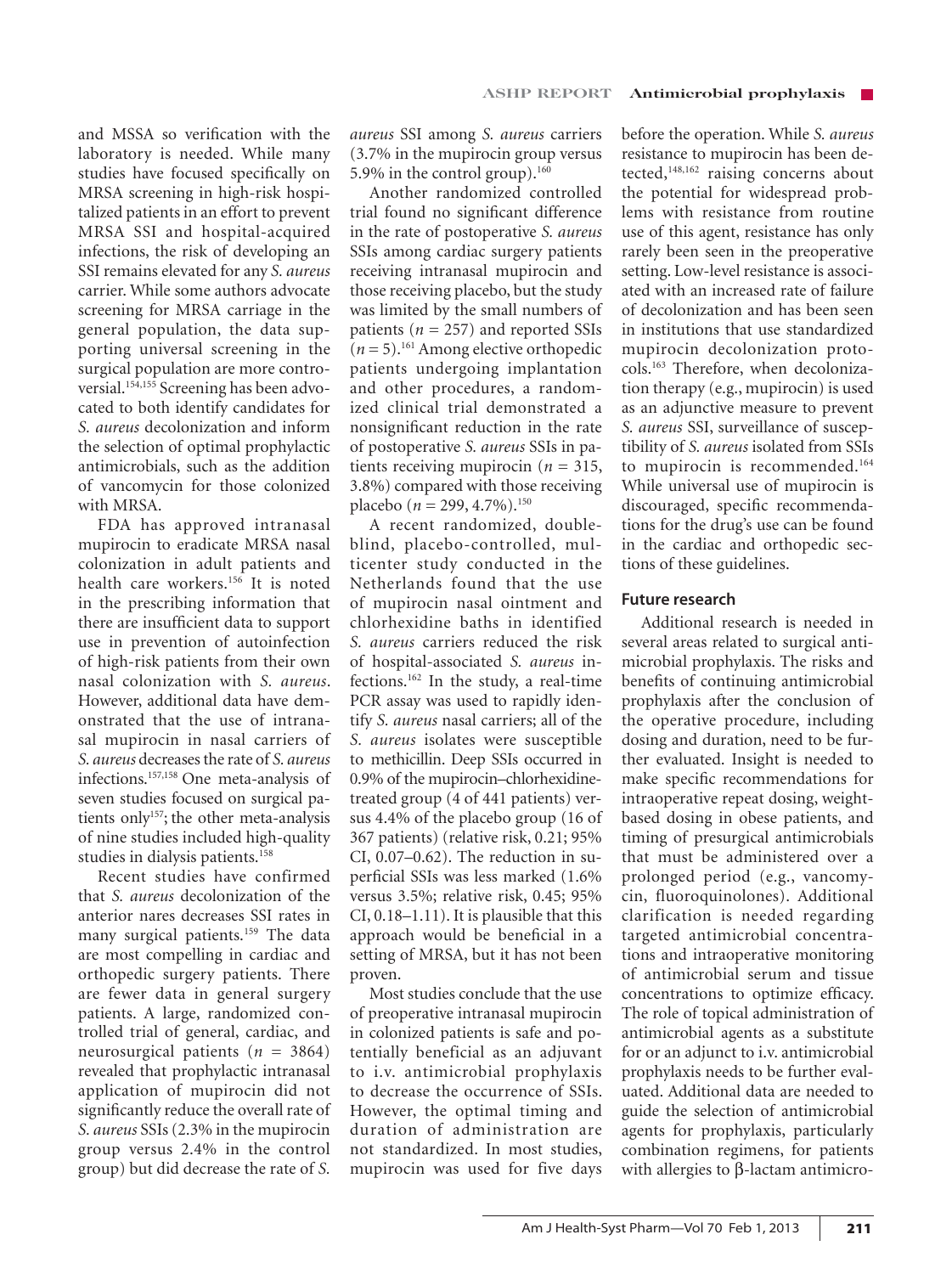and MSSA so verification with the laboratory is needed. While many studies have focused specifically on MRSA screening in high-risk hospitalized patients in an effort to prevent MRSA SSI and hospital-acquired infections, the risk of developing an SSI remains elevated for any *S. aureus* carrier. While some authors advocate screening for MRSA carriage in the general population, the data supporting universal screening in the surgical population are more controversial.[154,155] Screening has been advocated to both identify candidates for *S. aureus* decolonization and inform the selection of optimal prophylactic antimicrobials, such as the addition of vancomycin for those colonized with MRSA.

FDA has approved intranasal mupirocin to eradicate MRSA nasal colonization in adult patients and health care workers.[156] It is noted in the prescribing information that there are insufficient data to support use in prevention of autoinfection of high-risk patients from their own nasal colonization with *S. aureus*. However, additional data have demonstrated that the use of intranasal mupirocin in nasal carriers of *S. aureus* decreases the rate of *S. aureus* infections.[157,158] One meta-analysis of seven studies focused on surgical patients only[157]; the other meta-analysis of nine studies included high-quality studies in dialysis patients.[158]

Recent studies have confirmed that *S. aureus* decolonization of the anterior nares decreases SSI rates in many surgical patients.[159] The data are most compelling in cardiac and orthopedic surgery patients. There are fewer data in general surgery patients. A large, randomized controlled trial of general, cardiac, and neurosurgical patients ($n$ = 3864) revealed that prophylactic intranasal application of mupirocin did not significantly reduce the overall rate of *S. aureus* SSIs (2.3% in the mupirocin group versus 2.4% in the control group) but did decrease the rate of *S. aureus* SSI among *S. aureus* carriers (3.7% in the mupirocin group versus 5.9% in the control group).[160]

Another randomized controlled trial found no significant difference in the rate of postoperative *S. aureus* SSIs among cardiac surgery patients receiving intranasal mupirocin and those receiving placebo, but the study was limited by the small numbers of patients ($n$ = 257) and reported SSIs ($n$ = 5).[161] Among elective orthopedic patients undergoing implantation and other procedures, a randomized clinical trial demonstrated a nonsignificant reduction in the rate of postoperative *S. aureus* SSIs in patients receiving mupirocin ($n$ = 315, 3.8%) compared with those receiving placebo ($n$ = 299, 4.7%).[150]

A recent randomized, double-blind, placebo-controlled, multicenter study conducted in the Netherlands found that the use of mupirocin nasal ointment and chlorhexidine baths in identified *S. aureus* carriers reduced the risk of hospital-associated *S. aureus* infections.[162] In the study, a real-time PCR assay was used to rapidly identify *S. aureus* nasal carriers; all of the *S. aureus* isolates were susceptible to methicillin. Deep SSIs occurred in 0.9% of the mupirocin–chlorhexidine-treated group (4 of 441 patients) versus 4.4% of the placebo group (16 of 367 patients) (relative risk, 0.21; 95% CI, 0.07–0.62). The reduction in superficial SSIs was less marked (1.6% versus 3.5%; relative risk, 0.45; 95% CI, 0.18–1.11). It is plausible that this approach would be beneficial in a setting of MRSA, but it has not been proven.

Most studies conclude that the use of preoperative intranasal mupirocin in colonized patients is safe and potentially beneficial as an adjuvant to i.v. antimicrobial prophylaxis to decrease the occurrence of SSIs. However, the optimal timing and duration of administration are not standardized. In most studies, mupirocin was used for five days before the operation. While *S. aureus* resistance to mupirocin has been detected,[148,162] raising concerns about the potential for widespread problems with resistance from routine use of this agent, resistance has only rarely been seen in the preoperative setting. Low-level resistance is associated with an increased rate of failure of decolonization and has been seen in institutions that use standardized mupirocin decolonization protocols.[163] Therefore, when decolonization therapy (e.g., mupirocin) is used as an adjunctive measure to prevent *S. aureus* SSI, surveillance of susceptibility of *S. aureus* isolated from SSIs to mupirocin is recommended.[164] While universal use of mupirocin is discouraged, specific recommendations for the drug's use can be found in the cardiac and orthopedic sections of these guidelines.

### Future research

Additional research is needed in several areas related to surgical antimicrobial prophylaxis. The risks and benefits of continuing antimicrobial prophylaxis after the conclusion of the operative procedure, including dosing and duration, need to be further evaluated. Insight is needed to make specific recommendations for intraoperative repeat dosing, weight-based dosing in obese patients, and timing of presurgical antimicrobials that must be administered over a prolonged period (e.g., vancomycin, fluoroquinolones). Additional clarification is needed regarding targeted antimicrobial concentrations and intraoperative monitoring of antimicrobial serum and tissue concentrations to optimize efficacy. The role of topical administration of antimicrobial agents as a substitute for or an adjunct to i.v. antimicrobial prophylaxis needs to be further evaluated. Additional data are needed to guide the selection of antimicrobial agents for prophylaxis, particularly combination regimens, for patients with allergies to β-lactam antimicro-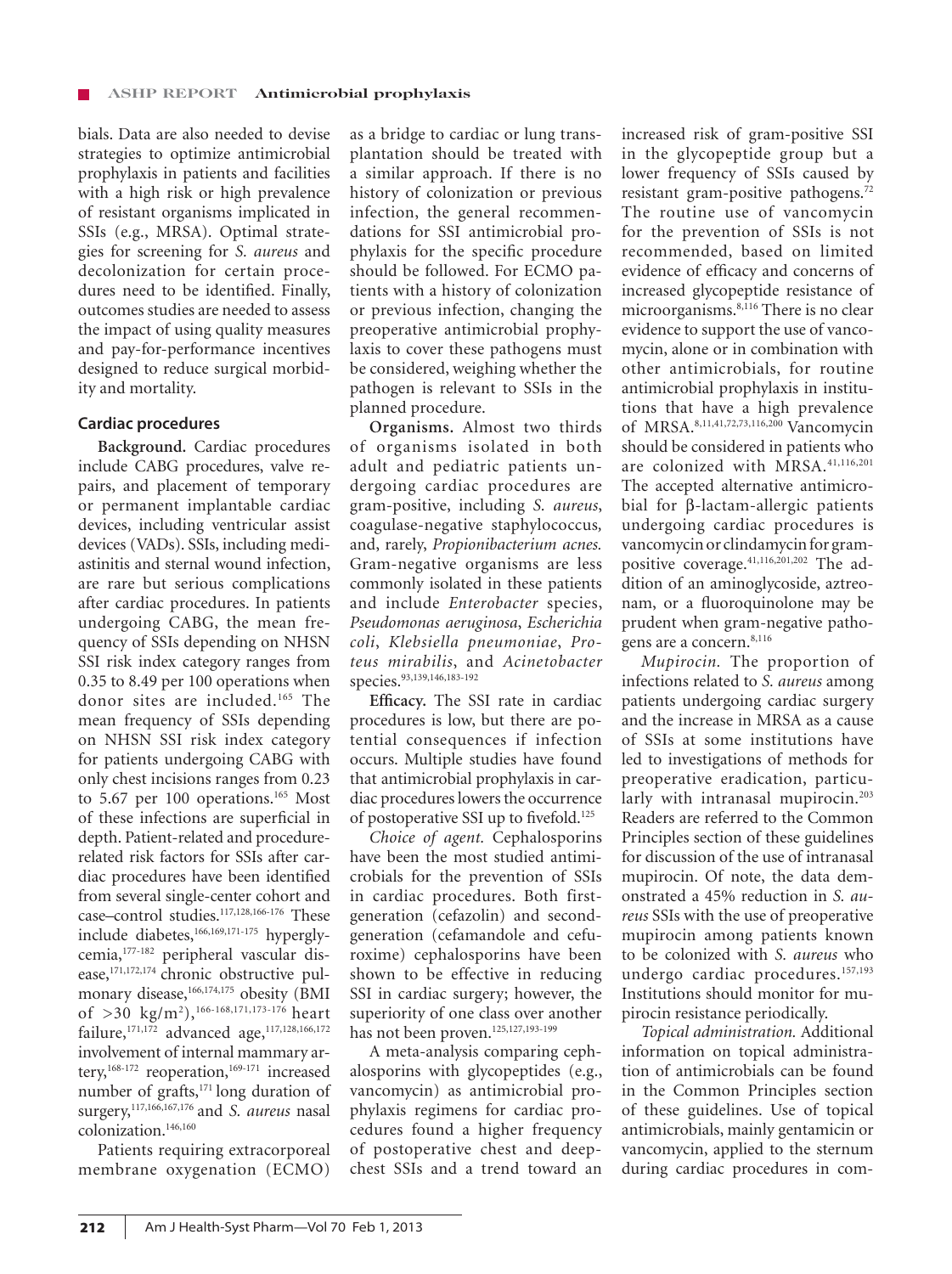bials. Data are also needed to devise strategies to optimize antimicrobial prophylaxis in patients and facilities with a high risk or high prevalence of resistant organisms implicated in SSIs (e.g., MRSA). Optimal strategies for screening for *S. aureus* and decolonization for certain procedures need to be identified. Finally, outcomes studies are needed to assess the impact of using quality measures and pay-for-performance incentives designed to reduce surgical morbidity and mortality.

## Cardiac procedures

**Background.** Cardiac procedures include CABG procedures, valve repairs, and placement of temporary or permanent implantable cardiac devices, including ventricular assist devices (VADs). SSIs, including mediastinitis and sternal wound infection, are rare but serious complications after cardiac procedures. In patients undergoing CABG, the mean frequency of SSIs depending on NHSN SSI risk index category ranges from 0.35 to 8.49 per 100 operations when donor sites are included.[165] The mean frequency of SSIs depending on NHSN SSI risk index category for patients undergoing CABG with only chest incisions ranges from 0.23 to 5.67 per 100 operations.[165] Most of these infections are superficial in depth. Patient-related and procedure-related risk factors for SSIs after cardiac procedures have been identified from several single-center cohort and case–control studies.[117,128,166-176] These include diabetes,[166,169,171-175] hyperglycemia,[177-182] peripheral vascular disease,[171,172,174] chronic obstructive pulmonary disease,[166,174,175] obesity (BMI of >30 kg/m$^2$),[166-168,171,173-176] heart failure,[171,172] advanced age,[117,128,166,172] involvement of internal mammary artery,[168-172] reoperation,[169-171] increased number of grafts,[171] long duration of surgery,[117,166,167,176] and *S. aureus* nasal colonization.[146,160]

Patients requiring extracorporeal membrane oxygenation (ECMO) as a bridge to cardiac or lung transplantation should be treated with a similar approach. If there is no history of colonization or previous infection, the general recommendations for SSI antimicrobial prophylaxis for the specific procedure should be followed. For ECMO patients with a history of colonization or previous infection, changing the preoperative antimicrobial prophylaxis to cover these pathogens must be considered, weighing whether the pathogen is relevant to SSIs in the planned procedure.

**Organisms.** Almost two thirds of organisms isolated in both adult and pediatric patients undergoing cardiac procedures are gram-positive, including *S. aureus*, coagulase-negative staphylococcus, and, rarely, *Propionibacterium acnes*. Gram-negative organisms are less commonly isolated in these patients and include *Enterobacter* species, *Pseudomonas aeruginosa*, *Escherichia coli*, *Klebsiella pneumoniae*, *Proteus mirabilis*, and *Acinetobacter* species.[93,139,146,183-192]

**Efficacy.** The SSI rate in cardiac procedures is low, but there are potential consequences if infection occurs. Multiple studies have found that antimicrobial prophylaxis in cardiac procedures lowers the occurrence of postoperative SSI up to fivefold.[125]

*Choice of agent.* Cephalosporins have been the most studied antimicrobials for the prevention of SSIs in cardiac procedures. Both first-generation (cefazolin) and second-generation (cefamandole and cefuroxime) cephalosporins have been shown to be effective in reducing SSI in cardiac surgery; however, the superiority of one class over another has not been proven.[125,127,193-199]

A meta-analysis comparing cephalosporins with glycopeptides (e.g., vancomycin) as antimicrobial prophylaxis regimens for cardiac procedures found a higher frequency of postoperative chest and deep-chest SSIs and a trend toward an increased risk of gram-positive SSI in the glycopeptide group but a lower frequency of SSIs caused by resistant gram-positive pathogens.[72] The routine use of vancomycin for the prevention of SSIs is not recommended, based on limited evidence of efficacy and concerns of increased glycopeptide resistance of microorganisms.[8,116] There is no clear evidence to support the use of vancomycin, alone or in combination with other antimicrobials, for routine antimicrobial prophylaxis in institutions that have a high prevalence of MRSA.[8,11,41,72,73,116,200] Vancomycin should be considered in patients who are colonized with MRSA.[41,116,201] The accepted alternative antimicrobial for β-lactam-allergic patients undergoing cardiac procedures is vancomycin or clindamycin for gram-positive coverage.[41,116,201,202] The addition of an aminoglycoside, aztreonam, or a fluoroquinolone may be prudent when gram-negative pathogens are a concern.[8,116]

*Mupirocin.* The proportion of infections related to *S. aureus* among patients undergoing cardiac surgery and the increase in MRSA as a cause of SSIs at some institutions have led to investigations of methods for preoperative eradication, particularly with intranasal mupirocin.[203] Readers are referred to the Common Principles section of these guidelines for discussion of the use of intranasal mupirocin. Of note, the data demonstrated a 45% reduction in *S. aureus* SSIs with the use of preoperative mupirocin among patients known to be colonized with *S. aureus* who undergo cardiac procedures.[157,193] Institutions should monitor for mupirocin resistance periodically.

*Topical administration.* Additional information on topical administration of antimicrobials can be found in the Common Principles section of these guidelines. Use of topical antimicrobials, mainly gentamicin or vancomycin, applied to the sternum during cardiac procedures in com-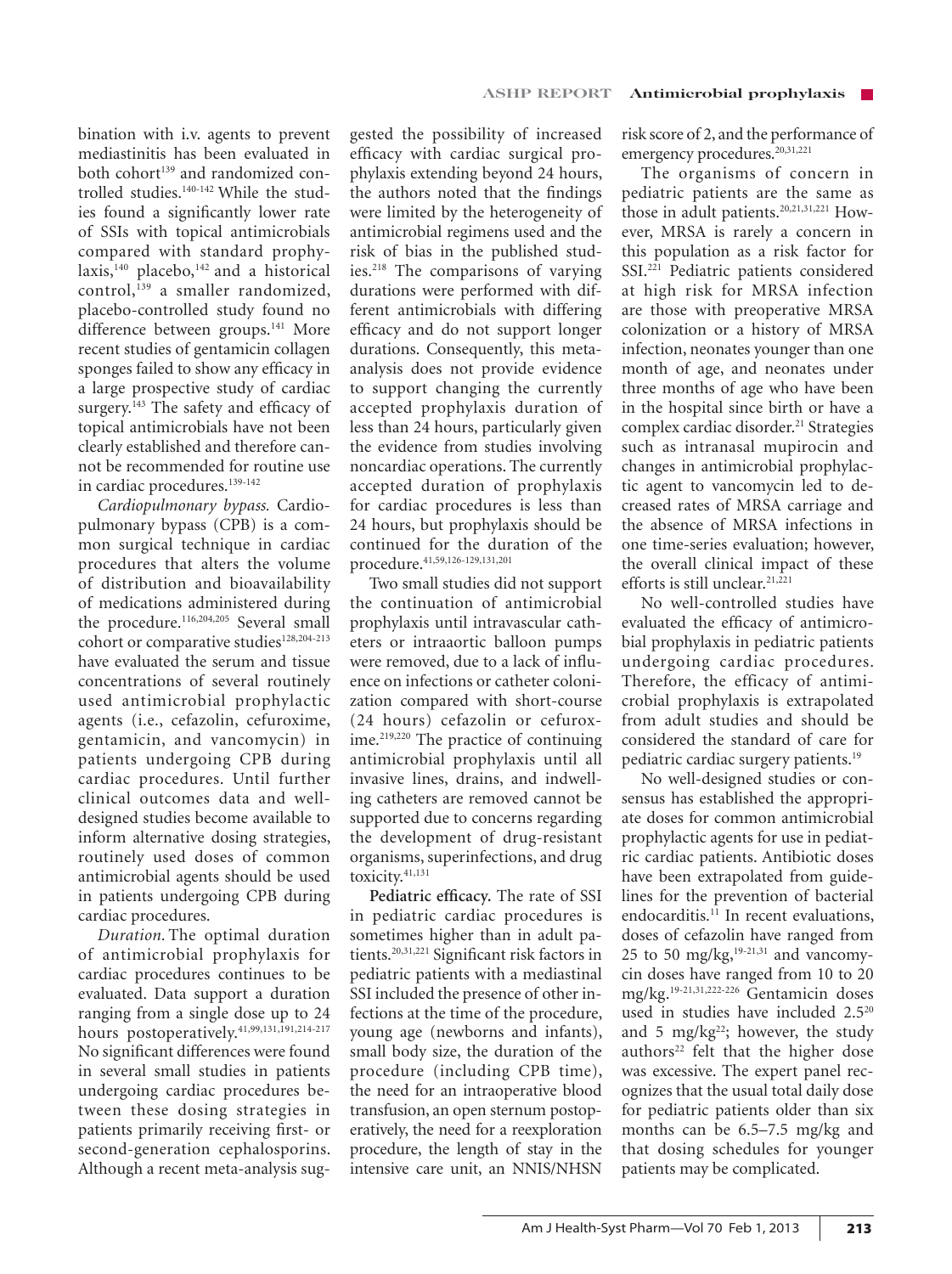bination with i.v. agents to prevent mediastinitis has been evaluated in both cohort[139] and randomized controlled studies.[140-142] While the studies found a significantly lower rate of SSIs with topical antimicrobials compared with standard prophylaxis,[140] placebo,[142] and a historical control,[139] a smaller randomized, placebo-controlled study found no difference between groups.[141] More recent studies of gentamicin collagen sponges failed to show any efficacy in a large prospective study of cardiac surgery.[143] The safety and efficacy of topical antimicrobials have not been clearly established and therefore cannot be recommended for routine use in cardiac procedures.[139-142]

*Cardiopulmonary bypass.* Cardiopulmonary bypass (CPB) is a common surgical technique in cardiac procedures that alters the volume of distribution and bioavailability of medications administered during the procedure.[116,204,205] Several small cohort or comparative studies[128,204-213] have evaluated the serum and tissue concentrations of several routinely used antimicrobial prophylactic agents (i.e., cefazolin, cefuroxime, gentamicin, and vancomycin) in patients undergoing CPB during cardiac procedures. Until further clinical outcomes data and well-designed studies become available to inform alternative dosing strategies, routinely used doses of common antimicrobial agents should be used in patients undergoing CPB during cardiac procedures.

*Duration.* The optimal duration of antimicrobial prophylaxis for cardiac procedures continues to be evaluated. Data support a duration ranging from a single dose up to 24 hours postoperatively.[41,99,131,191,214-217] No significant differences were found in several small studies in patients undergoing cardiac procedures between these dosing strategies in patients primarily receiving first- or second-generation cephalosporins. Although a recent meta-analysis suggested the possibility of increased efficacy with cardiac surgical prophylaxis extending beyond 24 hours, the authors noted that the findings were limited by the heterogeneity of antimicrobial regimens used and the risk of bias in the published studies.[218] The comparisons of varying durations were performed with different antimicrobials with differing efficacy and do not support longer durations. Consequently, this meta-analysis does not provide evidence to support changing the currently accepted prophylaxis duration of less than 24 hours, particularly given the evidence from studies involving noncardiac operations. The currently accepted duration of prophylaxis for cardiac procedures is less than 24 hours, but prophylaxis should be continued for the duration of the procedure.[41,59,126-129,131,201]

Two small studies did not support the continuation of antimicrobial prophylaxis until intravascular catheters or intraaortic balloon pumps were removed, due to a lack of influence on infections or catheter colonization compared with short-course (24 hours) cefazolin or cefuroxime.[219,220] The practice of continuing antimicrobial prophylaxis until all invasive lines, drains, and indwelling catheters are removed cannot be supported due to concerns regarding the development of drug-resistant organisms, superinfections, and drug toxicity.[41,131]

**Pediatric efficacy.** The rate of SSI in pediatric cardiac procedures is sometimes higher than in adult patients.[20,31,221] Significant risk factors in pediatric patients with a mediastinal SSI included the presence of other infections at the time of the procedure, young age (newborns and infants), small body size, the duration of the procedure (including CPB time), the need for an intraoperative blood transfusion, an open sternum postoperatively, the need for a reexploration procedure, the length of stay in the intensive care unit, an NNIS/NHSN risk score of 2, and the performance of emergency procedures.[20,31,221]

The organisms of concern in pediatric patients are the same as those in adult patients.[20,21,31,221] However, MRSA is rarely a concern in this population as a risk factor for SSI.[221] Pediatric patients considered at high risk for MRSA infection are those with preoperative MRSA colonization or a history of MRSA infection, neonates younger than one month of age, and neonates under three months of age who have been in the hospital since birth or have a complex cardiac disorder.[21] Strategies such as intranasal mupirocin and changes in antimicrobial prophylactic agent to vancomycin led to decreased rates of MRSA carriage and the absence of MRSA infections in one time-series evaluation; however, the overall clinical impact of these efforts is still unclear.[21,221]

No well-controlled studies have evaluated the efficacy of antimicrobial prophylaxis in pediatric patients undergoing cardiac procedures. Therefore, the efficacy of antimicrobial prophylaxis is extrapolated from adult studies and should be considered the standard of care for pediatric cardiac surgery patients.[19]

No well-designed studies or consensus has established the appropriate doses for common antimicrobial prophylactic agents for use in pediatric cardiac patients. Antibiotic doses have been extrapolated from guidelines for the prevention of bacterial endocarditis.[11] In recent evaluations, doses of cefazolin have ranged from 25 to 50 mg/kg,[19-21,31] and vancomycin doses have ranged from 10 to 20 mg/kg.[19-21,31,222-226] Gentamicin doses used in studies have included 2.5[20] and 5 mg/kg[22]; however, the study authors[22] felt that the higher dose was excessive. The expert panel recognizes that the usual total daily dose for pediatric patients older than six months can be 6.5–7.5 mg/kg and that dosing schedules for younger patients may be complicated.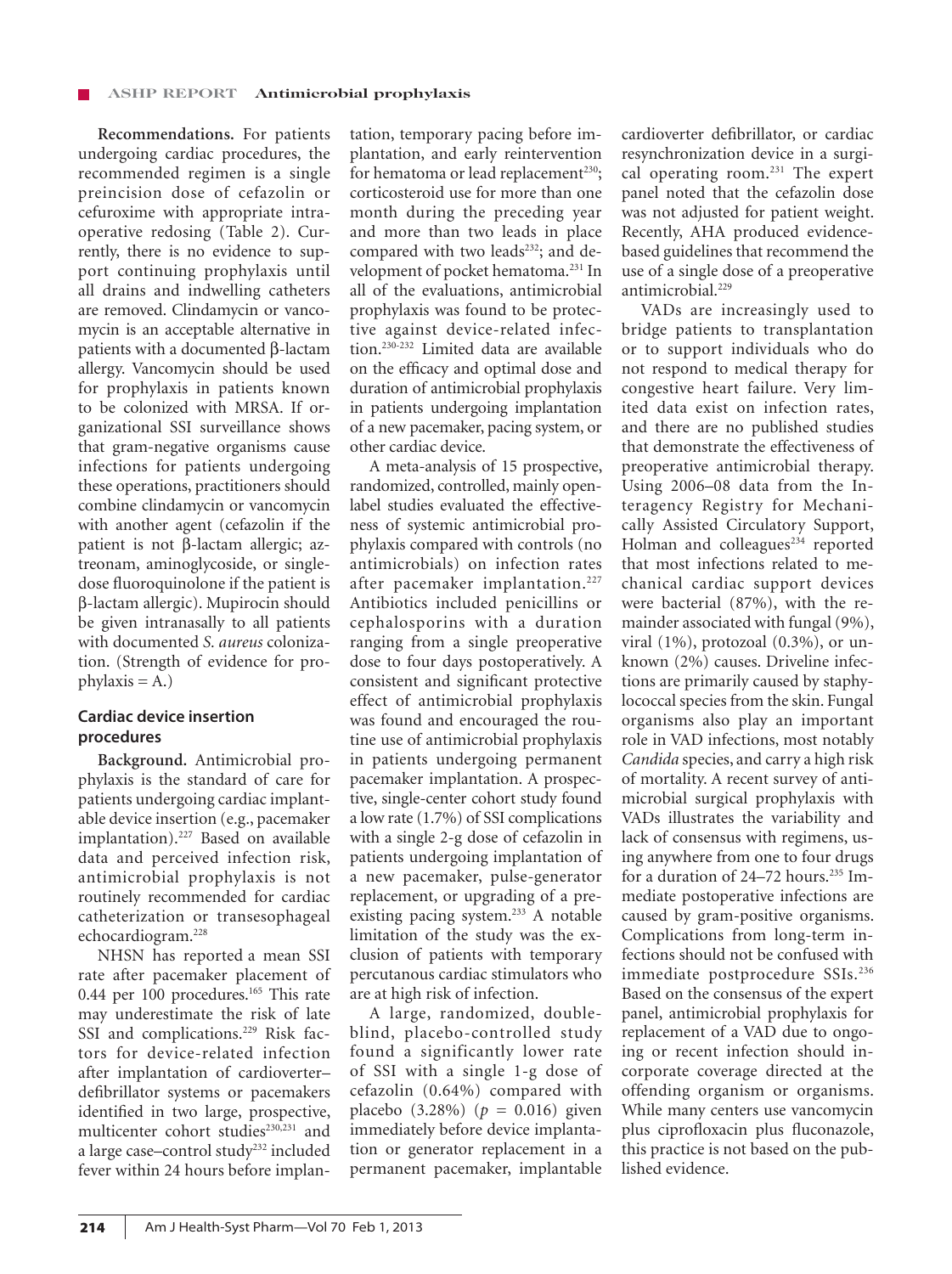**Recommendations.** For patients undergoing cardiac procedures, the recommended regimen is a single preincision dose of cefazolin or cefuroxime with appropriate intraoperative redosing (Table 2). Currently, there is no evidence to support continuing prophylaxis until all drains and indwelling catheters are removed. Clindamycin or vancomycin is an acceptable alternative in patients with a documented β-lactam allergy. Vancomycin should be used for prophylaxis in patients known to be colonized with MRSA. If organizational SSI surveillance shows that gram-negative organisms cause infections for patients undergoing these operations, practitioners should combine clindamycin or vancomycin with another agent (cefazolin if the patient is not β-lactam allergic; aztreonam, aminoglycoside, or single-dose fluoroquinolone if the patient is β-lactam allergic). Mupirocin should be given intranasally to all patients with documented *S. aureus* colonization. (Strength of evidence for prophylaxis = A.)

## Cardiac device insertion procedures

**Background.** Antimicrobial prophylaxis is the standard of care for patients undergoing cardiac implantable device insertion (e.g., pacemaker implantation).[227] Based on available data and perceived infection risk, antimicrobial prophylaxis is not routinely recommended for cardiac catheterization or transesophageal echocardiogram.[228]

NHSN has reported a mean SSI rate after pacemaker placement of 0.44 per 100 procedures.[165] This rate may underestimate the risk of late SSI and complications.[229] Risk factors for device-related infection after implantation of cardioverter–defibrillator systems or pacemakers identified in two large, prospective, multicenter cohort studies[230,231] and a large case–control study[232] included fever within 24 hours before implantation, temporary pacing before implantation, and early reintervention for hematoma or lead replacement[230]; corticosteroid use for more than one month during the preceding year and more than two leads in place compared with two leads[232]; and development of pocket hematoma.[231] In all of the evaluations, antimicrobial prophylaxis was found to be protective against device-related infection.[230-232] Limited data are available on the efficacy and optimal dose and duration of antimicrobial prophylaxis in patients undergoing implantation of a new pacemaker, pacing system, or other cardiac device.

A meta-analysis of 15 prospective, randomized, controlled, mainly open-label studies evaluated the effectiveness of systemic antimicrobial prophylaxis compared with controls (no antimicrobials) on infection rates after pacemaker implantation.[227] Antibiotics included penicillins or cephalosporins with a duration ranging from a single preoperative dose to four days postoperatively. A consistent and significant protective effect of antimicrobial prophylaxis was found and encouraged the routine use of antimicrobial prophylaxis in patients undergoing permanent pacemaker implantation. A prospective, single-center cohort study found a low rate (1.7%) of SSI complications with a single 2-g dose of cefazolin in patients undergoing implantation of a new pacemaker, pulse-generator replacement, or upgrading of a preexisting pacing system.[233] A notable limitation of the study was the exclusion of patients with temporary percutanous cardiac stimulators who are at high risk of infection.

A large, randomized, double-blind, placebo-controlled study found a significantly lower rate of SSI with a single 1-g dose of cefazolin (0.64%) compared with placebo (3.28%) ($p = 0.016$) given immediately before device implantation or generator replacement in a permanent pacemaker, implantable cardioverter defibrillator, or cardiac resynchronization device in a surgical operating room.[231] The expert panel noted that the cefazolin dose was not adjusted for patient weight. Recently, AHA produced evidence-based guidelines that recommend the use of a single dose of a preoperative antimicrobial.[229]

VADs are increasingly used to bridge patients to transplantation or to support individuals who do not respond to medical therapy for congestive heart failure. Very limited data exist on infection rates, and there are no published studies that demonstrate the effectiveness of preoperative antimicrobial therapy. Using 2006–08 data from the Interagency Registry for Mechanically Assisted Circulatory Support, Holman and colleagues[234] reported that most infections related to mechanical cardiac support devices were bacterial (87%), with the remainder associated with fungal (9%), viral (1%), protozoal (0.3%), or unknown (2%) causes. Driveline infections are primarily caused by staphylococcal species from the skin. Fungal organisms also play an important role in VAD infections, most notably *Candida* species, and carry a high risk of mortality. A recent survey of antimicrobial surgical prophylaxis with VADs illustrates the variability and lack of consensus with regimens, using anywhere from one to four drugs for a duration of 24–72 hours.[235] Immediate postoperative infections are caused by gram-positive organisms. Complications from long-term infections should not be confused with immediate postprocedure SSIs.[236] Based on the consensus of the expert panel, antimicrobial prophylaxis for replacement of a VAD due to ongoing or recent infection should incorporate coverage directed at the offending organism or organisms. While many centers use vancomycin plus ciprofloxacin plus fluconazole, this practice is not based on the published evidence.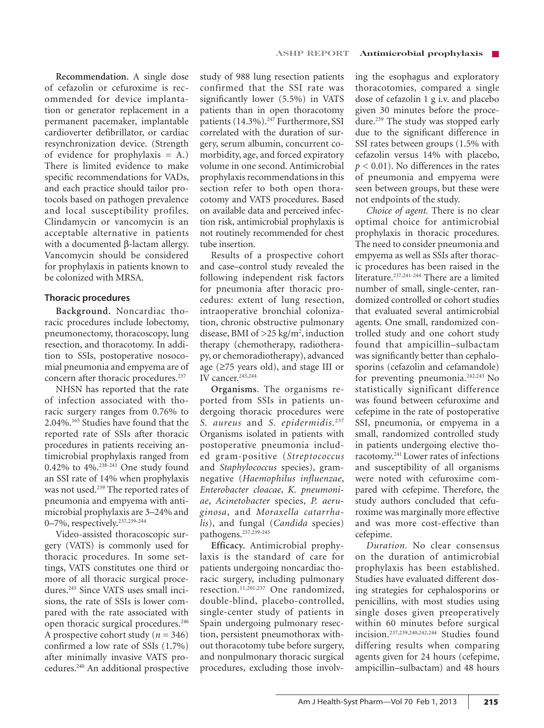**Recommendation.** A single dose of cefazolin or cefuroxime is recommended for device implantation or generator replacement in a permanent pacemaker, implantable cardioverter defibrillator, or cardiac resynchronization device. (Strength of evidence for prophylaxis = A.) There is limited evidence to make specific recommendations for VADs, and each practice should tailor protocols based on pathogen prevalence and local susceptibility profiles. Clindamycin or vancomycin is an acceptable alternative in patients with a documented β-lactam allergy. Vancomycin should be considered for prophylaxis in patients known to be colonized with MRSA.

## Thoracic procedures

**Background.** Noncardiac thoracic procedures include lobectomy, pneumonectomy, thoracoscopy, lung resection, and thoracotomy. In addition to SSIs, postoperative nosocomial pneumonia and empyema are of concern after thoracic procedures.[237]

NHSN has reported that the rate of infection associated with thoracic surgery ranges from 0.76% to 2.04%.[165] Studies have found that the reported rate of SSIs after thoracic procedures in patients receiving antimicrobial prophylaxis ranged from 0.42% to 4%.[238-241] One study found an SSI rate of 14% when prophylaxis was not used.[239] The reported rates of pneumonia and empyema with antimicrobial prophylaxis are 3–24% and 0–7%, respectively.[237,239-244]

Video-assisted thoracoscopic surgery (VATS) is commonly used for thoracic procedures. In some settings, VATS constitutes one third or more of all thoracic surgical procedures.[245] Since VATS uses small incisions, the rate of SSIs is lower compared with the rate associated with open thoracic surgical procedures.[246] A prospective cohort study ($n = 346$) confirmed a low rate of SSIs (1.7%) after minimally invasive VATS procedures.[240] An additional prospective study of 988 lung resection patients confirmed that the SSI rate was significantly lower (5.5%) in VATS patients than in open thoracotomy patients (14.3%).[247] Furthermore, SSI correlated with the duration of surgery, serum albumin, concurrent comorbidity, age, and forced expiratory volume in one second. Antimicrobial prophylaxis recommendations in this section refer to both open thoracotomy and VATS procedures. Based on available data and perceived infection risk, antimicrobial prophylaxis is not routinely recommended for chest tube insertion.

Results of a prospective cohort and case–control study revealed the following independent risk factors for pneumonia after thoracic procedures: extent of lung resection, intraoperative bronchial colonization, chronic obstructive pulmonary disease, BMI of >25 kg/m$^2$, induction therapy (chemotherapy, radiotherapy, or chemoradiotherapy), advanced age (≥75 years old), and stage III or IV cancer.[243,244]

**Organisms**. The organisms reported from SSIs in patients undergoing thoracic procedures were *S. aureus* and *S. epidermidis*.[237] Organisms isolated in patients with postoperative pneumonia included gram-positive (*Streptococcus* and *Staphylococcus* species), gram-negative (*Haemophilus influenzae*, *Enterobacter cloacae*, *K. pneumoniae*, *Acinetobacter* species, *P. aeruginosa*, and *Moraxella catarrhalis*), and fungal (*Candida* species) pathogens.[237,239-243]

**Efficacy.** Antimicrobial prophylaxis is the standard of care for patients undergoing noncardiac thoracic surgery, including pulmonary resection.[11,201,237] One randomized, double-blind, placebo-controlled, single-center study of patients in Spain undergoing pulmonary resection, persistent pneumothorax without thoracotomy tube before surgery, and nonpulmonary thoracic surgical procedures, excluding those involving the esophagus and exploratory thoracotomies, compared a single dose of cefazolin 1 g i.v. and placebo given 30 minutes before the procedure.[239] The study was stopped early due to the significant difference in SSI rates between groups (1.5% with cefazolin versus 14% with placebo, $p < 0.01$). No differences in the rates of pneumonia and empyema were seen between groups, but these were not endpoints of the study.

*Choice of agent.* There is no clear optimal choice for antimicrobial prophylaxis in thoracic procedures. The need to consider pneumonia and empyema as well as SSIs after thoracic procedures has been raised in the literature.[237,241-244] There are a limited number of small, single-center, randomized controlled or cohort studies that evaluated several antimicrobial agents. One small, randomized controlled study and one cohort study found that ampicillin–sulbactam was significantly better than cephalosporins (cefazolin and cefamandole) for preventing pneumonia.[242,243] No statistically significant difference was found between cefuroxime and cefepime in the rate of postoperative SSI, pneumonia, or empyema in a small, randomized controlled study in patients undergoing elective thoracotomy.[241] Lower rates of infections and susceptibility of all organisms were noted with cefuroxime compared with cefepime. Therefore, the study authors concluded that cefuroxime was marginally more effective and was more cost-effective than cefepime.

*Duration.* No clear consensus on the duration of antimicrobial prophylaxis has been established. Studies have evaluated different dosing strategies for cephalosporins or penicillins, with most studies using single doses given preoperatively within 60 minutes before surgical incision.[237,239,240,242,244] Studies found differing results when comparing agents given for 24 hours (cefepime, ampicillin–sulbactam) and 48 hours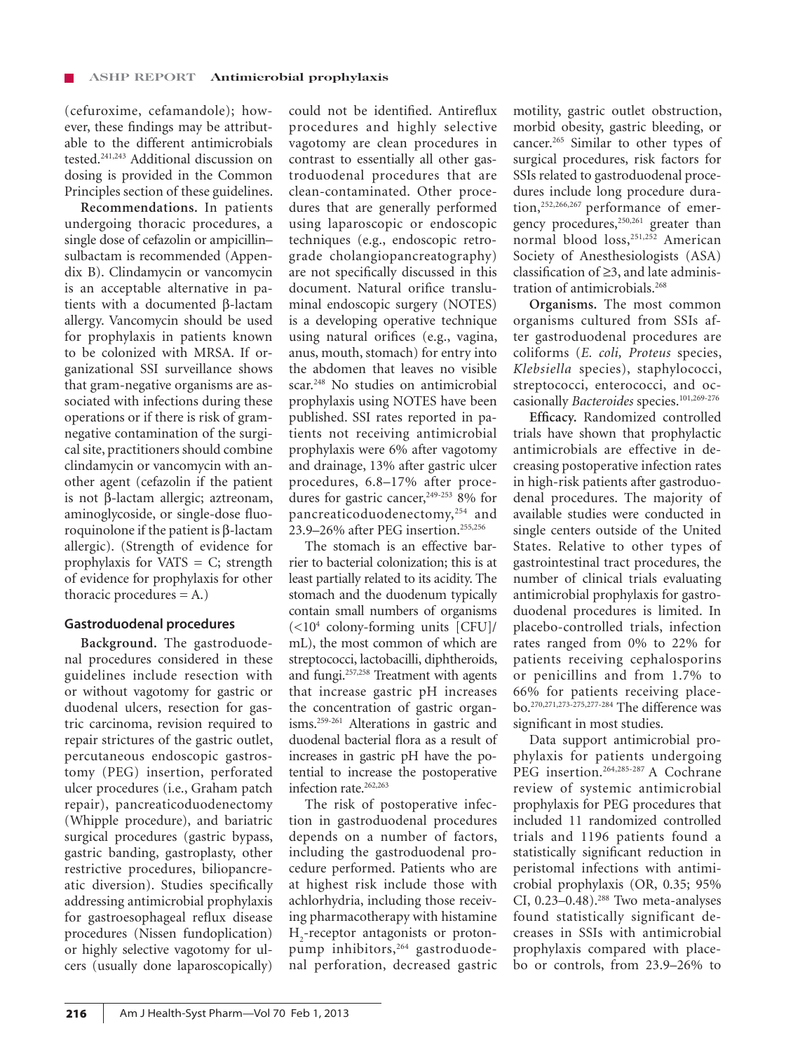(cefuroxime, cefamandole); however, these findings may be attributable to the different antimicrobials tested.[241,243] Additional discussion on dosing is provided in the Common Principles section of these guidelines.

**Recommendations.** In patients undergoing thoracic procedures, a single dose of cefazolin or ampicillin–sulbactam is recommended (Appendix B). Clindamycin or vancomycin is an acceptable alternative in patients with a documented β-lactam allergy. Vancomycin should be used for prophylaxis in patients known to be colonized with MRSA. If organizational SSI surveillance shows that gram-negative organisms are associated with infections during these operations or if there is risk of gram-negative contamination of the surgical site, practitioners should combine clindamycin or vancomycin with another agent (cefazolin if the patient is not β-lactam allergic; aztreonam, aminoglycoside, or single-dose fluoroquinolone if the patient is β-lactam allergic). (Strength of evidence for prophylaxis for VATS = C; strength of evidence for prophylaxis for other thoracic procedures = A.)

## Gastroduodenal procedures

**Background.** The gastroduodenal procedures considered in these guidelines include resection with or without vagotomy for gastric or duodenal ulcers, resection for gastric carcinoma, revision required to repair strictures of the gastric outlet, percutaneous endoscopic gastrostomy (PEG) insertion, perforated ulcer procedures (i.e., Graham patch repair), pancreaticoduodenectomy (Whipple procedure), and bariatric surgical procedures (gastric bypass, gastric banding, gastroplasty, other restrictive procedures, biliopancreatic diversion). Studies specifically addressing antimicrobial prophylaxis for gastroesophageal reflux disease procedures (Nissen fundoplication) or highly selective vagotomy for ulcers (usually done laparoscopically) could not be identified. Antireflux procedures and highly selective vagotomy are clean procedures in contrast to essentially all other gastroduodenal procedures that are clean-contaminated. Other procedures that are generally performed using laparoscopic or endoscopic techniques (e.g., endoscopic retrograde cholangiopancreatography) are not specifically discussed in this document. Natural orifice transluminal endoscopic surgery (NOTES) is a developing operative technique using natural orifices (e.g., vagina, anus, mouth, stomach) for entry into the abdomen that leaves no visible scar.[248] No studies on antimicrobial prophylaxis using NOTES have been published. SSI rates reported in patients not receiving antimicrobial prophylaxis were 6% after vagotomy and drainage, 13% after gastric ulcer procedures, 6.8–17% after procedures for gastric cancer,[249-253] 8% for pancreaticoduodenectomy,[254] and 23.9–26% after PEG insertion.[255,256]

The stomach is an effective barrier to bacterial colonization; this is at least partially related to its acidity. The stomach and the duodenum typically contain small numbers of organisms ($<10^4$ colony-forming units [CFU]/mL), the most common of which are streptococci, lactobacilli, diphtheroids, and fungi.[257,258] Treatment with agents that increase gastric pH increases the concentration of gastric organisms.[259-261] Alterations in gastric and duodenal bacterial flora as a result of increases in gastric pH have the potential to increase the postoperative infection rate.[262,263]

The risk of postoperative infection in gastroduodenal procedures depends on a number of factors, including the gastroduodenal procedure performed. Patients who are at highest risk include those with achlorhydria, including those receiving pharmacotherapy with histamine $H_2$-receptor antagonists or proton-pump inhibitors,[264] gastroduodenal perforation, decreased gastric motility, gastric outlet obstruction, morbid obesity, gastric bleeding, or cancer.[265] Similar to other types of surgical procedures, risk factors for SSIs related to gastroduodenal procedures include long procedure duration,[252,266,267] performance of emergency procedures,[250,261] greater than normal blood loss,[251,252] American Society of Anesthesiologists (ASA) classification of ≥3, and late administration of antimicrobials.[268]

**Organisms.** The most common organisms cultured from SSIs after gastroduodenal procedures are coliforms (*E. coli, Proteus* species, *Klebsiella* species), staphylococci, streptococci, enterococci, and occasionally *Bacteroides* species.[101,269-276]

**Efficacy.** Randomized controlled trials have shown that prophylactic antimicrobials are effective in decreasing postoperative infection rates in high-risk patients after gastroduodenal procedures. The majority of available studies were conducted in single centers outside of the United States. Relative to other types of gastrointestinal tract procedures, the number of clinical trials evaluating antimicrobial prophylaxis for gastroduodenal procedures is limited. In placebo-controlled trials, infection rates ranged from 0% to 22% for patients receiving cephalosporins or penicillins and from 1.7% to 66% for patients receiving placebo.[270,271,273-275,277-284] The difference was significant in most studies.

Data support antimicrobial prophylaxis for patients undergoing PEG insertion.[264,285-287] A Cochrane review of systemic antimicrobial prophylaxis for PEG procedures that included 11 randomized controlled trials and 1196 patients found a statistically significant reduction in peristomal infections with antimicrobial prophylaxis (OR, 0.35; 95% CI, 0.23–0.48).[288] Two meta-analyses found statistically significant decreases in SSIs with antimicrobial prophylaxis compared with placebo or controls, from 23.9–26% to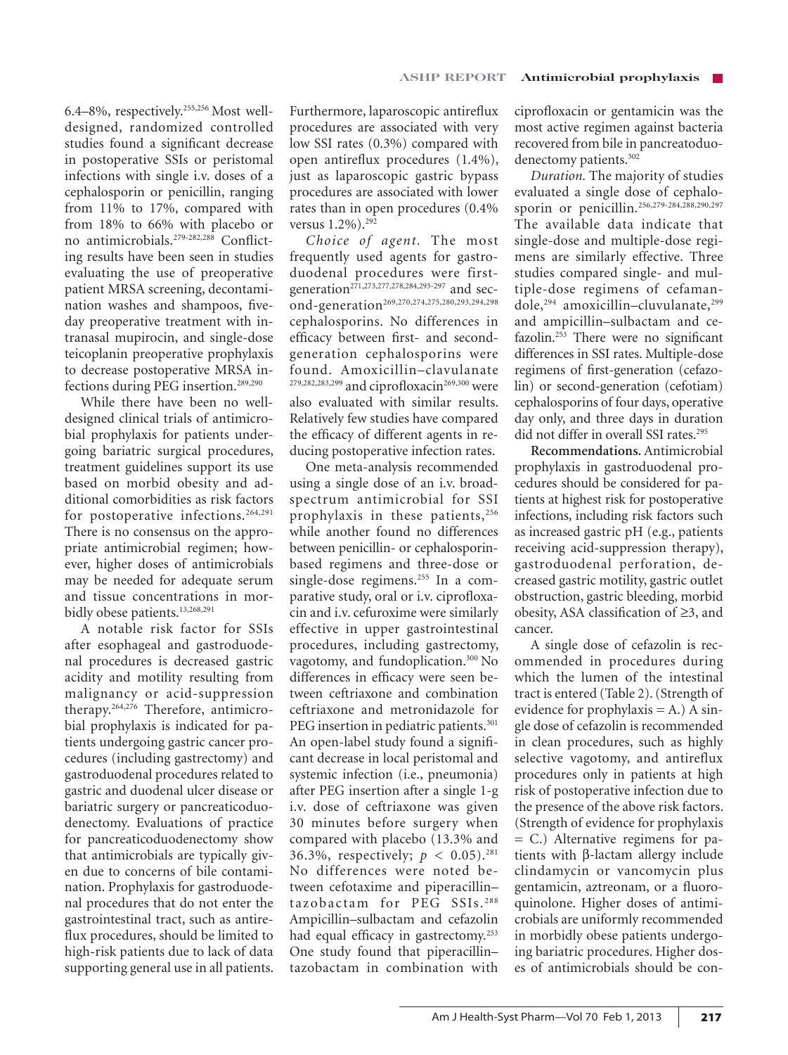6.4–8%, respectively.[255,256] Most well-designed, randomized controlled studies found a significant decrease in postoperative SSIs or peristomal infections with single i.v. doses of a cephalosporin or penicillin, ranging from 11% to 17%, compared with from 18% to 66% with placebo or no antimicrobials.[279-282,288] Conflicting results have been seen in studies evaluating the use of preoperative patient MRSA screening, decontamination washes and shampoos, five-day preoperative treatment with intranasal mupirocin, and single-dose teicoplanin preoperative prophylaxis to decrease postoperative MRSA infections during PEG insertion.[289,290]

While there have been no well-designed clinical trials of antimicrobial prophylaxis for patients undergoing bariatric surgical procedures, treatment guidelines support its use based on morbid obesity and additional comorbidities as risk factors for postoperative infections.[264,291] There is no consensus on the appropriate antimicrobial regimen; however, higher doses of antimicrobials may be needed for adequate serum and tissue concentrations in morbidly obese patients.[13,268,291]

A notable risk factor for SSIs after esophageal and gastroduodenal procedures is decreased gastric acidity and motility resulting from malignancy or acid-suppression therapy.[264,276] Therefore, antimicrobial prophylaxis is indicated for patients undergoing gastric cancer procedures (including gastrectomy) and gastroduodenal procedures related to gastric and duodenal ulcer disease or bariatric surgery or pancreaticoduodenectomy. Evaluations of practice for pancreaticoduodenectomy show that antimicrobials are typically given due to concerns of bile contamination. Prophylaxis for gastroduodenal procedures that do not enter the gastrointestinal tract, such as antireflux procedures, should be limited to high-risk patients due to lack of data supporting general use in all patients. Furthermore, laparoscopic antireflux procedures are associated with very low SSI rates (0.3%) compared with open antireflux procedures (1.4%), just as laparoscopic gastric bypass procedures are associated with lower rates than in open procedures (0.4% versus 1.2%).[292]

*Choice of agent.* The most frequently used agents for gastroduodenal procedures were first-generation[271,273,277,278,284,293-297] and second-generation[269,270,274,275,280,293,294,298] cephalosporins. No differences in efficacy between first- and second-generation cephalosporins were found. Amoxicillin–clavulanate[279,282,283,299] and ciprofloxacin[269,300] were also evaluated with similar results. Relatively few studies have compared the efficacy of different agents in reducing postoperative infection rates.

One meta-analysis recommended using a single dose of an i.v. broad-spectrum antimicrobial for SSI prophylaxis in these patients,[256] while another found no differences between penicillin- or cephalosporin-based regimens and three-dose or single-dose regimens.[255] In a comparative study, oral or i.v. ciprofloxacin and i.v. cefuroxime were similarly effective in upper gastrointestinal procedures, including gastrectomy, vagotomy, and fundoplication.[300] No differences in efficacy were seen between ceftriaxone and combination ceftriaxone and metronidazole for PEG insertion in pediatric patients.[301] An open-label study found a significant decrease in local peristomal and systemic infection (i.e., pneumonia) after PEG insertion after a single 1-g i.v. dose of ceftriaxone was given 30 minutes before surgery when compared with placebo (13.3% and 36.3%, respectively; $p < 0.05$).[281] No differences were noted between cefotaxime and piperacillin–tazobactam for PEG SSIs.[288] Ampicillin–sulbactam and cefazolin had equal efficacy in gastrectomy.[253] One study found that piperacillin–tazobactam in combination with ciprofloxacin or gentamicin was the most active regimen against bacteria recovered from bile in pancreatoduodenectomy patients.[302]

*Duration.* The majority of studies evaluated a single dose of cephalosporin or penicillin.[256,279-284,288,290,297] The available data indicate that single-dose and multiple-dose regimens are similarly effective. Three studies compared single- and multiple-dose regimens of cefamandole,[294] amoxicillin–cluvulanate,[299] and ampicillin–sulbactam and cefazolin.[253] There were no significant differences in SSI rates. Multiple-dose regimens of first-generation (cefazolin) or second-generation (cefotiam) cephalosporins of four days, operative day only, and three days in duration did not differ in overall SSI rates.[295]

**Recommendations.** Antimicrobial prophylaxis in gastroduodenal procedures should be considered for patients at highest risk for postoperative infections, including risk factors such as increased gastric pH (e.g., patients receiving acid-suppression therapy), gastroduodenal perforation, decreased gastric motility, gastric outlet obstruction, gastric bleeding, morbid obesity, ASA classification of ≥3, and cancer.

A single dose of cefazolin is recommended in procedures during which the lumen of the intestinal tract is entered (Table 2). (Strength of evidence for prophylaxis = A.) A single dose of cefazolin is recommended in clean procedures, such as highly selective vagotomy, and antireflux procedures only in patients at high risk of postoperative infection due to the presence of the above risk factors. (Strength of evidence for prophylaxis = C.) Alternative regimens for patients with β-lactam allergy include clindamycin or vancomycin plus gentamicin, aztreonam, or a fluoroquinolone. Higher doses of antimicrobials are uniformly recommended in morbidly obese patients undergoing bariatric procedures. Higher doses of antimicrobials should be con-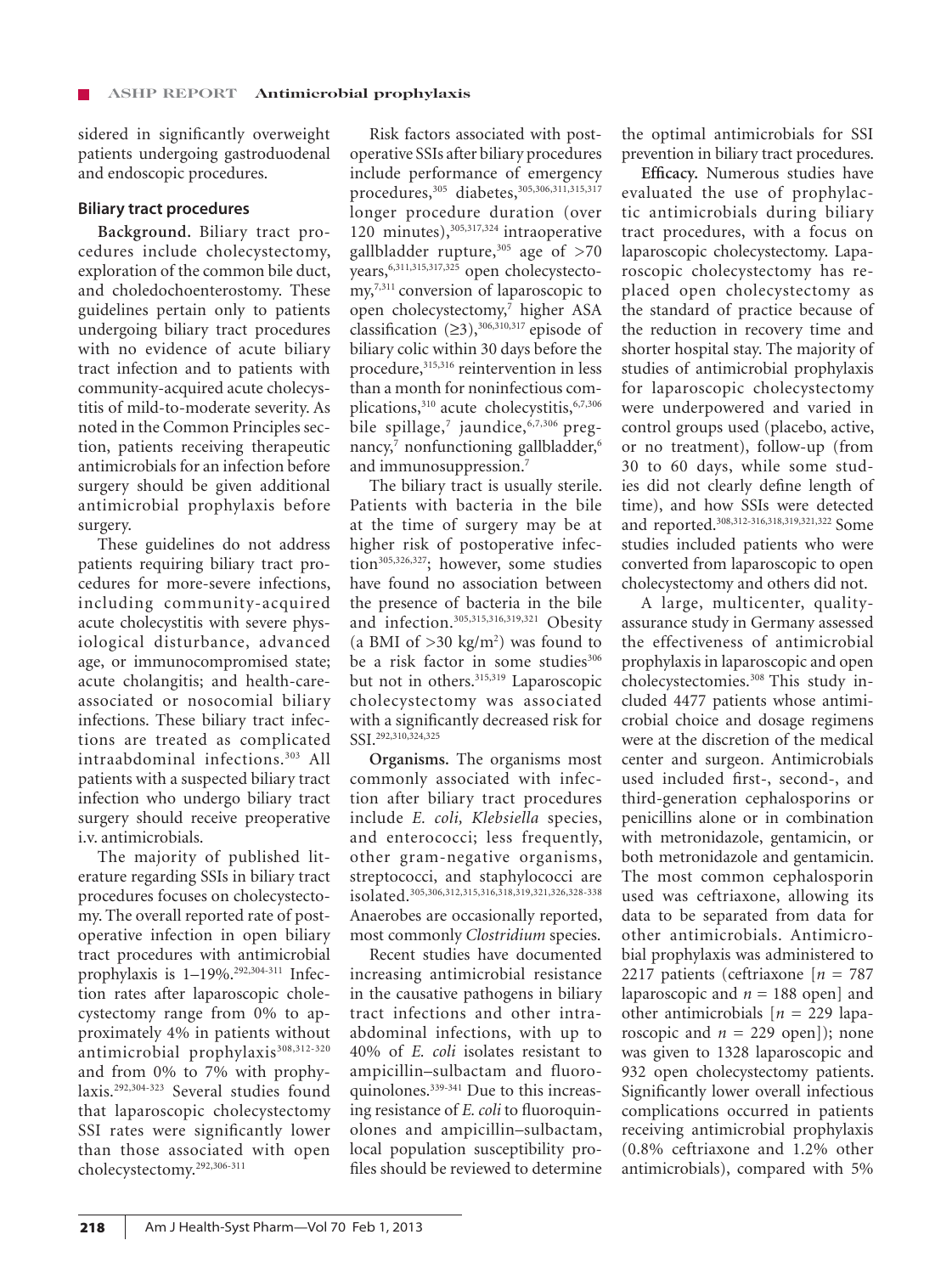sidered in significantly overweight patients undergoing gastroduodenal and endoscopic procedures.

## Biliary tract procedures

**Background.** Biliary tract procedures include cholecystectomy, exploration of the common bile duct, and choledochoenterostomy. These guidelines pertain only to patients undergoing biliary tract procedures with no evidence of acute biliary tract infection and to patients with community-acquired acute cholecystitis of mild-to-moderate severity. As noted in the Common Principles section, patients receiving therapeutic antimicrobials for an infection before surgery should be given additional antimicrobial prophylaxis before surgery.

These guidelines do not address patients requiring biliary tract procedures for more-severe infections, including community-acquired acute cholecystitis with severe physiological disturbance, advanced age, or immunocompromised state; acute cholangitis; and health-care-associated or nosocomial biliary infections. These biliary tract infections are treated as complicated intraabdominal infections.[303] All patients with a suspected biliary tract infection who undergo biliary tract surgery should receive preoperative i.v. antimicrobials.

The majority of published literature regarding SSIs in biliary tract procedures focuses on cholecystectomy. The overall reported rate of postoperative infection in open biliary tract procedures with antimicrobial prophylaxis is 1–19%.[292,304-311] Infection rates after laparoscopic cholecystectomy range from 0% to approximately 4% in patients without antimicrobial prophylaxis[308,312-320] and from 0% to 7% with prophylaxis.[292,304-323] Several studies found that laparoscopic cholecystectomy SSI rates were significantly lower than those associated with open cholecystectomy.[292,306-311]

Risk factors associated with postoperative SSIs after biliary procedures include performance of emergency procedures,[305] diabetes,[305,306,311,315,317] longer procedure duration (over 120 minutes),[305,317,324] intraoperative gallbladder rupture,[305] age of >70 years,[6,311,315,317,325] open cholecystectomy,[7,311] conversion of laparoscopic to open cholecystectomy,[7] higher ASA classification (≥3),[306,310,317] episode of biliary colic within 30 days before the procedure,[315,316] reintervention in less than a month for noninfectious complications,[310] acute cholecystitis,[6,7,306] bile spillage,[7] jaundice,[6,7,306] pregnancy,[7] nonfunctioning gallbladder,[6] and immunosuppression.[7]

The biliary tract is usually sterile. Patients with bacteria in the bile at the time of surgery may be at higher risk of postoperative infection[305,326,327]; however, some studies have found no association between the presence of bacteria in the bile and infection.[305,315,316,319,321] Obesity (a BMI of >30 kg/m$^2$) was found to be a risk factor in some studies[306] but not in others.[315,319] Laparoscopic cholecystectomy was associated with a significantly decreased risk for SSI.[292,310,324,325]

**Organisms.** The organisms most commonly associated with infection after biliary tract procedures include *E. coli, Klebsiella* species, and enterococci; less frequently, other gram-negative organisms, streptococci, and staphylococci are isolated.[305,306,312,315,316,318,319,321,326,328-338] Anaerobes are occasionally reported, most commonly *Clostridium* species.

Recent studies have documented increasing antimicrobial resistance in the causative pathogens in biliary tract infections and other intraabdominal infections, with up to 40% of *E. coli* isolates resistant to ampicillin–sulbactam and fluoroquinolones.[339-341] Due to this increasing resistance of *E. coli* to fluoroquinolones and ampicillin–sulbactam, local population susceptibility profiles should be reviewed to determine the optimal antimicrobials for SSI prevention in biliary tract procedures.

**Efficacy.** Numerous studies have evaluated the use of prophylactic antimicrobials during biliary tract procedures, with a focus on laparoscopic cholecystectomy. Laparoscopic cholecystectomy has replaced open cholecystectomy as the standard of practice because of the reduction in recovery time and shorter hospital stay. The majority of studies of antimicrobial prophylaxis for laparoscopic cholecystectomy were underpowered and varied in control groups used (placebo, active, or no treatment), follow-up (from 30 to 60 days, while some studies did not clearly define length of time), and how SSIs were detected and reported.[308,312-316,318,319,321,322] Some studies included patients who were converted from laparoscopic to open cholecystectomy and others did not.

A large, multicenter, quality-assurance study in Germany assessed the effectiveness of antimicrobial prophylaxis in laparoscopic and open cholecystectomies.[308] This study included 4477 patients whose antimicrobial choice and dosage regimens were at the discretion of the medical center and surgeon. Antimicrobials used included first-, second-, and third-generation cephalosporins or penicillins alone or in combination with metronidazole, gentamicin, or both metronidazole and gentamicin. The most common cephalosporin used was ceftriaxone, allowing its data to be separated from data for other antimicrobials. Antimicrobial prophylaxis was administered to 2217 patients (ceftriaxone [$n$ = 787 laparoscopic and $n$ = 188 open] and other antimicrobials [$n$ = 229 laparoscopic and $n$ = 229 open]); none was given to 1328 laparoscopic and 932 open cholecystectomy patients. Significantly lower overall infectious complications occurred in patients receiving antimicrobial prophylaxis (0.8% ceftriaxone and 1.2% other antimicrobials), compared with 5%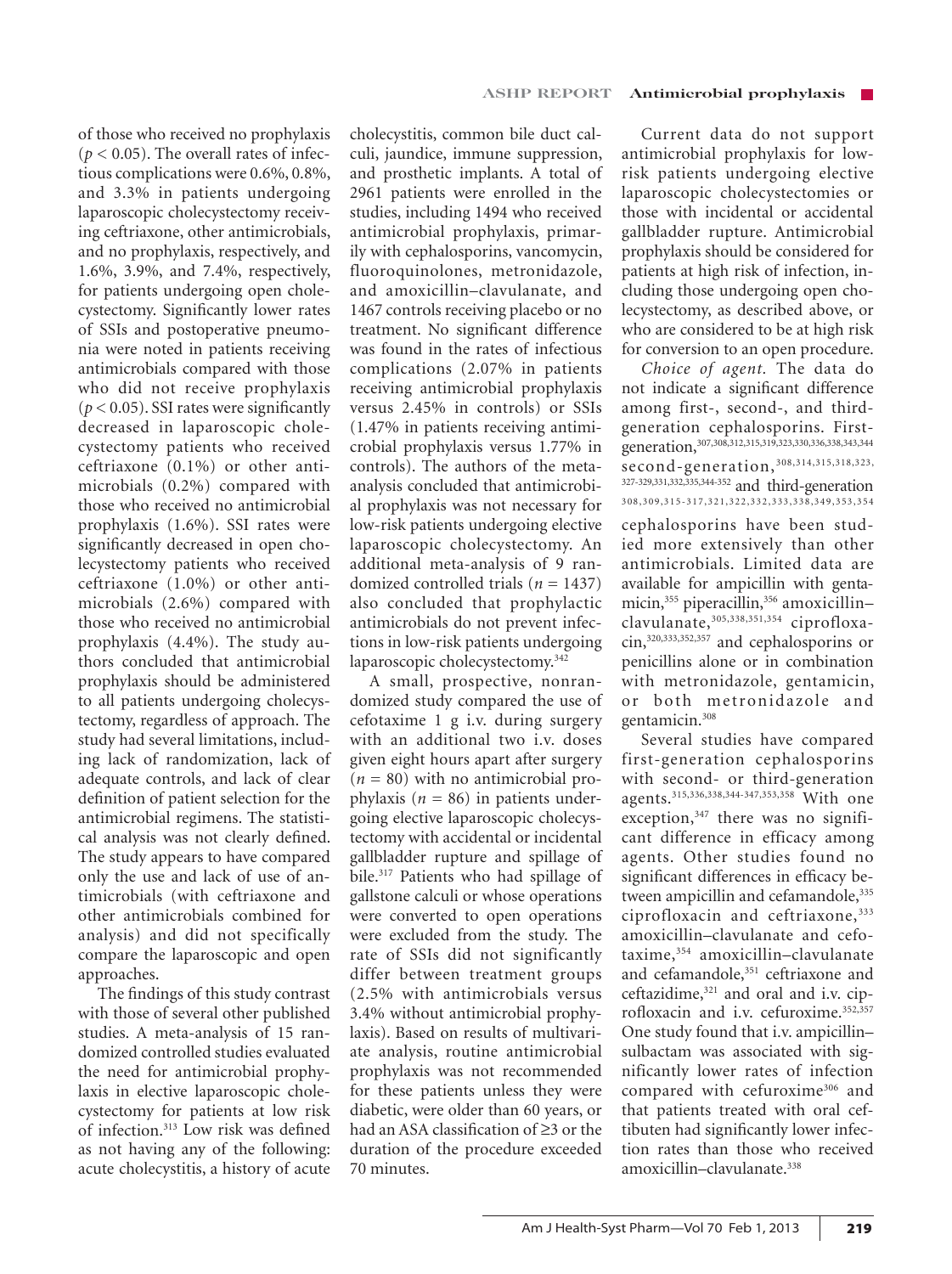of those who received no prophylaxis ($p < 0.05$). The overall rates of infectious complications were 0.6%, 0.8%, and 3.3% in patients undergoing laparoscopic cholecystectomy receiving ceftriaxone, other antimicrobials, and no prophylaxis, respectively, and 1.6%, 3.9%, and 7.4%, respectively, for patients undergoing open cholecystectomy. Significantly lower rates of SSIs and postoperative pneumonia were noted in patients receiving antimicrobials compared with those who did not receive prophylaxis ($p < 0.05$). SSI rates were significantly decreased in laparoscopic cholecystectomy patients who received ceftriaxone (0.1%) or other antimicrobials (0.2%) compared with those who received no antimicrobial prophylaxis (1.6%). SSI rates were significantly decreased in open cholecystectomy patients who received ceftriaxone (1.0%) or other antimicrobials (2.6%) compared with those who received no antimicrobial prophylaxis (4.4%). The study authors concluded that antimicrobial prophylaxis should be administered to all patients undergoing cholecystectomy, regardless of approach. The study had several limitations, including lack of randomization, lack of adequate controls, and lack of clear definition of patient selection for the antimicrobial regimens. The statistical analysis was not clearly defined. The study appears to have compared only the use and lack of use of antimicrobials (with ceftriaxone and other antimicrobials combined for analysis) and did not specifically compare the laparoscopic and open approaches.

The findings of this study contrast with those of several other published studies. A meta-analysis of 15 randomized controlled studies evaluated the need for antimicrobial prophylaxis in elective laparoscopic cholecystectomy for patients at low risk of infection.[313] Low risk was defined as not having any of the following: acute cholecystitis, a history of acute cholecystitis, common bile duct calculi, jaundice, immune suppression, and prosthetic implants. A total of 2961 patients were enrolled in the studies, including 1494 who received antimicrobial prophylaxis, primarily with cephalosporins, vancomycin, fluoroquinolones, metronidazole, and amoxicillin–clavulanate, and 1467 controls receiving placebo or no treatment. No significant difference was found in the rates of infectious complications (2.07% in patients receiving antimicrobial prophylaxis versus 2.45% in controls) or SSIs (1.47% in patients receiving antimicrobial prophylaxis versus 1.77% in controls). The authors of the meta-analysis concluded that antimicrobial prophylaxis was not necessary for low-risk patients undergoing elective laparoscopic cholecystectomy. An additional meta-analysis of 9 randomized controlled trials ($n = 1437$) also concluded that prophylactic antimicrobials do not prevent infections in low-risk patients undergoing laparoscopic cholecystectomy.[342]

A small, prospective, nonrandomized study compared the use of cefotaxime 1 g i.v. during surgery with an additional two i.v. doses given eight hours apart after surgery ($n = 80$) with no antimicrobial prophylaxis ($n = 86$) in patients undergoing elective laparoscopic cholecystectomy with accidental or incidental gallbladder rupture and spillage of bile.[317] Patients who had spillage of gallstone calculi or whose operations were converted to open operations were excluded from the study. The rate of SSIs did not significantly differ between treatment groups (2.5% with antimicrobials versus 3.4% without antimicrobial prophylaxis). Based on results of multivariate analysis, routine antimicrobial prophylaxis was not recommended for these patients unless they were diabetic, were older than 60 years, or had an ASA classification of ≥3 or the duration of the procedure exceeded 70 minutes.

Current data do not support antimicrobial prophylaxis for low-risk patients undergoing elective laparoscopic cholecystectomies or those with incidental or accidental gallbladder rupture. Antimicrobial prophylaxis should be considered for patients at high risk of infection, including those undergoing open cholecystectomy, as described above, or who are considered to be at high risk for conversion to an open procedure.

*Choice of agent.* The data do not indicate a significant difference among first-, second-, and third-generation cephalosporins. First-generation,[307,308,312,315,319,323,330,336,338,343,344] second-generation,[308,314,315,318,323,327-329,331,332,335,344-352] and third-generation[308,309,315-317,321,322,332,333,338,349,353,354] cephalosporins have been studied more extensively than other antimicrobials. Limited data are available for ampicillin with gentamicin,[355] piperacillin,[356] amoxicillin–clavulanate,[305,338,351,354] ciprofloxacin,[320,333,352,357] and cephalosporins or penicillins alone or in combination with metronidazole, gentamicin, or both metronidazole and gentamicin.[308]

Several studies have compared first-generation cephalosporins with second- or third-generation agents.[315,336,338,344-347,353,358] With one exception,[347] there was no significant difference in efficacy among agents. Other studies found no significant differences in efficacy between ampicillin and cefamandole,[335] ciprofloxacin and ceftriaxone,[333] amoxicillin–clavulanate and cefotaxime,[354] amoxicillin–clavulanate and cefamandole,[351] ceftriaxone and ceftazidime,[321] and oral and i.v. ciprofloxacin and i.v. cefuroxime.[352,357] One study found that i.v. ampicillin–sulbactam was associated with significantly lower rates of infection compared with cefuroxime[306] and that patients treated with oral ceftibuten had significantly lower infection rates than those who received amoxicillin–clavulanate.[338]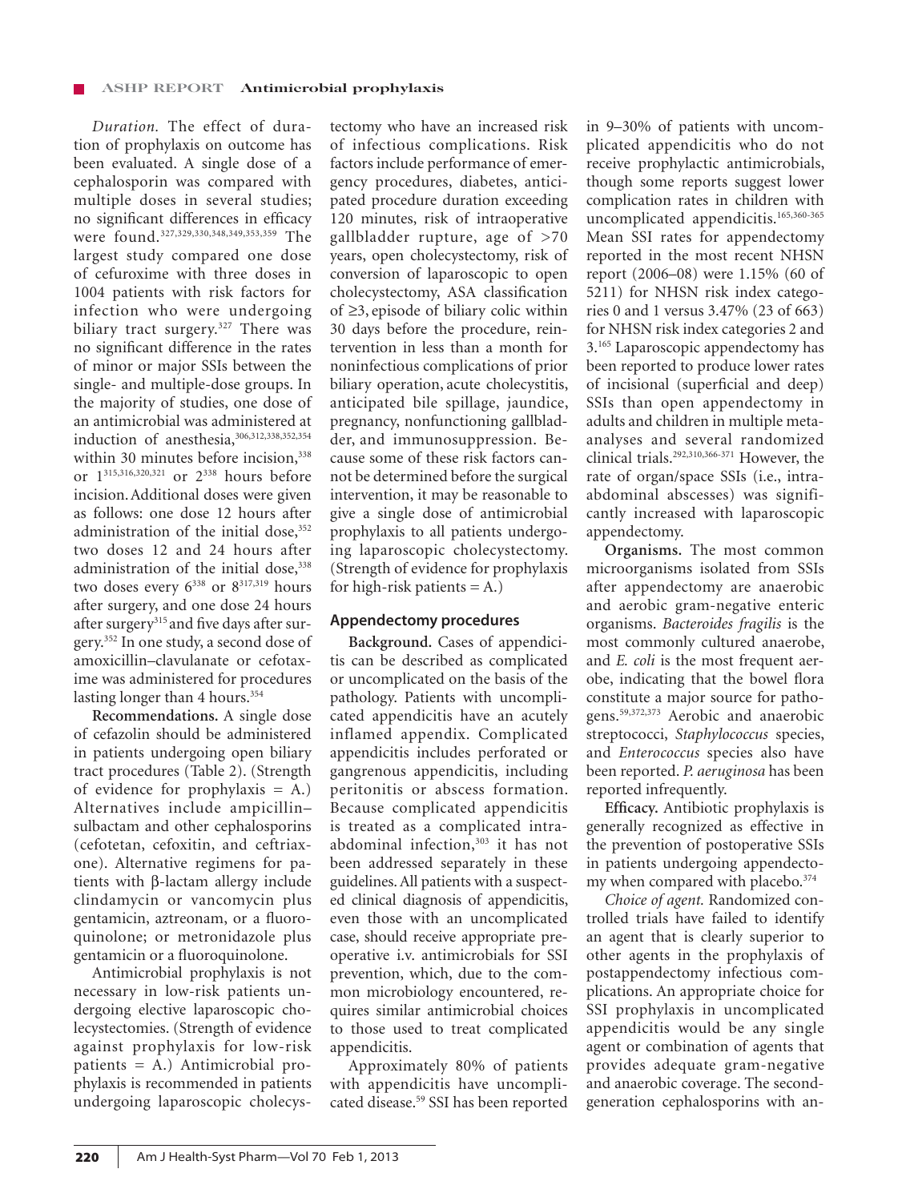*Duration.* The effect of duration of prophylaxis on outcome has been evaluated. A single dose of a cephalosporin was compared with multiple doses in several studies; no significant differences in efficacy were found.[327,329,330,348,349,353,359] The largest study compared one dose of cefuroxime with three doses in 1004 patients with risk factors for infection who were undergoing biliary tract surgery.[327] There was no significant difference in the rates of minor or major SSIs between the single- and multiple-dose groups. In the majority of studies, one dose of an antimicrobial was administered at induction of anesthesia,[306,312,338,352,354] within 30 minutes before incision,[338] or 1[315,316,320,321] or 2[338] hours before incision. Additional doses were given as follows: one dose 12 hours after administration of the initial dose,[352] two doses 12 and 24 hours after administration of the initial dose,[338] two doses every 6[338] or 8[317,319] hours after surgery, and one dose 24 hours after surgery[315] and five days after surgery.[352] In one study, a second dose of amoxicillin–clavulanate or cefotaxime was administered for procedures lasting longer than 4 hours.[354]

**Recommendations.** A single dose of cefazolin should be administered in patients undergoing open biliary tract procedures (Table 2). (Strength of evidence for prophylaxis = A.) Alternatives include ampicillin–sulbactam and other cephalosporins (cefotetan, cefoxitin, and ceftriaxone). Alternative regimens for patients with β-lactam allergy include clindamycin or vancomycin plus gentamicin, aztreonam, or a fluoroquinolone; or metronidazole plus gentamicin or a fluoroquinolone.

Antimicrobial prophylaxis is not necessary in low-risk patients undergoing elective laparoscopic cholecystectomies. (Strength of evidence against prophylaxis for low-risk patients = A.) Antimicrobial prophylaxis is recommended in patients undergoing laparoscopic cholecystectomy who have an increased risk of infectious complications. Risk factors include performance of emergency procedures, diabetes, anticipated procedure duration exceeding 120 minutes, risk of intraoperative gallbladder rupture, age of >70 years, open cholecystectomy, risk of conversion of laparoscopic to open cholecystectomy, ASA classification of ≥3, episode of biliary colic within 30 days before the procedure, reintervention in less than a month for noninfectious complications of prior biliary operation, acute cholecystitis, anticipated bile spillage, jaundice, pregnancy, nonfunctioning gallbladder, and immunosuppression. Because some of these risk factors cannot be determined before the surgical intervention, it may be reasonable to give a single dose of antimicrobial prophylaxis to all patients undergoing laparoscopic cholecystectomy. (Strength of evidence for prophylaxis for high-risk patients = A.)

## Appendectomy procedures

**Background.** Cases of appendicitis can be described as complicated or uncomplicated on the basis of the pathology. Patients with uncomplicated appendicitis have an acutely inflamed appendix. Complicated appendicitis includes perforated or gangrenous appendicitis, including peritonitis or abscess formation. Because complicated appendicitis is treated as a complicated intra-abdominal infection,[303] it has not been addressed separately in these guidelines. All patients with a suspected clinical diagnosis of appendicitis, even those with an uncomplicated case, should receive appropriate preoperative i.v. antimicrobials for SSI prevention, which, due to the common microbiology encountered, requires similar antimicrobial choices to those used to treat complicated appendicitis.

Approximately 80% of patients with appendicitis have uncomplicated disease.[59] SSI has been reported in 9–30% of patients with uncomplicated appendicitis who do not receive prophylactic antimicrobials, though some reports suggest lower complication rates in children with uncomplicated appendicitis.[165,360-365] Mean SSI rates for appendectomy reported in the most recent NHSN report (2006–08) were 1.15% (60 of 5211) for NHSN risk index categories 0 and 1 versus 3.47% (23 of 663) for NHSN risk index categories 2 and 3.[165] Laparoscopic appendectomy has been reported to produce lower rates of incisional (superficial and deep) SSIs than open appendectomy in adults and children in multiple meta-analyses and several randomized clinical trials.[292,310,366-371] However, the rate of organ/space SSIs (i.e., intra-abdominal abscesses) was significantly increased with laparoscopic appendectomy.

**Organisms.** The most common microorganisms isolated from SSIs after appendectomy are anaerobic and aerobic gram-negative enteric organisms. *Bacteroides fragilis* is the most commonly cultured anaerobe, and *E. coli* is the most frequent aerobe, indicating that the bowel flora constitute a major source for pathogens.[59,372,373] Aerobic and anaerobic streptococci, *Staphylococcus* species, and *Enterococcus* species also have been reported. *P. aeruginosa* has been reported infrequently.

**Efficacy.** Antibiotic prophylaxis is generally recognized as effective in the prevention of postoperative SSIs in patients undergoing appendectomy when compared with placebo.[374]

*Choice of agent.* Randomized controlled trials have failed to identify an agent that is clearly superior to other agents in the prophylaxis of postappendectomy infectious complications. An appropriate choice for SSI prophylaxis in uncomplicated appendicitis would be any single agent or combination of agents that provides adequate gram-negative and anaerobic coverage. The second-generation cephalosporins with an-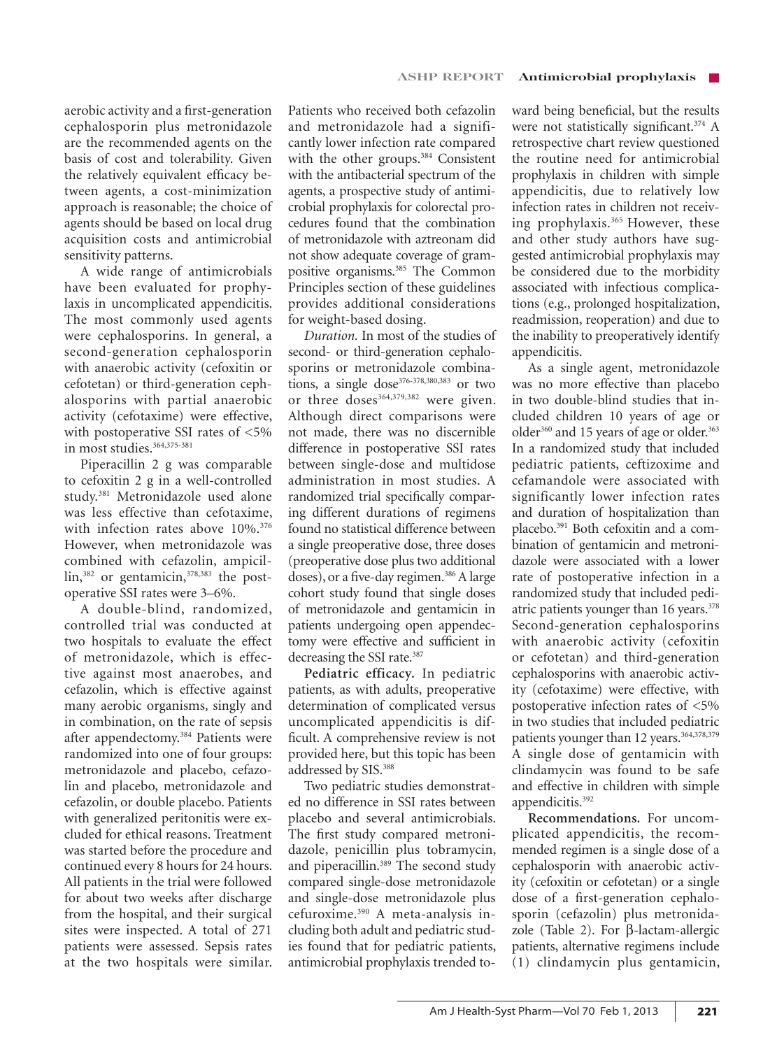aerobic activity and a first-generation cephalosporin plus metronidazole are the recommended agents on the basis of cost and tolerability. Given the relatively equivalent efficacy between agents, a cost-minimization approach is reasonable; the choice of agents should be based on local drug acquisition costs and antimicrobial sensitivity patterns.

A wide range of antimicrobials have been evaluated for prophylaxis in uncomplicated appendicitis. The most commonly used agents were cephalosporins. In general, a second-generation cephalosporin with anaerobic activity (cefoxitin or cefotetan) or third-generation cephalosporins with partial anaerobic activity (cefotaxime) were effective, with postoperative SSI rates of <5% in most studies.[364,375-381]

Piperacillin 2 g was comparable to cefoxitin 2 g in a well-controlled study.[381] Metronidazole used alone was less effective than cefotaxime, with infection rates above 10%.[376] However, when metronidazole was combined with cefazolin, ampicillin,[382] or gentamicin,[378,383] the postoperative SSI rates were 3–6%.

A double-blind, randomized, controlled trial was conducted at two hospitals to evaluate the effect of metronidazole, which is effective against most anaerobes, and cefazolin, which is effective against many aerobic organisms, singly and in combination, on the rate of sepsis after appendectomy.[384] Patients were randomized into one of four groups: metronidazole and placebo, cefazolin and placebo, metronidazole and cefazolin, or double placebo. Patients with generalized peritonitis were excluded for ethical reasons. Treatment was started before the procedure and continued every 8 hours for 24 hours. All patients in the trial were followed for about two weeks after discharge from the hospital, and their surgical sites were inspected. A total of 271 patients were assessed. Sepsis rates at the two hospitals were similar. Patients who received both cefazolin and metronidazole had a significantly lower infection rate compared with the other groups.[384] Consistent with the antibacterial spectrum of the agents, a prospective study of antimicrobial prophylaxis for colorectal procedures found that the combination of metronidazole with aztreonam did not show adequate coverage of gram-positive organisms.[385] The Common Principles section of these guidelines provides additional considerations for weight-based dosing.

*Duration.* In most of the studies of second- or third-generation cephalosporins or metronidazole combinations, a single dose[376-378,380,383] or two or three doses[364,379,382] were given. Although direct comparisons were not made, there was no discernible difference in postoperative SSI rates between single-dose and multidose administration in most studies. A randomized trial specifically comparing different durations of regimens found no statistical difference between a single preoperative dose, three doses (preoperative dose plus two additional doses), or a five-day regimen.[386] A large cohort study found that single doses of metronidazole and gentamicin in patients undergoing open appendectomy were effective and sufficient in decreasing the SSI rate.[387]

**Pediatric efficacy.** In pediatric patients, as with adults, preoperative determination of complicated versus uncomplicated appendicitis is difficult. A comprehensive review is not provided here, but this topic has been addressed by SIS.[388]

Two pediatric studies demonstrated no difference in SSI rates between placebo and several antimicrobials. The first study compared metronidazole, penicillin plus tobramycin, and piperacillin.[389] The second study compared single-dose metronidazole and single-dose metronidazole plus cefuroxime.[390] A meta-analysis including both adult and pediatric studies found that for pediatric patients, antimicrobial prophylaxis trended toward being beneficial, but the results were not statistically significant.[374] A retrospective chart review questioned the routine need for antimicrobial prophylaxis in children with simple appendicitis, due to relatively low infection rates in children not receiving prophylaxis.[365] However, these and other study authors have suggested antimicrobial prophylaxis may be considered due to the morbidity associated with infectious complications (e.g., prolonged hospitalization, readmission, reoperation) and due to the inability to preoperatively identify appendicitis.

As a single agent, metronidazole was no more effective than placebo in two double-blind studies that included children 10 years of age or older[360] and 15 years of age or older.[363] In a randomized study that included pediatric patients, ceftizoxime and cefamandole were associated with significantly lower infection rates and duration of hospitalization than placebo.[391] Both cefoxitin and a combination of gentamicin and metronidazole were associated with a lower rate of postoperative infection in a randomized study that included pediatric patients younger than 16 years.[378] Second-generation cephalosporins with anaerobic activity (cefoxitin or cefotetan) and third-generation cephalosporins with anaerobic activity (cefotaxime) were effective, with postoperative infection rates of <5% in two studies that included pediatric patients younger than 12 years.[364,378,379] A single dose of gentamicin with clindamycin was found to be safe and effective in children with simple appendicitis.[392]

**Recommendations.** For uncomplicated appendicitis, the recommended regimen is a single dose of a cephalosporin with anaerobic activity (cefoxitin or cefotetan) or a single dose of a first-generation cephalosporin (cefazolin) plus metronidazole (Table 2). For β-lactam-allergic patients, alternative regimens include (1) clindamycin plus gentamicin,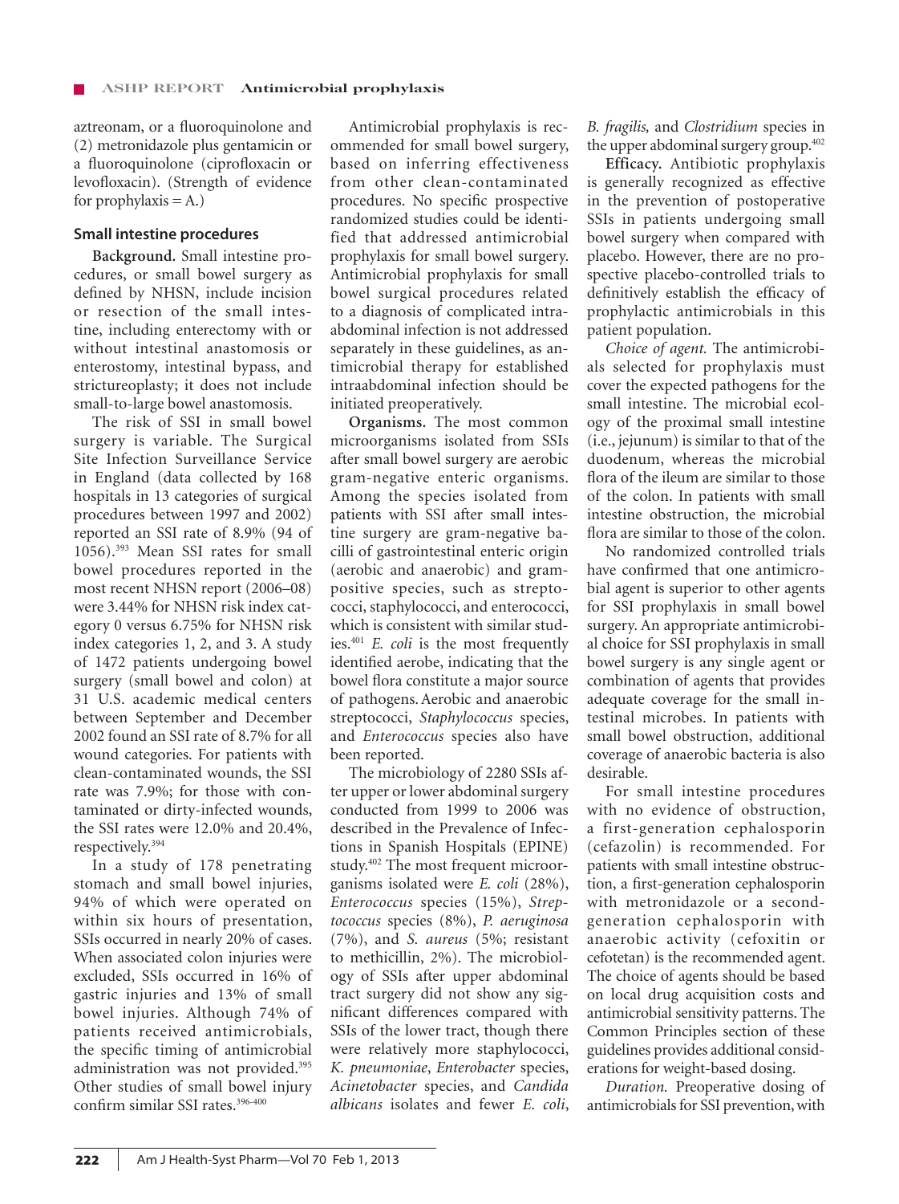aztreonam, or a fluoroquinolone and (2) metronidazole plus gentamicin or a fluoroquinolone (ciprofloxacin or levofloxacin). (Strength of evidence for prophylaxis = A.)

### Small intestine procedures

**Background.** Small intestine procedures, or small bowel surgery as defined by NHSN, include incision or resection of the small intestine, including enterectomy with or without intestinal anastomosis or enterostomy, intestinal bypass, and strictureoplasty; it does not include small-to-large bowel anastomosis.

The risk of SSI in small bowel surgery is variable. The Surgical Site Infection Surveillance Service in England (data collected by 168 hospitals in 13 categories of surgical procedures between 1997 and 2002) reported an SSI rate of 8.9% (94 of 1056).[393] Mean SSI rates for small bowel procedures reported in the most recent NHSN report (2006–08) were 3.44% for NHSN risk index category 0 versus 6.75% for NHSN risk index categories 1, 2, and 3. A study of 1472 patients undergoing bowel surgery (small bowel and colon) at 31 U.S. academic medical centers between September and December 2002 found an SSI rate of 8.7% for all wound categories. For patients with clean-contaminated wounds, the SSI rate was 7.9%; for those with contaminated or dirty-infected wounds, the SSI rates were 12.0% and 20.4%, respectively.[394]

In a study of 178 penetrating stomach and small bowel injuries, 94% of which were operated on within six hours of presentation, SSIs occurred in nearly 20% of cases. When associated colon injuries were excluded, SSIs occurred in 16% of gastric injuries and 13% of small bowel injuries. Although 74% of patients received antimicrobials, the specific timing of antimicrobial administration was not provided.[395] Other studies of small bowel injury confirm similar SSI rates.[396-400]

Antimicrobial prophylaxis is recommended for small bowel surgery, based on inferring effectiveness from other clean-contaminated procedures. No specific prospective randomized studies could be identified that addressed antimicrobial prophylaxis for small bowel surgery. Antimicrobial prophylaxis for small bowel surgical procedures related to a diagnosis of complicated intraabdominal infection is not addressed separately in these guidelines, as antimicrobial therapy for established intraabdominal infection should be initiated preoperatively.

**Organisms.** The most common microorganisms isolated from SSIs after small bowel surgery are aerobic gram-negative enteric organisms. Among the species isolated from patients with SSI after small intestine surgery are gram-negative bacilli of gastrointestinal enteric origin (aerobic and anaerobic) and gram-positive species, such as streptococci, staphylococci, and enterococci, which is consistent with similar studies.[401] *E. coli* is the most frequently identified aerobe, indicating that the bowel flora constitute a major source of pathogens. Aerobic and anaerobic streptococci, *Staphylococcus* species, and *Enterococcus* species also have been reported.

The microbiology of 2280 SSIs after upper or lower abdominal surgery conducted from 1999 to 2006 was described in the Prevalence of Infections in Spanish Hospitals (EPINE) study.[402] The most frequent microorganisms isolated were *E. coli* (28%), *Enterococcus* species (15%), *Streptococcus* species (8%), *P. aeruginosa* (7%), and *S. aureus* (5%; resistant to methicillin, 2%). The microbiology of SSIs after upper abdominal tract surgery did not show any significant differences compared with SSIs of the lower tract, though there were relatively more staphylococci, *K. pneumoniae*, *Enterobacter* species, *Acinetobacter* species, and *Candida albicans* isolates and fewer *E. coli*, *B. fragilis,* and *Clostridium* species in the upper abdominal surgery group.[402]

**Efficacy.** Antibiotic prophylaxis is generally recognized as effective in the prevention of postoperative SSIs in patients undergoing small bowel surgery when compared with placebo. However, there are no prospective placebo-controlled trials to definitively establish the efficacy of prophylactic antimicrobials in this patient population.

*Choice of agent.* The antimicrobials selected for prophylaxis must cover the expected pathogens for the small intestine. The microbial ecology of the proximal small intestine (i.e., jejunum) is similar to that of the duodenum, whereas the microbial flora of the ileum are similar to those of the colon. In patients with small intestine obstruction, the microbial flora are similar to those of the colon.

No randomized controlled trials have confirmed that one antimicrobial agent is superior to other agents for SSI prophylaxis in small bowel surgery. An appropriate antimicrobial choice for SSI prophylaxis in small bowel surgery is any single agent or combination of agents that provides adequate coverage for the small intestinal microbes. In patients with small bowel obstruction, additional coverage of anaerobic bacteria is also desirable.

For small intestine procedures with no evidence of obstruction, a first-generation cephalosporin (cefazolin) is recommended. For patients with small intestine obstruction, a first-generation cephalosporin with metronidazole or a second-generation cephalosporin with anaerobic activity (cefoxitin or cefotetan) is the recommended agent. The choice of agents should be based on local drug acquisition costs and antimicrobial sensitivity patterns. The Common Principles section of these guidelines provides additional considerations for weight-based dosing.

*Duration.* Preoperative dosing of antimicrobials for SSI prevention, with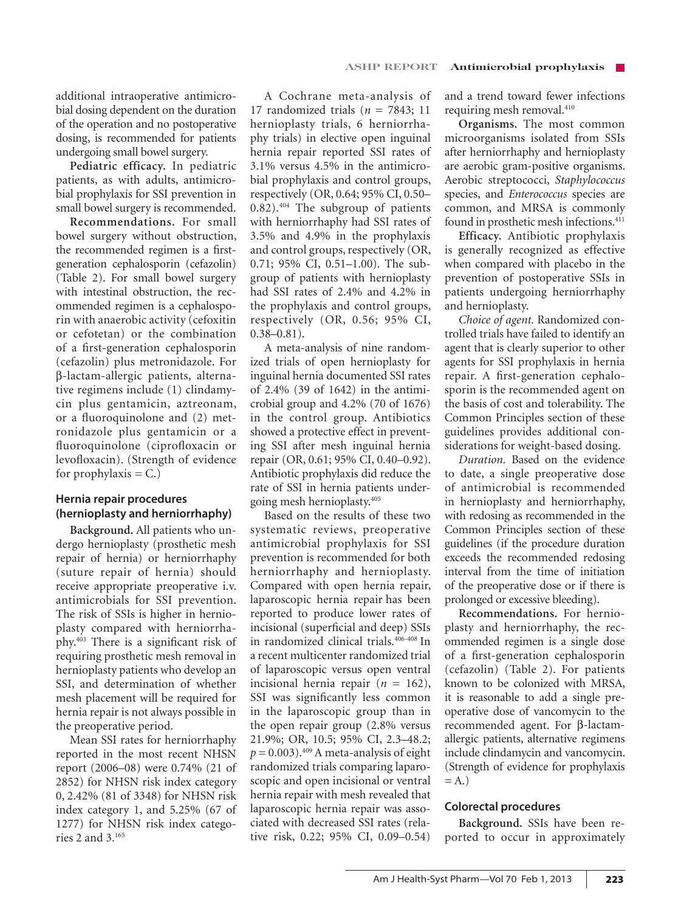additional intraoperative antimicrobial dosing dependent on the duration of the operation and no postoperative dosing, is recommended for patients undergoing small bowel surgery.

**Pediatric efficacy.** In pediatric patients, as with adults, antimicrobial prophylaxis for SSI prevention in small bowel surgery is recommended.

**Recommendations.** For small bowel surgery without obstruction, the recommended regimen is a first-generation cephalosporin (cefazolin) (Table 2). For small bowel surgery with intestinal obstruction, the recommended regimen is a cephalosporin with anaerobic activity (cefoxitin or cefotetan) or the combination of a first-generation cephalosporin (cefazolin) plus metronidazole. For β-lactam-allergic patients, alternative regimens include (1) clindamycin plus gentamicin, aztreonam, or a fluoroquinolone and (2) metronidazole plus gentamicin or a fluoroquinolone (ciprofloxacin or levofloxacin). (Strength of evidence for prophylaxis = C.)

## Hernia repair procedures (hernioplasty and herniorrhaphy)

**Background.** All patients who undergo hernioplasty (prosthetic mesh repair of hernia) or herniorrhaphy (suture repair of hernia) should receive appropriate preoperative i.v. antimicrobials for SSI prevention. The risk of SSIs is higher in hernioplasty compared with herniorrhaphy.[403] There is a significant risk of requiring prosthetic mesh removal in hernioplasty patients who develop an SSI, and determination of whether mesh placement will be required for hernia repair is not always possible in the preoperative period.

Mean SSI rates for herniorrhaphy reported in the most recent NHSN report (2006–08) were 0.74% (21 of 2852) for NHSN risk index category 0, 2.42% (81 of 3348) for NHSN risk index category 1, and 5.25% (67 of 1277) for NHSN risk index categories 2 and 3.[165]

A Cochrane meta-analysis of 17 randomized trials ($n$ = 7843; 11 hernioplasty trials, 6 herniorrhaphy trials) in elective open inguinal hernia repair reported SSI rates of 3.1% versus 4.5% in the antimicrobial prophylaxis and control groups, respectively (OR, 0.64; 95% CI, 0.50–0.82).[404] The subgroup of patients with herniorrhaphy had SSI rates of 3.5% and 4.9% in the prophylaxis and control groups, respectively (OR, 0.71; 95% CI, 0.51–1.00). The subgroup of patients with hernioplasty had SSI rates of 2.4% and 4.2% in the prophylaxis and control groups, respectively (OR, 0.56; 95% CI, 0.38–0.81).

A meta-analysis of nine randomized trials of open hernioplasty for inguinal hernia documented SSI rates of 2.4% (39 of 1642) in the antimicrobial group and 4.2% (70 of 1676) in the control group. Antibiotics showed a protective effect in preventing SSI after mesh inguinal hernia repair (OR, 0.61; 95% CI, 0.40–0.92). Antibiotic prophylaxis did reduce the rate of SSI in hernia patients undergoing mesh hernioplasty.[405]

Based on the results of these two systematic reviews, preoperative antimicrobial prophylaxis for SSI prevention is recommended for both herniorrhaphy and hernioplasty. Compared with open hernia repair, laparoscopic hernia repair has been reported to produce lower rates of incisional (superficial and deep) SSIs in randomized clinical trials.[406-408] In a recent multicenter randomized trial of laparoscopic versus open ventral incisional hernia repair ($n$ = 162), SSI was significantly less common in the laparoscopic group than in the open repair group (2.8% versus 21.9%; OR, 10.5; 95% CI, 2.3–48.2; $p$ = 0.003).[409] A meta-analysis of eight randomized trials comparing laparoscopic and open incisional or ventral hernia repair with mesh revealed that laparoscopic hernia repair was associated with decreased SSI rates (relative risk, 0.22; 95% CI, 0.09–0.54) and a trend toward fewer infections requiring mesh removal.[410]

**Organisms.** The most common microorganisms isolated from SSIs after herniorrhaphy and hernioplasty are aerobic gram-positive organisms. Aerobic streptococci, *Staphylococcus* species, and *Enterococcus* species are common, and MRSA is commonly found in prosthetic mesh infections.[411]

**Efficacy.** Antibiotic prophylaxis is generally recognized as effective when compared with placebo in the prevention of postoperative SSIs in patients undergoing herniorrhaphy and hernioplasty.

*Choice of agent.* Randomized controlled trials have failed to identify an agent that is clearly superior to other agents for SSI prophylaxis in hernia repair. A first-generation cephalosporin is the recommended agent on the basis of cost and tolerability. The Common Principles section of these guidelines provides additional considerations for weight-based dosing.

*Duration.* Based on the evidence to date, a single preoperative dose of antimicrobial is recommended in hernioplasty and herniorrhaphy, with redosing as recommended in the Common Principles section of these guidelines (if the procedure duration exceeds the recommended redosing interval from the time of initiation of the preoperative dose or if there is prolonged or excessive bleeding).

**Recommendations.** For hernioplasty and herniorrhaphy, the recommended regimen is a single dose of a first-generation cephalosporin (cefazolin) (Table 2). For patients known to be colonized with MRSA, it is reasonable to add a single preoperative dose of vancomycin to the recommended agent. For β-lactam-allergic patients, alternative regimens include clindamycin and vancomycin. (Strength of evidence for prophylaxis = A.)

## Colorectal procedures

**Background.** SSIs have been reported to occur in approximately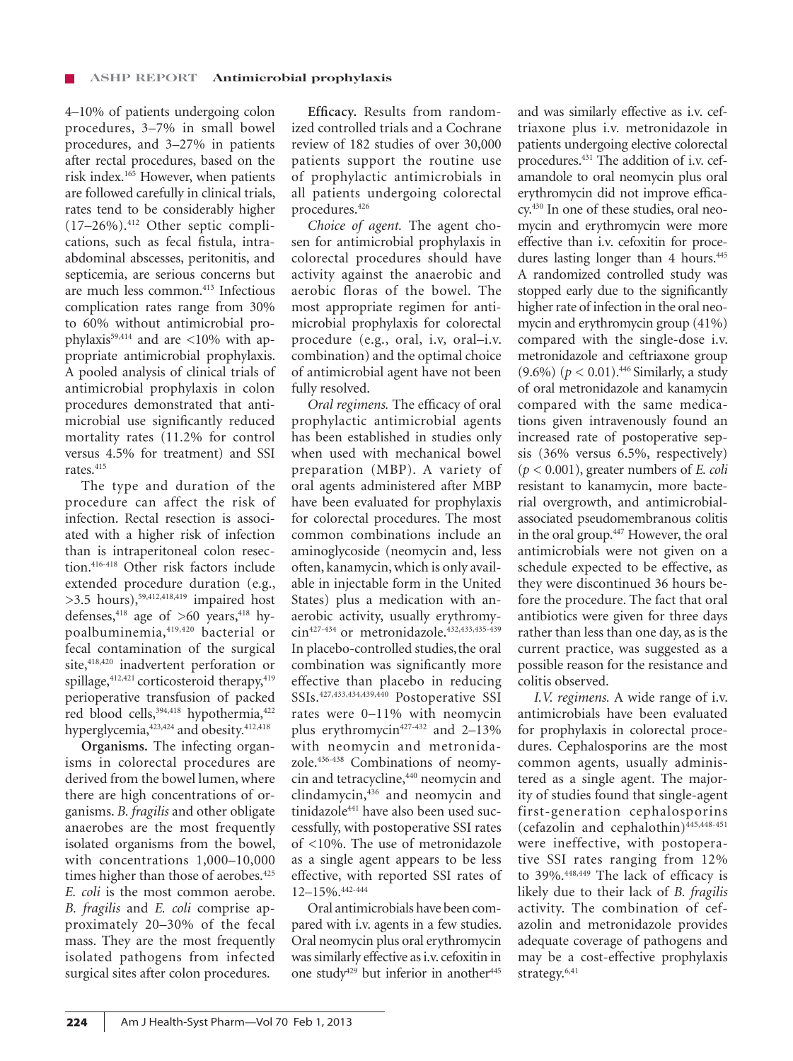4–10% of patients undergoing colon procedures, 3–7% in small bowel procedures, and 3–27% in patients after rectal procedures, based on the risk index.[165] However, when patients are followed carefully in clinical trials, rates tend to be considerably higher (17–26%).[412] Other septic complications, such as fecal fistula, intra-abdominal abscesses, peritonitis, and septicemia, are serious concerns but are much less common.[413] Infectious complication rates range from 30% to 60% without antimicrobial prophylaxis[59,414] and are <10% with appropriate antimicrobial prophylaxis. A pooled analysis of clinical trials of antimicrobial prophylaxis in colon procedures demonstrated that antimicrobial use significantly reduced mortality rates (11.2% for control versus 4.5% for treatment) and SSI rates.[415]

The type and duration of the procedure can affect the risk of infection. Rectal resection is associated with a higher risk of infection than is intraperitoneal colon resection.[416-418] Other risk factors include extended procedure duration (e.g., >3.5 hours),[59,412,418,419] impaired host defenses,[418] age of >60 years,[418] hypoalbuminemia,[419,420] bacterial or fecal contamination of the surgical site,[418,420] inadvertent perforation or spillage,[412,421] corticosteroid therapy,[419] perioperative transfusion of packed red blood cells,[394,418] hypothermia,[422] hyperglycemia,[423,424] and obesity.[412,418]

**Organisms.** The infecting organisms in colorectal procedures are derived from the bowel lumen, where there are high concentrations of organisms. *B. fragilis* and other obligate anaerobes are the most frequently isolated organisms from the bowel, with concentrations 1,000–10,000 times higher than those of aerobes.[425] *E. coli* is the most common aerobe. *B. fragilis* and *E. coli* comprise approximately 20–30% of the fecal mass. They are the most frequently isolated pathogens from infected surgical sites after colon procedures.

**Efficacy.** Results from randomized controlled trials and a Cochrane review of 182 studies of over 30,000 patients support the routine use of prophylactic antimicrobials in all patients undergoing colorectal procedures.[426]

*Choice of agent.* The agent chosen for antimicrobial prophylaxis in colorectal procedures should have activity against the anaerobic and aerobic floras of the bowel. The most appropriate regimen for antimicrobial prophylaxis for colorectal procedure (e.g., oral, i.v, oral–i.v. combination) and the optimal choice of antimicrobial agent have not been fully resolved.

*Oral regimens.* The efficacy of oral prophylactic antimicrobial agents has been established in studies only when used with mechanical bowel preparation (MBP). A variety of oral agents administered after MBP have been evaluated for prophylaxis for colorectal procedures. The most common combinations include an aminoglycoside (neomycin and, less often, kanamycin, which is only available in injectable form in the United States) plus a medication with anaerobic activity, usually erythromycin[427-434] or metronidazole.[432,433,435-439] In placebo-controlled studies, the oral combination was significantly more effective than placebo in reducing SSIs.[427,433,434,439,440] Postoperative SSI rates were 0–11% with neomycin plus erythromycin[427-432] and 2–13% with neomycin and metronidazole.[436-438] Combinations of neomycin and tetracycline,[440] neomycin and clindamycin,[436] and neomycin and tinidazole[441] have also been used successfully, with postoperative SSI rates of <10%. The use of metronidazole as a single agent appears to be less effective, with reported SSI rates of 12–15%.[442-444]

Oral antimicrobials have been compared with i.v. agents in a few studies. Oral neomycin plus oral erythromycin was similarly effective as i.v. cefoxitin in one study[429] but inferior in another[445] and was similarly effective as i.v. ceftriaxone plus i.v. metronidazole in patients undergoing elective colorectal procedures.[431] The addition of i.v. cefamandole to oral neomycin plus oral erythromycin did not improve efficacy.[430] In one of these studies, oral neomycin and erythromycin were more effective than i.v. cefoxitin for procedures lasting longer than 4 hours.[445] A randomized controlled study was stopped early due to the significantly higher rate of infection in the oral neomycin and erythromycin group (41%) compared with the single-dose i.v. metronidazole and ceftriaxone group (9.6%) ($p < 0.01$).[446] Similarly, a study of oral metronidazole and kanamycin compared with the same medications given intravenously found an increased rate of postoperative sepsis (36% versus 6.5%, respectively) ($p < 0.001$), greater numbers of *E. coli* resistant to kanamycin, more bacterial overgrowth, and antimicrobial-associated pseudomembranous colitis in the oral group.[447] However, the oral antimicrobials were not given on a schedule expected to be effective, as they were discontinued 36 hours before the procedure. The fact that oral antibiotics were given for three days rather than less than one day, as is the current practice, was suggested as a possible reason for the resistance and colitis observed.

*I.V. regimens.* A wide range of i.v. antimicrobials have been evaluated for prophylaxis in colorectal procedures. Cephalosporins are the most common agents, usually administered as a single agent. The majority of studies found that single-agent first-generation cephalosporins (cefazolin and cephalothin)[445,448-451] were ineffective, with postoperative SSI rates ranging from 12% to 39%.[448,449] The lack of efficacy is likely due to their lack of *B. fragilis* activity. The combination of cefazolin and metronidazole provides adequate coverage of pathogens and may be a cost-effective prophylaxis strategy.[6,41]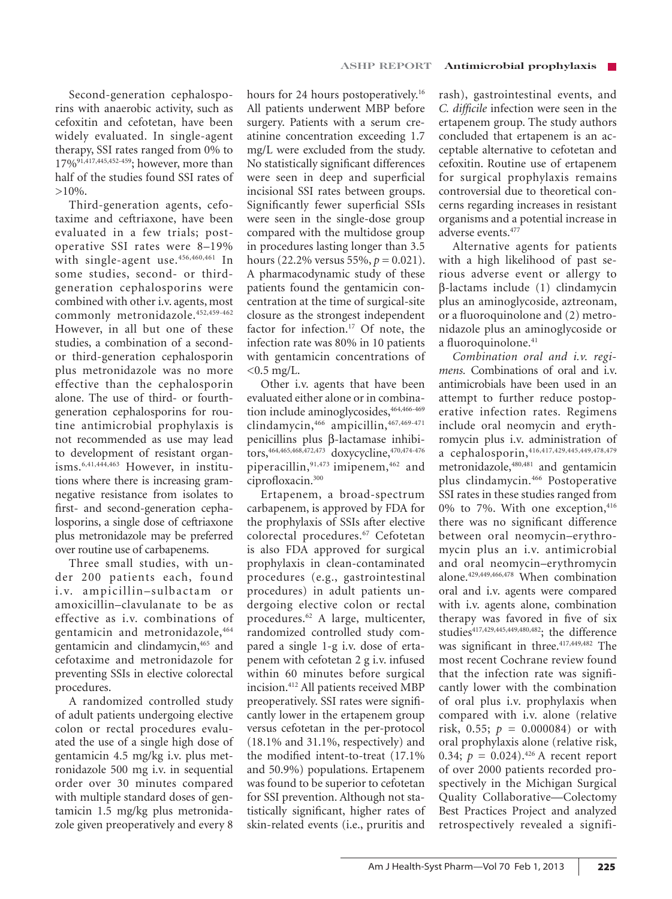Second-generation cephalosporins with anaerobic activity, such as cefoxitin and cefotetan, have been widely evaluated. In single-agent therapy, SSI rates ranged from 0% to 17%[91,417,445,452-459]; however, more than half of the studies found SSI rates of >10%.

Third-generation agents, cefotaxime and ceftriaxone, have been evaluated in a few trials; postoperative SSI rates were 8–19% with single-agent use.[456,460,461] In some studies, second- or third-generation cephalosporins were combined with other i.v. agents, most commonly metronidazole.[452,459-462] However, in all but one of these studies, a combination of a second- or third-generation cephalosporin plus metronidazole was no more effective than the cephalosporin alone. The use of third- or fourth-generation cephalosporins for routine antimicrobial prophylaxis is not recommended as use may lead to development of resistant organisms.[6,41,444,463] However, in institutions where there is increasing gram-negative resistance from isolates to first- and second-generation cephalosporins, a single dose of ceftriaxone plus metronidazole may be preferred over routine use of carbapenems.

Three small studies, with under 200 patients each, found i.v. ampicillin–sulbactam or amoxicillin–clavulanate to be as effective as i.v. combinations of gentamicin and metronidazole,[464] gentamicin and clindamycin,[465] and cefotaxime and metronidazole for preventing SSIs in elective colorectal procedures.

A randomized controlled study of adult patients undergoing elective colon or rectal procedures evaluated the use of a single high dose of gentamicin 4.5 mg/kg i.v. plus metronidazole 500 mg i.v. in sequential order over 30 minutes compared with multiple standard doses of gentamicin 1.5 mg/kg plus metronidazole given preoperatively and every 8 hours for 24 hours postoperatively.[16] All patients underwent MBP before surgery. Patients with a serum creatinine concentration exceeding 1.7 mg/L were excluded from the study. No statistically significant differences were seen in deep and superficial incisional SSI rates between groups. Significantly fewer superficial SSIs were seen in the single-dose group compared with the multidose group in procedures lasting longer than 3.5 hours (22.2% versus 55%, $p = 0.021$). A pharmacodynamic study of these patients found the gentamicin concentration at the time of surgical-site closure as the strongest independent factor for infection.[17] Of note, the infection rate was 80% in 10 patients with gentamicin concentrations of <0.5 mg/L.

Other i.v. agents that have been evaluated either alone or in combination include aminoglycosides,[464,466-469] clindamycin,[466] ampicillin,[467,469-471] penicillins plus β-lactamase inhibitors,[464,465,468,472,473] doxycycline,[470,474-476] piperacillin,[91,473] imipenem,[462] and ciprofloxacin.[300]

Ertapenem, a broad-spectrum carbapenem, is approved by FDA for the prophylaxis of SSIs after elective colorectal procedures.[67] Cefotetan is also FDA approved for surgical prophylaxis in clean-contaminated procedures (e.g., gastrointestinal procedures) in adult patients undergoing elective colon or rectal procedures.[62] A large, multicenter, randomized controlled study compared a single 1-g i.v. dose of ertapenem with cefotetan 2 g i.v. infused within 60 minutes before surgical incision.[412] All patients received MBP preoperatively. SSI rates were significantly lower in the ertapenem group versus cefotetan in the per-protocol (18.1% and 31.1%, respectively) and the modified intent-to-treat (17.1% and 50.9%) populations. Ertapenem was found to be superior to cefotetan for SSI prevention. Although not statistically significant, higher rates of skin-related events (i.e., pruritis and rash), gastrointestinal events, and *C. difficile* infection were seen in the ertapenem group. The study authors concluded that ertapenem is an acceptable alternative to cefotetan and cefoxitin. Routine use of ertapenem for surgical prophylaxis remains controversial due to theoretical concerns regarding increases in resistant organisms and a potential increase in adverse events.[477]

Alternative agents for patients with a high likelihood of past serious adverse event or allergy to β-lactams include (1) clindamycin plus an aminoglycoside, aztreonam, or a fluoroquinolone and (2) metronidazole plus an aminoglycoside or a fluoroquinolone.[41]

*Combination oral and i.v. regimens.* Combinations of oral and i.v. antimicrobials have been used in an attempt to further reduce postoperative infection rates. Regimens include oral neomycin and erythromycin plus i.v. administration of a cephalosporin,[416,417,429,445,449,478,479] metronidazole,[480,481] and gentamicin plus clindamycin.[466] Postoperative SSI rates in these studies ranged from 0% to 7%. With one exception,[416] there was no significant difference between oral neomycin–erythromycin plus an i.v. antimicrobial and oral neomycin–erythromycin alone.[429,449,466,478] When combination oral and i.v. agents were compared with i.v. agents alone, combination therapy was favored in five of six studies[417,429,445,449,480,482]; the difference was significant in three.[417,449,482] The most recent Cochrane review found that the infection rate was significantly lower with the combination of oral plus i.v. prophylaxis when compared with i.v. alone (relative risk, 0.55; $p = 0.000084$) or with oral prophylaxis alone (relative risk, 0.34; $p = 0.024$).[426] A recent report of over 2000 patients recorded prospectively in the Michigan Surgical Quality Collaborative—Colectomy Best Practices Project and analyzed retrospectively revealed a signifi-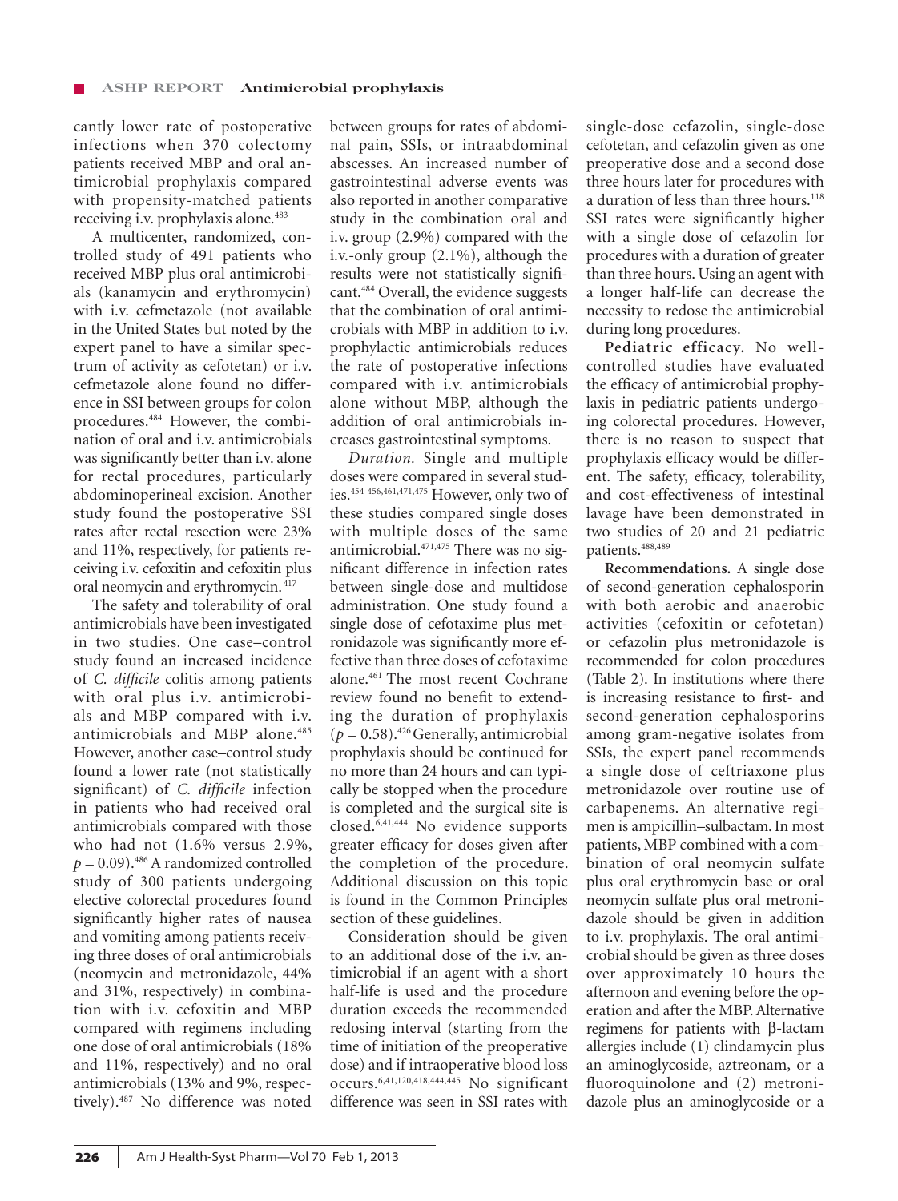cantly lower rate of postoperative infections when 370 colectomy patients received MBP and oral antimicrobial prophylaxis compared with propensity-matched patients receiving i.v. prophylaxis alone.[483]

A multicenter, randomized, controlled study of 491 patients who received MBP plus oral antimicrobials (kanamycin and erythromycin) with i.v. cefmetazole (not available in the United States but noted by the expert panel to have a similar spectrum of activity as cefotetan) or i.v. cefmetazole alone found no difference in SSI between groups for colon procedures.[484] However, the combination of oral and i.v. antimicrobials was significantly better than i.v. alone for rectal procedures, particularly abdominoperineal excision. Another study found the postoperative SSI rates after rectal resection were 23% and 11%, respectively, for patients receiving i.v. cefoxitin and cefoxitin plus oral neomycin and erythromycin.[417]

The safety and tolerability of oral antimicrobials have been investigated in two studies. One case–control study found an increased incidence of *C. difficile* colitis among patients with oral plus i.v. antimicrobials and MBP compared with i.v. antimicrobials and MBP alone.[485] However, another case–control study found a lower rate (not statistically significant) of *C. difficile* infection in patients who had received oral antimicrobials compared with those who had not (1.6% versus 2.9%, $p = 0.09$).[486] A randomized controlled study of 300 patients undergoing elective colorectal procedures found significantly higher rates of nausea and vomiting among patients receiving three doses of oral antimicrobials (neomycin and metronidazole, 44% and 31%, respectively) in combination with i.v. cefoxitin and MBP compared with regimens including one dose of oral antimicrobials (18% and 11%, respectively) and no oral antimicrobials (13% and 9%, respectively).[487] No difference was noted between groups for rates of abdominal pain, SSIs, or intraabdominal abscesses. An increased number of gastrointestinal adverse events was also reported in another comparative study in the combination oral and i.v. group (2.9%) compared with the i.v.-only group (2.1%), although the results were not statistically significant.[484] Overall, the evidence suggests that the combination of oral antimicrobials with MBP in addition to i.v. prophylactic antimicrobials reduces the rate of postoperative infections compared with i.v. antimicrobials alone without MBP, although the addition of oral antimicrobials increases gastrointestinal symptoms.

*Duration.* Single and multiple doses were compared in several studies.[454-456,461,471,475] However, only two of these studies compared single doses with multiple doses of the same antimicrobial.[471,475] There was no significant difference in infection rates between single-dose and multidose administration. One study found a single dose of cefotaxime plus metronidazole was significantly more effective than three doses of cefotaxime alone.[461] The most recent Cochrane review found no benefit to extending the duration of prophylaxis ($p = 0.58$).[426] Generally, antimicrobial prophylaxis should be continued for no more than 24 hours and can typically be stopped when the procedure is completed and the surgical site is closed.[6,41,444] No evidence supports greater efficacy for doses given after the completion of the procedure. Additional discussion on this topic is found in the Common Principles section of these guidelines.

Consideration should be given to an additional dose of the i.v. antimicrobial if an agent with a short half-life is used and the procedure duration exceeds the recommended redosing interval (starting from the time of initiation of the preoperative dose) and if intraoperative blood loss occurs.[6,41,120,418,444,445] No significant difference was seen in SSI rates with single-dose cefazolin, single-dose cefotetan, and cefazolin given as one preoperative dose and a second dose three hours later for procedures with a duration of less than three hours.[118] SSI rates were significantly higher with a single dose of cefazolin for procedures with a duration of greater than three hours. Using an agent with a longer half-life can decrease the necessity to redose the antimicrobial during long procedures.

**Pediatric efficacy.** No well-controlled studies have evaluated the efficacy of antimicrobial prophylaxis in pediatric patients undergoing colorectal procedures. However, there is no reason to suspect that prophylaxis efficacy would be different. The safety, efficacy, tolerability, and cost-effectiveness of intestinal lavage have been demonstrated in two studies of 20 and 21 pediatric patients.[488,489]

**Recommendations.** A single dose of second-generation cephalosporin with both aerobic and anaerobic activities (cefoxitin or cefotetan) or cefazolin plus metronidazole is recommended for colon procedures (Table 2). In institutions where there is increasing resistance to first- and second-generation cephalosporins among gram-negative isolates from SSIs, the expert panel recommends a single dose of ceftriaxone plus metronidazole over routine use of carbapenems. An alternative regimen is ampicillin–sulbactam. In most patients, MBP combined with a combination of oral neomycin sulfate plus oral erythromycin base or oral neomycin sulfate plus oral metronidazole should be given in addition to i.v. prophylaxis. The oral antimicrobial should be given as three doses over approximately 10 hours the afternoon and evening before the operation and after the MBP. Alternative regimens for patients with β-lactam allergies include (1) clindamycin plus an aminoglycoside, aztreonam, or a fluoroquinolone and (2) metronidazole plus an aminoglycoside or a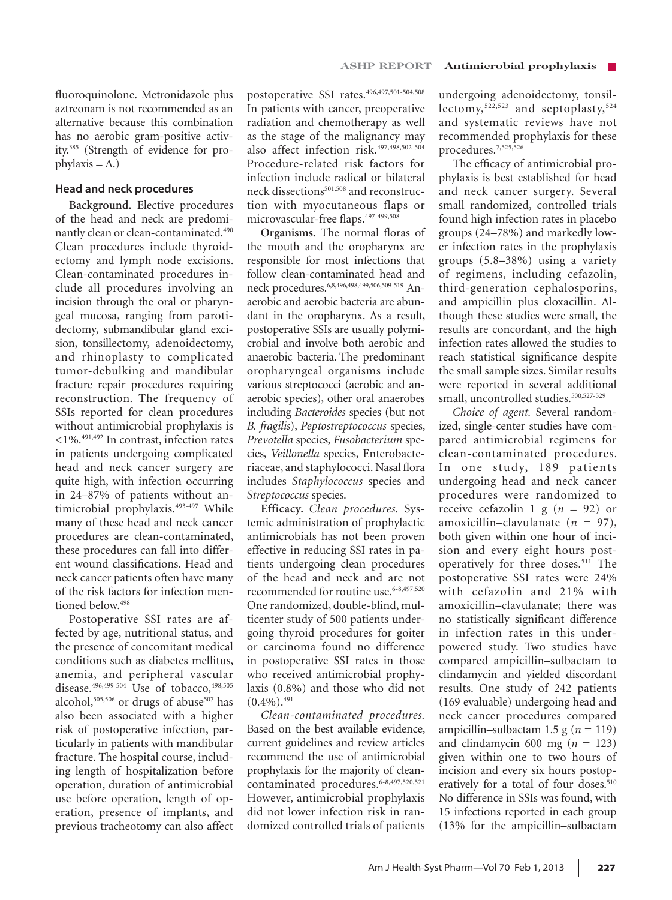fluoroquinolone. Metronidazole plus aztreonam is not recommended as an alternative because this combination has no aerobic gram-positive activity.[385] (Strength of evidence for prophylaxis = A.)

## Head and neck procedures

**Background.** Elective procedures of the head and neck are predominantly clean or clean-contaminated.[490] Clean procedures include thyroidectomy and lymph node excisions. Clean-contaminated procedures include all procedures involving an incision through the oral or pharyngeal mucosa, ranging from parotidectomy, submandibular gland excision, tonsillectomy, adenoidectomy, and rhinoplasty to complicated tumor-debulking and mandibular fracture repair procedures requiring reconstruction. The frequency of SSIs reported for clean procedures without antimicrobial prophylaxis is <1%.[491,492] In contrast, infection rates in patients undergoing complicated head and neck cancer surgery are quite high, with infection occurring in 24–87% of patients without antimicrobial prophylaxis.[493-497] While many of these head and neck cancer procedures are clean-contaminated, these procedures can fall into different wound classifications. Head and neck cancer patients often have many of the risk factors for infection mentioned below.[498]

Postoperative SSI rates are affected by age, nutritional status, and the presence of concomitant medical conditions such as diabetes mellitus, anemia, and peripheral vascular disease.[496,499-504] Use of tobacco,[498,505] alcohol,[505,506] or drugs of abuse[507] has also been associated with a higher risk of postoperative infection, particularly in patients with mandibular fracture. The hospital course, including length of hospitalization before operation, duration of antimicrobial use before operation, length of operation, presence of implants, and previous tracheotomy can also affect postoperative SSI rates.[496,497,501-504,508] In patients with cancer, preoperative radiation and chemotherapy as well as the stage of the malignancy may also affect infection risk.[497,498,502-504] Procedure-related risk factors for infection include radical or bilateral neck dissections[501,508] and reconstruction with myocutaneous flaps or microvascular-free flaps.[497-499,508]

**Organisms.** The normal floras of the mouth and the oropharynx are responsible for most infections that follow clean-contaminated head and neck procedures.[6,8,496,498,499,506,509-519] Anaerobic and aerobic bacteria are abundant in the oropharynx. As a result, postoperative SSIs are usually polymicrobial and involve both aerobic and anaerobic bacteria. The predominant oropharyngeal organisms include various streptococci (aerobic and anaerobic species), other oral anaerobes including *Bacteroides* species (but not *B. fragilis*), *Peptostreptococcus* species, *Prevotella* species, *Fusobacterium* species, *Veillonella* species, Enterobacteriaceae, and staphylococci. Nasal flora includes *Staphylococcus* species and *Streptococcus* species.

**Efficacy.** *Clean procedures.* Systemic administration of prophylactic antimicrobials has not been proven effective in reducing SSI rates in patients undergoing clean procedures of the head and neck and are not recommended for routine use.[6-8,497,520] One randomized, double-blind, multicenter study of 500 patients undergoing thyroid procedures for goiter or carcinoma found no difference in postoperative SSI rates in those who received antimicrobial prophylaxis (0.8%) and those who did not (0.4%).[491]

*Clean-contaminated procedures.* Based on the best available evidence, current guidelines and review articles recommend the use of antimicrobial prophylaxis for the majority of clean-contaminated procedures.[6-8,497,520,521] However, antimicrobial prophylaxis did not lower infection risk in randomized controlled trials of patients undergoing adenoidectomy, tonsillectomy,[522,523] and septoplasty,[524] and systematic reviews have not recommended prophylaxis for these procedures.[7,525,526]

The efficacy of antimicrobial prophylaxis is best established for head and neck cancer surgery. Several small randomized, controlled trials found high infection rates in placebo groups (24–78%) and markedly lower infection rates in the prophylaxis groups (5.8–38%) using a variety of regimens, including cefazolin, third-generation cephalosporins, and ampicillin plus cloxacillin. Although these studies were small, the results are concordant, and the high infection rates allowed the studies to reach statistical significance despite the small sample sizes. Similar results were reported in several additional small, uncontrolled studies.[500,527-529]

*Choice of agent.* Several randomized, single-center studies have compared antimicrobial regimens for clean-contaminated procedures. In one study, 189 patients undergoing head and neck cancer procedures were randomized to receive cefazolin 1 g ($n$ = 92) or amoxicillin–clavulanate ($n$ = 97), both given within one hour of incision and every eight hours postoperatively for three doses.[511] The postoperative SSI rates were 24% with cefazolin and 21% with amoxicillin–clavulanate; there was no statistically significant difference in infection rates in this underpowered study. Two studies have compared ampicillin–sulbactam to clindamycin and yielded discordant results. One study of 242 patients (169 evaluable) undergoing head and neck cancer procedures compared ampicillin–sulbactam 1.5 g ($n$ = 119) and clindamycin 600 mg ($n$ = 123) given within one to two hours of incision and every six hours postoperatively for a total of four doses.[510] No difference in SSIs was found, with 15 infections reported in each group (13% for the ampicillin–sulbactam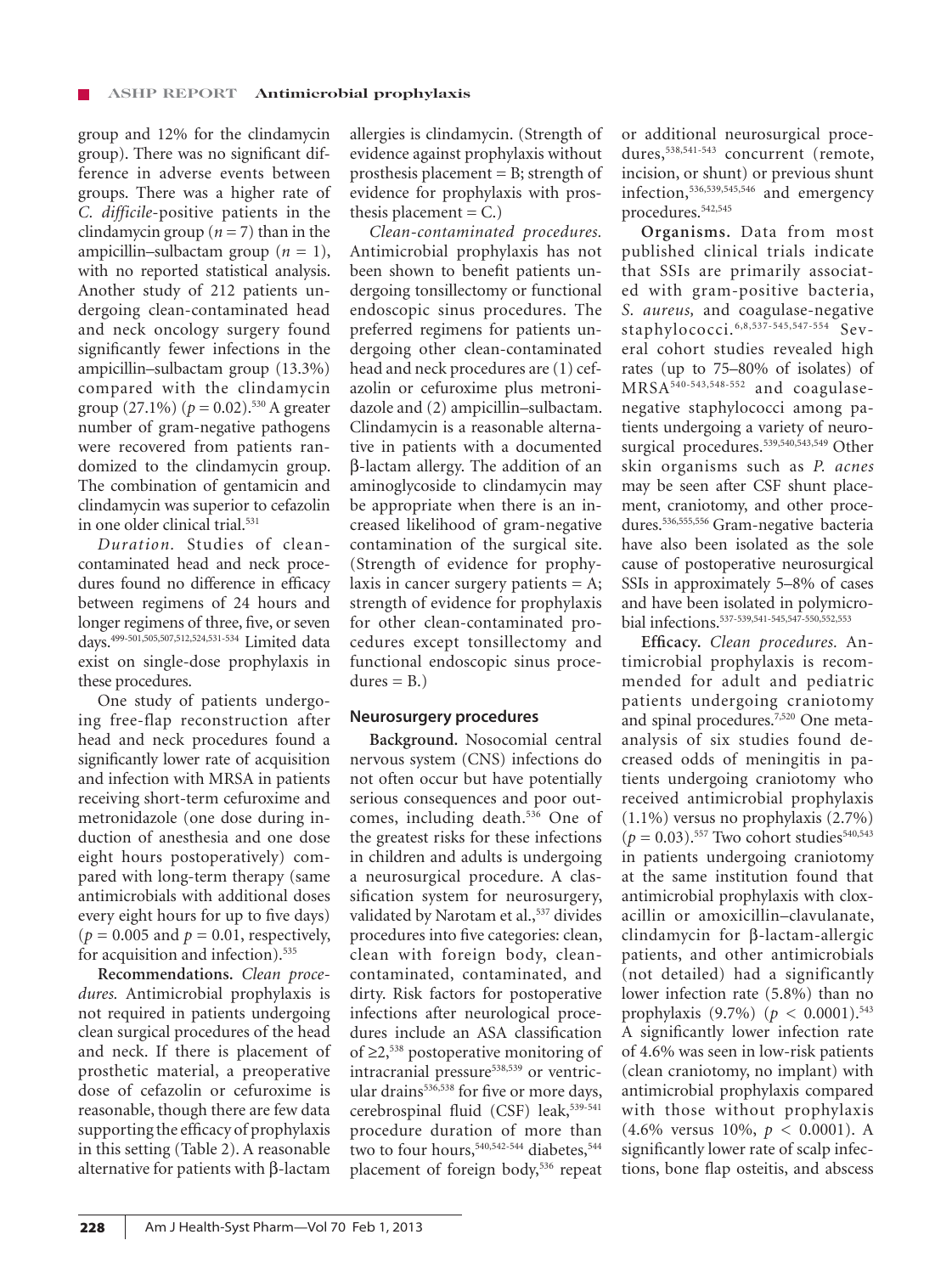group and 12% for the clindamycin group). There was no significant difference in adverse events between groups. There was a higher rate of *C. difficile*-positive patients in the clindamycin group ($n = 7$) than in the ampicillin–sulbactam group ($n = 1$), with no reported statistical analysis. Another study of 212 patients undergoing clean-contaminated head and neck oncology surgery found significantly fewer infections in the ampicillin–sulbactam group (13.3%) compared with the clindamycin group (27.1%) ($p = 0.02$).[530] A greater number of gram-negative pathogens were recovered from patients randomized to the clindamycin group. The combination of gentamicin and clindamycin was superior to cefazolin in one older clinical trial.[531]

*Duration.* Studies of clean-contaminated head and neck procedures found no difference in efficacy between regimens of 24 hours and longer regimens of three, five, or seven days.[499-501,505,507,512,524,531-534] Limited data exist on single-dose prophylaxis in these procedures.

One study of patients undergoing free-flap reconstruction after head and neck procedures found a significantly lower rate of acquisition and infection with MRSA in patients receiving short-term cefuroxime and metronidazole (one dose during induction of anesthesia and one dose eight hours postoperatively) compared with long-term therapy (same antimicrobials with additional doses every eight hours for up to five days) ($p = 0.005$ and $p = 0.01$, respectively, for acquisition and infection).[535]

**Recommendations.** *Clean procedures.* Antimicrobial prophylaxis is not required in patients undergoing clean surgical procedures of the head and neck. If there is placement of prosthetic material, a preoperative dose of cefazolin or cefuroxime is reasonable, though there are few data supporting the efficacy of prophylaxis in this setting (Table 2). A reasonable alternative for patients with β-lactam allergies is clindamycin. (Strength of evidence against prophylaxis without prosthesis placement = B; strength of evidence for prophylaxis with prosthesis placement = C.)

*Clean-contaminated procedures.* Antimicrobial prophylaxis has not been shown to benefit patients undergoing tonsillectomy or functional endoscopic sinus procedures. The preferred regimens for patients undergoing other clean-contaminated head and neck procedures are (1) cefazolin or cefuroxime plus metronidazole and (2) ampicillin–sulbactam. Clindamycin is a reasonable alternative in patients with a documented β-lactam allergy. The addition of an aminoglycoside to clindamycin may be appropriate when there is an increased likelihood of gram-negative contamination of the surgical site. (Strength of evidence for prophylaxis in cancer surgery patients = A; strength of evidence for prophylaxis for other clean-contaminated procedures except tonsillectomy and functional endoscopic sinus procedures = B.)

## Neurosurgery procedures

**Background.** Nosocomial central nervous system (CNS) infections do not often occur but have potentially serious consequences and poor outcomes, including death.[536] One of the greatest risks for these infections in children and adults is undergoing a neurosurgical procedure. A classification system for neurosurgery, validated by Narotam et al.,[537] divides procedures into five categories: clean, clean with foreign body, clean-contaminated, contaminated, and dirty. Risk factors for postoperative infections after neurological procedures include an ASA classification of ≥2,[538] postoperative monitoring of intracranial pressure[538,539] or ventricular drains[536,538] for five or more days, cerebrospinal fluid (CSF) leak,[539-541] procedure duration of more than two to four hours,[540,542-544] diabetes,[544] placement of foreign body,[536] repeat or additional neurosurgical procedures,[538,541-543] concurrent (remote, incision, or shunt) or previous shunt infection,[536,539,545,546] and emergency procedures.[542,545]

**Organisms.** Data from most published clinical trials indicate that SSIs are primarily associated with gram-positive bacteria, *S. aureus,* and coagulase-negative staphylococci.[6,8,537-545,547-554] Several cohort studies revealed high rates (up to 75–80% of isolates) of MRSA[540-543,548-552] and coagulase-negative staphylococci among patients undergoing a variety of neurosurgical procedures.[539,540,543,549] Other skin organisms such as *P. acnes* may be seen after CSF shunt placement, craniotomy, and other procedures.[536,555,556] Gram-negative bacteria have also been isolated as the sole cause of postoperative neurosurgical SSIs in approximately 5–8% of cases and have been isolated in polymicrobial infections.[537-539,541-545,547-550,552,553]

**Efficacy.** *Clean procedures.* Antimicrobial prophylaxis is recommended for adult and pediatric patients undergoing craniotomy and spinal procedures.[7,520] One meta-analysis of six studies found decreased odds of meningitis in patients undergoing craniotomy who received antimicrobial prophylaxis (1.1%) versus no prophylaxis (2.7%) ($p = 0.03$).[557] Two cohort studies[540,543] in patients undergoing craniotomy at the same institution found that antimicrobial prophylaxis with cloxacillin or amoxicillin–clavulanate, clindamycin for β-lactam-allergic patients, and other antimicrobials (not detailed) had a significantly lower infection rate (5.8%) than no prophylaxis (9.7%) ($p < 0.0001$).[543] A significantly lower infection rate of 4.6% was seen in low-risk patients (clean craniotomy, no implant) with antimicrobial prophylaxis compared with those without prophylaxis (4.6% versus 10%, $p < 0.0001$). A significantly lower rate of scalp infections, bone flap osteitis, and abscess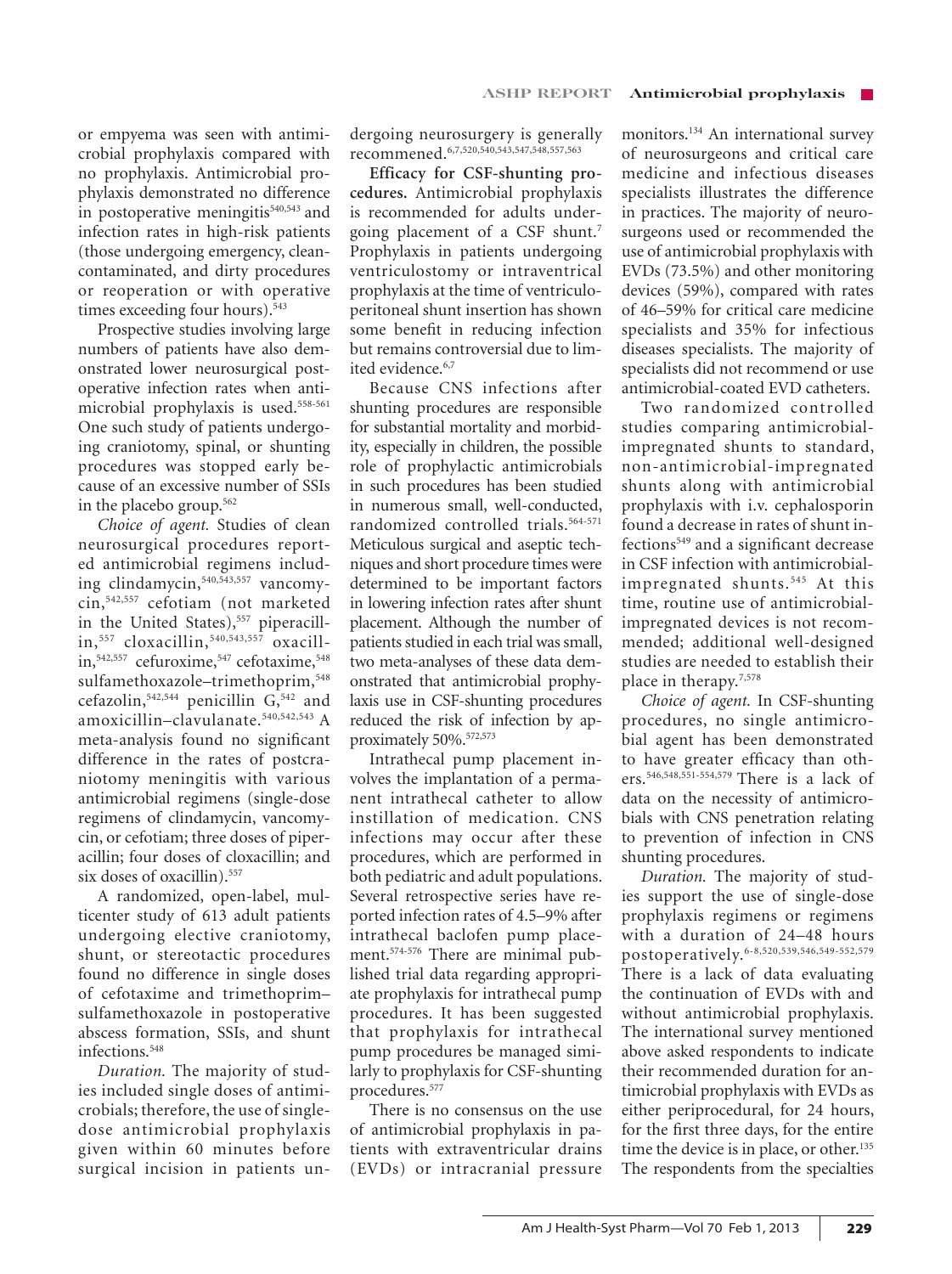or empyema was seen with antimicrobial prophylaxis compared with no prophylaxis. Antimicrobial prophylaxis demonstrated no difference in postoperative meningitis[540,543] and infection rates in high-risk patients (those undergoing emergency, clean-contaminated, and dirty procedures or reoperation or with operative times exceeding four hours).[543]

Prospective studies involving large numbers of patients have also demonstrated lower neurosurgical postoperative infection rates when antimicrobial prophylaxis is used.[558-561] One such study of patients undergoing craniotomy, spinal, or shunting procedures was stopped early because of an excessive number of SSIs in the placebo group.[562]

*Choice of agent.* Studies of clean neurosurgical procedures reported antimicrobial regimens including clindamycin,[540,543,557] vancomycin,[542,557] cefotiam (not marketed in the United States),[557] piperacillin,[557] cloxacillin,[540,543,557] oxacillin,[542,557] cefuroxime,[547] cefotaxime,[548] sulfamethoxazole–trimethoprim,[548] cefazolin,[542,544] penicillin G,[542] and amoxicillin–clavulanate.[540,542,543] A meta-analysis found no significant difference in the rates of postcraniotomy meningitis with various antimicrobial regimens (single-dose regimens of clindamycin, vancomycin, or cefotiam; three doses of piperacillin; four doses of cloxacillin; and six doses of oxacillin).[557]

A randomized, open-label, multicenter study of 613 adult patients undergoing elective craniotomy, shunt, or stereotactic procedures found no difference in single doses of cefotaxime and trimethoprim–sulfamethoxazole in postoperative abscess formation, SSIs, and shunt infections.[548]

*Duration.* The majority of studies included single doses of antimicrobials; therefore, the use of single-dose antimicrobial prophylaxis given within 60 minutes before surgical incision in patients undergoing neurosurgery is generally recommened.[6,7,520,540,543,547,548,557,563]

**Efficacy for CSF-shunting procedures.** Antimicrobial prophylaxis is recommended for adults undergoing placement of a CSF shunt.[7] Prophylaxis in patients undergoing ventriculostomy or intraventrical prophylaxis at the time of ventriculoperitoneal shunt insertion has shown some benefit in reducing infection but remains controversial due to limited evidence.[6,7]

Because CSF infections after shunting procedures are responsible for substantial mortality and morbidity, especially in children, the possible role of prophylactic antimicrobials in such procedures has been studied in numerous small, well-conducted, randomized controlled trials.[564-571] Meticulous surgical and aseptic techniques and short procedure times were determined to be important factors in lowering infection rates after shunt placement. Although the number of patients studied in each trial was small, two meta-analyses of these data demonstrated that antimicrobial prophylaxis use in CSF-shunting procedures reduced the risk of infection by approximately 50%.[572,573]

Intrathecal pump placement involves the implantation of a permanent intrathecal catheter to allow instillation of medication. CNS infections may occur after these procedures, which are performed in both pediatric and adult populations. Several retrospective series have reported infection rates of 4.5–9% after intrathecal baclofen pump placement.[574-576] There are minimal published trial data regarding appropriate prophylaxis for intrathecal pump procedures. It has been suggested that prophylaxis for intrathecal pump procedures be managed similarly to prophylaxis for CSF-shunting procedures.[577]

There is no consensus on the use of antimicrobial prophylaxis in patients with extraventricular drains (EVDs) or intracranial pressure monitors.[134] An international survey of neurosurgeons and critical care medicine and infectious diseases specialists illustrates the difference in practices. The majority of neurosurgeons used or recommended the use of antimicrobial prophylaxis with EVDs (73.5%) and other monitoring devices (59%), compared with rates of 46–59% for critical care medicine specialists and 35% for infectious diseases specialists. The majority of specialists did not recommend or use antimicrobial-coated EVD catheters.

Two randomized controlled studies comparing antimicrobial-impregnated shunts to standard, non-antimicrobial-impregnated shunts along with antimicrobial prophylaxis with i.v. cephalosporin found a decrease in rates of shunt infections[549] and a significant decrease in CSF infection with antimicrobial-impregnated shunts.[545] At this time, routine use of antimicrobial-impregnated devices is not recommended; additional well-designed studies are needed to establish their place in therapy.[7,578]

*Choice of agent.* In CSF-shunting procedures, no single antimicrobial agent has been demonstrated to have greater efficacy than others.[546,548,551-554,579] There is a lack of data on the necessity of antimicrobials with CNS penetration relating to prevention of infection in CNS shunting procedures.

*Duration.* The majority of studies support the use of single-dose prophylaxis regimens or regimens with a duration of 24–48 hours postoperatively.[6-8,520,539,546,549-552,579] There is a lack of data evaluating the continuation of EVDs with and without antimicrobial prophylaxis. The international survey mentioned above asked respondents to indicate their recommended duration for antimicrobial prophylaxis with EVDs as either periprocedural, for 24 hours, for the first three days, for the entire time the device is in place, or other.[135] The respondents from the specialties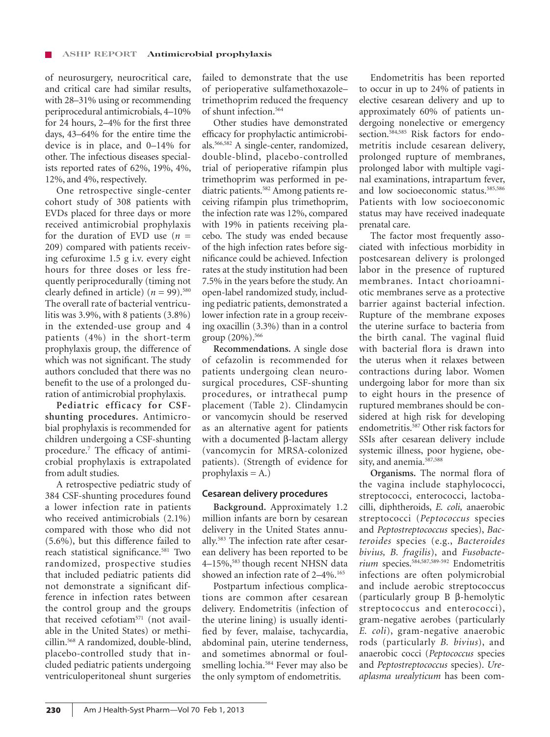of neurosurgery, neurocritical care, and critical care had similar results, with 28–31% using or recommending periprocedural antimicrobials, 4–10% for 24 hours, 2–4% for the first three days, 43–64% for the entire time the device is in place, and 0–14% for other. The infectious diseases specialists reported rates of 62%, 19%, 4%, 12%, and 4%, respectively.

One retrospective single-center cohort study of 308 patients with EVDs placed for three days or more received antimicrobial prophylaxis for the duration of EVD use ($n$ = 209) compared with patients receiving cefuroxime 1.5 g i.v. every eight hours for three doses or less frequently periprocedurally (timing not clearly defined in article) ($n$ = 99).[580] The overall rate of bacterial ventriculitis was 3.9%, with 8 patients (3.8%) in the extended-use group and 4 patients (4%) in the short-term prophylaxis group, the difference of which was not significant. The study authors concluded that there was no benefit to the use of a prolonged duration of antimicrobial prophylaxis.

**Pediatric efficacy for CSF-shunting procedures.** Antimicrobial prophylaxis is recommended for children undergoing a CSF-shunting procedure.[7] The efficacy of antimicrobial prophylaxis is extrapolated from adult studies.

A retrospective pediatric study of 384 CSF-shunting procedures found a lower infection rate in patients who received antimicrobials (2.1%) compared with those who did not (5.6%), but this difference failed to reach statistical significance.[581] Two randomized, prospective studies that included pediatric patients did not demonstrate a significant difference in infection rates between the control group and the groups that received cefotiam[571] (not available in the United States) or methicillin.[568] A randomized, double-blind, placebo-controlled study that included pediatric patients undergoing ventriculoperitoneal shunt surgeries failed to demonstrate that the use of perioperative sulfamethoxazole–trimethoprim reduced the frequency of shunt infection.[564]

Other studies have demonstrated efficacy for prophylactic antimicrobials.[566,582] A single-center, randomized, double-blind, placebo-controlled trial of perioperative rifampin plus trimethoprim was performed in pediatric patients.[582] Among patients receiving rifampin plus trimethoprim, the infection rate was 12%, compared with 19% in patients receiving placebo. The study was ended because of the high infection rates before significance could be achieved. Infection rates at the study institution had been 7.5% in the years before the study. An open-label randomized study, including pediatric patients, demonstrated a lower infection rate in a group receiving oxacillin (3.3%) than in a control group (20%).[566]

**Recommendations.** A single dose of cefazolin is recommended for patients undergoing clean neurosurgical procedures, CSF-shunting procedures, or intrathecal pump placement (Table 2). Clindamycin or vancomycin should be reserved as an alternative agent for patients with a documented β-lactam allergy (vancomycin for MRSA-colonized patients). (Strength of evidence for prophylaxis = A.)

### Cesarean delivery procedures

**Background.** Approximately 1.2 million infants are born by cesarean delivery in the United States annually.[583] The infection rate after cesarean delivery has been reported to be 4–15%,[583] though recent NHSN data showed an infection rate of 2–4%.[165]

Postpartum infectious complications are common after cesarean delivery. Endometritis (infection of the uterine lining) is usually identified by fever, malaise, tachycardia, abdominal pain, uterine tenderness, and sometimes abnormal or foul-smelling lochia.[584] Fever may also be the only symptom of endometritis.

Endometritis has been reported to occur in up to 24% of patients in elective cesarean delivery and up to approximately 60% of patients undergoing nonelective or emergency section.[584,585] Risk factors for endometritis include cesarean delivery, prolonged rupture of membranes, prolonged labor with multiple vaginal examinations, intrapartum fever, and low socioeconomic status.[585,586] Patients with low socioeconomic status may have received inadequate prenatal care.

The factor most frequently associated with infectious morbidity in postcesarean delivery is prolonged labor in the presence of ruptured membranes. Intact chorioamniotic membranes serve as a protective barrier against bacterial infection. Rupture of the membrane exposes the uterine surface to bacteria from the birth canal. The vaginal fluid with bacterial flora is drawn into the uterus when it relaxes between contractions during labor. Women undergoing labor for more than six to eight hours in the presence of ruptured membranes should be considered at high risk for developing endometritis.[587] Other risk factors for SSIs after cesarean delivery include systemic illness, poor hygiene, obesity, and anemia.[587,588]

**Organisms.** The normal flora of the vagina include staphylococci, streptococci, enterococci, lactobacilli, diphtheroids, *E. coli,* anaerobic streptococci (*Peptococcus* species and *Peptostreptococcus* species), *Bacteroides* species (e.g., *Bacteroides bivius, B. fragilis*), and *Fusobacterium* species.[584,587,589-592] Endometritis infections are often polymicrobial and include aerobic streptococcus (particularly group B β-hemolytic streptococcus and enterococci), gram-negative aerobes (particularly *E. coli*), gram-negative anaerobic rods (particularly *B. bivius*), and anaerobic cocci (*Peptococcus* species and *Peptostreptococcus* species). *Ureaplasma urealyticum* has been com-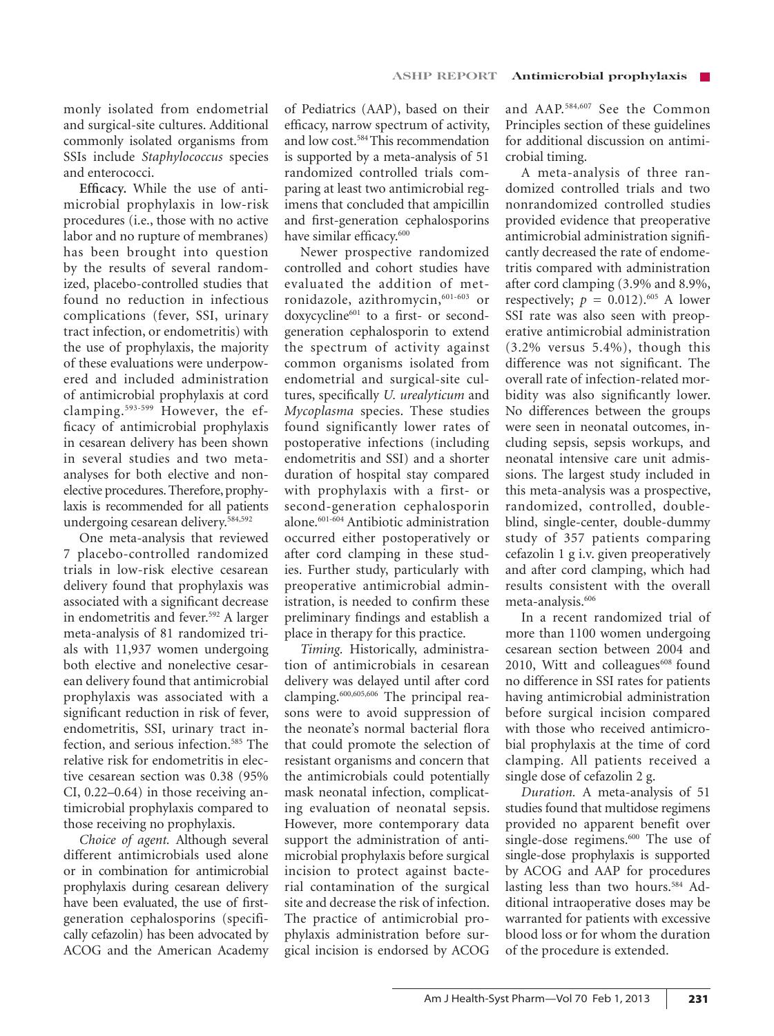monly isolated from endometrial and surgical-site cultures. Additional commonly isolated organisms from SSIs include *Staphylococcus* species and enterococci.

**Efficacy.** While the use of antimicrobial prophylaxis in low-risk procedures (i.e., those with no active labor and no rupture of membranes) has been brought into question by the results of several randomized, placebo-controlled studies that found no reduction in infectious complications (fever, SSI, urinary tract infection, or endometritis) with the use of prophylaxis, the majority of these evaluations were underpowered and included administration of antimicrobial prophylaxis at cord clamping.[593-599] However, the efficacy of antimicrobial prophylaxis in cesarean delivery has been shown in several studies and two meta-analyses for both elective and nonelective procedures. Therefore, prophylaxis is recommended for all patients undergoing cesarean delivery.[584,592]

One meta-analysis that reviewed 7 placebo-controlled randomized trials in low-risk elective cesarean delivery found that prophylaxis was associated with a significant decrease in endometritis and fever.[592] A larger meta-analysis of 81 randomized trials with 11,937 women undergoing both elective and nonelective cesarean delivery found that antimicrobial prophylaxis was associated with a significant reduction in risk of fever, endometritis, SSI, urinary tract infection, and serious infection.[585] The relative risk for endometritis in elective cesarean section was 0.38 (95% CI, 0.22–0.64) in those receiving antimicrobial prophylaxis compared to those receiving no prophylaxis.

*Choice of agent.* Although several different antimicrobials used alone or in combination for antimicrobial prophylaxis during cesarean delivery have been evaluated, the use of first-generation cephalosporins (specifically cefazolin) has been advocated by ACOG and the American Academy of Pediatrics (AAP), based on their efficacy, narrow spectrum of activity, and low cost.[584] This recommendation is supported by a meta-analysis of 51 randomized controlled trials comparing at least two antimicrobial regimens that concluded that ampicillin and first-generation cephalosporins have similar efficacy.[600]

Newer prospective randomized controlled and cohort studies have evaluated the addition of metronidazole, azithromycin,[601-603] or doxycycline[601] to a first- or second-generation cephalosporin to extend the spectrum of activity against common organisms isolated from endometrial and surgical-site cultures, specifically *U. urealyticum* and *Mycoplasma* species. These studies found significantly lower rates of postoperative infections (including endometritis and SSI) and a shorter duration of hospital stay compared with prophylaxis with a first- or second-generation cephalosporin alone.[601-604] Antibiotic administration occurred either postoperatively or after cord clamping in these studies. Further study, particularly with preoperative antimicrobial administration, is needed to confirm these preliminary findings and establish a place in therapy for this practice.

*Timing.* Historically, administration of antimicrobials in cesarean delivery was delayed until after cord clamping.[600,605,606] The principal reasons were to avoid suppression of the neonate's normal bacterial flora that could promote the selection of resistant organisms and concern that the antimicrobials could potentially mask neonatal infection, complicating evaluation of neonatal sepsis. However, more contemporary data support the administration of antimicrobial prophylaxis before surgical incision to protect against bacterial contamination of the surgical site and decrease the risk of infection. The practice of antimicrobial prophylaxis administration before surgical incision is endorsed by ACOG and AAP.[584,607] See the Common Principles section of these guidelines for additional discussion on antimicrobial timing.

A meta-analysis of three randomized controlled trials and two nonrandomized controlled studies provided evidence that preoperative antimicrobial administration significantly decreased the rate of endometritis compared with administration after cord clamping (3.9% and 8.9%, respectively; $p = 0.012$).[605] A lower SSI rate was also seen with preoperative antimicrobial administration (3.2% versus 5.4%), though this difference was not significant. The overall rate of infection-related morbidity was also significantly lower. No differences between the groups were seen in neonatal outcomes, including sepsis, sepsis workups, and neonatal intensive care unit admissions. The largest study included in this meta-analysis was a prospective, randomized, controlled, double-blind, single-center, double-dummy study of 357 patients comparing cefazolin 1 g i.v. given preoperatively and after cord clamping, which had results consistent with the overall meta-analysis.[606]

In a recent randomized trial of more than 1100 women undergoing cesarean section between 2004 and 2010, Witt and colleagues[608] found no difference in SSI rates for patients having antimicrobial administration before surgical incision compared with those who received antimicrobial prophylaxis at the time of cord clamping. All patients received a single dose of cefazolin 2 g.

*Duration.* A meta-analysis of 51 studies found that multidose regimens provided no apparent benefit over single-dose regimens.[600] The use of single-dose prophylaxis is supported by ACOG and AAP for procedures lasting less than two hours.[584] Additional intraoperative doses may be warranted for patients with excessive blood loss or for whom the duration of the procedure is extended.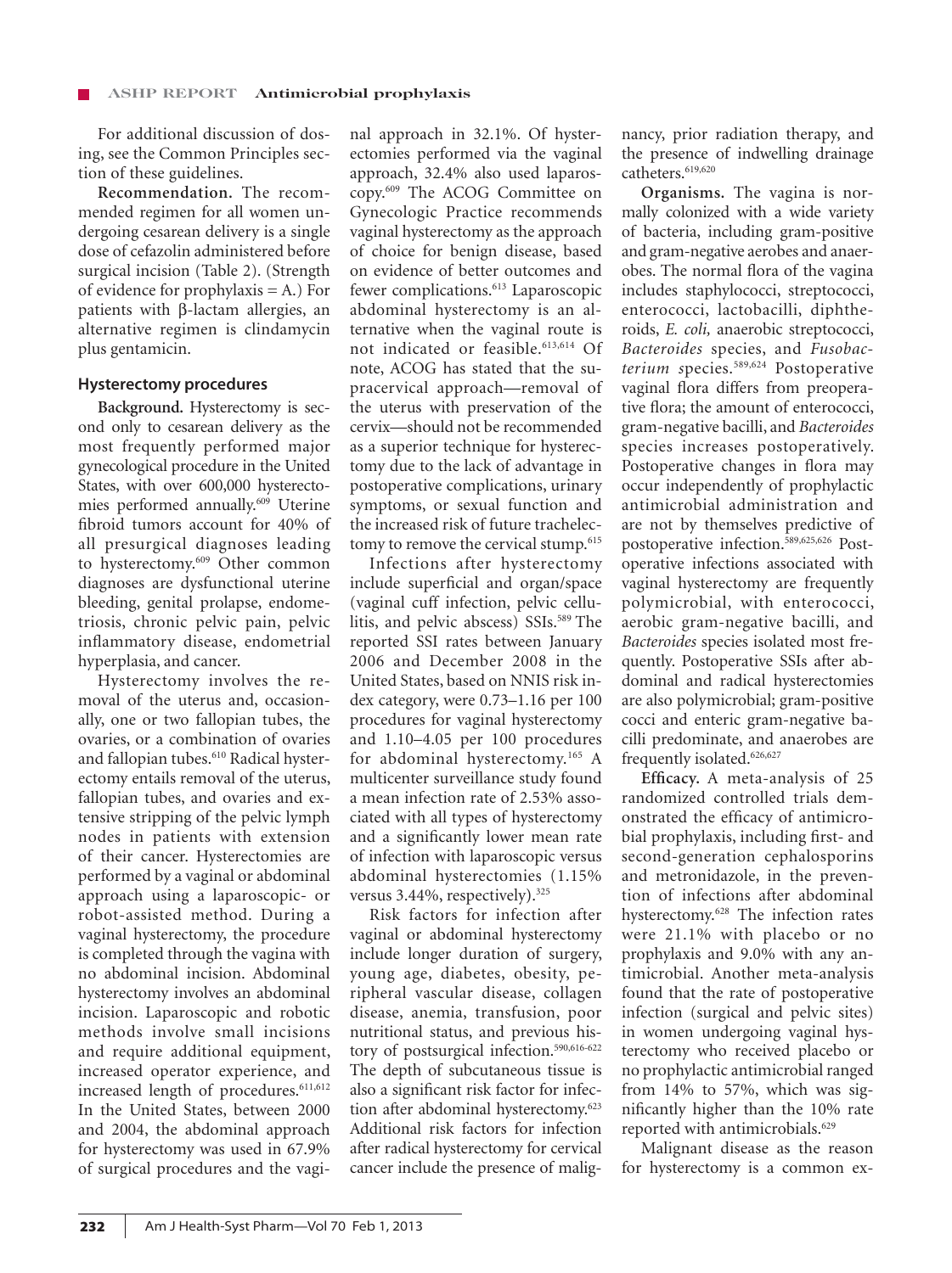For additional discussion of dosing, see the Common Principles section of these guidelines.

**Recommendation.** The recommended regimen for all women undergoing cesarean delivery is a single dose of cefazolin administered before surgical incision (Table 2). (Strength of evidence for prophylaxis = A.) For patients with β-lactam allergies, an alternative regimen is clindamycin plus gentamicin.

## Hysterectomy procedures

**Background.** Hysterectomy is second only to cesarean delivery as the most frequently performed major gynecological procedure in the United States, with over 600,000 hysterectomies performed annually.[609] Uterine fibroid tumors account for 40% of all presurgical diagnoses leading to hysterectomy.[609] Other common diagnoses are dysfunctional uterine bleeding, genital prolapse, endometriosis, chronic pelvic pain, pelvic inflammatory disease, endometrial hyperplasia, and cancer.

Hysterectomy involves the removal of the uterus and, occasionally, one or two fallopian tubes, the ovaries, or a combination of ovaries and fallopian tubes.[610] Radical hysterectomy entails removal of the uterus, fallopian tubes, and ovaries and extensive stripping of the pelvic lymph nodes in patients with extension of their cancer. Hysterectomies are performed by a vaginal or abdominal approach using a laparoscopic- or robot-assisted method. During a vaginal hysterectomy, the procedure is completed through the vagina with no abdominal incision. Abdominal hysterectomy involves an abdominal incision. Laparoscopic and robotic methods involve small incisions and require additional equipment, increased operator experience, and increased length of procedures.[611,612] In the United States, between 2000 and 2004, the abdominal approach for hysterectomy was used in 67.9% of surgical procedures and the vaginal approach in 32.1%. Of hysterectomies performed via the vaginal approach, 32.4% also used laparoscopy.[609] The ACOG Committee on Gynecologic Practice recommends vaginal hysterectomy as the approach of choice for benign disease, based on evidence of better outcomes and fewer complications.[613] Laparoscopic abdominal hysterectomy is an alternative when the vaginal route is not indicated or feasible.[613,614] Of note, ACOG has stated that the supracervical approach—removal of the uterus with preservation of the cervix—should not be recommended as a superior technique for hysterectomy due to the lack of advantage in postoperative complications, urinary symptoms, or sexual function and the increased risk of future trachelectomy to remove the cervical stump.[615]

Infections after hysterectomy include superficial and organ/space (vaginal cuff infection, pelvic cellulitis, and pelvic abscess) SSIs.[589] The reported SSI rates between January 2006 and December 2008 in the United States, based on NNIS risk index category, were 0.73–1.16 per 100 procedures for vaginal hysterectomy and 1.10–4.05 per 100 procedures for abdominal hysterectomy.[165] A multicenter surveillance study found a mean infection rate of 2.53% associated with all types of hysterectomy and a significantly lower mean rate of infection with laparoscopic versus abdominal hysterectomies (1.15% versus 3.44%, respectively).[325]

Risk factors for infection after vaginal or abdominal hysterectomy include longer duration of surgery, young age, diabetes, obesity, peripheral vascular disease, collagen disease, anemia, transfusion, poor nutritional status, and previous history of postsurgical infection.[590,616-622] The depth of subcutaneous tissue is also a significant risk factor for infection after abdominal hysterectomy.[623] Additional risk factors for infection after radical hysterectomy for cervical cancer include the presence of malignancy, prior radiation therapy, and the presence of indwelling drainage catheters.[619,620]

**Organisms.** The vagina is normally colonized with a wide variety of bacteria, including gram-positive and gram-negative aerobes and anaerobes. The normal flora of the vagina includes staphylococci, streptococci, enterococci, lactobacilli, diphtheroids, *E. coli,* anaerobic streptococci, *Bacteroides* species, and *Fusobacterium* species.[589,624] Postoperative vaginal flora differs from preoperative flora; the amount of enterococci, gram-negative bacilli, and *Bacteroides* species increases postoperatively. Postoperative changes in flora may occur independently of prophylactic antimicrobial administration and are not by themselves predictive of postoperative infection.[589,625,626] Postoperative infections associated with vaginal hysterectomy are frequently polymicrobial, with enterococci, aerobic gram-negative bacilli, and *Bacteroides* species isolated most frequently. Postoperative SSIs after abdominal and radical hysterectomies are also polymicrobial; gram-positive cocci and enteric gram-negative bacilli predominate, and anaerobes are frequently isolated.[626,627]

**Efficacy.** A meta-analysis of 25 randomized controlled trials demonstrated the efficacy of antimicrobial prophylaxis, including first- and second-generation cephalosporins and metronidazole, in the prevention of infections after abdominal hysterectomy.[628] The infection rates were 21.1% with placebo or no prophylaxis and 9.0% with any antimicrobial. Another meta-analysis found that the rate of postoperative infection (surgical and pelvic sites) in women undergoing vaginal hysterectomy who received placebo or no prophylactic antimicrobial ranged from 14% to 57%, which was significantly higher than the 10% rate reported with antimicrobials.[629]

Malignant disease as the reason for hysterectomy is a common ex-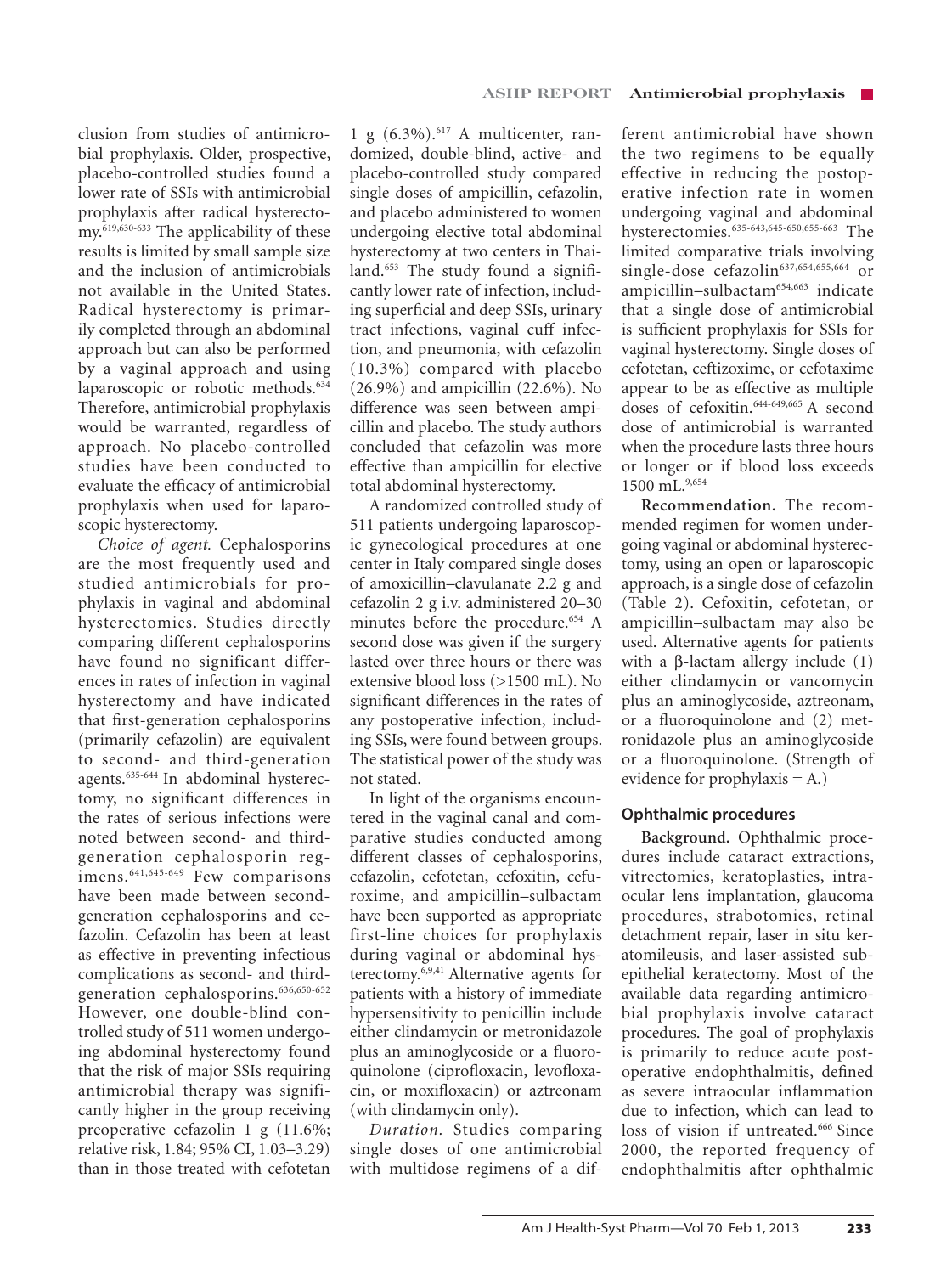clusion from studies of antimicrobial prophylaxis. Older, prospective, placebo-controlled studies found a lower rate of SSIs with antimicrobial prophylaxis after radical hysterectomy.[619,630-633] The applicability of these results is limited by small sample size and the inclusion of antimicrobials not available in the United States. Radical hysterectomy is primarily completed through an abdominal approach but can also be performed by a vaginal approach and using laparoscopic or robotic methods.[634] Therefore, antimicrobial prophylaxis would be warranted, regardless of approach. No placebo-controlled studies have been conducted to evaluate the efficacy of antimicrobial prophylaxis when used for laparoscopic hysterectomy.

*Choice of agent.* Cephalosporins are the most frequently used and studied antimicrobials for prophylaxis in vaginal and abdominal hysterectomies. Studies directly comparing different cephalosporins have found no significant differences in rates of infection in vaginal hysterectomy and have indicated that first-generation cephalosporins (primarily cefazolin) are equivalent to second- and third-generation agents.[635-644] In abdominal hysterectomy, no significant differences in the rates of serious infections were noted between second- and third-generation cephalosporin regimens.[641,645-649] Few comparisons have been made between second-generation cephalosporins and cefazolin. Cefazolin has been at least as effective in preventing infectious complications as second- and third-generation cephalosporins.[636,650-652] However, one double-blind controlled study of 511 women undergoing abdominal hysterectomy found that the risk of major SSIs requiring antimicrobial therapy was significantly higher in the group receiving preoperative cefazolin 1 g (11.6%; relative risk, 1.84; 95% CI, 1.03–3.29) than in those treated with cefotetan 1 g (6.3%).[617] A multicenter, randomized, double-blind, active- and placebo-controlled study compared single doses of ampicillin, cefazolin, and placebo administered to women undergoing elective total abdominal hysterectomy at two centers in Thailand.[653] The study found a significantly lower rate of infection, including superficial and deep SSIs, urinary tract infections, vaginal cuff infection, and pneumonia, with cefazolin (10.3%) compared with placebo (26.9%) and ampicillin (22.6%). No difference was seen between ampicillin and placebo. The study authors concluded that cefazolin was more effective than ampicillin for elective total abdominal hysterectomy.

A randomized controlled study of 511 patients undergoing laparoscopic gynecological procedures at one center in Italy compared single doses of amoxicillin–clavulanate 2.2 g and cefazolin 2 g i.v. administered 20–30 minutes before the procedure.[654] A second dose was given if the surgery lasted over three hours or there was extensive blood loss (>1500 mL). No significant differences in the rates of any postoperative infection, including SSIs, were found between groups. The statistical power of the study was not stated.

In light of the organisms encountered in the vaginal canal and comparative studies conducted among different classes of cephalosporins, cefazolin, cefotetan, cefoxitin, cefuroxime, and ampicillin–sulbactam have been supported as appropriate first-line choices for prophylaxis during vaginal or abdominal hysterectomy.[6,9,41] Alternative agents for patients with a history of immediate hypersensitivity to penicillin include either clindamycin or metronidazole plus an aminoglycoside or a fluoroquinolone (ciprofloxacin, levofloxacin, or moxifloxacin) or aztreonam (with clindamycin only).

*Duration.* Studies comparing single doses of one antimicrobial with multidose regimens of a different antimicrobial have shown the two regimens to be equally effective in reducing the postoperative infection rate in women undergoing vaginal and abdominal hysterectomies.[635-643,645-650,655-663] The limited comparative trials involving single-dose cefazolin[637,654,655,664] or ampicillin–sulbactam[654,663] indicate that a single dose of antimicrobial is sufficient prophylaxis for SSIs for vaginal hysterectomy. Single doses of cefotetan, ceftizoxime, or cefotaxime appear to be as effective as multiple doses of cefoxitin.[644-649,665] A second dose of antimicrobial is warranted when the procedure lasts three hours or longer or if blood loss exceeds 1500 mL.[9,654]

**Recommendation.** The recommended regimen for women undergoing vaginal or abdominal hysterectomy, using an open or laparoscopic approach, is a single dose of cefazolin (Table 2). Cefoxitin, cefotetan, or ampicillin–sulbactam may also be used. Alternative agents for patients with a β-lactam allergy include (1) either clindamycin or vancomycin plus an aminoglycoside, aztreonam, or a fluoroquinolone and (2) metronidazole plus an aminoglycoside or a fluoroquinolone. (Strength of evidence for prophylaxis = A.)

### Ophthalmic procedures

**Background.** Ophthalmic procedures include cataract extractions, vitrectomies, keratoplasties, intraocular lens implantation, glaucoma procedures, strabotomies, retinal detachment repair, laser in situ keratomileusis, and laser-assisted subepithelial keratectomy. Most of the available data regarding antimicrobial prophylaxis involve cataract procedures. The goal of prophylaxis is primarily to reduce acute postoperative endophthalmitis, defined as severe intraocular inflammation due to infection, which can lead to loss of vision if untreated.[666] Since 2000, the reported frequency of endophthalmitis after ophthalmic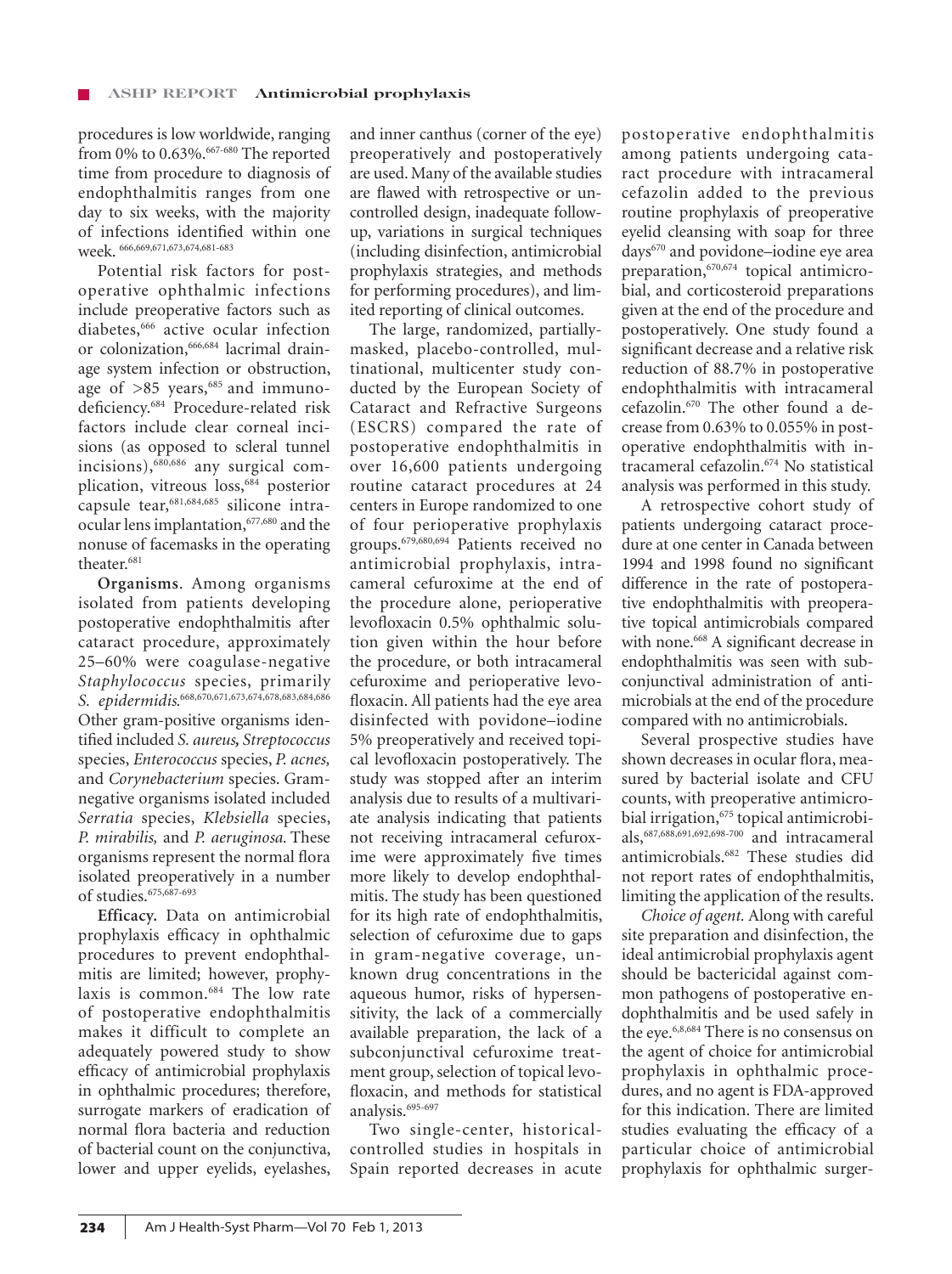procedures is low worldwide, ranging from 0% to 0.63%.[667-680] The reported time from procedure to diagnosis of endophthalmitis ranges from one day to six weeks, with the majority of infections identified within one week.[666,669,671,673,674,681-683]

Potential risk factors for postoperative ophthalmic infections include preoperative factors such as diabetes,[666] active ocular infection or colonization,[666,684] lacrimal drainage system infection or obstruction, age of >85 years,[685] and immunodeficiency.[684] Procedure-related risk factors include clear corneal incisions (as opposed to scleral tunnel incisions),[680,686] any surgical complication, vitreous loss,[684] posterior capsule tear,[681,684,685] silicone intraocular lens implantation,[677,680] and the nonuse of facemasks in the operating theater.[681]

**Organisms**. Among organisms isolated from patients developing postoperative endophthalmitis after cataract procedure, approximately 25–60% were coagulase-negative *Staphylococcus* species, primarily *S. epidermidis*.[668,670,671,673,674,678,683,684,686] Other gram-positive organisms identified included *S. aureus*, *Streptococcus* species, *Enterococcus* species, *P. acnes*, and *Corynebacterium* species. Gram-negative organisms isolated included *Serratia* species, *Klebsiella* species, *P. mirabilis*, and *P. aeruginosa*. These organisms represent the normal flora isolated preoperatively in a number of studies.[675,687-693]

**Efficacy.** Data on antimicrobial prophylaxis efficacy in ophthalmic procedures to prevent endophthalmitis are limited; however, prophylaxis is common.[684] The low rate of postoperative endophthalmitis makes it difficult to complete an adequately powered study to show efficacy of antimicrobial prophylaxis in ophthalmic procedures; therefore, surrogate markers of eradication of normal flora bacteria and reduction of bacterial count on the conjunctiva, lower and upper eyelids, eyelashes, and inner canthus (corner of the eye) preoperatively and postoperatively are used. Many of the available studies are flawed with retrospective or uncontrolled design, inadequate follow-up, variations in surgical techniques (including disinfection, antimicrobial prophylaxis strategies, and methods for performing procedures), and limited reporting of clinical outcomes.

The large, randomized, partially-masked, placebo-controlled, multinational, multicenter study conducted by the European Society of Cataract and Refractive Surgeons (ESCRS) compared the rate of postoperative endophthalmitis in over 16,600 patients undergoing routine cataract procedures at 24 centers in Europe randomized to one of four perioperative prophylaxis groups.[679,680,694] Patients received no antimicrobial prophylaxis, intracameral cefuroxime at the end of the procedure alone, perioperative levofloxacin 0.5% ophthalmic solution given within the hour before the procedure, or both intracameral cefuroxime and perioperative levofloxacin. All patients had the eye area disinfected with povidone–iodine 5% preoperatively and received topical levofloxacin postoperatively. The study was stopped after an interim analysis due to results of a multivariate analysis indicating that patients not receiving intracameral cefuroxime were approximately five times more likely to develop endophthalmitis. The study has been questioned for its high rate of endophthalmitis, selection of cefuroxime due to gaps in gram-negative coverage, unknown drug concentrations in the aqueous humor, risks of hypersensitivity, the lack of a commercially available preparation, the lack of a subconjunctival cefuroxime treatment group, selection of topical levofloxacin, and methods for statistical analysis.[695-697]

Two single-center, historical-controlled studies in hospitals in Spain reported decreases in acute postoperative endophthalmitis among patients undergoing cataract procedure with intracameral cefazolin added to the previous routine prophylaxis of preoperative eyelid cleansing with soap for three days[670] and povidone–iodine eye area preparation,[670,674] topical antimicrobial, and corticosteroid preparations given at the end of the procedure and postoperatively. One study found a significant decrease and a relative risk reduction of 88.7% in postoperative endophthalmitis with intracameral cefazolin.[670] The other found a decrease from 0.63% to 0.055% in postoperative endophthalmitis with intracameral cefazolin.[674] No statistical analysis was performed in this study.

A retrospective cohort study of patients undergoing cataract procedure at one center in Canada between 1994 and 1998 found no significant difference in the rate of postoperative endophthalmitis with preoperative topical antimicrobials compared with none.[668] A significant decrease in endophthalmitis was seen with subconjunctival administration of antimicrobials at the end of the procedure compared with no antimicrobials.

Several prospective studies have shown decreases in ocular flora, measured by bacterial isolate and CFU counts, with preoperative antimicrobial irrigation,[675] topical antimicrobials,[687,688,691,692,698-700] and intracameral antimicrobials.[682] These studies did not report rates of endophthalmitis, limiting the application of the results.

*Choice of agent.* Along with careful site preparation and disinfection, the ideal antimicrobial prophylaxis agent should be bactericidal against common pathogens of postoperative endophthalmitis and be used safely in the eye.[6,8,684] There is no consensus on the agent of choice for antimicrobial prophylaxis in ophthalmic procedures, and no agent is FDA-approved for this indication. There are limited studies evaluating the efficacy of a particular choice of antimicrobial prophylaxis for ophthalmic surger-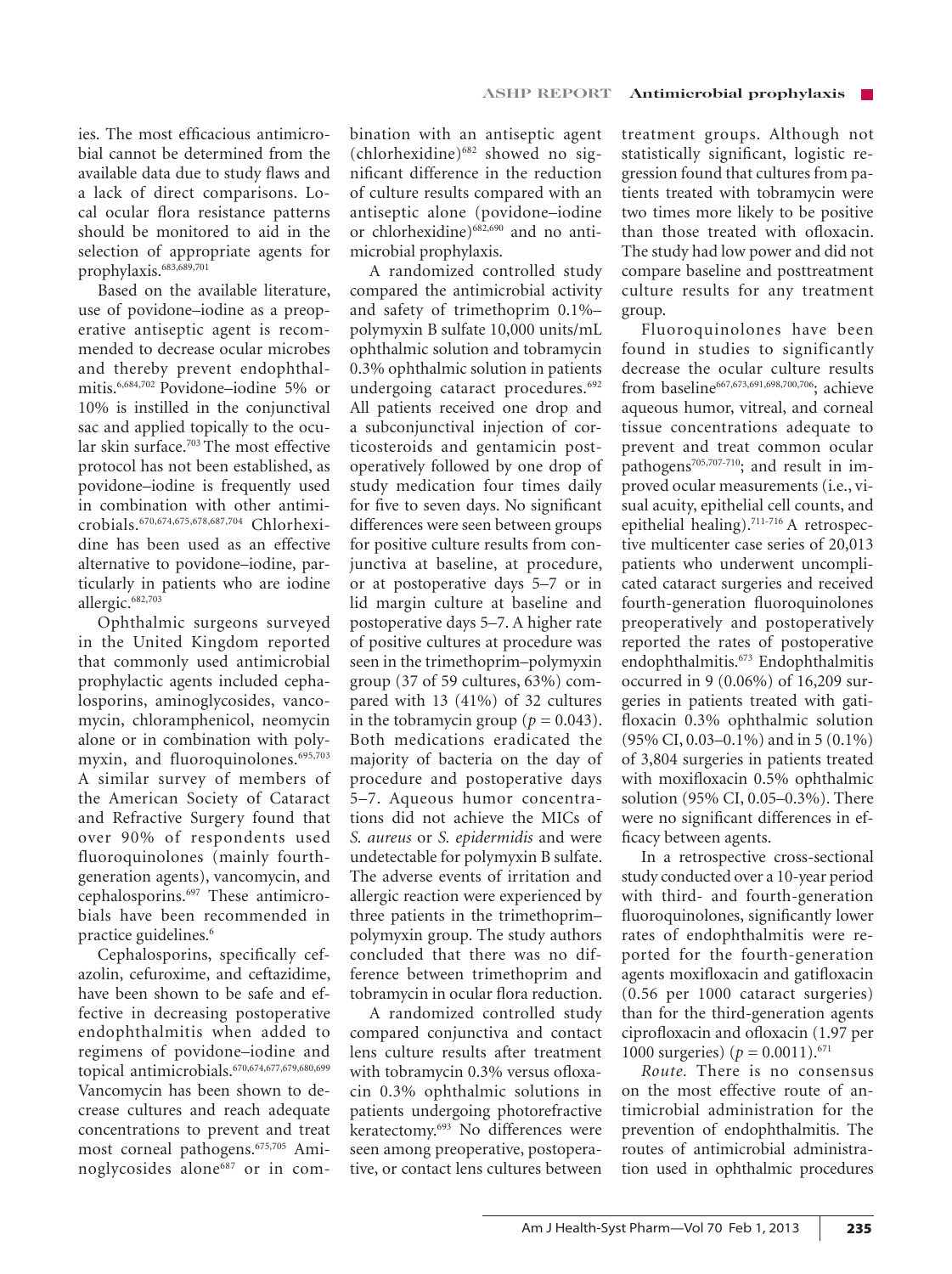ies. The most efficacious antimicrobial cannot be determined from the available data due to study flaws and a lack of direct comparisons. Local ocular flora resistance patterns should be monitored to aid in the selection of appropriate agents for prophylaxis.[683,689,701]

Based on the available literature, use of povidone–iodine as a preoperative antiseptic agent is recommended to decrease ocular microbes and thereby prevent endophthalmitis.[6,684,702] Povidone–iodine 5% or 10% is instilled in the conjunctival sac and applied topically to the ocular skin surface.[703] The most effective protocol has not been established, as povidone–iodine is frequently used in combination with other antimicrobials.[670,674,675,678,687,704] Chlorhexidine has been used as an effective alternative to povidone–iodine, particularly in patients who are iodine allergic.[682,703]

Ophthalmic surgeons surveyed in the United Kingdom reported that commonly used antimicrobial prophylactic agents included cephalosporins, aminoglycosides, vancomycin, chloramphenicol, neomycin alone or in combination with polymyxin, and fluoroquinolones.[695,703] A similar survey of members of the American Society of Cataract and Refractive Surgery found that over 90% of respondents used fluoroquinolones (mainly fourth-generation agents), vancomycin, and cephalosporins.[697] These antimicrobials have been recommended in practice guidelines.[6]

Cephalosporins, specifically cefazolin, cefuroxime, and ceftazidime, have been shown to be safe and effective in decreasing postoperative endophthalmitis when added to regimens of povidone–iodine and topical antimicrobials.[670,674,677,679,680,699] Vancomycin has been shown to decrease cultures and reach adequate concentrations to prevent and treat most corneal pathogens.[675,705] Aminoglycosides alone[687] or in combination with an antiseptic agent (chlorhexidine)[682] showed no significant difference in the reduction of culture results compared with an antiseptic alone (povidone–iodine or chlorhexidine)[682,690] and no antimicrobial prophylaxis.

A randomized controlled study compared the antimicrobial activity and safety of trimethoprim 0.1%–polymyxin B sulfate 10,000 units/mL ophthalmic solution and tobramycin 0.3% ophthalmic solution in patients undergoing cataract procedures.[692] All patients received one drop and a subconjunctival injection of corticosteroids and gentamicin postoperatively followed by one drop of study medication four times daily for five to seven days. No significant differences were seen between groups for positive culture results from conjunctiva at baseline, at procedure, or at postoperative days 5–7 or in lid margin culture at baseline and postoperative days 5–7. A higher rate of positive cultures at procedure was seen in the trimethoprim–polymyxin group (37 of 59 cultures, 63%) compared with 13 (41%) of 32 cultures in the tobramycin group ($p = 0.043$). Both medications eradicated the majority of bacteria on the day of procedure and postoperative days 5–7. Aqueous humor concentrations did not achieve the MICs of *S. aureus* or *S. epidermidis* and were undetectable for polymyxin B sulfate. The adverse events of irritation and allergic reaction were experienced by three patients in the trimethoprim–polymyxin group. The study authors concluded that there was no difference between trimethoprim and tobramycin in ocular flora reduction.

A randomized controlled study compared conjunctiva and contact lens culture results after treatment with tobramycin 0.3% versus ofloxacin 0.3% ophthalmic solutions in patients undergoing photorefractive keratectomy.[693] No differences were seen among preoperative, postoperative, or contact lens cultures between treatment groups. Although not statistically significant, logistic regression found that cultures from patients treated with tobramycin were two times more likely to be positive than those treated with ofloxacin. The study had low power and did not compare baseline and posttreatment culture results for any treatment group.

Fluoroquinolones have been found in studies to significantly decrease the ocular culture results from baseline[667,673,691,698,700,706]; achieve aqueous humor, vitreal, and corneal tissue concentrations adequate to prevent and treat common ocular pathogens[705,707-710]; and result in improved ocular measurements (i.e., visual acuity, epithelial cell counts, and epithelial healing).[711-716] A retrospective multicenter case series of 20,013 patients who underwent uncomplicated cataract surgeries and received fourth-generation fluoroquinolones preoperatively and postoperatively reported the rates of postoperative endophthalmitis.[673] Endophthalmitis occurred in 9 (0.06%) of 16,209 surgeries in patients treated with gatifloxacin 0.3% ophthalmic solution (95% CI, 0.03–0.1%) and in 5 (0.1%) of 3,804 surgeries in patients treated with moxifloxacin 0.5% ophthalmic solution (95% CI, 0.05–0.3%). There were no significant differences in efficacy between agents.

In a retrospective cross-sectional study conducted over a 10-year period with third- and fourth-generation fluoroquinolones, significantly lower rates of endophthalmitis were reported for the fourth-generation agents moxifloxacin and gatifloxacin (0.56 per 1000 cataract surgeries) than for the third-generation agents ciprofloxacin and ofloxacin (1.97 per 1000 surgeries) ($p = 0.0011$).[671]

*Route.* There is no consensus on the most effective route of antimicrobial administration for the prevention of endophthalmitis. The routes of antimicrobial administration used in ophthalmic procedures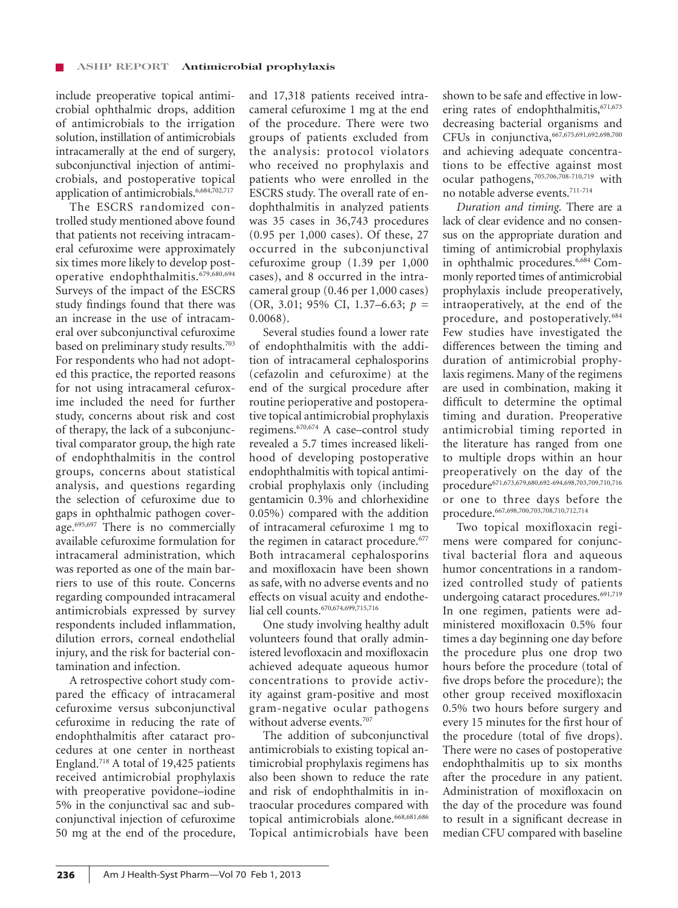include preoperative topical antimicrobial ophthalmic drops, addition of antimicrobials to the irrigation solution, instillation of antimicrobials intracamerally at the end of surgery, subconjunctival injection of antimicrobials, and postoperative topical application of antimicrobials.[6,684,702,717]

The ESCRS randomized controlled study mentioned above found that patients not receiving intracameral cefuroxime were approximately six times more likely to develop postoperative endophthalmitis.[679,680,694] Surveys of the impact of the ESCRS study findings found that there was an increase in the use of intracameral over subconjunctival cefuroxime based on preliminary study results.[703] For respondents who had not adopted this practice, the reported reasons for not using intracameral cefuroxime included the need for further study, concerns about risk and cost of therapy, the lack of a subconjunctival comparator group, the high rate of endophthalmitis in the control groups, concerns about statistical analysis, and questions regarding the selection of cefuroxime due to gaps in ophthalmic pathogen coverage.[695,697] There is no commercially available cefuroxime formulation for intracameral administration, which was reported as one of the main barriers to use of this route. Concerns regarding compounded intracameral antimicrobials expressed by survey respondents included inflammation, dilution errors, corneal endothelial injury, and the risk for bacterial contamination and infection.

A retrospective cohort study compared the efficacy of intracameral cefuroxime versus subconjunctival cefuroxime in reducing the rate of endophthalmitis after cataract procedures at one center in northeast England.[718] A total of 19,425 patients received antimicrobial prophylaxis with preoperative povidone–iodine 5% in the conjunctival sac and subconjunctival injection of cefuroxime 50 mg at the end of the procedure, and 17,318 patients received intracameral cefuroxime 1 mg at the end of the procedure. There were two groups of patients excluded from the analysis: protocol violators who received no prophylaxis and patients who were enrolled in the ESCRS study. The overall rate of endophthalmitis in analyzed patients was 35 cases in 36,743 procedures (0.95 per 1,000 cases). Of these, 27 occurred in the subconjunctival cefuroxime group (1.39 per 1,000 cases), and 8 occurred in the intracameral group (0.46 per 1,000 cases) (OR, 3.01; 95% CI, 1.37–6.63; $p = 0.0068$).

Several studies found a lower rate of endophthalmitis with the addition of intracameral cephalosporins (cefazolin and cefuroxime) at the end of the surgical procedure after routine perioperative and postoperative topical antimicrobial prophylaxis regimens.[670,674] A case–control study revealed a 5.7 times increased likelihood of developing postoperative endophthalmitis with topical antimicrobial prophylaxis only (including gentamicin 0.3% and chlorhexidine 0.05%) compared with the addition of intracameral cefuroxime 1 mg to the regimen in cataract procedure.[677] Both intracameral cephalosporins and moxifloxacin have been shown as safe, with no adverse events and no effects on visual acuity and endothelial cell counts.[670,674,699,715,716]

One study involving healthy adult volunteers found that orally administered levofloxacin and moxifloxacin achieved adequate aqueous humor concentrations to provide activity against gram-positive and most gram-negative ocular pathogens without adverse events.[707]

The addition of subconjunctival antimicrobials to existing topical antimicrobial prophylaxis regimens has also been shown to reduce the rate and risk of endophthalmitis in intraocular procedures compared with topical antimicrobials alone.[668,681,686] Topical antimicrobials have been shown to be safe and effective in lowering rates of endophthalmitis,[671,673] decreasing bacterial organisms and CFUs in conjunctiva,[667,675,691,692,698,700] and achieving adequate concentrations to be effective against most ocular pathogens,[705,706,708-710,719] with no notable adverse events.[711-714]

*Duration and timing.* There are a lack of clear evidence and no consensus on the appropriate duration and timing of antimicrobial prophylaxis in ophthalmic procedures.[6,684] Commonly reported times of antimicrobial prophylaxis include preoperatively, intraoperatively, at the end of the procedure, and postoperatively.[684] Few studies have investigated the differences between the timing and duration of antimicrobial prophylaxis regimens. Many of the regimens are used in combination, making it difficult to determine the optimal timing and duration. Preoperative antimicrobial timing reported in the literature has ranged from one to multiple drops within an hour preoperatively on the day of the procedure[671,673,679,680,692-694,698,703,709,710,716] or one to three days before the procedure.[667,698,700,703,708,710,712,714]

Two topical moxifloxacin regimens were compared for conjunctival bacterial flora and aqueous humor concentrations in a randomized controlled study of patients undergoing cataract procedures.[691,719] In one regimen, patients were administered moxifloxacin 0.5% four times a day beginning one day before the procedure plus one drop two hours before the procedure (total of five drops before the procedure); the other group received moxifloxacin 0.5% two hours before surgery and every 15 minutes for the first hour of the procedure (total of five drops). There were no cases of postoperative endophthalmitis up to six months after the procedure in any patient. Administration of moxifloxacin on the day of the procedure was found to result in a significant decrease in median CFU compared with baseline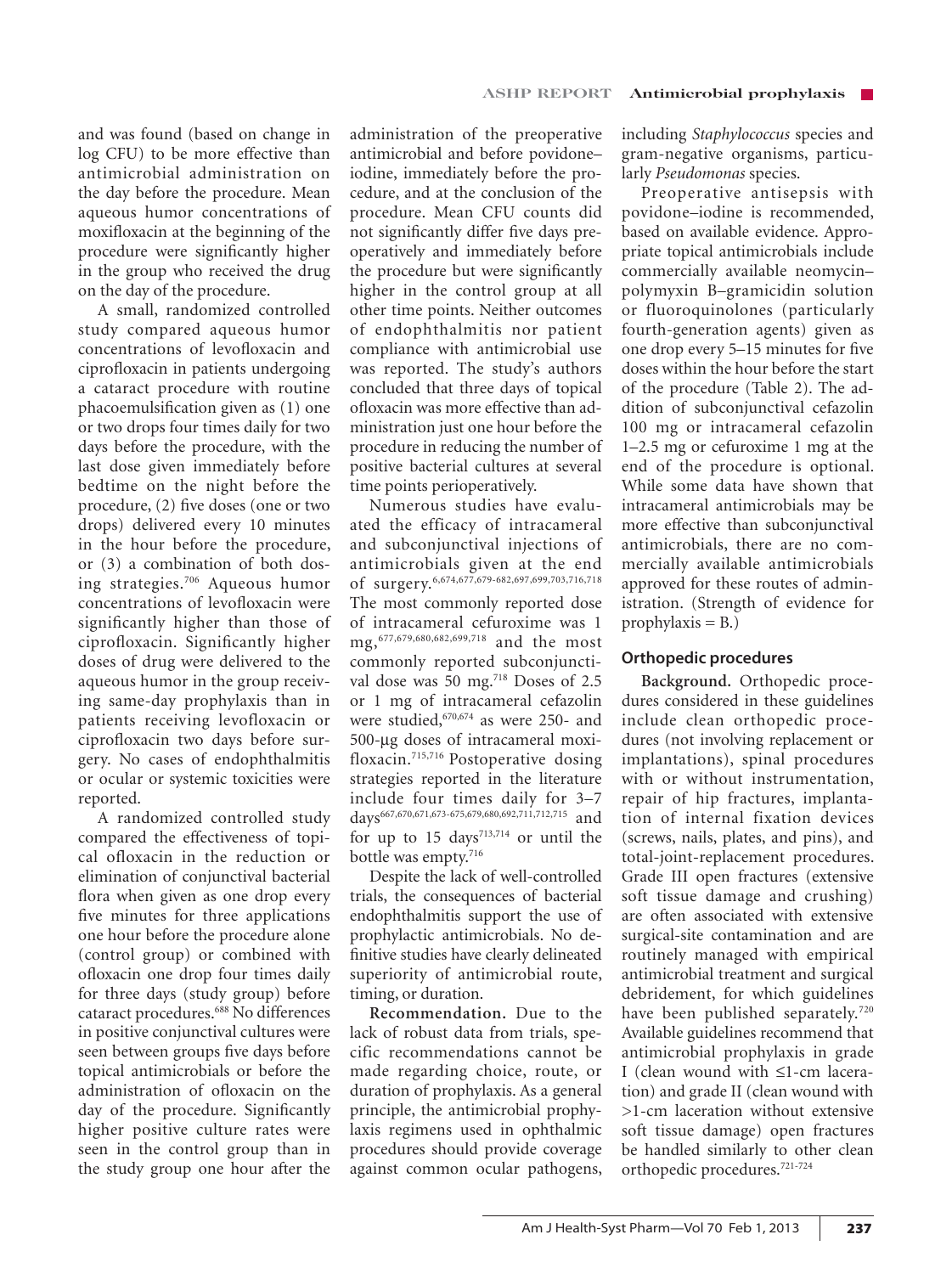and was found (based on change in log CFU) to be more effective than antimicrobial administration on the day before the procedure. Mean aqueous humor concentrations of moxifloxacin at the beginning of the procedure were significantly higher in the group who received the drug on the day of the procedure.

A small, randomized controlled study compared aqueous humor concentrations of levofloxacin and ciprofloxacin in patients undergoing a cataract procedure with routine phacoemulsification given as (1) one or two drops four times daily for two days before the procedure, with the last dose given immediately before bedtime on the night before the procedure, (2) five doses (one or two drops) delivered every 10 minutes in the hour before the procedure, or (3) a combination of both dosing strategies.[706] Aqueous humor concentrations of levofloxacin were significantly higher than those of ciprofloxacin. Significantly higher doses of drug were delivered to the aqueous humor in the group receiving same-day prophylaxis than in patients receiving levofloxacin or ciprofloxacin two days before surgery. No cases of endophthalmitis or ocular or systemic toxicities were reported.

A randomized controlled study compared the effectiveness of topical ofloxacin in the reduction or elimination of conjunctival bacterial flora when given as one drop every five minutes for three applications one hour before the procedure alone (control group) or combined with ofloxacin one drop four times daily for three days (study group) before cataract procedures.[688] No differences in positive conjunctival cultures were seen between groups five days before topical antimicrobials or before the administration of ofloxacin on the day of the procedure. Significantly higher positive culture rates were seen in the control group than in the study group one hour after the administration of the preoperative antimicrobial and before povidone–iodine, immediately before the procedure, and at the conclusion of the procedure. Mean CFU counts did not significantly differ five days preoperatively and immediately before the procedure but were significantly higher in the control group at all other time points. Neither outcomes of endophthalmitis nor patient compliance with antimicrobial use was reported. The study's authors concluded that three days of topical ofloxacin was more effective than administration just one hour before the procedure in reducing the number of positive bacterial cultures at several time points perioperatively.

Numerous studies have evaluated the efficacy of intracameral and subconjunctival injections of antimicrobials given at the end of surgery.[6,674,677,679-682,697,699,703,716,718] The most commonly reported dose of intracameral cefuroxime was 1 mg,[677,679,680,682,699,718] and the most commonly reported subconjunctival dose was 50 mg.[718] Doses of 2.5 or 1 mg of intracameral cefazolin were studied,[670,674] as were 250- and 500-μg doses of intracameral moxifloxacin.[715,716] Postoperative dosing strategies reported in the literature include four times daily for 3–7 days[667,670,671,673-675,679,680,692,711,712,715] and for up to 15 days[713,714] or until the bottle was empty.[716]

Despite the lack of well-controlled trials, the consequences of bacterial endophthalmitis support the use of prophylactic antimicrobials. No definitive studies have clearly delineated superiority of antimicrobial route, timing, or duration.

**Recommendation.** Due to the lack of robust data from trials, specific recommendations cannot be made regarding choice, route, or duration of prophylaxis. As a general principle, the antimicrobial prophylaxis regimens used in ophthalmic procedures should provide coverage against common ocular pathogens, including *Staphylococcus* species and gram-negative organisms, particularly *Pseudomonas* species.

Preoperative antisepsis with povidone–iodine is recommended, based on available evidence. Appropriate topical antimicrobials include commercially available neomycin–polymyxin B–gramicidin solution or fluoroquinolones (particularly fourth-generation agents) given as one drop every 5–15 minutes for five doses within the hour before the start of the procedure (Table 2). The addition of subconjunctival cefazolin 100 mg or intracameral cefazolin 1–2.5 mg or cefuroxime 1 mg at the end of the procedure is optional. While some data have shown that intracameral antimicrobials may be more effective than subconjunctival antimicrobials, there are no commercially available antimicrobials approved for these routes of administration. (Strength of evidence for prophylaxis = B.)

### Orthopedic procedures

**Background.** Orthopedic procedures considered in these guidelines include clean orthopedic procedures (not involving replacement or implantations), spinal procedures with or without instrumentation, repair of hip fractures, implantation of internal fixation devices (screws, nails, plates, and pins), and total-joint-replacement procedures. Grade III open fractures (extensive soft tissue damage and crushing) are often associated with extensive surgical-site contamination and are routinely managed with empirical antimicrobial treatment and surgical debridement, for which guidelines have been published separately.[720] Available guidelines recommend that antimicrobial prophylaxis in grade I (clean wound with ≤1-cm laceration) and grade II (clean wound with >1-cm laceration without extensive soft tissue damage) open fractures be handled similarly to other clean orthopedic procedures.[721-724]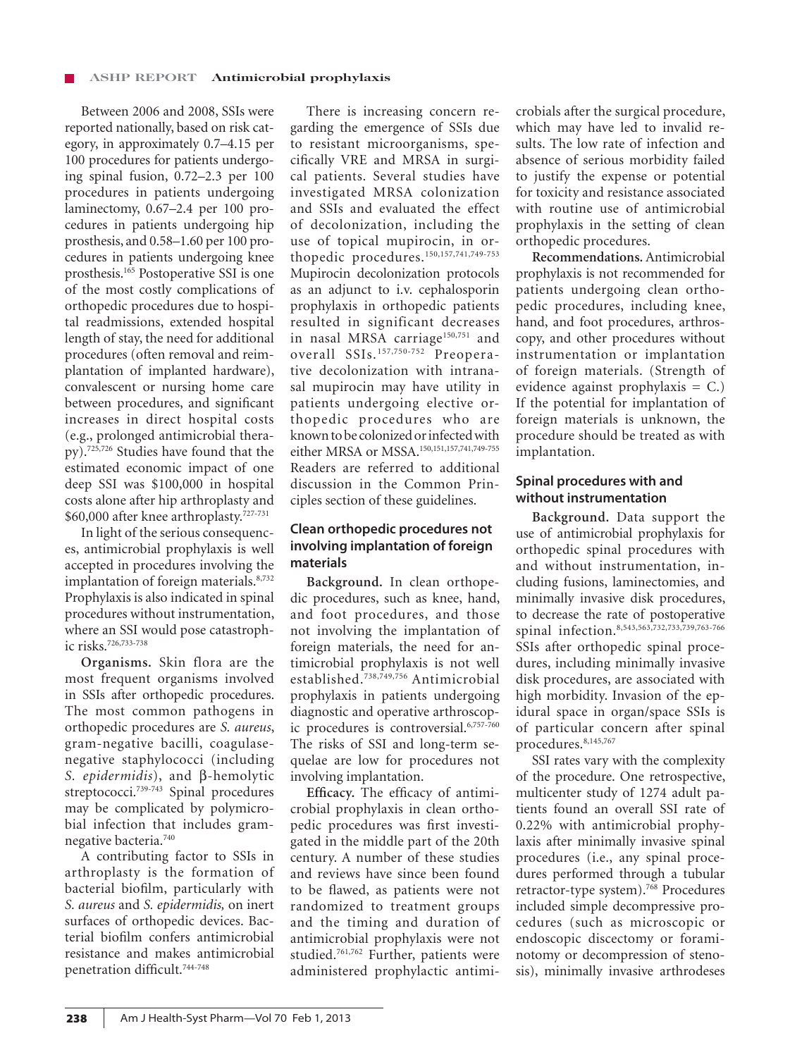Between 2006 and 2008, SSIs were reported nationally, based on risk category, in approximately 0.7–4.15 per 100 procedures for patients undergoing spinal fusion, 0.72–2.3 per 100 procedures in patients undergoing laminectomy, 0.67–2.4 per 100 procedures in patients undergoing hip prosthesis, and 0.58–1.60 per 100 procedures in patients undergoing knee prosthesis.[165] Postoperative SSI is one of the most costly complications of orthopedic procedures due to hospital readmissions, extended hospital length of stay, the need for additional procedures (often removal and reimplantation of implanted hardware), convalescent or nursing home care between procedures, and significant increases in direct hospital costs (e.g., prolonged antimicrobial therapy).[725,726] Studies have found that the estimated economic impact of one deep SSI was $100,000 in hospital costs alone after hip arthroplasty and $60,000 after knee arthroplasty.[727-731]

In light of the serious consequences, antimicrobial prophylaxis is well accepted in procedures involving the implantation of foreign materials.[8,732] Prophylaxis is also indicated in spinal procedures without instrumentation, where an SSI would pose catastrophic risks.[726,733-738]

**Organisms.** Skin flora are the most frequent organisms involved in SSIs after orthopedic procedures. The most common pathogens in orthopedic procedures are *S. aureus*, gram-negative bacilli, coagulase-negative staphylococci (including *S. epidermidis*), and β-hemolytic streptococci.[739-743] Spinal procedures may be complicated by polymicrobial infection that includes gram-negative bacteria.[740]

A contributing factor to SSIs in arthroplasty is the formation of bacterial biofilm, particularly with *S. aureus* and *S. epidermidis,* on inert surfaces of orthopedic devices. Bacterial biofilm confers antimicrobial resistance and makes antimicrobial penetration difficult.[744-748]

There is increasing concern regarding the emergence of SSIs due to resistant microorganisms, specifically VRE and MRSA in surgical patients. Several studies have investigated MRSA colonization and SSIs and evaluated the effect of decolonization, including the use of topical mupirocin, in orthopedic procedures.[150,157,741,749-753] Mupirocin decolonization protocols as an adjunct to i.v. cephalosporin prophylaxis in orthopedic patients resulted in significant decreases in nasal MRSA carriage[150,751] and overall SSIs.[157,750-752] Preoperative decolonization with intranasal mupirocin may have utility in patients undergoing elective orthopedic procedures who are known to be colonized or infected with either MRSA or MSSA.[150,151,157,741,749-755] Readers are referred to additional discussion in the Common Principles section of these guidelines.

## Clean orthopedic procedures not involving implantation of foreign materials

**Background.** In clean orthopedic procedures, such as knee, hand, and foot procedures, and those not involving the implantation of foreign materials, the need for antimicrobial prophylaxis is not well established.[738,749,756] Antimicrobial prophylaxis in patients undergoing diagnostic and operative arthroscopic procedures is controversial.[6,757-760] The risks of SSI and long-term sequelae are low for procedures not involving implantation.

**Efficacy.** The efficacy of antimicrobial prophylaxis in clean orthopedic procedures was first investigated in the middle part of the 20th century. A number of these studies and reviews have since been found to be flawed, as patients were not randomized to treatment groups and the timing and duration of antimicrobial prophylaxis were not studied.[761,762] Further, patients were administered prophylactic antimicrobials after the surgical procedure, which may have led to invalid results. The low rate of infection and absence of serious morbidity failed to justify the expense or potential for toxicity and resistance associated with routine use of antimicrobial prophylaxis in the setting of clean orthopedic procedures.

**Recommendations.** Antimicrobial prophylaxis is not recommended for patients undergoing clean orthopedic procedures, including knee, hand, and foot procedures, arthroscopy, and other procedures without instrumentation or implantation of foreign materials. (Strength of evidence against prophylaxis = C.) If the potential for implantation of foreign materials is unknown, the procedure should be treated as with implantation.

## Spinal procedures with and without instrumentation

**Background.** Data support the use of antimicrobial prophylaxis for orthopedic spinal procedures with and without instrumentation, including fusions, laminectomies, and minimally invasive disk procedures, to decrease the rate of postoperative spinal infection.[8,543,563,732,733,739,763-766] SSIs after orthopedic spinal procedures, including minimally invasive disk procedures, are associated with high morbidity. Invasion of the epidural space in organ/space SSIs is of particular concern after spinal procedures.[8,145,767]

SSI rates vary with the complexity of the procedure. One retrospective, multicenter study of 1274 adult patients found an overall SSI rate of 0.22% with antimicrobial prophylaxis after minimally invasive spinal procedures (i.e., any spinal procedures performed through a tubular retractor-type system).[768] Procedures included simple decompressive procedures (such as microscopic or endoscopic discectomy or foraminotomy or decompression of stenosis), minimally invasive arthrodeses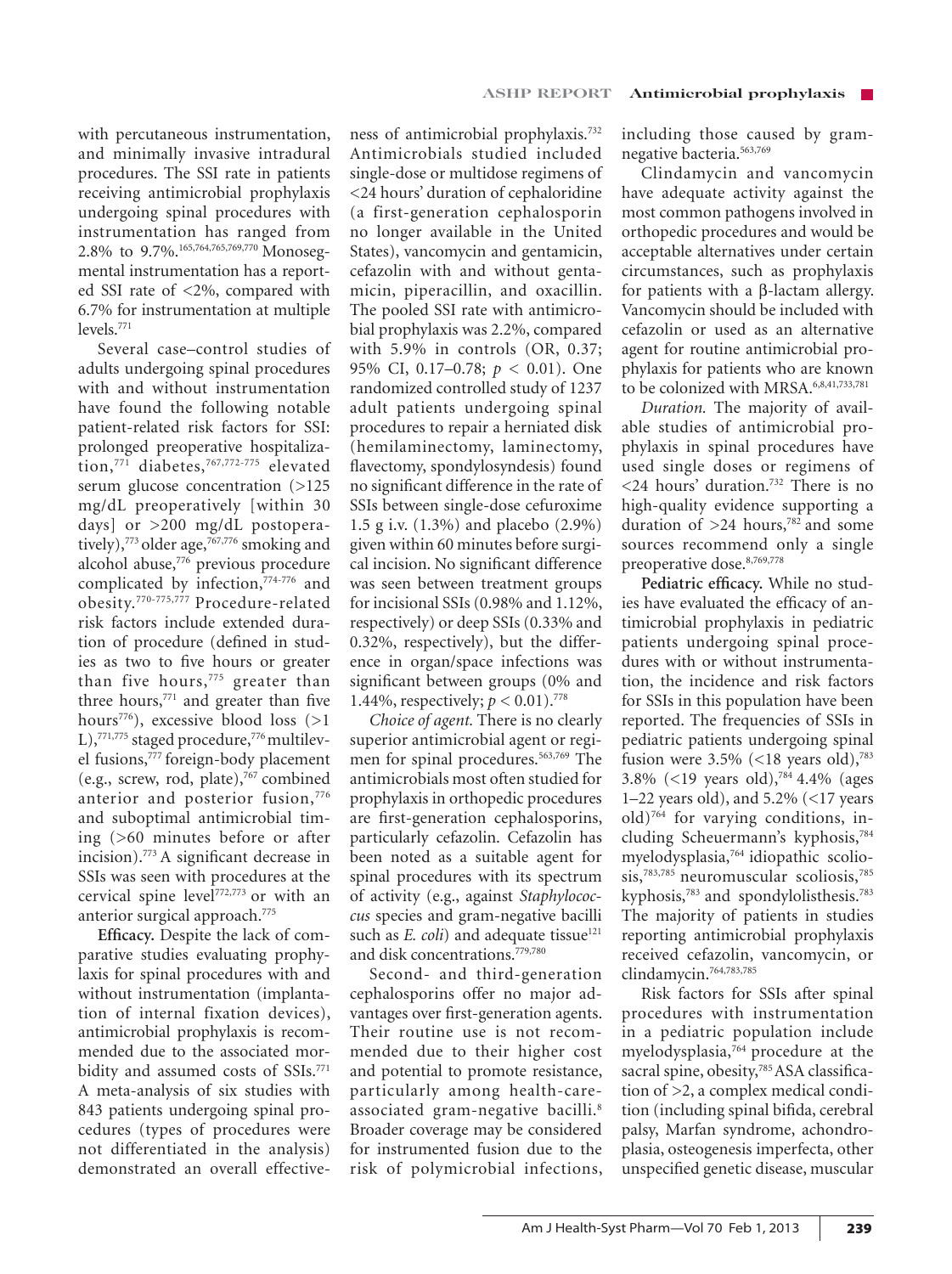with percutaneous instrumentation, and minimally invasive intradural procedures. The SSI rate in patients receiving antimicrobial prophylaxis undergoing spinal procedures with instrumentation has ranged from 2.8% to 9.7%.[165,764,765,769,770] Monosegmental instrumentation has a reported SSI rate of <2%, compared with 6.7% for instrumentation at multiple levels.[771]

Several case–control studies of adults undergoing spinal procedures with and without instrumentation have found the following notable patient-related risk factors for SSI: prolonged preoperative hospitalization,[771] diabetes,[767,772-775] elevated serum glucose concentration (>125 mg/dL preoperatively [within 30 days] or >200 mg/dL postoperatively),[773] older age,[767,776] smoking and alcohol abuse,[776] previous procedure complicated by infection,[774-776] and obesity.[770-775,777] Procedure-related risk factors include extended duration of procedure (defined in studies as two to five hours or greater than five hours,[775] greater than three hours,[771] and greater than five hours[776]), excessive blood loss (>1 L),[771,775] staged procedure,[776] multilevel fusions,[777] foreign-body placement (e.g., screw, rod, plate),[767] combined anterior and posterior fusion,[776] and suboptimal antimicrobial timing (>60 minutes before or after incision).[773] A significant decrease in SSIs was seen with procedures at the cervical spine level[772,773] or with an anterior surgical approach.[775]

**Efficacy.** Despite the lack of comparative studies evaluating prophylaxis for spinal procedures with and without instrumentation (implantation of internal fixation devices), antimicrobial prophylaxis is recommended due to the associated morbidity and assumed costs of SSIs.[771] A meta-analysis of six studies with 843 patients undergoing spinal procedures (types of procedures were not differentiated in the analysis) demonstrated an overall effectiveness of antimicrobial prophylaxis.[732] Antimicrobials studied included single-dose or multidose regimens of <24 hours' duration of cephaloridine (a first-generation cephalosporin no longer available in the United States), vancomycin and gentamicin, cefazolin with and without gentamicin, piperacillin, and oxacillin. The pooled SSI rate with antimicrobial prophylaxis was 2.2%, compared with 5.9% in controls (OR, 0.37; 95% CI, 0.17–0.78; $p < 0.01$). One randomized controlled study of 1237 adult patients undergoing spinal procedures to repair a herniated disk (hemilaminectomy, laminectomy, flavectomy, spondylosyndesis) found no significant difference in the rate of SSIs between single-dose cefuroxime 1.5 g i.v. (1.3%) and placebo (2.9%) given within 60 minutes before surgical incision. No significant difference was seen between treatment groups for incisional SSIs (0.98% and 1.12%, respectively) or deep SSIs (0.33% and 0.32%, respectively), but the difference in organ/space infections was significant between groups (0% and 1.44%, respectively; $p < 0.01$).[778]

*Choice of agent.* There is no clearly superior antimicrobial agent or regimen for spinal procedures.[563,769] The antimicrobials most often studied for prophylaxis in orthopedic procedures are first-generation cephalosporins, particularly cefazolin. Cefazolin has been noted as a suitable agent for spinal procedures with its spectrum of activity (e.g., against *Staphylococcus* species and gram-negative bacilli such as *E. coli*) and adequate tissue[121] and disk concentrations.[779,780]

Second- and third-generation cephalosporins offer no major advantages over first-generation agents. Their routine use is not recommended due to their higher cost and potential to promote resistance, particularly among health-care-associated gram-negative bacilli.[8] Broader coverage may be considered for instrumented fusion due to the risk of polymicrobial infections, including those caused by gram-negative bacteria.[563,769]

Clindamycin and vancomycin have adequate activity against the most common pathogens involved in orthopedic procedures and would be acceptable alternatives under certain circumstances, such as prophylaxis for patients with a β-lactam allergy. Vancomycin should be included with cefazolin or used as an alternative agent for routine antimicrobial prophylaxis for patients who are known to be colonized with MRSA.[6,8,41,733,781]

*Duration.* The majority of available studies of antimicrobial prophylaxis in spinal procedures have used single doses or regimens of <24 hours' duration.[732] There is no high-quality evidence supporting a duration of >24 hours,[782] and some sources recommend only a single preoperative dose.[8,769,778]

**Pediatric efficacy.** While no studies have evaluated the efficacy of antimicrobial prophylaxis in pediatric patients undergoing spinal procedures with or without instrumentation, the incidence and risk factors for SSIs in this population have been reported. The frequencies of SSIs in pediatric patients undergoing spinal fusion were 3.5% (<18 years old),[783] 3.8% (<19 years old),[784] 4.4% (ages 1–22 years old), and 5.2% (<17 years old)[764] for varying conditions, including Scheuermann's kyphosis,[784] myelodysplasia,[764] idiopathic scoliosis,[783,785] neuromuscular scoliosis,[785] kyphosis,[783] and spondylolisthesis.[783] The majority of patients in studies reporting antimicrobial prophylaxis received cefazolin, vancomycin, or clindamycin.[764,783,785]

Risk factors for SSIs after spinal procedures with instrumentation in a pediatric population include myelodysplasia,[764] procedure at the sacral spine, obesity,[785] ASA classification of >2, a complex medical condition (including spinal bifida, cerebral palsy, Marfan syndrome, achondroplasia, osteogenesis imperfecta, other unspecified genetic disease, muscular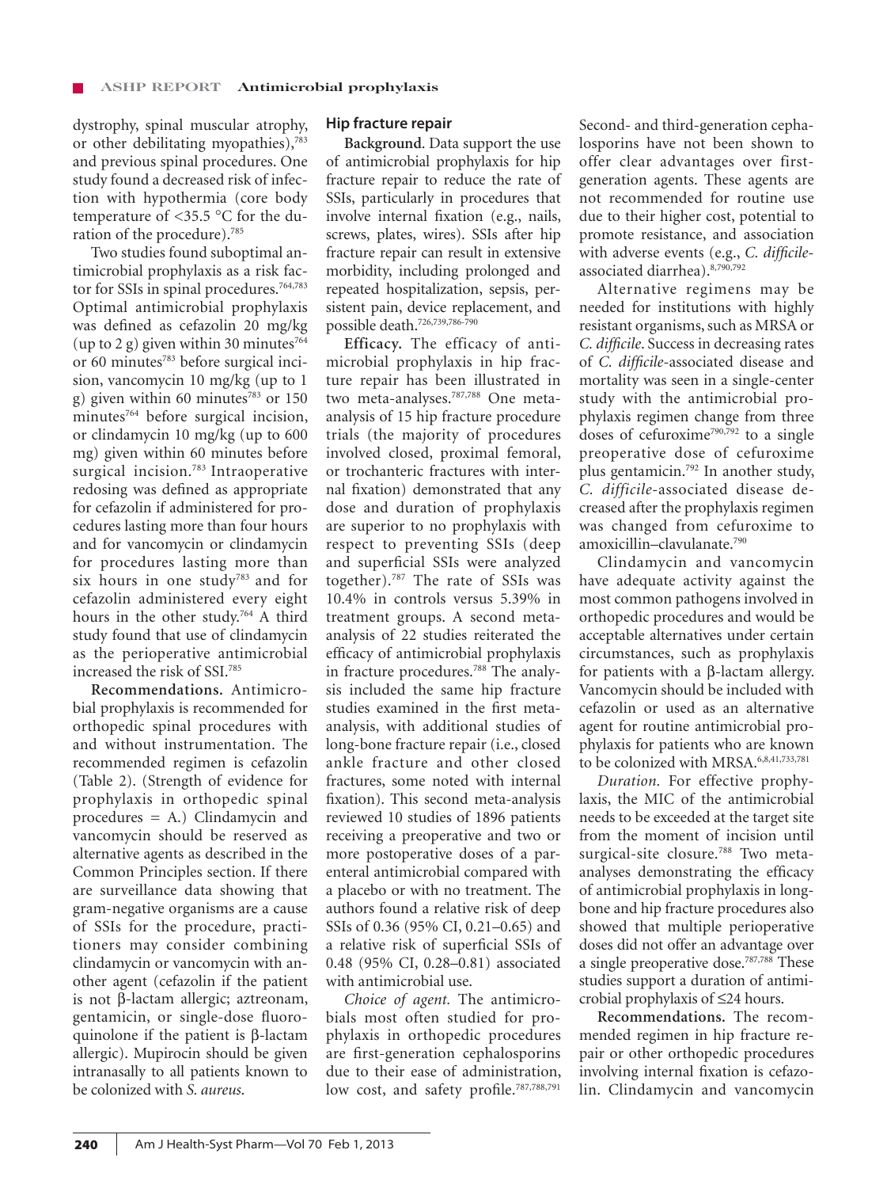dystrophy, spinal muscular atrophy, or other debilitating myopathies),[783] and previous spinal procedures. One study found a decreased risk of infection with hypothermia (core body temperature of <35.5 °C for the duration of the procedure).[785]

Two studies found suboptimal antimicrobial prophylaxis as a risk factor for SSIs in spinal procedures.[764,783] Optimal antimicrobial prophylaxis was defined as cefazolin 20 mg/kg (up to 2 g) given within 30 minutes[764] or 60 minutes[783] before surgical incision, vancomycin 10 mg/kg (up to 1 g) given within 60 minutes[783] or 150 minutes[764] before surgical incision, or clindamycin 10 mg/kg (up to 600 mg) given within 60 minutes before surgical incision.[783] Intraoperative redosing was defined as appropriate for cefazolin if administered for procedures lasting more than four hours and for vancomycin or clindamycin for procedures lasting more than six hours in one study[783] and for cefazolin administered every eight hours in the other study.[764] A third study found that use of clindamycin as the perioperative antimicrobial increased the risk of SSI.[785]

**Recommendations.** Antimicrobial prophylaxis is recommended for orthopedic spinal procedures with and without instrumentation. The recommended regimen is cefazolin (Table 2). (Strength of evidence for prophylaxis in orthopedic spinal procedures = A.) Clindamycin and vancomycin should be reserved as alternative agents as described in the Common Principles section. If there are surveillance data showing that gram-negative organisms are a cause of SSIs for the procedure, practitioners may consider combining clindamycin or vancomycin with another agent (cefazolin if the patient is not β-lactam allergic; aztreonam, gentamicin, or single-dose fluoroquinolone if the patient is β-lactam allergic). Mupirocin should be given intranasally to all patients known to be colonized with *S. aureus*.

### Hip fracture repair

**Background.** Data support the use of antimicrobial prophylaxis for hip fracture repair to reduce the rate of SSIs, particularly in procedures that involve internal fixation (e.g., nails, screws, plates, wires). SSIs after hip fracture repair can result in extensive morbidity, including prolonged and repeated hospitalization, sepsis, persistent pain, device replacement, and possible death.[726,739,786-790]

**Efficacy.** The efficacy of antimicrobial prophylaxis in hip fracture repair has been illustrated in two meta-analyses.[787,788] One meta-analysis of 15 hip fracture procedure trials (the majority of procedures involved closed, proximal femoral, or trochanteric fractures with internal fixation) demonstrated that any dose and duration of prophylaxis are superior to no prophylaxis with respect to preventing SSIs (deep and superficial SSIs were analyzed together).[787] The rate of SSIs was 10.4% in controls versus 5.39% in treatment groups. A second meta-analysis of 22 studies reiterated the efficacy of antimicrobial prophylaxis in fracture procedures.[788] The analysis included the same hip fracture studies examined in the first meta-analysis, with additional studies of long-bone fracture repair (i.e., closed ankle fracture and other closed fractures, some noted with internal fixation). This second meta-analysis reviewed 10 studies of 1896 patients receiving a preoperative and two or more postoperative doses of a parenteral antimicrobial compared with a placebo or with no treatment. The authors found a relative risk of deep SSIs of 0.36 (95% CI, 0.21–0.65) and a relative risk of superficial SSIs of 0.48 (95% CI, 0.28–0.81) associated with antimicrobial use.

*Choice of agent.* The antimicrobials most often studied for prophylaxis in orthopedic procedures are first-generation cephalosporins due to their ease of administration, low cost, and safety profile.[787,788,791] Second- and third-generation cephalosporins have not been shown to offer clear advantages over first-generation agents. These agents are not recommended for routine use due to their higher cost, potential to promote resistance, and association with adverse events (e.g., *C. difficile*-associated diarrhea).[8,790,792]

Alternative regimens may be needed for institutions with highly resistant organisms, such as MRSA or *C. difficile*. Success in decreasing rates of *C. difficile*-associated disease and mortality was seen in a single-center study with the antimicrobial prophylaxis regimen change from three doses of cefuroxime[790,792] to a single preoperative dose of cefuroxime plus gentamicin.[792] In another study, *C. difficile*-associated disease decreased after the prophylaxis regimen was changed from cefuroxime to amoxicillin–clavulanate.[790]

Clindamycin and vancomycin have adequate activity against the most common pathogens involved in orthopedic procedures and would be acceptable alternatives under certain circumstances, such as prophylaxis for patients with a β-lactam allergy. Vancomycin should be included with cefazolin or used as an alternative agent for routine antimicrobial prophylaxis for patients who are known to be colonized with MRSA.[6,8,41,733,781]

*Duration.* For effective prophylaxis, the MIC of the antimicrobial needs to be exceeded at the target site from the moment of incision until surgical-site closure.[788] Two meta-analyses demonstrating the efficacy of antimicrobial prophylaxis in long-bone and hip fracture procedures also showed that multiple perioperative doses did not offer an advantage over a single preoperative dose.[787,788] These studies support a duration of antimicrobial prophylaxis of ≤24 hours.

**Recommendations.** The recommended regimen in hip fracture repair or other orthopedic procedures involving internal fixation is cefazolin. Clindamycin and vancomycin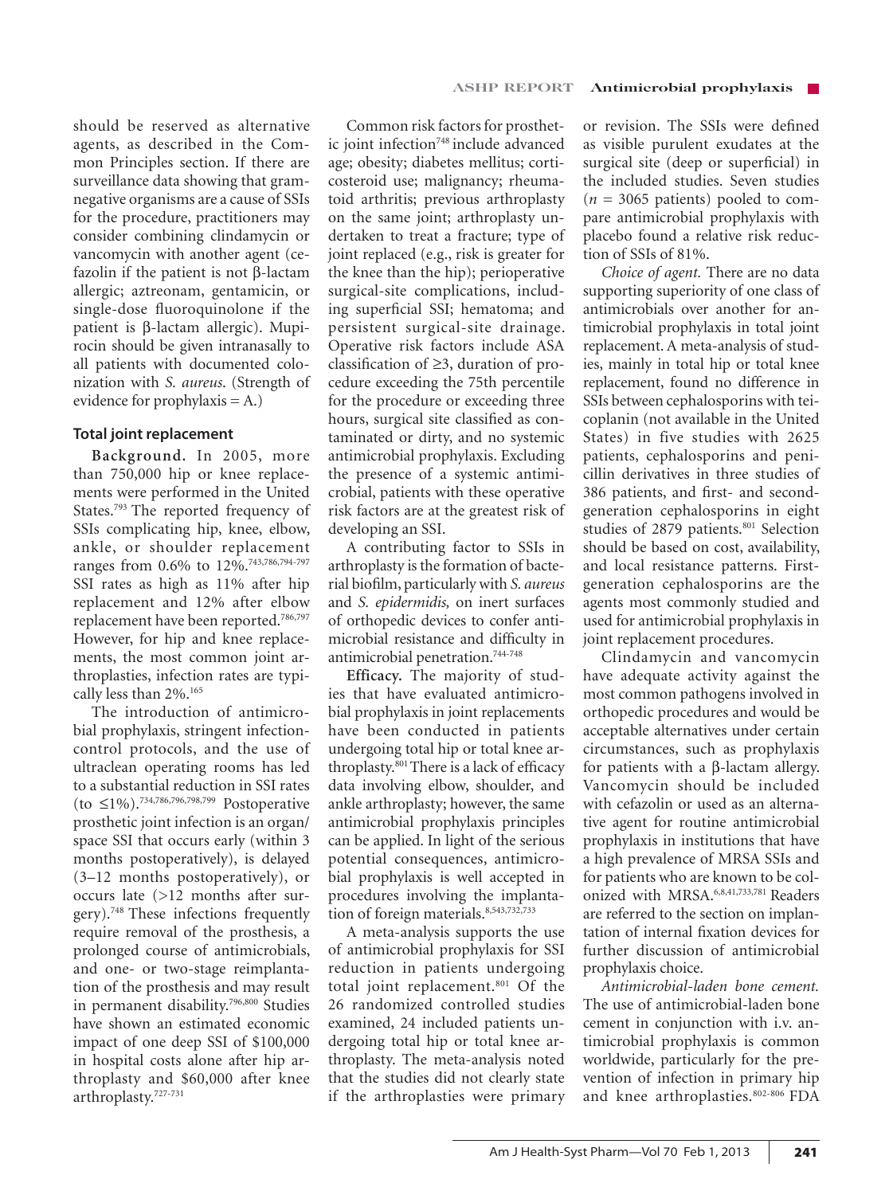should be reserved as alternative agents, as described in the Common Principles section. If there are surveillance data showing that gram-negative organisms are a cause of SSIs for the procedure, practitioners may consider combining clindamycin or vancomycin with another agent (cefazolin if the patient is not β-lactam allergic; aztreonam, gentamicin, or single-dose fluoroquinolone if the patient is β-lactam allergic). Mupirocin should be given intranasally to all patients with documented colonization with *S. aureus*. (Strength of evidence for prophylaxis = A.)

### Total joint replacement

**Background.** In 2005, more than 750,000 hip or knee replacements were performed in the United States.[793] The reported frequency of SSIs complicating hip, knee, elbow, ankle, or shoulder replacement ranges from 0.6% to 12%.[743,786,794-797] SSI rates as high as 11% after hip replacement and 12% after elbow replacement have been reported.[786,797] However, for hip and knee replacements, the most common joint arthroplasties, infection rates are typically less than 2%.[165]

The introduction of antimicrobial prophylaxis, stringent infection-control protocols, and the use of ultraclean operating rooms has led to a substantial reduction in SSI rates (to ≤1%).[734,786,796,798,799] Postoperative prosthetic joint infection is an organ/space SSI that occurs early (within 3 months postoperatively), is delayed (3–12 months postoperatively), or occurs late (>12 months after surgery).[748] These infections frequently require removal of the prosthesis, a prolonged course of antimicrobials, and one- or two-stage reimplantation of the prosthesis and may result in permanent disability.[796,800] Studies have shown an estimated economic impact of one deep SSI of $100,000 in hospital costs alone after hip arthroplasty and $60,000 after knee arthroplasty.[727-731]

Common risk factors for prosthetic joint infection[748] include advanced age; obesity; diabetes mellitus; corticosteroid use; malignancy; rheumatoid arthritis; previous arthroplasty on the same joint; arthroplasty undertaken to treat a fracture; type of joint replaced (e.g., risk is greater for the knee than the hip); perioperative surgical-site complications, including superficial SSI; hematoma; and persistent surgical-site drainage. Operative risk factors include ASA classification of ≥3, duration of procedure exceeding the 75th percentile for the procedure or exceeding three hours, surgical site classified as contaminated or dirty, and no systemic antimicrobial prophylaxis. Excluding the presence of a systemic antimicrobial, patients with these operative risk factors are at the greatest risk of developing an SSI.

A contributing factor to SSIs in arthroplasty is the formation of bacterial biofilm, particularly with *S. aureus* and *S. epidermidis,* on inert surfaces of orthopedic devices to confer antimicrobial resistance and difficulty in antimicrobial penetration.[744-748]

**Efficacy.** The majority of studies that have evaluated antimicrobial prophylaxis in joint replacements have been conducted in patients undergoing total hip or total knee arthroplasty.[801] There is a lack of efficacy data involving elbow, shoulder, and ankle arthroplasty; however, the same antimicrobial prophylaxis principles can be applied. In light of the serious potential consequences, antimicrobial prophylaxis is well accepted in procedures involving the implantation of foreign materials.[8,543,732,733]

A meta-analysis supports the use of antimicrobial prophylaxis for SSI reduction in patients undergoing total joint replacement.[801] Of the 26 randomized controlled studies examined, 24 included patients undergoing total hip or total knee arthroplasty. The meta-analysis noted that the studies did not clearly state if the arthroplasties were primary or revision. The SSIs were defined as visible purulent exudates at the surgical site (deep or superficial) in the included studies. Seven studies ($n$ = 3065 patients) pooled to compare antimicrobial prophylaxis with placebo found a relative risk reduction of SSIs of 81%.

*Choice of agent.* There are no data supporting superiority of one class of antimicrobials over another for antimicrobial prophylaxis in total joint replacement. A meta-analysis of studies, mainly in total hip or total knee replacement, found no difference in SSIs between cephalosporins with teicoplanin (not available in the United States) in five studies with 2625 patients, cephalosporins and penicillin derivatives in three studies of 386 patients, and first- and second-generation cephalosporins in eight studies of 2879 patients.[801] Selection should be based on cost, availability, and local resistance patterns. First-generation cephalosporins are the agents most commonly studied and used for antimicrobial prophylaxis in joint replacement procedures.

Clindamycin and vancomycin have adequate activity against the most common pathogens involved in orthopedic procedures and would be acceptable alternatives under certain circumstances, such as prophylaxis for patients with a β-lactam allergy. Vancomycin should be included with cefazolin or used as an alternative agent for routine antimicrobial prophylaxis in institutions that have a high prevalence of MRSA SSIs and for patients who are known to be colonized with MRSA.[6,8,41,733,781] Readers are referred to the section on implantation of internal fixation devices for further discussion of antimicrobial prophylaxis choice.

*Antimicrobial-laden bone cement.* The use of antimicrobial-laden bone cement in conjunction with i.v. antimicrobial prophylaxis is common worldwide, particularly for the prevention of infection in primary hip and knee arthroplasties.[802-806] FDA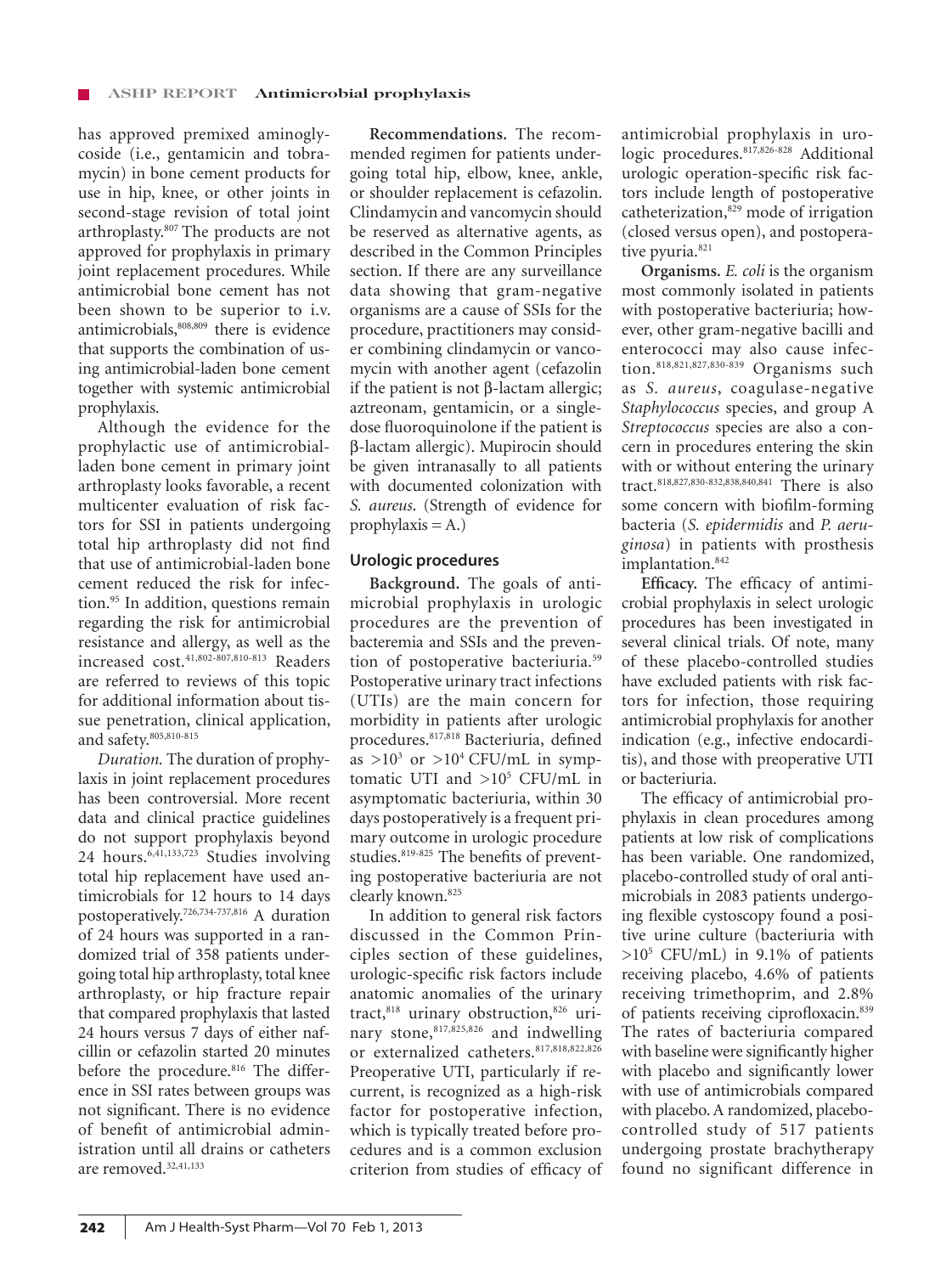has approved premixed aminoglycoside (i.e., gentamicin and tobramycin) in bone cement products for use in hip, knee, or other joints in second-stage revision of total joint arthroplasty.[807] The products are not approved for prophylaxis in primary joint replacement procedures. While antimicrobial bone cement has not been shown to be superior to i.v. antimicrobials,[808,809] there is evidence that supports the combination of using antimicrobial-laden bone cement together with systemic antimicrobial prophylaxis.

Although the evidence for the prophylactic use of antimicrobial-laden bone cement in primary joint arthroplasty looks favorable, a recent multicenter evaluation of risk factors for SSI in patients undergoing total hip arthroplasty did not find that use of antimicrobial-laden bone cement reduced the risk for infection.[95] In addition, questions remain regarding the risk for antimicrobial resistance and allergy, as well as the increased cost.[41,802-807,810-813] Readers are referred to reviews of this topic for additional information about tissue penetration, clinical application, and safety.[805,810-815]

*Duration.* The duration of prophylaxis in joint replacement procedures has been controversial. More recent data and clinical practice guidelines do not support prophylaxis beyond 24 hours.[6,41,133,723] Studies involving total hip replacement have used antimicrobials for 12 hours to 14 days postoperatively.[726,734-737,816] A duration of 24 hours was supported in a randomized trial of 358 patients undergoing total hip arthroplasty, total knee arthroplasty, or hip fracture repair that compared prophylaxis that lasted 24 hours versus 7 days of either nafcillin or cefazolin started 20 minutes before the procedure.[816] The difference in SSI rates between groups was not significant. There is no evidence of benefit of antimicrobial administration until all drains or catheters are removed.[32,41,133]

**Recommendations.** The recommended regimen for patients undergoing total hip, elbow, knee, ankle, or shoulder replacement is cefazolin. Clindamycin and vancomycin should be reserved as alternative agents, as described in the Common Principles section. If there are any surveillance data showing that gram-negative organisms are a cause of SSIs for the procedure, practitioners may consider combining clindamycin or vancomycin with another agent (cefazolin if the patient is not β-lactam allergic; aztreonam, gentamicin, or a single-dose fluoroquinolone if the patient is β-lactam allergic). Mupirocin should be given intranasally to all patients with documented colonization with *S. aureus*. (Strength of evidence for prophylaxis = A.)

### Urologic procedures

**Background.** The goals of antimicrobial prophylaxis in urologic procedures are the prevention of bacteremia and SSIs and the prevention of postoperative bacteriuria.[59] Postoperative urinary tract infections (UTIs) are the main concern for morbidity in patients after urologic procedures.[817,818] Bacteriuria, defined as $>10^3$ or $>10^4$ CFU/mL in symptomatic UTI and $>10^5$ CFU/mL in asymptomatic bacteriuria, within 30 days postoperatively is a frequent primary outcome in urologic procedure studies.[819-825] The benefits of preventing postoperative bacteriuria are not clearly known.[825]

In addition to general risk factors discussed in the Common Principles section of these guidelines, urologic-specific risk factors include anatomic anomalies of the urinary tract,[818] urinary obstruction,[826] urinary stone,[817,825,826] and indwelling or externalized catheters.[817,818,822,826] Preoperative UTI, particularly if recurrent, is recognized as a high-risk factor for postoperative infection, which is typically treated before procedures and is a common exclusion criterion from studies of efficacy of antimicrobial prophylaxis in urologic procedures.[817,826-828] Additional urologic operation-specific risk factors include length of postoperative catheterization,[829] mode of irrigation (closed versus open), and postoperative pyuria.[821]

**Organisms.** *E. coli* is the organism most commonly isolated in patients with postoperative bacteriuria; however, other gram-negative bacilli and enterococci may also cause infection.[818,821,827,830-839] Organisms such as *S. aureus*, coagulase-negative *Staphylococcus* species, and group A *Streptococcus* species are also a concern in procedures entering the skin with or without entering the urinary tract.[818,827,830-832,838,840,841] There is also some concern with biofilm-forming bacteria (*S. epidermidis* and *P. aeruginosa*) in patients with prosthesis implantation.[842]

**Efficacy.** The efficacy of antimicrobial prophylaxis in select urologic procedures has been investigated in several clinical trials. Of note, many of these placebo-controlled studies have excluded patients with risk factors for infection, those requiring antimicrobial prophylaxis for another indication (e.g., infective endocarditis), and those with preoperative UTI or bacteriuria.

The efficacy of antimicrobial prophylaxis in clean procedures among patients at low risk of complications has been variable. One randomized, placebo-controlled study of oral antimicrobials in 2083 patients undergoing flexible cystoscopy found a positive urine culture (bacteriuria with $>10^5$ CFU/mL) in 9.1% of patients receiving placebo, 4.6% of patients receiving trimethoprim, and 2.8% of patients receiving ciprofloxacin.[839] The rates of bacteriuria compared with baseline were significantly higher with placebo and significantly lower with use of antimicrobials compared with placebo. A randomized, placebo-controlled study of 517 patients undergoing prostate brachytherapy found no significant difference in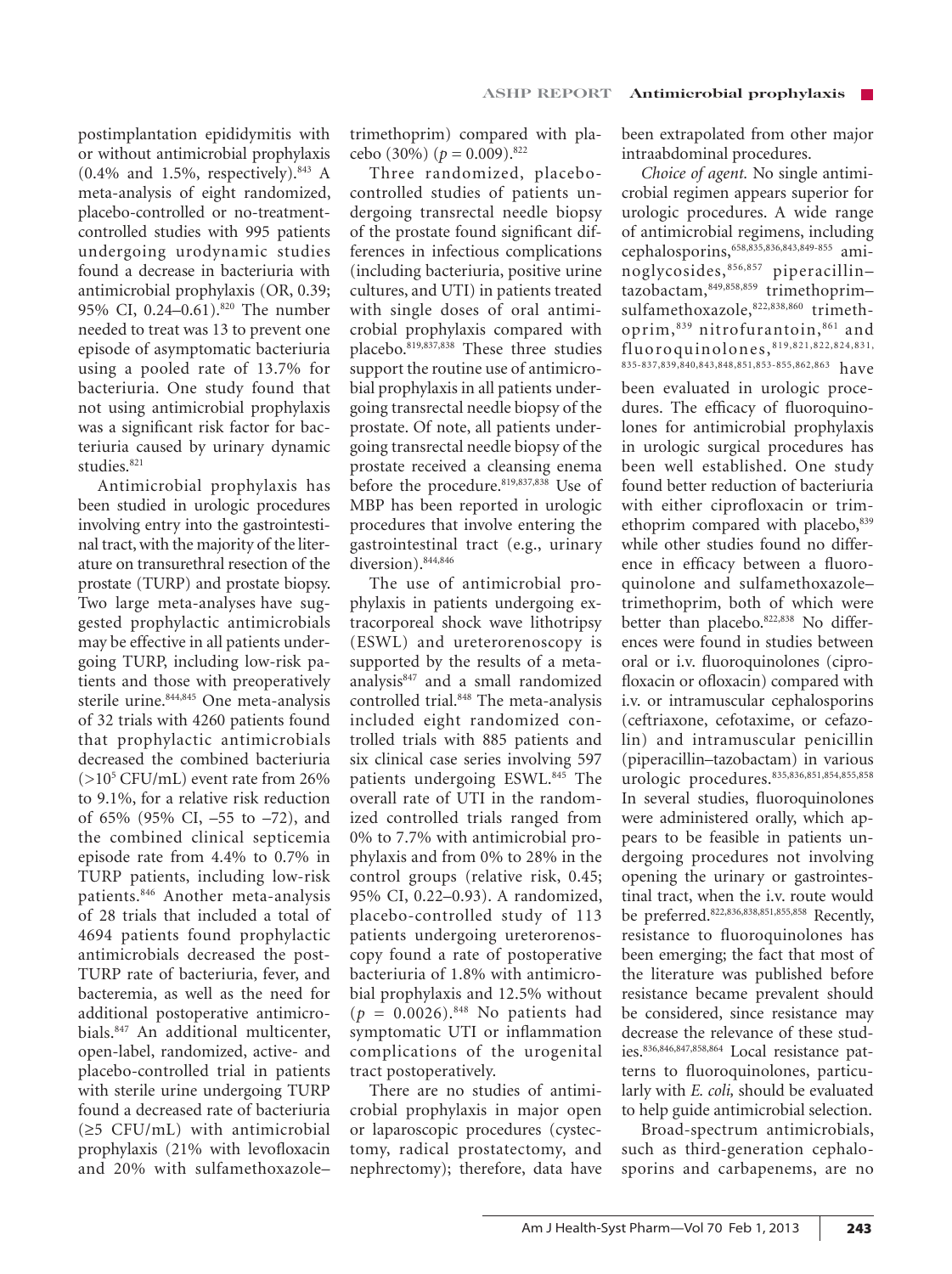postimplantation epididymitis with or without antimicrobial prophylaxis (0.4% and 1.5%, respectively).[843] A meta-analysis of eight randomized, placebo-controlled or no-treatment-controlled studies with 995 patients undergoing urodynamic studies found a decrease in bacteriuria with antimicrobial prophylaxis (OR, 0.39; 95% CI, 0.24–0.61).[820] The number needed to treat was 13 to prevent one episode of asymptomatic bacteriuria using a pooled rate of 13.7% for bacteriuria. One study found that not using antimicrobial prophylaxis was a significant risk factor for bacteriuria caused by urinary dynamic studies.[821]

Antimicrobial prophylaxis has been studied in urologic procedures involving entry into the gastrointestinal tract, with the majority of the literature on transurethral resection of the prostate (TURP) and prostate biopsy. Two large meta-analyses have suggested prophylactic antimicrobials may be effective in all patients undergoing TURP, including low-risk patients and those with preoperatively sterile urine.[844,845] One meta-analysis of 32 trials with 4260 patients found that prophylactic antimicrobials decreased the combined bacteriuria ($>10^5$ CFU/mL) event rate from 26% to 9.1%, for a relative risk reduction of 65% (95% CI, –55 to –72), and the combined clinical septicemia episode rate from 4.4% to 0.7% in TURP patients, including low-risk patients.[846] Another meta-analysis of 28 trials that included a total of 4694 patients found prophylactic antimicrobials decreased the post-TURP rate of bacteriuria, fever, and bacteremia, as well as the need for additional postoperative antimicrobials.[847] An additional multicenter, open-label, randomized, active- and placebo-controlled trial in patients with sterile urine undergoing TURP found a decreased rate of bacteriuria (≥5 CFU/mL) with antimicrobial prophylaxis (21% with levofloxacin and 20% with sulfamethoxazole–trimethoprim) compared with placebo (30%) ($p = 0.009$).[822]

Three randomized, placebo-controlled studies of patients undergoing transrectal needle biopsy of the prostate found significant differences in infectious complications (including bacteriuria, positive urine cultures, and UTI) in patients treated with single doses of oral antimicrobial prophylaxis compared with placebo.[819,837,838] These three studies support the routine use of antimicrobial prophylaxis in all patients undergoing transrectal needle biopsy of the prostate. Of note, all patients undergoing transrectal needle biopsy of the prostate received a cleansing enema before the procedure.[819,837,838] Use of MBP has been reported in urologic procedures that involve entering the gastrointestinal tract (e.g., urinary diversion).[844,846]

The use of antimicrobial prophylaxis in patients undergoing extracorporeal shock wave lithotripsy (ESWL) and ureterorenoscopy is supported by the results of a meta-analysis[847] and a small randomized controlled trial.[848] The meta-analysis included eight randomized controlled trials with 885 patients and six clinical case series involving 597 patients undergoing ESWL.[845] The overall rate of UTI in the randomized controlled trials ranged from 0% to 7.7% with antimicrobial prophylaxis and from 0% to 28% in the control groups (relative risk, 0.45; 95% CI, 0.22–0.93). A randomized, placebo-controlled study of 113 patients undergoing ureterorenoscopy found a rate of postoperative bacteriuria of 1.8% with antimicrobial prophylaxis and 12.5% without ($p = 0.0026$).[848] No patients had symptomatic UTI or inflammation complications of the urogenital tract postoperatively.

There are no studies of antimicrobial prophylaxis in major open or laparoscopic procedures (cystectomy, radical prostatectomy, and nephrectomy); therefore, data have been extrapolated from other major intraabdominal procedures.

*Choice of agent.* No single antimicrobial regimen appears superior for urologic procedures. A wide range of antimicrobial regimens, including cephalosporins,[658,835,836,843,849-855] aminoglycosides,[856,857] piperacillin–tazobactam,[849,858,859] trimethoprim–sulfamethoxazole,[822,838,860] trimethoprim,[839] nitrofurantoin,[861] and fluoroquinolones,[819,821,822,824,831,835-837,839,840,843,848,851,853-855,862,863] have been evaluated in urologic procedures. The efficacy of fluoroquinolones for antimicrobial prophylaxis in urologic surgical procedures has been well established. One study found better reduction of bacteriuria with either ciprofloxacin or trimethoprim compared with placebo,[839] while other studies found no difference in efficacy between a fluoroquinolone and sulfamethoxazole–trimethoprim, both of which were better than placebo.[822,838] No differences were found in studies between oral or i.v. fluoroquinolones (ciprofloxacin or ofloxacin) compared with i.v. or intramuscular cephalosporins (ceftriaxone, cefotaxime, or cefazolin) and intramuscular penicillin (piperacillin–tazobactam) in various urologic procedures.[835,836,851,854,855,858] In several studies, fluoroquinolones were administered orally, which appears to be feasible in patients undergoing procedures not involving opening the urinary or gastrointestinal tract, when the i.v. route would be preferred.[822,836,838,851,855,858] Recently, resistance to fluoroquinolones has been emerging; the fact that most of the literature was published before resistance became prevalent should be considered, since resistance may decrease the relevance of these studies.[836,846,847,858,864] Local resistance patterns to fluoroquinolones, particularly with *E. coli,* should be evaluated to help guide antimicrobial selection.

Broad-spectrum antimicrobials, such as third-generation cephalosporins and carbapenems, are no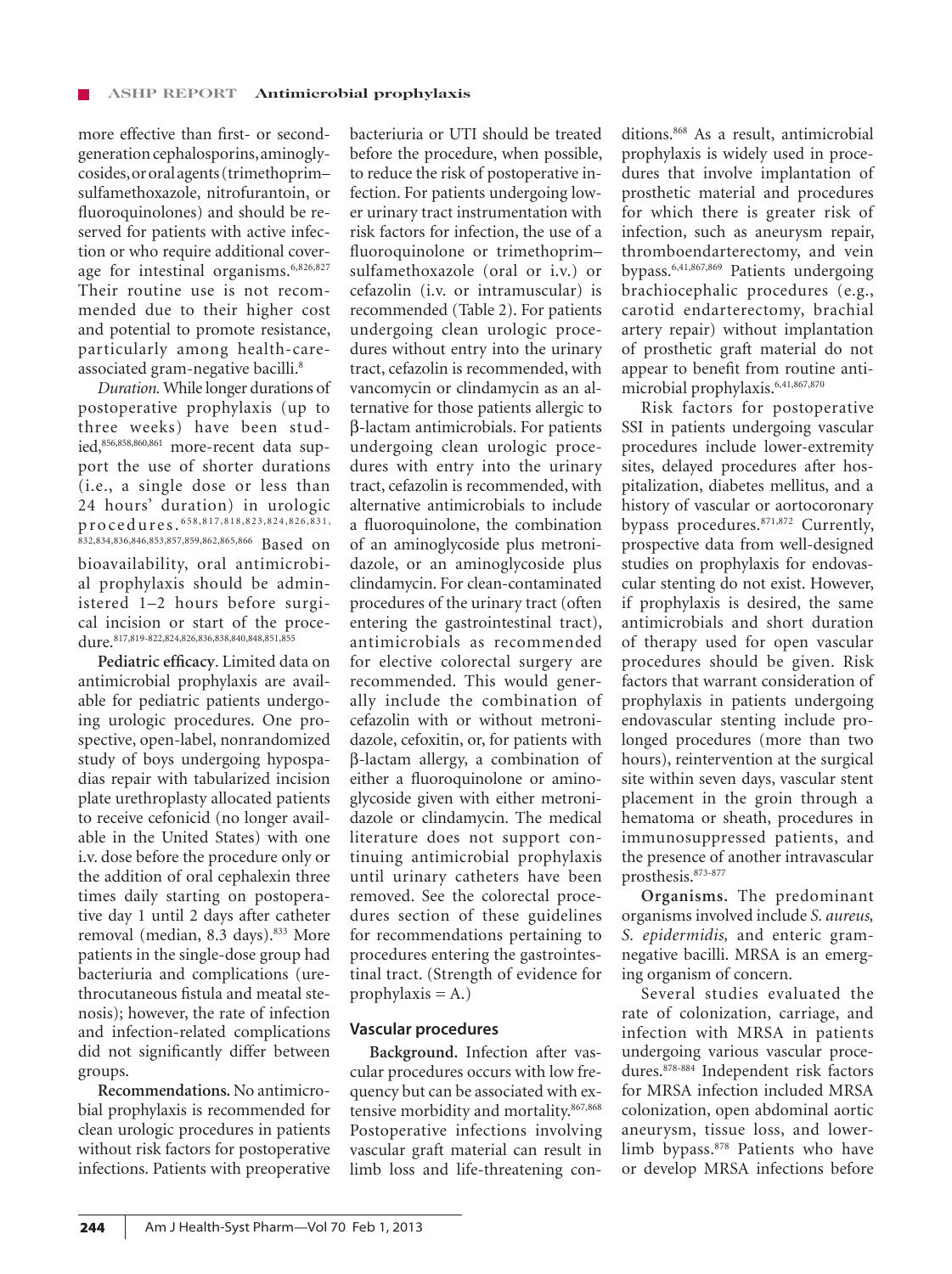more effective than first- or second-generation cephalosporins, aminoglycosides, or oral agents (trimethoprim–sulfamethoxazole, nitrofurantoin, or fluoroquinolones) and should be reserved for patients with active infection or who require additional coverage for intestinal organisms.[6,826,827] Their routine use is not recommended due to their higher cost and potential to promote resistance, particularly among health-care-associated gram-negative bacilli.[8]

*Duration.* While longer durations of postoperative prophylaxis (up to three weeks) have been studied,[856,858,860,861] more-recent data support the use of shorter durations (i.e., a single dose or less than 24 hours' duration) in urologic procedures.[658,817,818,823,824,826,831,832,834,836,846,853,857,859,862,865,866] Based on bioavailability, oral antimicrobial prophylaxis should be administered 1–2 hours before surgical incision or start of the procedure.[817,819-822,824,826,836,838,840,848,851,855]

**Pediatric efficacy.** Limited data on antimicrobial prophylaxis are available for pediatric patients undergoing urologic procedures. One prospective, open-label, nonrandomized study of boys undergoing hypospadias repair with tabularized incision plate urethroplasty allocated patients to receive cefonicid (no longer available in the United States) with one i.v. dose before the procedure only or the addition of oral cephalexin three times daily starting on postoperative day 1 until 2 days after catheter removal (median, 8.3 days).[833] More patients in the single-dose group had bacteriuria and complications (urethrocutaneous fistula and meatal stenosis); however, the rate of infection and infection-related complications did not significantly differ between groups.

**Recommendations.** No antimicrobial prophylaxis is recommended for clean urologic procedures in patients without risk factors for postoperative infections. Patients with preoperative bacteriuria or UTI should be treated before the procedure, when possible, to reduce the risk of postoperative infection. For patients undergoing lower urinary tract instrumentation with risk factors for infection, the use of a fluoroquinolone or trimethoprim–sulfamethoxazole (oral or i.v.) or cefazolin (i.v. or intramuscular) is recommended (Table 2). For patients undergoing clean urologic procedures without entry into the urinary tract, cefazolin is recommended, with vancomycin or clindamycin as an alternative for those patients allergic to β-lactam antimicrobials. For patients undergoing clean urologic procedures with entry into the urinary tract, cefazolin is recommended, with alternative antimicrobials to include a fluoroquinolone, the combination of an aminoglycoside plus metronidazole, or an aminoglycoside plus clindamycin. For clean-contaminated procedures of the urinary tract (often entering the gastrointestinal tract), antimicrobials as recommended for elective colorectal surgery are recommended. This would generally include the combination of cefazolin with or without metronidazole, cefoxitin, or, for patients with β-lactam allergy, a combination of either a fluoroquinolone or aminoglycoside given with either metronidazole or clindamycin. The medical literature does not support continuing antimicrobial prophylaxis until urinary catheters have been removed. See the colorectal procedures section of these guidelines for recommendations pertaining to procedures entering the gastrointestinal tract. (Strength of evidence for prophylaxis = A.)

## Vascular procedures

**Background.** Infection after vascular procedures occurs with low frequency but can be associated with extensive morbidity and mortality.[867,868] Postoperative infections involving vascular graft material can result in limb loss and life-threatening conditions.[868] As a result, antimicrobial prophylaxis is widely used in procedures that involve implantation of prosthetic material and procedures for which there is greater risk of infection, such as aneurysm repair, thromboendarterectomy, and vein bypass.[6,41,867,869] Patients undergoing brachiocephalic procedures (e.g., carotid endarterectomy, brachial artery repair) without implantation of prosthetic graft material do not appear to benefit from routine antimicrobial prophylaxis.[6,41,867,870]

Risk factors for postoperative SSI in patients undergoing vascular procedures include lower-extremity sites, delayed procedures after hospitalization, diabetes mellitus, and a history of vascular or aortocoronary bypass procedures.[871,872] Currently, prospective data from well-designed studies on prophylaxis for endovascular stenting do not exist. However, if prophylaxis is desired, the same antimicrobials and short duration of therapy used for open vascular procedures should be given. Risk factors that warrant consideration of prophylaxis in patients undergoing endovascular stenting include prolonged procedures (more than two hours), reintervention at the surgical site within seven days, vascular stent placement in the groin through a hematoma or sheath, procedures in immunosuppressed patients, and the presence of another intravascular prosthesis.[873-877]

**Organisms.** The predominant organisms involved include *S. aureus, S. epidermidis,* and enteric gram-negative bacilli. MRSA is an emerging organism of concern.

Several studies evaluated the rate of colonization, carriage, and infection with MRSA in patients undergoing various vascular procedures.[878-884] Independent risk factors for MRSA infection included MRSA colonization, open abdominal aortic aneurysm, tissue loss, and lower-limb bypass.[878] Patients who have or develop MRSA infections before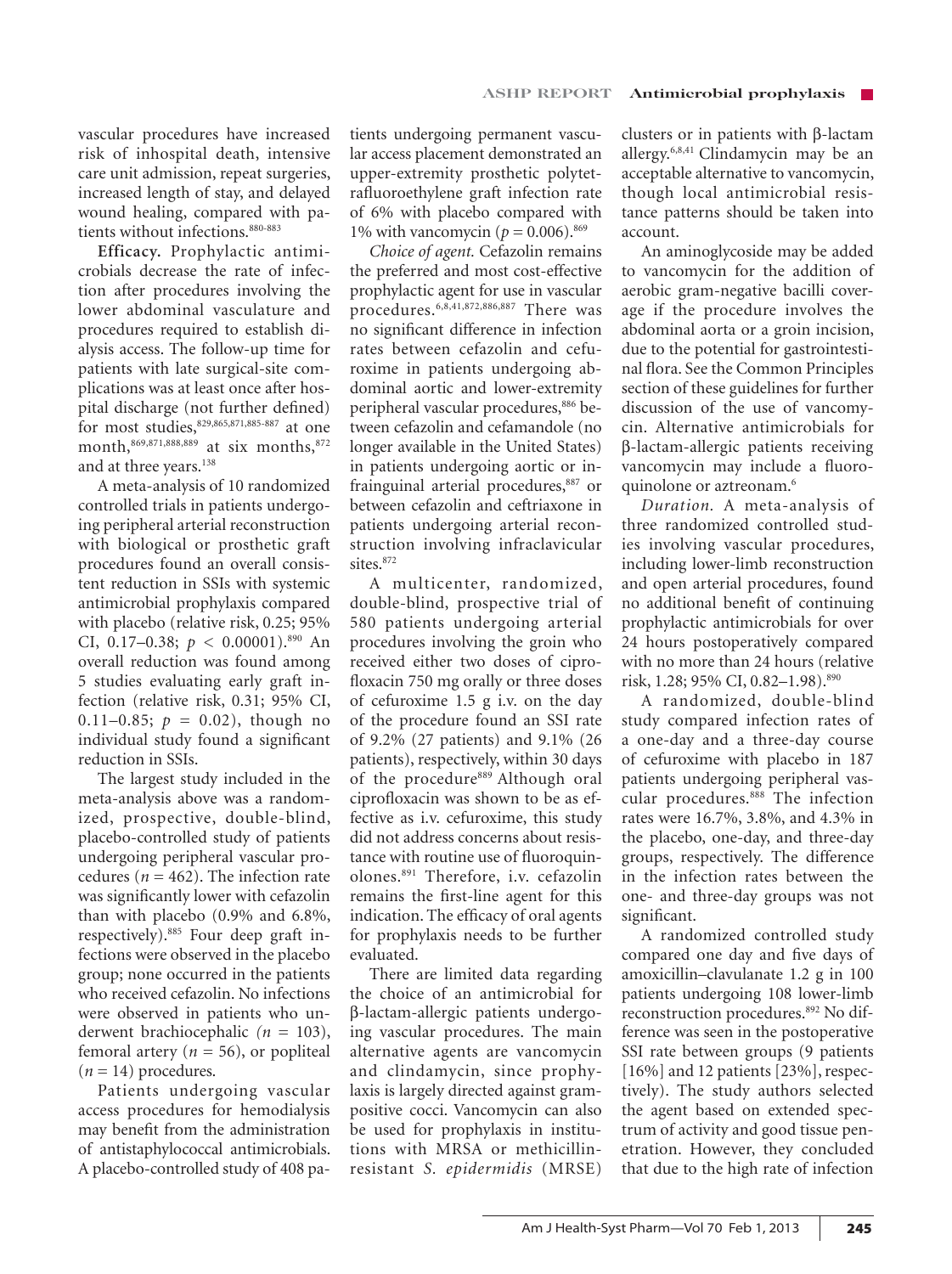vascular procedures have increased risk of inhospital death, intensive care unit admission, repeat surgeries, increased length of stay, and delayed wound healing, compared with patients without infections.[880-883]

**Efficacy.** Prophylactic antimicrobials decrease the rate of infection after procedures involving the lower abdominal vasculature and procedures required to establish dialysis access. The follow-up time for patients with late surgical-site complications was at least once after hospital discharge (not further defined) for most studies,[829,865,871,885-887] at one month,[869,871,888,889] at six months,[872] and at three years.[138]

A meta-analysis of 10 randomized controlled trials in patients undergoing peripheral arterial reconstruction with biological or prosthetic graft procedures found an overall consistent reduction in SSIs with systemic antimicrobial prophylaxis compared with placebo (relative risk, 0.25; 95% CI, 0.17–0.38; $p < 0.00001$).[890] An overall reduction was found among 5 studies evaluating early graft infection (relative risk, 0.31; 95% CI, 0.11–0.85; $p = 0.02$), though no individual study found a significant reduction in SSIs.

The largest study included in the meta-analysis above was a randomized, prospective, double-blind, placebo-controlled study of patients undergoing peripheral vascular procedures ($n = 462$). The infection rate was significantly lower with cefazolin than with placebo (0.9% and 6.8%, respectively).[885] Four deep graft infections were observed in the placebo group; none occurred in the patients who received cefazolin. No infections were observed in patients who underwent brachiocephalic ($n = 103$), femoral artery ($n = 56$), or popliteal ($n = 14$) procedures.

Patients undergoing vascular access procedures for hemodialysis may benefit from the administration of antistaphylococcal antimicrobials. A placebo-controlled study of 408 patients undergoing permanent vascular access placement demonstrated an upper-extremity prosthetic polytetrafluoroethylene graft infection rate of 6% with placebo compared with 1% with vancomycin ($p = 0.006$).[869]

*Choice of agent.* Cefazolin remains the preferred and most cost-effective prophylactic agent for use in vascular procedures.[6,8,41,872,886,887] There was no significant difference in infection rates between cefazolin and cefuroxime in patients undergoing abdominal aortic and lower-extremity peripheral vascular procedures,[886] between cefazolin and cefamandole (no longer available in the United States) in patients undergoing aortic or infrainguinal arterial procedures,[887] or between cefazolin and ceftriaxone in patients undergoing arterial reconstruction involving infraclavicular sites.[872]

A multicenter, randomized, double-blind, prospective trial of 580 patients undergoing arterial procedures involving the groin who received either two doses of ciprofloxacin 750 mg orally or three doses of cefuroxime 1.5 g i.v. on the day of the procedure found an SSI rate of 9.2% (27 patients) and 9.1% (26 patients), respectively, within 30 days of the procedure[889] Although oral ciprofloxacin was shown to be as effective as i.v. cefuroxime, this study did not address concerns about resistance with routine use of fluoroquinolones.[891] Therefore, i.v. cefazolin remains the first-line agent for this indication. The efficacy of oral agents for prophylaxis needs to be further evaluated.

There are limited data regarding the choice of an antimicrobial for β-lactam-allergic patients undergoing vascular procedures. The main alternative agents are vancomycin and clindamycin, since prophylaxis is largely directed against gram-positive cocci. Vancomycin can also be used for prophylaxis in institutions with MRSA or methicillin-resistant *S. epidermidis* (MRSE) clusters or in patients with β-lactam allergy.[6,8,41] Clindamycin may be an acceptable alternative to vancomycin, though local antimicrobial resistance patterns should be taken into account.

An aminoglycoside may be added to vancomycin for the addition of aerobic gram-negative bacilli coverage if the procedure involves the abdominal aorta or a groin incision, due to the potential for gastrointestinal flora. See the Common Principles section of these guidelines for further discussion of the use of vancomycin. Alternative antimicrobials for β-lactam-allergic patients receiving vancomycin may include a fluoroquinolone or aztreonam.[6]

*Duration.* A meta-analysis of three randomized controlled studies involving vascular procedures, including lower-limb reconstruction and open arterial procedures, found no additional benefit of continuing prophylactic antimicrobials for over 24 hours postoperatively compared with no more than 24 hours (relative risk, 1.28; 95% CI, 0.82–1.98).[890]

A randomized, double-blind study compared infection rates of a one-day and a three-day course of cefuroxime with placebo in 187 patients undergoing peripheral vascular procedures.[888] The infection rates were 16.7%, 3.8%, and 4.3% in the placebo, one-day, and three-day groups, respectively. The difference in the infection rates between the one- and three-day groups was not significant.

A randomized controlled study compared one day and five days of amoxicillin–clavulanate 1.2 g in 100 patients undergoing 108 lower-limb reconstruction procedures.[892] No difference was seen in the postoperative SSI rate between groups (9 patients [16%] and 12 patients [23%], respectively). The study authors selected the agent based on extended spectrum of activity and good tissue penetration. However, they concluded that due to the high rate of infection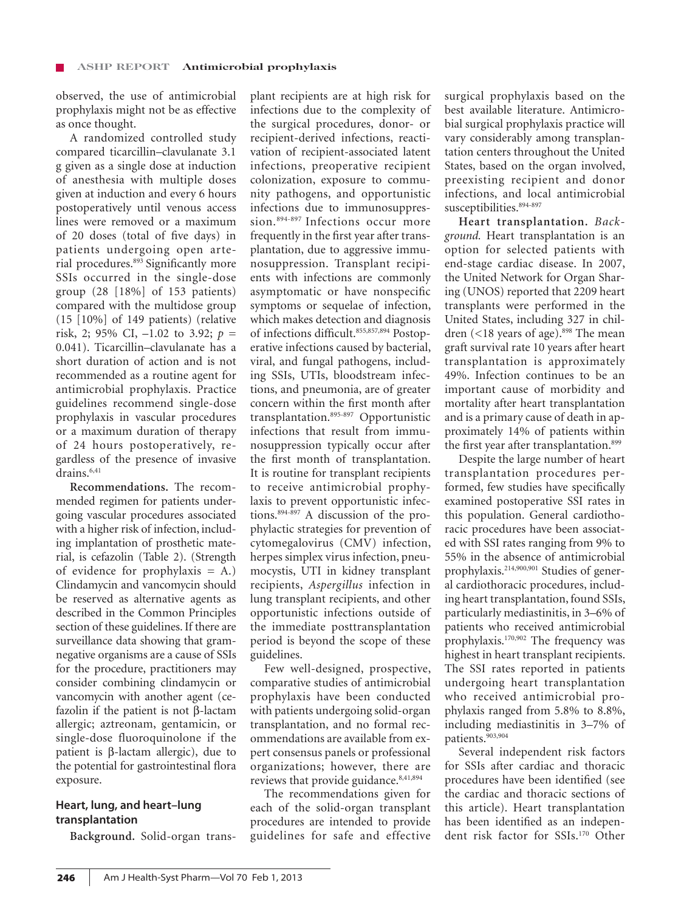observed, the use of antimicrobial prophylaxis might not be as effective as once thought.

A randomized controlled study compared ticarcillin–clavulanate 3.1 g given as a single dose at induction of anesthesia with multiple doses given at induction and every 6 hours postoperatively until venous access lines were removed or a maximum of 20 doses (total of five days) in patients undergoing open arterial procedures.[893] Significantly more SSIs occurred in the single-dose group (28 [18%] of 153 patients) compared with the multidose group (15 [10%] of 149 patients) (relative risk, 2; 95% CI, –1.02 to 3.92; $p$ = 0.041). Ticarcillin–clavulanate has a short duration of action and is not recommended as a routine agent for antimicrobial prophylaxis. Practice guidelines recommend single-dose prophylaxis in vascular procedures or a maximum duration of therapy of 24 hours postoperatively, regardless of the presence of invasive drains.[6,41]

**Recommendations.** The recommended regimen for patients undergoing vascular procedures associated with a higher risk of infection, including implantation of prosthetic material, is cefazolin (Table 2). (Strength of evidence for prophylaxis = A.) Clindamycin and vancomycin should be reserved as alternative agents as described in the Common Principles section of these guidelines. If there are surveillance data showing that gram-negative organisms are a cause of SSIs for the procedure, practitioners may consider combining clindamycin or vancomycin with another agent (cefazolin if the patient is not β-lactam allergic; aztreonam, gentamicin, or single-dose fluoroquinolone if the patient is β-lactam allergic), due to the potential for gastrointestinal flora exposure.

## Heart, lung, and heart–lung transplantation

**Background.** Solid-organ transplant recipients are at high risk for infections due to the complexity of the surgical procedures, donor- or recipient-derived infections, reactivation of recipient-associated latent infections, preoperative recipient colonization, exposure to community pathogens, and opportunistic infections due to immunosuppression.[894-897] Infections occur more frequently in the first year after transplantation, due to aggressive immunosuppression. Transplant recipients with infections are commonly asymptomatic or have nonspecific symptoms or sequelae of infection, which makes detection and diagnosis of infections difficult.[855,857,894] Postoperative infections caused by bacterial, viral, and fungal pathogens, including SSIs, UTIs, bloodstream infections, and pneumonia, are of greater concern within the first month after transplantation.[895-897] Opportunistic infections that result from immunosuppression typically occur after the first month of transplantation. It is routine for transplant recipients to receive antimicrobial prophylaxis to prevent opportunistic infections.[894-897] A discussion of the prophylactic strategies for prevention of cytomegalovirus (CMV) infection, herpes simplex virus infection, pneumocystis, UTI in kidney transplant recipients, *Aspergillus* infection in lung transplant recipients, and other opportunistic infections outside of the immediate posttransplantation period is beyond the scope of these guidelines.

Few well-designed, prospective, comparative studies of antimicrobial prophylaxis have been conducted with patients undergoing solid-organ transplantation, and no formal recommendations are available from expert consensus panels or professional organizations; however, there are reviews that provide guidance.[8,41,894]

The recommendations given for each of the solid-organ transplant procedures are intended to provide guidelines for safe and effective surgical prophylaxis based on the best available literature. Antimicrobial surgical prophylaxis practice will vary considerably among transplantation centers throughout the United States, based on the organ involved, preexisting recipient and donor infections, and local antimicrobial susceptibilities.[894-897]

**Heart transplantation.** *Background.* Heart transplantation is an option for selected patients with end-stage cardiac disease. In 2007, the United Network for Organ Sharing (UNOS) reported that 2209 heart transplants were performed in the United States, including 327 in children (<18 years of age).[898] The mean graft survival rate 10 years after heart transplantation is approximately 49%. Infection continues to be an important cause of morbidity and mortality after heart transplantation and is a primary cause of death in approximately 14% of patients within the first year after transplantation.[899]

Despite the large number of heart transplantation procedures performed, few studies have specifically examined postoperative SSI rates in this population. General cardiothoracic procedures have been associated with SSI rates ranging from 9% to 55% in the absence of antimicrobial prophylaxis.[214,900,901] Studies of general cardiothoracic procedures, including heart transplantation, found SSIs, particularly mediastinitis, in 3–6% of patients who received antimicrobial prophylaxis.[170,902] The frequency was highest in heart transplant recipients. The SSI rates reported in patients undergoing heart transplantation who received antimicrobial prophylaxis ranged from 5.8% to 8.8%, including mediastinitis in 3–7% of patients.[903,904]

Several independent risk factors for SSIs after cardiac and thoracic procedures have been identified (see the cardiac and thoracic sections of this article). Heart transplantation has been identified as an independent risk factor for SSIs.[170] Other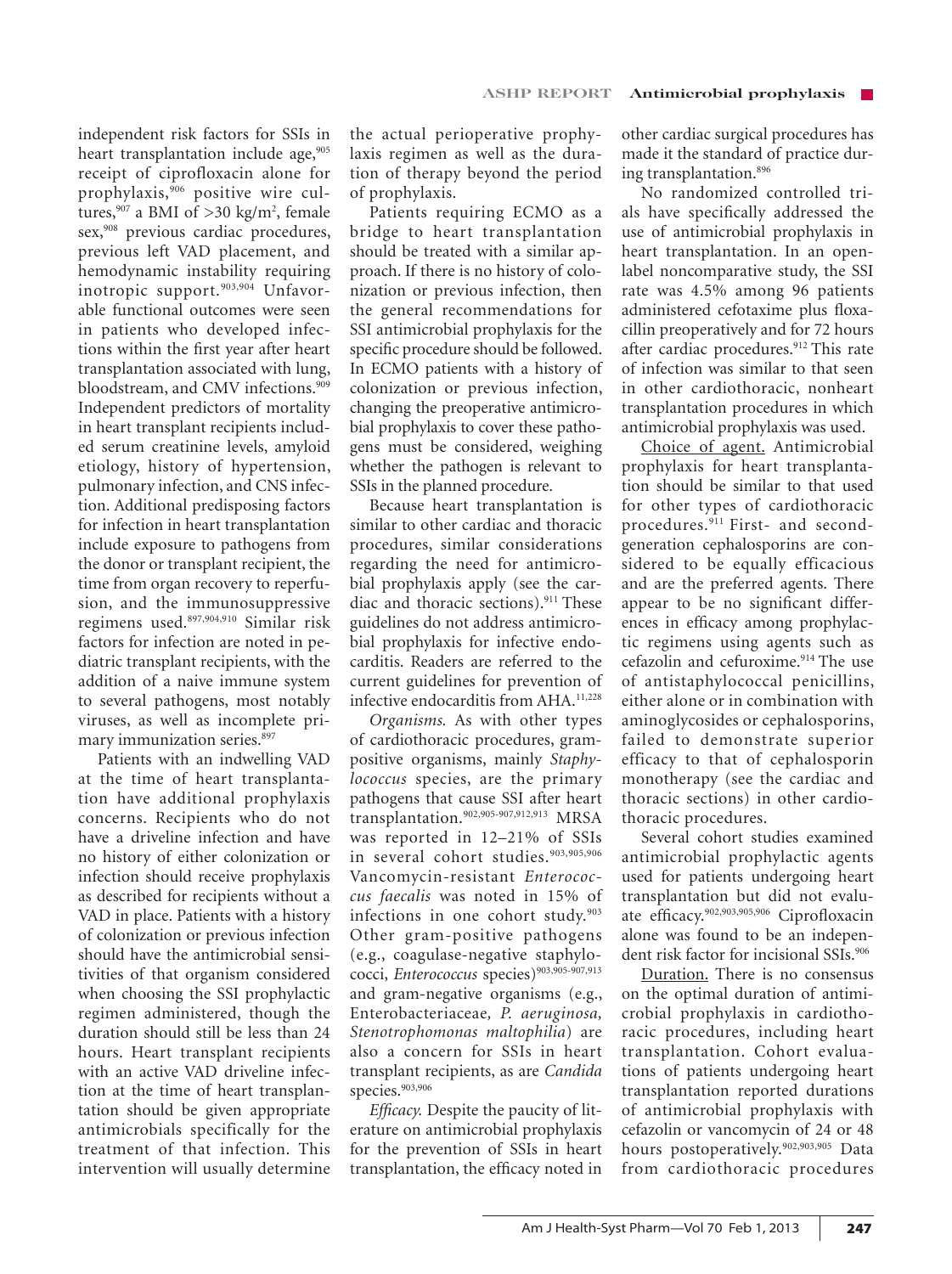independent risk factors for SSIs in heart transplantation include age,[905] receipt of ciprofloxacin alone for prophylaxis,[906] positive wire cultures,[907] a BMI of >30 kg/m$^2$, female sex,[908] previous cardiac procedures, previous left VAD placement, and hemodynamic instability requiring inotropic support.[903,904] Unfavorable functional outcomes were seen in patients who developed infections within the first year after heart transplantation associated with lung, bloodstream, and CMV infections.[909] Independent predictors of mortality in heart transplant recipients included serum creatinine levels, amyloid etiology, history of hypertension, pulmonary infection, and CNS infection. Additional predisposing factors for infection in heart transplantation include exposure to pathogens from the donor or transplant recipient, the time from organ recovery to reperfusion, and the immunosuppressive regimens used.[897,904,910] Similar risk factors for infection are noted in pediatric transplant recipients, with the addition of a naive immune system to several pathogens, most notably viruses, as well as incomplete primary immunization series.[897]

Patients with an indwelling VAD at the time of heart transplantation have additional prophylaxis concerns. Recipients who do not have a driveline infection and have no history of either colonization or infection should receive prophylaxis as described for recipients without a VAD in place. Patients with a history of colonization or previous infection should have the antimicrobial sensitivities of that organism considered when choosing the SSI prophylactic regimen administered, though the duration should still be less than 24 hours. Heart transplant recipients with an active VAD driveline infection at the time of heart transplantation should be given appropriate antimicrobials specifically for the treatment of that infection. This intervention will usually determine the actual perioperative prophylaxis regimen as well as the duration of therapy beyond the period of prophylaxis.

Patients requiring ECMO as a bridge to heart transplantation should be treated with a similar approach. If there is no history of colonization or previous infection, then the general recommendations for SSI antimicrobial prophylaxis for the specific procedure should be followed. In ECMO patients with a history of colonization or previous infection, changing the preoperative antimicrobial prophylaxis to cover these pathogens must be considered, weighing whether the pathogen is relevant to SSIs in the planned procedure.

Because heart transplantation is similar to other cardiac and thoracic procedures, similar considerations regarding the need for antimicrobial prophylaxis apply (see the cardiac and thoracic sections).[911] These guidelines do not address antimicrobial prophylaxis for infective endocarditis. Readers are referred to the current guidelines for prevention of infective endocarditis from AHA.[11,228]

*Organisms.* As with other types of cardiothoracic procedures, gram-positive organisms, mainly *Staphylococcus* species, are the primary pathogens that cause SSI after heart transplantation.[902,905-907,912,913] MRSA was reported in 12–21% of SSIs in several cohort studies.[903,905,906] Vancomycin-resistant *Enterococcus faecalis* was noted in 15% of infections in one cohort study.[903] Other gram-positive pathogens (e.g., coagulase-negative staphylococci, *Enterococcus* species)[903,905-907,913] and gram-negative organisms (e.g., Enterobacteriaceae, *P. aeruginosa, Stenotrophomonas maltophilia*) are also a concern for SSIs in heart transplant recipients, as are *Candida* species.[903,906]

*Efficacy.* Despite the paucity of literature on antimicrobial prophylaxis for the prevention of SSIs in heart transplantation, the efficacy noted in other cardiac surgical procedures has made it the standard of practice during transplantation.[896]

No randomized controlled trials have specifically addressed the use of antimicrobial prophylaxis in heart transplantation. In an open-label noncomparative study, the SSI rate was 4.5% among 96 patients administered cefotaxime plus floxacillin preoperatively and for 72 hours after cardiac procedures.[912] This rate of infection was similar to that seen in other cardiothoracic, nonheart transplantation procedures in which antimicrobial prophylaxis was used.

Choice of agent. Antimicrobial prophylaxis for heart transplantation should be similar to that used for other types of cardiothoracic procedures.[911] First- and second-generation cephalosporins are considered to be equally efficacious and are the preferred agents. There appear to be no significant differences in efficacy among prophylactic regimens using agents such as cefazolin and cefuroxime.[914] The use of antistaphylococcal penicillins, either alone or in combination with aminoglycosides or cephalosporins, failed to demonstrate superior efficacy to that of cephalosporin monotherapy (see the cardiac and thoracic sections) in other cardiothoracic procedures.

Several cohort studies examined antimicrobial prophylactic agents used for patients undergoing heart transplantation but did not evaluate efficacy.[902,903,905,906] Ciprofloxacin alone was found to be an independent risk factor for incisional SSIs.[906]

Duration. There is no consensus on the optimal duration of antimicrobial prophylaxis in cardiothoracic procedures, including heart transplantation. Cohort evaluations of patients undergoing heart transplantation reported durations of antimicrobial prophylaxis with cefazolin or vancomycin of 24 or 48 hours postoperatively.[902,903,905] Data from cardiothoracic procedures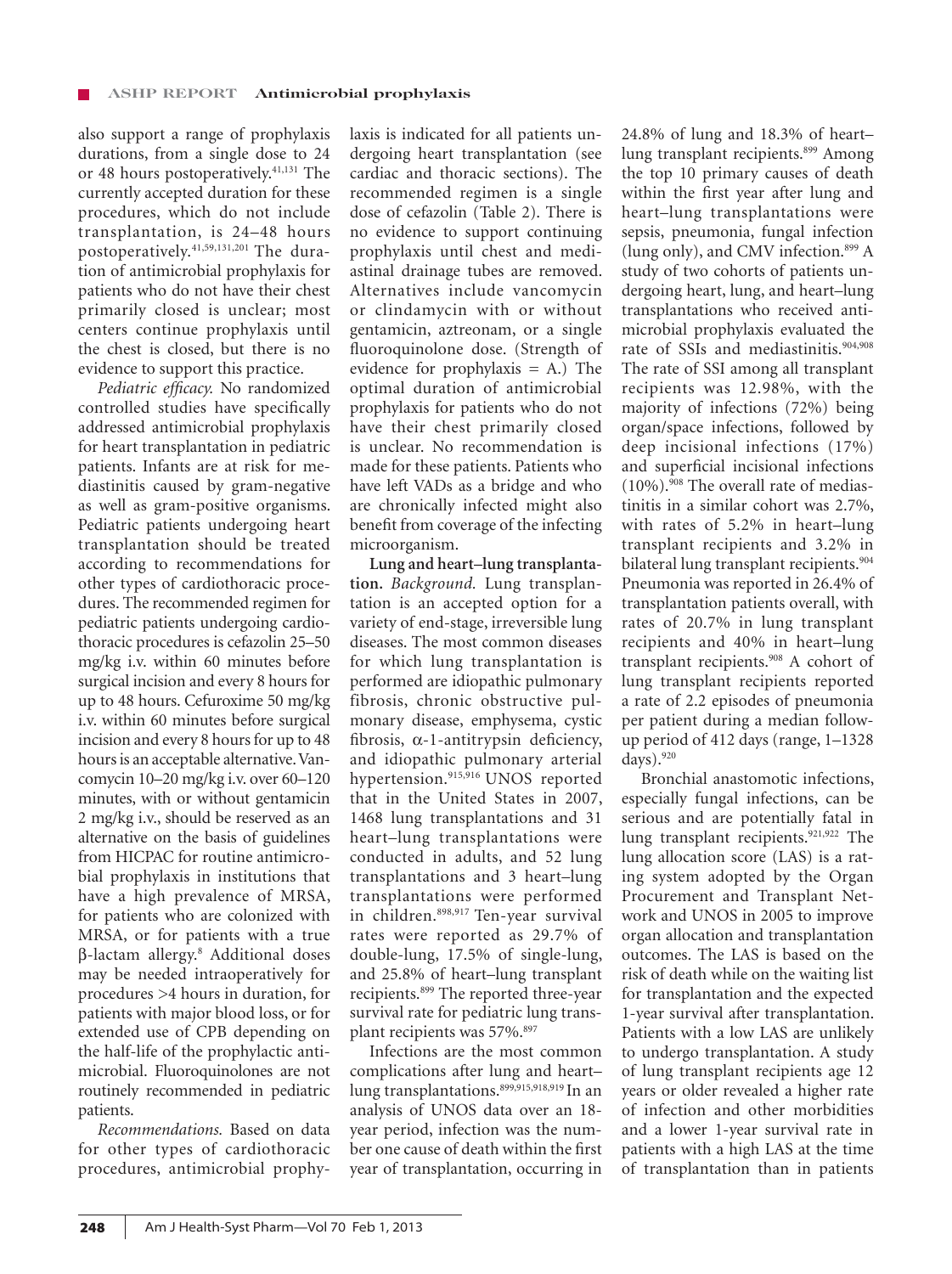also support a range of prophylaxis durations, from a single dose to 24 or 48 hours postoperatively.[41,131] The currently accepted duration for these procedures, which do not include transplantation, is 24–48 hours postoperatively.[41,59,131,201] The duration of antimicrobial prophylaxis for patients who do not have their chest primarily closed is unclear; most centers continue prophylaxis until the chest is closed, but there is no evidence to support this practice.

*Pediatric efficacy.* No randomized controlled studies have specifically addressed antimicrobial prophylaxis for heart transplantation in pediatric patients. Infants are at risk for mediastinitis caused by gram-negative as well as gram-positive organisms. Pediatric patients undergoing heart transplantation should be treated according to recommendations for other types of cardiothoracic procedures. The recommended regimen for pediatric patients undergoing cardiothoracic procedures is cefazolin 25–50 mg/kg i.v. within 60 minutes before surgical incision and every 8 hours for up to 48 hours. Cefuroxime 50 mg/kg i.v. within 60 minutes before surgical incision and every 8 hours for up to 48 hours is an acceptable alternative. Vancomycin 10–20 mg/kg i.v. over 60–120 minutes, with or without gentamicin 2 mg/kg i.v., should be reserved as an alternative on the basis of guidelines from HICPAC for routine antimicrobial prophylaxis in institutions that have a high prevalence of MRSA, for patients who are colonized with MRSA, or for patients with a true β-lactam allergy.[8] Additional doses may be needed intraoperatively for procedures >4 hours in duration, for patients with major blood loss, or for extended use of CPB depending on the half-life of the prophylactic antimicrobial. Fluoroquinolones are not routinely recommended in pediatric patients.

*Recommendations.* Based on data for other types of cardiothoracic procedures, antimicrobial prophylaxis is indicated for all patients undergoing heart transplantation (see cardiac and thoracic sections). The recommended regimen is a single dose of cefazolin (Table 2). There is no evidence to support continuing prophylaxis until chest and mediastinal drainage tubes are removed. Alternatives include vancomycin or clindamycin with or without gentamicin, aztreonam, or a single fluoroquinolone dose. (Strength of evidence for prophylaxis = A.) The optimal duration of antimicrobial prophylaxis for patients who do not have their chest primarily closed is unclear. No recommendation is made for these patients. Patients who have left VADs as a bridge and who are chronically infected might also benefit from coverage of the infecting microorganism.

**Lung and heart–lung transplantation.** *Background.* Lung transplantation is an accepted option for a variety of end-stage, irreversible lung diseases. The most common diseases for which lung transplantation is performed are idiopathic pulmonary fibrosis, chronic obstructive pulmonary disease, emphysema, cystic fibrosis, α-1-antitrypsin deficiency, and idiopathic pulmonary arterial hypertension.[915,916] UNOS reported that in the United States in 2007, 1468 lung transplantations and 31 heart–lung transplantations were conducted in adults, and 52 lung transplantations and 3 heart–lung transplantations were performed in children.[898,917] Ten-year survival rates were reported as 29.7% of double-lung, 17.5% of single-lung, and 25.8% of heart–lung transplant recipients.[899] The reported three-year survival rate for pediatric lung transplant recipients was 57%.[897]

Infections are the most common complications after lung and heart–lung transplantations.[899,915,918,919] In an analysis of UNOS data over an 18-year period, infection was the number one cause of death within the first year of transplantation, occurring in 24.8% of lung and 18.3% of heart–lung transplant recipients.[899] Among the top 10 primary causes of death within the first year after lung and heart–lung transplantations were sepsis, pneumonia, fungal infection (lung only), and CMV infection.[899] A study of two cohorts of patients undergoing heart, lung, and heart–lung transplantations who received antimicrobial prophylaxis evaluated the rate of SSIs and mediastinitis.[904,908] The rate of SSI among all transplant recipients was 12.98%, with the majority of infections (72%) being organ/space infections, followed by deep incisional infections (17%) and superficial incisional infections (10%).[908] The overall rate of mediastinitis in a similar cohort was 2.7%, with rates of 5.2% in heart–lung transplant recipients and 3.2% in bilateral lung transplant recipients.[904] Pneumonia was reported in 26.4% of transplantation patients overall, with rates of 20.7% in lung transplant recipients and 40% in heart–lung transplant recipients.[908] A cohort of lung transplant recipients reported a rate of 2.2 episodes of pneumonia per patient during a median follow-up period of 412 days (range, 1–1328 days).[920]

Bronchial anastomotic infections, especially fungal infections, can be serious and are potentially fatal in lung transplant recipients.[921,922] The lung allocation score (LAS) is a rating system adopted by the Organ Procurement and Transplant Network and UNOS in 2005 to improve organ allocation and transplantation outcomes. The LAS is based on the risk of death while on the waiting list for transplantation and the expected 1-year survival after transplantation. Patients with a low LAS are unlikely to undergo transplantation. A study of lung transplant recipients age 12 years or older revealed a higher rate of infection and other morbidities and a lower 1-year survival rate in patients with a high LAS at the time of transplantation than in patients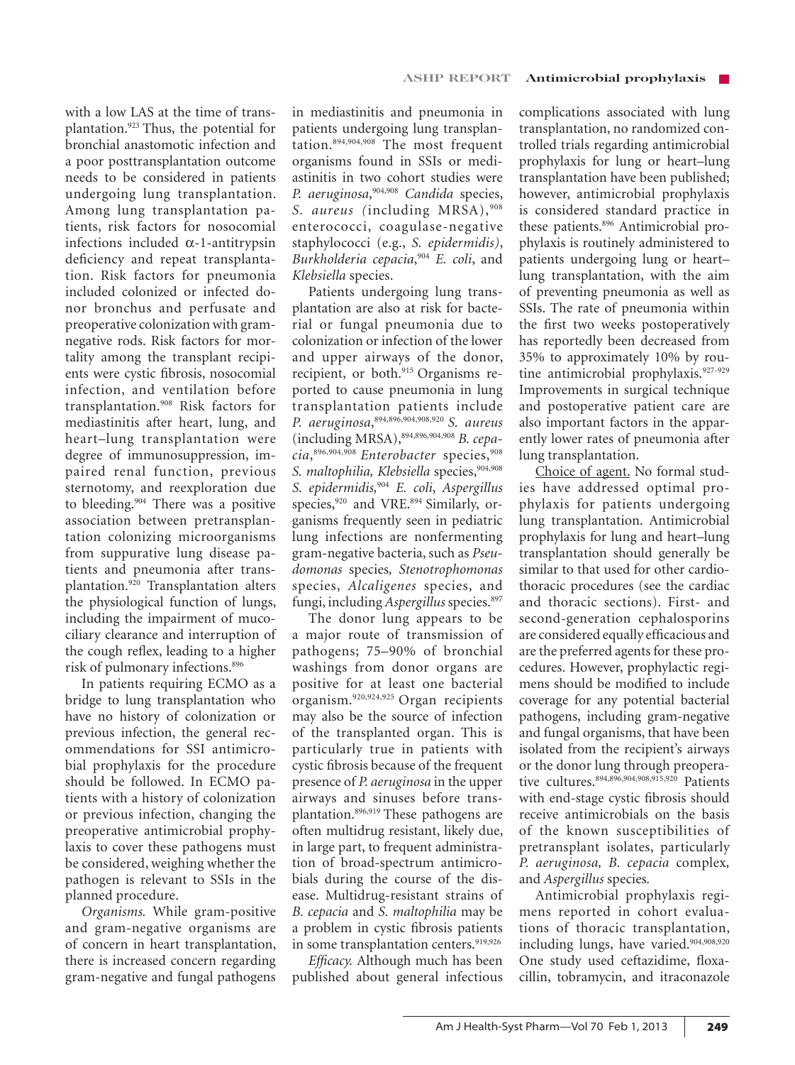with a low LAS at the time of transplantation.[923] Thus, the potential for bronchial anastomotic infection and a poor posttransplantation outcome needs to be considered in patients undergoing lung transplantation. Among lung transplantation patients, risk factors for nosocomial infections included α-1-antitrypsin deficiency and repeat transplantation. Risk factors for pneumonia included colonized or infected donor bronchus and perfusate and preoperative colonization with gram-negative rods. Risk factors for mortality among the transplant recipients were cystic fibrosis, nosocomial infection, and ventilation before transplantation.[908] Risk factors for mediastinitis after heart, lung, and heart–lung transplantation were degree of immunosuppression, impaired renal function, previous sternotomy, and reexploration due to bleeding.[904] There was a positive association between pretransplantation colonizing microorganisms from suppurative lung disease patients and pneumonia after transplantation.[920] Transplantation alters the physiological function of lungs, including the impairment of mucociliary clearance and interruption of the cough reflex, leading to a higher risk of pulmonary infections.[896]

In patients requiring ECMO as a bridge to lung transplantation who have no history of colonization or previous infection, the general recommendations for SSI antimicrobial prophylaxis for the procedure should be followed. In ECMO patients with a history of colonization or previous infection, changing the preoperative antimicrobial prophylaxis to cover these pathogens must be considered, weighing whether the pathogen is relevant to SSIs in the planned procedure.

*Organisms.* While gram-positive and gram-negative organisms are of concern in heart transplantation, there is increased concern regarding gram-negative and fungal pathogens in mediastinitis and pneumonia in patients undergoing lung transplantation.[894,904,908] The most frequent organisms found in SSIs or mediastinitis in two cohort studies were *P. aeruginosa*,[904,908] *Candida* species, *S. aureus (*including MRSA),[908] enterococci, coagulase-negative staphylococci (e.g., *S. epidermidis)*, *Burkholderia cepacia*,[904] *E. coli*, and *Klebsiella* species.

Patients undergoing lung transplantation are also at risk for bacterial or fungal pneumonia due to colonization or infection of the lower and upper airways of the donor, recipient, or both.[915] Organisms reported to cause pneumonia in lung transplantation patients include *P. aeruginosa*,[894,896,904,908,920] *S. aureus* (including MRSA),[894,896,904,908] *B. cepacia*,[896,904,908] *Enterobacter* species,[908] *S. maltophilia, Klebsiella* species,[904,908] *S. epidermidis,*[904] *E. coli*, *Aspergillus* species,[920] and VRE.[894] Similarly, organisms frequently seen in pediatric lung infections are nonfermenting gram-negative bacteria, such as *Pseudomonas* species*, Stenotrophomonas* species, *Alcaligenes* species, and fungi, including *Aspergillus* species.[897]

The donor lung appears to be a major route of transmission of pathogens; 75–90% of bronchial washings from donor organs are positive for at least one bacterial organism.[920,924,925] Organ recipients may also be the source of infection of the transplanted organ. This is particularly true in patients with cystic fibrosis because of the frequent presence of *P. aeruginosa* in the upper airways and sinuses before transplantation.[896,919] These pathogens are often multidrug resistant, likely due, in large part, to frequent administration of broad-spectrum antimicrobials during the course of the disease. Multidrug-resistant strains of *B. cepacia* and *S. maltophilia* may be a problem in cystic fibrosis patients in some transplantation centers.[919,926]

*Efficacy.* Although much has been published about general infectious complications associated with lung transplantation, no randomized controlled trials regarding antimicrobial prophylaxis for lung or heart–lung transplantation have been published; however, antimicrobial prophylaxis is considered standard practice in these patients.[896] Antimicrobial prophylaxis is routinely administered to patients undergoing lung or heart–lung transplantation, with the aim of preventing pneumonia as well as SSIs. The rate of pneumonia within the first two weeks postoperatively has reportedly been decreased from 35% to approximately 10% by routine antimicrobial prophylaxis.[927-929] Improvements in surgical technique and postoperative patient care are also important factors in the apparently lower rates of pneumonia after lung transplantation.

Choice of agent. No formal studies have addressed optimal prophylaxis for patients undergoing lung transplantation. Antimicrobial prophylaxis for lung and heart–lung transplantation should generally be similar to that used for other cardiothoracic procedures (see the cardiac and thoracic sections). First- and second-generation cephalosporins are considered equally efficacious and are the preferred agents for these procedures. However, prophylactic regimens should be modified to include coverage for any potential bacterial pathogens, including gram-negative and fungal organisms, that have been isolated from the recipient's airways or the donor lung through preoperative cultures.[894,896,904,908,915,920] Patients with end-stage cystic fibrosis should receive antimicrobials on the basis of the known susceptibilities of pretransplant isolates, particularly *P. aeruginosa, B. cepacia* complex*,* and *Aspergillus* species*.*

Antimicrobial prophylaxis regimens reported in cohort evaluations of thoracic transplantation, including lungs, have varied.[904,908,920] One study used ceftazidime, floxacillin, tobramycin, and itraconazole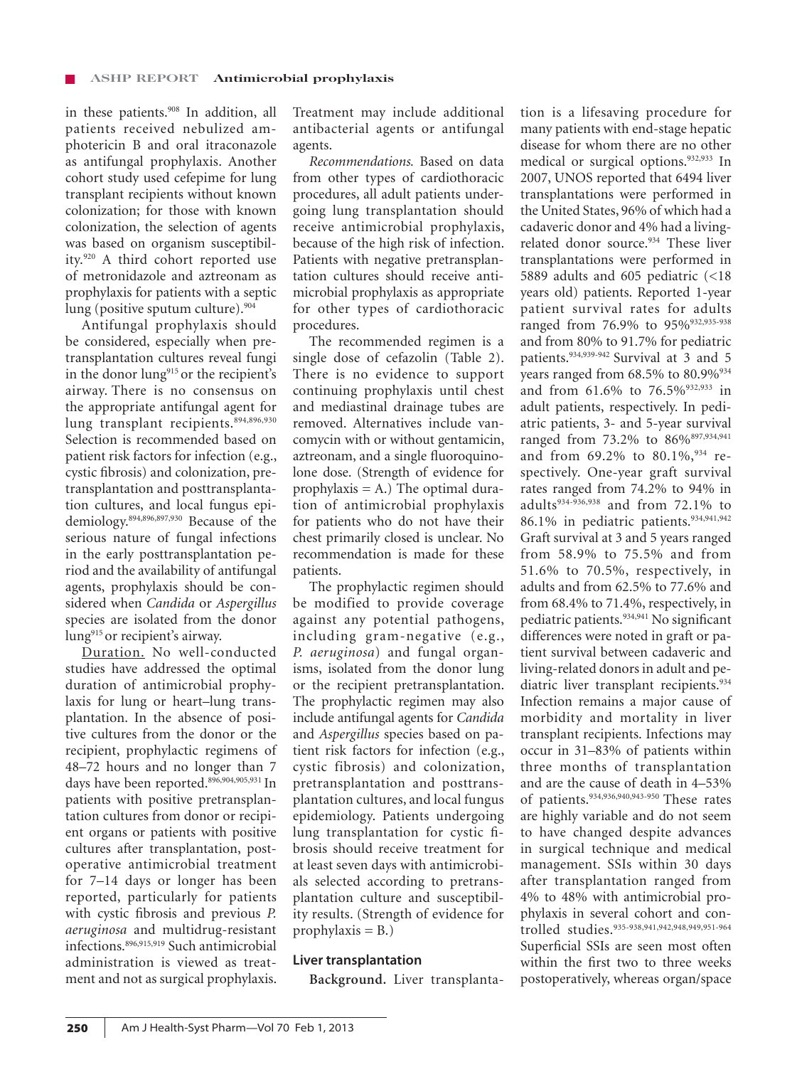in these patients.[908] In addition, all patients received nebulized amphotericin B and oral itraconazole as antifungal prophylaxis. Another cohort study used cefepime for lung transplant recipients without known colonization; for those with known colonization, the selection of agents was based on organism susceptibility.[920] A third cohort reported use of metronidazole and aztreonam as prophylaxis for patients with a septic lung (positive sputum culture).[904]

Antifungal prophylaxis should be considered, especially when pretransplantation cultures reveal fungi in the donor lung[915] or the recipient's airway. There is no consensus on the appropriate antifungal agent for lung transplant recipients.[894,896,930] Selection is recommended based on patient risk factors for infection (e.g., cystic fibrosis) and colonization, pretransplantation and posttransplantation cultures, and local fungus epidemiology.[894,896,897,930] Because of the serious nature of fungal infections in the early posttransplantation period and the availability of antifungal agents, prophylaxis should be considered when *Candida* or *Aspergillus* species are isolated from the donor lung[915] or recipient's airway.

Duration. No well-conducted studies have addressed the optimal duration of antimicrobial prophylaxis for lung or heart–lung transplantation. In the absence of positive cultures from the donor or the recipient, prophylactic regimens of 48–72 hours and no longer than 7 days have been reported.[896,904,905,931] In patients with positive pretransplantation cultures from donor or recipient organs or patients with positive cultures after transplantation, postoperative antimicrobial treatment for 7–14 days or longer has been reported, particularly for patients with cystic fibrosis and previous *P. aeruginosa* and multidrug-resistant infections.[896,915,919] Such antimicrobial administration is viewed as treatment and not as surgical prophylaxis. Treatment may include additional antibacterial agents or antifungal agents.

*Recommendations.* Based on data from other types of cardiothoracic procedures, all adult patients undergoing lung transplantation should receive antimicrobial prophylaxis, because of the high risk of infection. Patients with negative pretransplantation cultures should receive antimicrobial prophylaxis as appropriate for other types of cardiothoracic procedures.

The recommended regimen is a single dose of cefazolin (Table 2). There is no evidence to support continuing prophylaxis until chest and mediastinal drainage tubes are removed. Alternatives include vancomycin with or without gentamicin, aztreonam, and a single fluoroquinolone dose. (Strength of evidence for prophylaxis = A.) The optimal duration of antimicrobial prophylaxis for patients who do not have their chest primarily closed is unclear. No recommendation is made for these patients.

The prophylactic regimen should be modified to provide coverage against any potential pathogens, including gram-negative (e.g., *P. aeruginosa*) and fungal organisms, isolated from the donor lung or the recipient pretransplantation. The prophylactic regimen may also include antifungal agents for *Candida* and *Aspergillus* species based on patient risk factors for infection (e.g., cystic fibrosis) and colonization, pretransplantation and posttransplantation cultures, and local fungus epidemiology. Patients undergoing lung transplantation for cystic fibrosis should receive treatment for at least seven days with antimicrobials selected according to pretransplantation culture and susceptibility results. (Strength of evidence for prophylaxis = B.)

### Liver transplantation

**Background.** Liver transplantation is a lifesaving procedure for many patients with end-stage hepatic disease for whom there are no other medical or surgical options.[932,933] In 2007, UNOS reported that 6494 liver transplantations were performed in the United States, 96% of which had a cadaveric donor and 4% had a living-related donor source.[934] These liver transplantations were performed in 5889 adults and 605 pediatric (<18 years old) patients. Reported 1-year patient survival rates for adults ranged from 76.9% to 95%[932,935-938] and from 80% to 91.7% for pediatric patients.[934,939-942] Survival at 3 and 5 years ranged from 68.5% to 80.9%[934] and from 61.6% to 76.5%[932,933] in adult patients, respectively. In pediatric patients, 3- and 5-year survival ranged from 73.2% to 86%[897,934,941] and from 69.2% to 80.1%,[934] respectively. One-year graft survival rates ranged from 74.2% to 94% in adults[934-936,938] and from 72.1% to 86.1% in pediatric patients.[934,941,942] Graft survival at 3 and 5 years ranged from 58.9% to 75.5% and from 51.6% to 70.5%, respectively, in adults and from 62.5% to 77.6% and from 68.4% to 71.4%, respectively, in pediatric patients.[934,941] No significant differences were noted in graft or patient survival between cadaveric and living-related donors in adult and pediatric liver transplant recipients.[934] Infection remains a major cause of morbidity and mortality in liver transplant recipients. Infections may occur in 31–83% of patients within three months of transplantation and are the cause of death in 4–53% of patients.[934,936,940,943-950] These rates are highly variable and do not seem to have changed despite advances in surgical technique and medical management. SSIs within 30 days after transplantation ranged from 4% to 48% with antimicrobial prophylaxis in several cohort and controlled studies.[935-938,941,942,948,949,951-964] Superficial SSIs are seen most often within the first two to three weeks postoperatively, whereas organ/space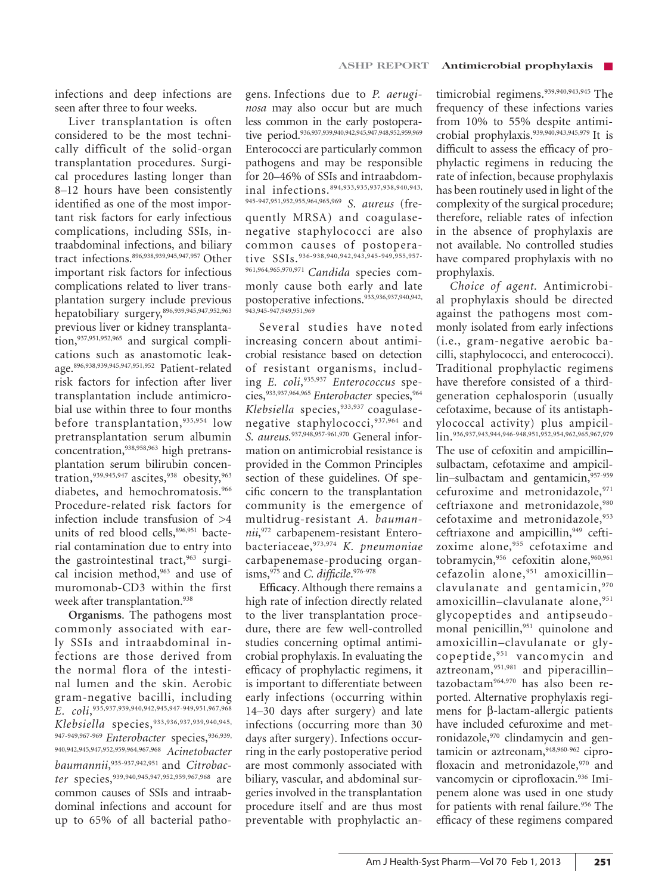infections and deep infections are seen after three to four weeks.

Liver transplantation is often considered to be the most technically difficult of the solid-organ transplantation procedures. Surgical procedures lasting longer than 8–12 hours have been consistently identified as one of the most important risk factors for early infectious complications, including SSIs, intraabdominal infections, and biliary tract infections.[896,938,939,945,947,957] Other important risk factors for infectious complications related to liver transplantation surgery include previous hepatobiliary surgery,[896,939,945,947,952,963] previous liver or kidney transplantation,[937,951,952,965] and surgical complications such as anastomotic leakage.[896,938,939,945,947,951,952] Patient-related risk factors for infection after liver transplantation include antimicrobial use within three to four months before transplantation,[935,954] low pretransplantation serum albumin concentration,[938,958,963] high pretransplantation serum bilirubin concentration,[939,945,947] ascites,[938] obesity,[963] diabetes, and hemochromatosis.[966] Procedure-related risk factors for infection include transfusion of >4 units of red blood cells,[896,951] bacterial contamination due to entry into the gastrointestinal tract,[963] surgical incision method,[963] and use of muromonab-CD3 within the first week after transplantation.[938]

**Organisms**. The pathogens most commonly associated with early SSIs and intraabdominal infections are those derived from the normal flora of the intestinal lumen and the skin. Aerobic gram-negative bacilli, including *E. coli*,[935,937,939,940,942,945,947-949,951,967,968] *Klebsiella* species,[933,936,937,939,940,945,947-949,967-969] *Enterobacter* species,[936,939,940,942,945,947,952,959,964,967,968] *Acinetobacter baumannii*,[935-937,942,951] and *Citrobacter* species,[939,940,945,947,952,959,967,968] are common causes of SSIs and intraabdominal infections and account for up to 65% of all bacterial pathogens. Infections due to *P. aeruginosa* may also occur but are much less common in the early postoperative period.[936,937,939,940,942,945,947,948,952,959,969] Enterococci are particularly common pathogens and may be responsible for 20–46% of SSIs and intraabdominal infections.[894,933,935,937,938,940,943,945-947,951,952,955,964,965,969] *S. aureus* (frequently MRSA) and coagulase-negative staphylococci are also common causes of postoperative SSIs.[936-938,940,942,943,945-949,955,957-961,964,965,970,971] *Candida* species commonly cause both early and late postoperative infections.[933,936,937,940,942,943,945-947,949,951,969]

Several studies have noted increasing concern about antimicrobial resistance based on detection of resistant organisms, including *E. coli*,[935,937] *Enterococcus* species,[933,937,964,965] *Enterobacter* species,[964] *Klebsiella* species,[933,937] coagulase-negative staphylococci,[937,964] and *S. aureus*.[937,948,957-961,970] General information on antimicrobial resistance is provided in the Common Principles section of these guidelines. Of specific concern to the transplantation community is the emergence of multidrug-resistant *A. baumannii*,[972] carbapenem-resistant Enterobacteriaceae,[973,974] *K. pneumoniae* carbapenemase-producing organisms,[975] and *C. difficile*.[976-978]

**Efficacy**. Although there remains a high rate of infection directly related to the liver transplantation procedure, there are few well-controlled studies concerning optimal antimicrobial prophylaxis. In evaluating the efficacy of prophylactic regimens, it is important to differentiate between early infections (occurring within 14–30 days after surgery) and late infections (occurring more than 30 days after surgery). Infections occurring in the early postoperative period are most commonly associated with biliary, vascular, and abdominal surgeries involved in the transplantation procedure itself and are thus most preventable with prophylactic antimicrobial regimens.[939,940,943,945] The frequency of these infections varies from 10% to 55% despite antimicrobial prophylaxis.[939,940,943,945,979] It is difficult to assess the efficacy of prophylactic regimens in reducing the rate of infection, because prophylaxis has been routinely used in light of the complexity of the surgical procedure; therefore, reliable rates of infection in the absence of prophylaxis are not available. No controlled studies have compared prophylaxis with no prophylaxis.

*Choice of agent*. Antimicrobial prophylaxis should be directed against the pathogens most commonly isolated from early infections (i.e., gram-negative aerobic bacilli, staphylococci, and enterococci). Traditional prophylactic regimens have therefore consisted of a third-generation cephalosporin (usually cefotaxime, because of its antistaphylococcal activity) plus ampicillin.[936,937,943,944,946-948,951,952,954,962,965,967,979] The use of cefoxitin and ampicillin–sulbactam, cefotaxime and ampicillin–sulbactam and gentamicin,[957-959] cefuroxime and metronidazole,[971] ceftriaxone and metronidazole,[980] cefotaxime and metronidazole,[953] ceftriaxone and ampicillin,[949] ceftizoxime alone,[955] cefotaxime and tobramycin,[956] cefoxitin alone,[960,961] cefazolin alone,[951] amoxicillin–clavulanate and gentamicin,[970] amoxicillin–clavulanate alone,[951] glycopeptides and antipseudomonal penicillin,[951] quinolone and amoxicillin–clavulanate or glycopeptide,[951] vancomycin and aztreonam,[951,981] and piperacillin–tazobactam[964,970] has also been reported. Alternative prophylaxis regimens for β-lactam-allergic patients have included cefuroxime and metronidazole,[970] clindamycin and gentamicin or aztreonam,[948,960-962] ciprofloxacin and metronidazole,[970] and vancomycin or ciprofloxacin.[936] Imipenem alone was used in one study for patients with renal failure.[956] The efficacy of these regimens compared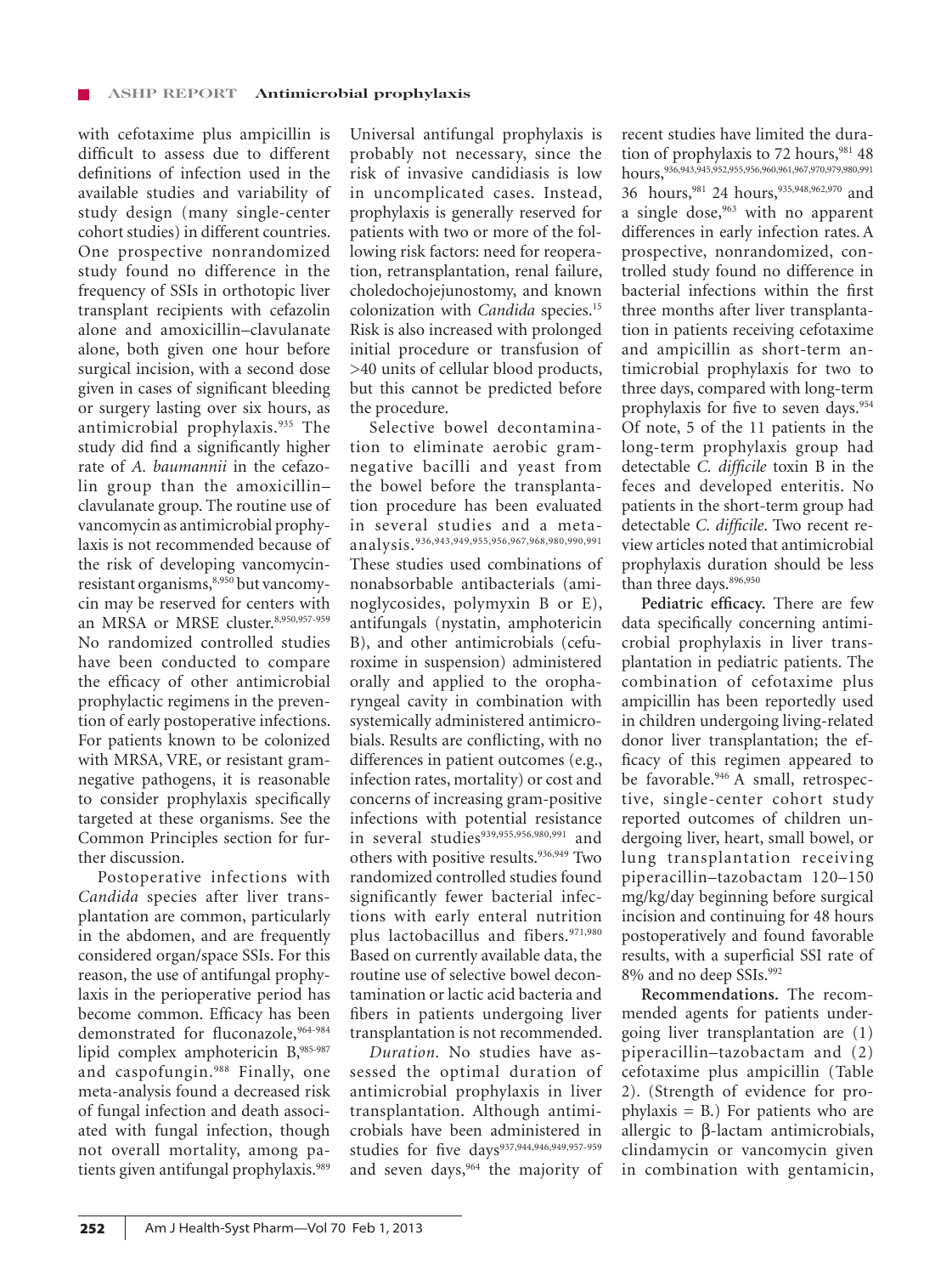with cefotaxime plus ampicillin is difficult to assess due to different definitions of infection used in the available studies and variability of study design (many single-center cohort studies) in different countries. One prospective nonrandomized study found no difference in the frequency of SSIs in orthotopic liver transplant recipients with cefazolin alone and amoxicillin–clavulanate alone, both given one hour before surgical incision, with a second dose given in cases of significant bleeding or surgery lasting over six hours, as antimicrobial prophylaxis.[935] The study did find a significantly higher rate of *A. baumannii* in the cefazolin group than the amoxicillin–clavulanate group. The routine use of vancomycin as antimicrobial prophylaxis is not recommended because of the risk of developing vancomycin-resistant organisms,[8,950] but vancomycin may be reserved for centers with an MRSA or MRSE cluster.[8,950,957-959] No randomized controlled studies have been conducted to compare the efficacy of other antimicrobial prophylactic regimens in the prevention of early postoperative infections. For patients known to be colonized with MRSA, VRE, or resistant gram-negative pathogens, it is reasonable to consider prophylaxis specifically targeted at these organisms. See the Common Principles section for further discussion.

Postoperative infections with *Candida* species after liver transplantation are common, particularly in the abdomen, and are frequently considered organ/space SSIs. For this reason, the use of antifungal prophylaxis in the perioperative period has become common. Efficacy has been demonstrated for fluconazole,[964-984] lipid complex amphotericin B,[985-987] and caspofungin.[988] Finally, one meta-analysis found a decreased risk of fungal infection and death associated with fungal infection, though not overall mortality, among patients given antifungal prophylaxis.[989] Universal antifungal prophylaxis is probably not necessary, since the risk of invasive candidiasis is low in uncomplicated cases. Instead, prophylaxis is generally reserved for patients with two or more of the following risk factors: need for reoperation, retransplantation, renal failure, choledochojejunostomy, and known colonization with *Candida* species.[15] Risk is also increased with prolonged initial procedure or transfusion of >40 units of cellular blood products, but this cannot be predicted before the procedure.

Selective bowel decontamination to eliminate aerobic gram-negative bacilli and yeast from the bowel before the transplantation procedure has been evaluated in several studies and a meta-analysis.[936,943,949,955,956,967,968,980,990,991] These studies used combinations of nonabsorbable antibacterials (aminoglycosides, polymyxin B or E), antifungals (nystatin, amphotericin B), and other antimicrobials (cefuroxime in suspension) administered orally and applied to the oropharyngeal cavity in combination with systemically administered antimicrobials. Results are conflicting, with no differences in patient outcomes (e.g., infection rates, mortality) or cost and concerns of increasing gram-positive infections with potential resistance in several studies[939,955,956,980,991] and others with positive results.[936,949] Two randomized controlled studies found significantly fewer bacterial infections with early enteral nutrition plus lactobacillus and fibers.[971,980] Based on currently available data, the routine use of selective bowel decontamination or lactic acid bacteria and fibers in patients undergoing liver transplantation is not recommended.

*Duration.* No studies have assessed the optimal duration of antimicrobial prophylaxis in liver transplantation. Although antimicrobials have been administered in studies for five days[937,944,946,949,957-959] and seven days,[964] the majority of recent studies have limited the duration of prophylaxis to 72 hours,[981] 48 hours,[936,943,945,952,955,956,960,961,967,970,979,980,991] 36 hours,[981] 24 hours,[935,948,962,970] and a single dose,[963] with no apparent differences in early infection rates. A prospective, nonrandomized, controlled study found no difference in bacterial infections within the first three months after liver transplantation in patients receiving cefotaxime and ampicillin as short-term antimicrobial prophylaxis for two to three days, compared with long-term prophylaxis for five to seven days.[954] Of note, 5 of the 11 patients in the long-term prophylaxis group had detectable *C. difficile* toxin B in the feces and developed enteritis. No patients in the short-term group had detectable *C. difficile*. Two recent review articles noted that antimicrobial prophylaxis duration should be less than three days.[896,950]

**Pediatric efficacy.** There are few data specifically concerning antimicrobial prophylaxis in liver transplantation in pediatric patients. The combination of cefotaxime plus ampicillin has been reportedly used in children undergoing living-related donor liver transplantation; the efficacy of this regimen appeared to be favorable.[946] A small, retrospective, single-center cohort study reported outcomes of children undergoing liver, heart, small bowel, or lung transplantation receiving piperacillin–tazobactam 120–150 mg/kg/day beginning before surgical incision and continuing for 48 hours postoperatively and found favorable results, with a superficial SSI rate of 8% and no deep SSIs.[992]

**Recommendations.** The recommended agents for patients undergoing liver transplantation are (1) piperacillin–tazobactam and (2) cefotaxime plus ampicillin (Table 2). (Strength of evidence for prophylaxis = B.) For patients who are allergic to β-lactam antimicrobials, clindamycin or vancomycin given in combination with gentamicin,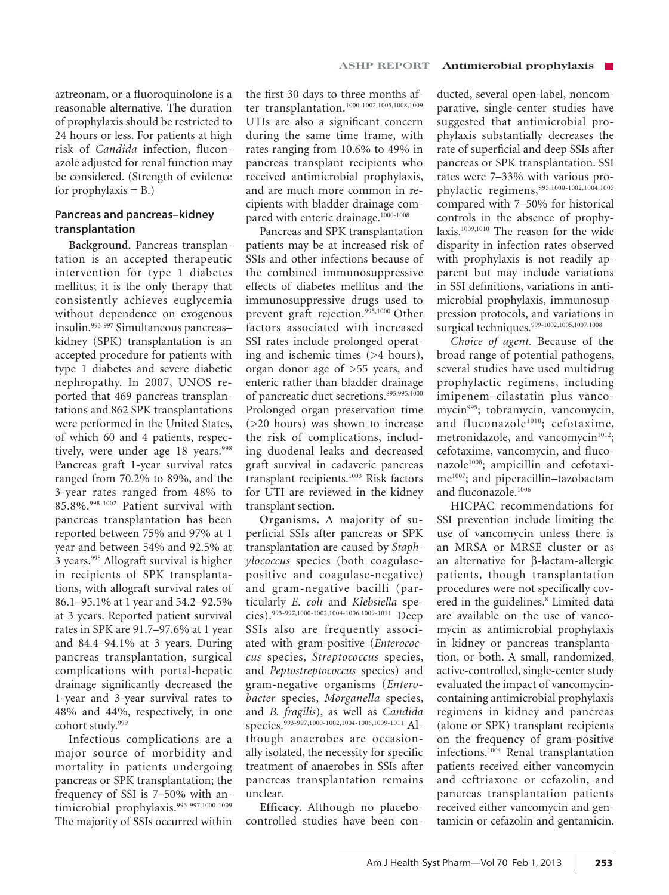aztreonam, or a fluoroquinolone is a reasonable alternative. The duration of prophylaxis should be restricted to 24 hours or less. For patients at high risk of *Candida* infection, fluconazole adjusted for renal function may be considered. (Strength of evidence for prophylaxis = B.)

## Pancreas and pancreas–kidney transplantation

**Background.** Pancreas transplantation is an accepted therapeutic intervention for type 1 diabetes mellitus; it is the only therapy that consistently achieves euglycemia without dependence on exogenous insulin.[993-997] Simultaneous pancreas–kidney (SPK) transplantation is an accepted procedure for patients with type 1 diabetes and severe diabetic nephropathy. In 2007, UNOS reported that 469 pancreas transplantations and 862 SPK transplantations were performed in the United States, of which 60 and 4 patients, respectively, were under age 18 years.[998] Pancreas graft 1-year survival rates ranged from 70.2% to 89%, and the 3-year rates ranged from 48% to 85.8%.[998-1002] Patient survival with pancreas transplantation has been reported between 75% and 97% at 1 year and between 54% and 92.5% at 3 years.[998] Allograft survival is higher in recipients of SPK transplantations, with allograft survival rates of 86.1–95.1% at 1 year and 54.2–92.5% at 3 years. Reported patient survival rates in SPK are 91.7–97.6% at 1 year and 84.4–94.1% at 3 years. During pancreas transplantation, surgical complications with portal-hepatic drainage significantly decreased the 1-year and 3-year survival rates to 48% and 44%, respectively, in one cohort study.[999]

Infectious complications are a major source of morbidity and mortality in patients undergoing pancreas or SPK transplantation; the frequency of SSI is 7–50% with antimicrobial prophylaxis.[993-997,1000-1009] The majority of SSIs occurred within the first 30 days to three months after transplantation.[1000-1002,1005,1008,1009] UTIs are also a significant concern during the same time frame, with rates ranging from 10.6% to 49% in pancreas transplant recipients who received antimicrobial prophylaxis, and are much more common in recipients with bladder drainage compared with enteric drainage.[1000-1008]

Pancreas and SPK transplantation patients may be at increased risk of SSIs and other infections because of the combined immunosuppressive effects of diabetes mellitus and the immunosuppressive drugs used to prevent graft rejection.[995,1000] Other factors associated with increased SSI rates include prolonged operating and ischemic times (>4 hours), organ donor age of >55 years, and enteric rather than bladder drainage of pancreatic duct secretions.[895,995,1000] Prolonged organ preservation time (>20 hours) was shown to increase the risk of complications, including duodenal leaks and decreased graft survival in cadaveric pancreas transplant recipients.[1003] Risk factors for UTI are reviewed in the kidney transplant section.

**Organisms.** A majority of superficial SSIs after pancreas or SPK transplantation are caused by *Staphylococcus* species (both coagulase-positive and coagulase-negative) and gram-negative bacilli (particularly *E. coli* and *Klebsiella* species).[993-997,1000-1002,1004-1006,1009-1011] Deep SSIs also are frequently associated with gram-positive (*Enterococcus* species, *Streptococcus* species, and *Peptostreptococcus* species) and gram-negative organisms (*Enterobacter* species, *Morganella* species, and *B. fragilis*), as well as *Candida* species.[993-997,1000-1002,1004-1006,1009-1011] Although anaerobes are occasionally isolated, the necessity for specific treatment of anaerobes in SSIs after pancreas transplantation remains unclear.

**Efficacy.** Although no placebo-controlled studies have been conducted, several open-label, noncomparative, single-center studies have suggested that antimicrobial prophylaxis substantially decreases the rate of superficial and deep SSIs after pancreas or SPK transplantation. SSI rates were 7–33% with various prophylactic regimens,[995,1000-1002,1004,1005] compared with 7–50% for historical controls in the absence of prophylaxis.[1009,1010] The reason for the wide disparity in infection rates observed with prophylaxis is not readily apparent but may include variations in SSI definitions, variations in antimicrobial prophylaxis, immunosuppression protocols, and variations in surgical techniques.[999-1002,1005,1007,1008]

*Choice of agent.* Because of the broad range of potential pathogens, several studies have used multidrug prophylactic regimens, including imipenem–cilastatin plus vancomycin[995]; tobramycin, vancomycin, and fluconazole[1010]; cefotaxime, metronidazole, and vancomycin[1012]; cefotaxime, vancomycin, and fluconazole[1008]; ampicillin and cefotaxime[1007]; and piperacillin–tazobactam and fluconazole.[1006]

HICPAC recommendations for SSI prevention include limiting the use of vancomycin unless there is an MRSA or MRSE cluster or as an alternative for β-lactam-allergic patients, though transplantation procedures were not specifically covered in the guidelines.[8] Limited data are available on the use of vancomycin as antimicrobial prophylaxis in kidney or pancreas transplantation, or both. A small, randomized, active-controlled, single-center study evaluated the impact of vancomycin-containing antimicrobial prophylaxis regimens in kidney and pancreas (alone or SPK) transplant recipients on the frequency of gram-positive infections.[1004] Renal transplantation patients received either vancomycin and ceftriaxone or cefazolin, and pancreas transplantation patients received either vancomycin and gentamicin or cefazolin and gentamicin.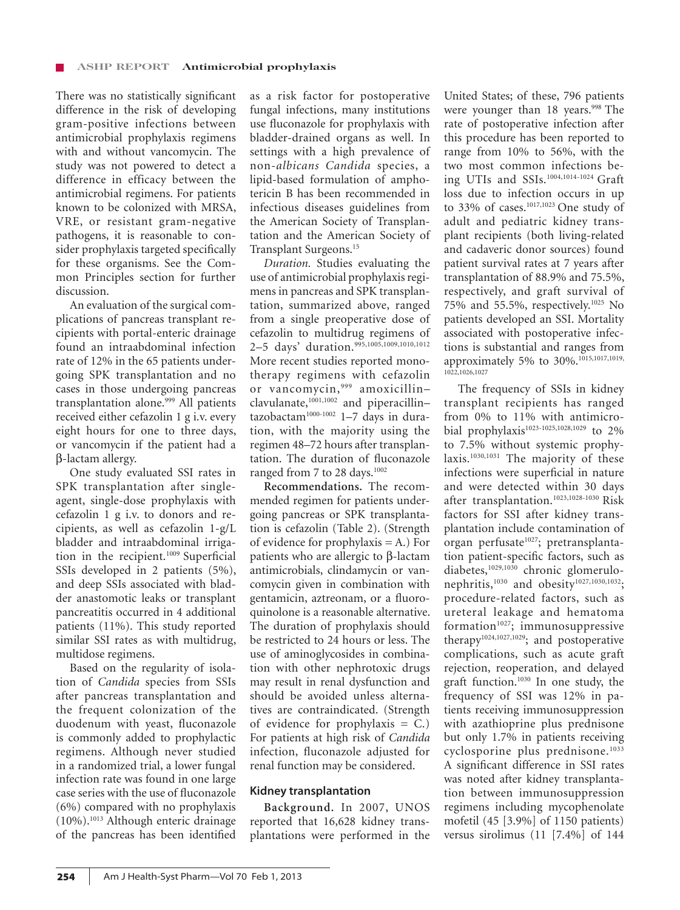There was no statistically significant difference in the risk of developing gram-positive infections between antimicrobial prophylaxis regimens with and without vancomycin. The study was not powered to detect a difference in efficacy between the antimicrobial regimens. For patients known to be colonized with MRSA, VRE, or resistant gram-negative pathogens, it is reasonable to consider prophylaxis targeted specifically for these organisms. See the Common Principles section for further discussion.

An evaluation of the surgical complications of pancreas transplant recipients with portal-enteric drainage found an intraabdominal infection rate of 12% in the 65 patients undergoing SPK transplantation and no cases in those undergoing pancreas transplantation alone.[999] All patients received either cefazolin 1 g i.v. every eight hours for one to three days, or vancomycin if the patient had a β-lactam allergy.

One study evaluated SSI rates in SPK transplantation after single-agent, single-dose prophylaxis with cefazolin 1 g i.v. to donors and recipients, as well as cefazolin 1-g/L bladder and intraabdominal irrigation in the recipient.[1009] Superficial SSIs developed in 2 patients (5%), and deep SSIs associated with bladder anastomotic leaks or transplant pancreatitis occurred in 4 additional patients (11%). This study reported similar SSI rates as with multidrug, multidose regimens.

Based on the regularity of isolation of *Candida* species from SSIs after pancreas transplantation and the frequent colonization of the duodenum with yeast, fluconazole is commonly added to prophylactic regimens. Although never studied in a randomized trial, a lower fungal infection rate was found in one large case series with the use of fluconazole (6%) compared with no prophylaxis (10%).[1013] Although enteric drainage of the pancreas has been identified as a risk factor for postoperative fungal infections, many institutions use fluconazole for prophylaxis with bladder-drained organs as well. In settings with a high prevalence of non-*albicans Candida* species, a lipid-based formulation of amphotericin B has been recommended in infectious diseases guidelines from the American Society of Transplantation and the American Society of Transplant Surgeons.[15]

*Duration.* Studies evaluating the use of antimicrobial prophylaxis regimens in pancreas and SPK transplantation, summarized above, ranged from a single preoperative dose of cefazolin to multidrug regimens of 2–5 days' duration.[995,1005,1009,1010,1012] More recent studies reported monotherapy regimens with cefazolin or vancomycin,[999] amoxicillin–clavulanate,[1001,1002] and piperacillin–tazobactam[1000-1002] 1–7 days in duration, with the majority using the regimen 48–72 hours after transplantation. The duration of fluconazole ranged from 7 to 28 days.[1002]

**Recommendations.** The recommended regimen for patients undergoing pancreas or SPK transplantation is cefazolin (Table 2). (Strength of evidence for prophylaxis = A.) For patients who are allergic to β-lactam antimicrobials, clindamycin or vancomycin given in combination with gentamicin, aztreonam, or a fluoroquinolone is a reasonable alternative. The duration of prophylaxis should be restricted to 24 hours or less. The use of aminoglycosides in combination with other nephrotoxic drugs may result in renal dysfunction and should be avoided unless alternatives are contraindicated. (Strength of evidence for prophylaxis = C.) For patients at high risk of *Candida* infection, fluconazole adjusted for renal function may be considered.

## Kidney transplantation

**Background.** In 2007, UNOS reported that 16,628 kidney transplantations were performed in the United States; of these, 796 patients were younger than 18 years.[998] The rate of postoperative infection after this procedure has been reported to range from 10% to 56%, with the two most common infections being UTIs and SSIs.[1004,1014-1024] Graft loss due to infection occurs in up to 33% of cases.[1017,1023] One study of adult and pediatric kidney transplant recipients (both living-related and cadaveric donor sources) found patient survival rates at 7 years after transplantation of 88.9% and 75.5%, respectively, and graft survival of 75% and 55.5%, respectively.[1025] No patients developed an SSI. Mortality associated with postoperative infections is substantial and ranges from approximately 5% to 30%.[1015,1017,1019,1022,1026,1027]

The frequency of SSIs in kidney transplant recipients has ranged from 0% to 11% with antimicrobial prophylaxis[1023-1025,1028,1029] to 2% to 7.5% without systemic prophylaxis.[1030,1031] The majority of these infections were superficial in nature and were detected within 30 days after transplantation.[1023,1028-1030] Risk factors for SSI after kidney transplantation include contamination of organ perfusate[1027]; pretransplantation patient-specific factors, such as diabetes,[1029,1030] chronic glomerulonephritis,[1030] and obesity[1027,1030,1032]; procedure-related factors, such as ureteral leakage and hematoma formation[1027]; immunosuppressive therapy[1024,1027,1029]; and postoperative complications, such as acute graft rejection, reoperation, and delayed graft function.[1030] In one study, the frequency of SSI was 12% in patients receiving immunosuppression with azathioprine plus prednisone but only 1.7% in patients receiving cyclosporine plus prednisone.[1033] A significant difference in SSI rates was noted after kidney transplantation between immunosuppression regimens including mycophenolate mofetil (45 [3.9%] of 1150 patients) versus sirolimus (11 [7.4%] of 144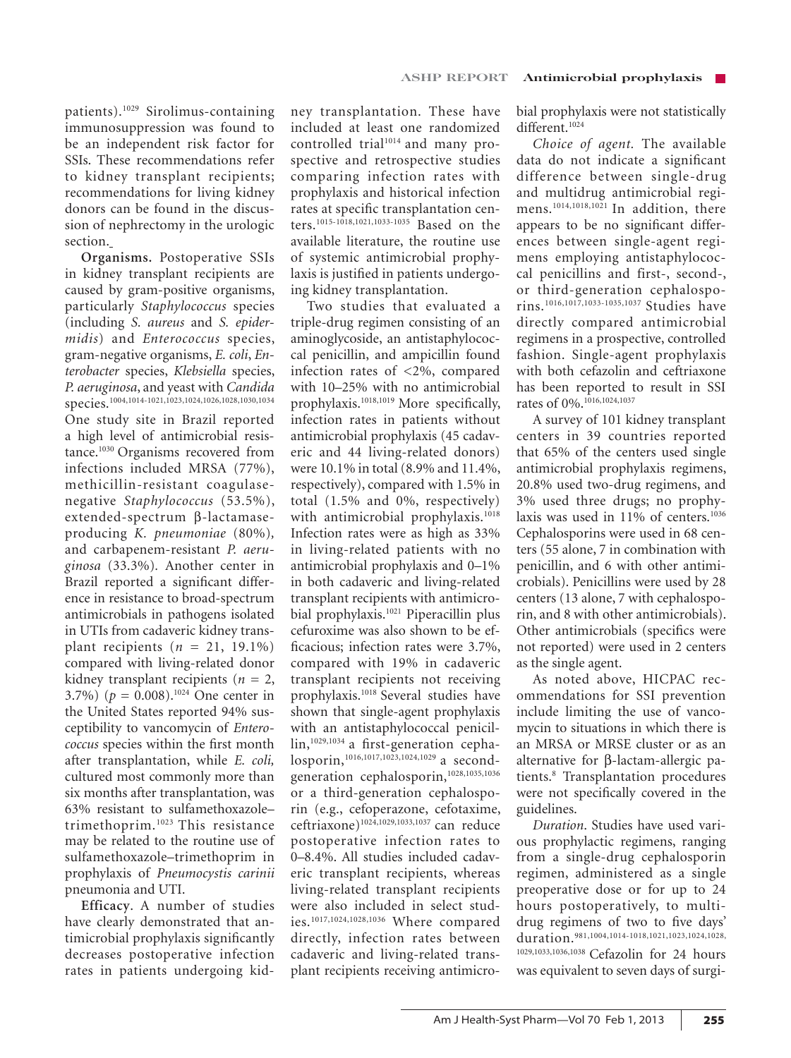patients).[1029] Sirolimus-containing immunosuppression was found to be an independent risk factor for SSIs. These recommendations refer to kidney transplant recipients; recommendations for living kidney donors can be found in the discussion of nephrectomy in the urologic section.

**Organisms.** Postoperative SSIs in kidney transplant recipients are caused by gram-positive organisms, particularly *Staphylococcus* species (including *S. aureus* and *S. epidermidis*) and *Enterococcus* species, gram-negative organisms, *E. coli*, *Enterobacter* species, *Klebsiella* species, *P. aeruginosa*, and yeast with *Candida* species.[1004,1014-1021,1023,1024,1026,1028,1030,1034] One study site in Brazil reported a high level of antimicrobial resistance.[1030] Organisms recovered from infections included MRSA (77%), methicillin-resistant coagulase-negative *Staphylococcus* (53.5%), extended-spectrum β-lactamase-producing *K. pneumoniae* (80%), and carbapenem-resistant *P. aeruginosa* (33.3%). Another center in Brazil reported a significant difference in resistance to broad-spectrum antimicrobials in pathogens isolated in UTIs from cadaveric kidney transplant recipients ($n$ = 21, 19.1%) compared with living-related donor kidney transplant recipients ($n$ = 2, 3.7%) ($p$ = 0.008).[1024] One center in the United States reported 94% susceptibility to vancomycin of *Enterococcus* species within the first month after transplantation, while *E. coli,* cultured most commonly more than six months after transplantation, was 63% resistant to sulfamethoxazole–trimethoprim.[1023] This resistance may be related to the routine use of sulfamethoxazole–trimethoprim in prophylaxis of *Pneumocystis carinii* pneumonia and UTI.

**Efficacy**. A number of studies have clearly demonstrated that antimicrobial prophylaxis significantly decreases postoperative infection rates in patients undergoing kidney transplantation. These have included at least one randomized controlled trial[1014] and many prospective and retrospective studies comparing infection rates with prophylaxis and historical infection rates at specific transplantation centers.[1015-1018,1021,1033-1035] Based on the available literature, the routine use of systemic antimicrobial prophylaxis is justified in patients undergoing kidney transplantation.

Two studies that evaluated a triple-drug regimen consisting of an aminoglycoside, an antistaphylococcal penicillin, and ampicillin found infection rates of <2%, compared with 10–25% with no antimicrobial prophylaxis.[1018,1019] More specifically, infection rates in patients without antimicrobial prophylaxis (45 cadaveric and 44 living-related donors) were 10.1% in total (8.9% and 11.4%, respectively), compared with 1.5% in total (1.5% and 0%, respectively) with antimicrobial prophylaxis.[1018] Infection rates were as high as 33% in living-related patients with no antimicrobial prophylaxis and 0–1% in both cadaveric and living-related transplant recipients with antimicrobial prophylaxis.[1021] Piperacillin plus cefuroxime was also shown to be efficacious; infection rates were 3.7%, compared with 19% in cadaveric transplant recipients not receiving prophylaxis.[1018] Several studies have shown that single-agent prophylaxis with an antistaphylococcal penicillin,[1029,1034] a first-generation cephalosporin,[1016,1017,1023,1024,1029] a second-generation cephalosporin,[1028,1035,1036] or a third-generation cephalosporin (e.g., cefoperazone, cefotaxime, ceftriaxone)[1024,1029,1033,1037] can reduce postoperative infection rates to 0–8.4%. All studies included cadaveric transplant recipients, whereas living-related transplant recipients were also included in select studies.[1017,1024,1028,1036] Where compared directly, infection rates between cadaveric and living-related transplant recipients receiving antimicrobial prophylaxis were not statistically different.[1024]

*Choice of agent.* The available data do not indicate a significant difference between single-drug and multidrug antimicrobial regimens.[1014,1018,1021] In addition, there appears to be no significant differences between single-agent regimens employing antistaphylococcal penicillins and first-, second-, or third-generation cephalosporins.[1016,1017,1033-1035,1037] Studies have directly compared antimicrobial regimens in a prospective, controlled fashion. Single-agent prophylaxis with both cefazolin and ceftriaxone has been reported to result in SSI rates of 0%.[1016,1024,1037]

A survey of 101 kidney transplant centers in 39 countries reported that 65% of the centers used single antimicrobial prophylaxis regimens, 20.8% used two-drug regimens, and 3% used three drugs; no prophylaxis was used in 11% of centers.[1036] Cephalosporins were used in 68 centers (55 alone, 7 in combination with penicillin, and 6 with other antimicrobials). Penicillins were used by 28 centers (13 alone, 7 with cephalosporin, and 8 with other antimicrobials). Other antimicrobials (specifics were not reported) were used in 2 centers as the single agent.

As noted above, HICPAC recommendations for SSI prevention include limiting the use of vancomycin to situations in which there is an MRSA or MRSE cluster or as an alternative for β-lactam-allergic patients.[8] Transplantation procedures were not specifically covered in the guidelines.

*Duration.* Studies have used various prophylactic regimens, ranging from a single-drug cephalosporin regimen, administered as a single preoperative dose or for up to 24 hours postoperatively, to multidrug regimens of two to five days' duration.[981,1004,1014-1018,1021,1023,1024,1028,1029,1033,1036,1038] Cefazolin for 24 hours was equivalent to seven days of surgi-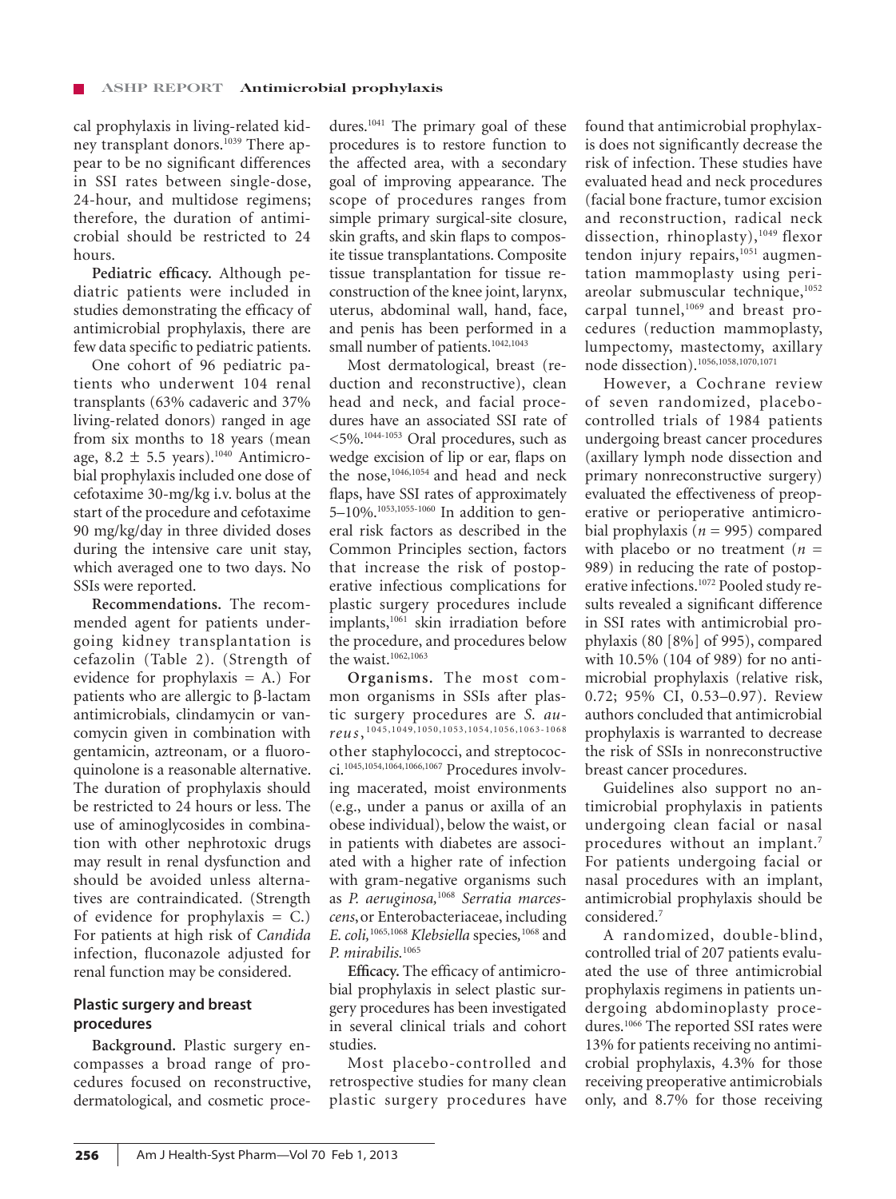cal prophylaxis in living-related kidney transplant donors.[1039] There appear to be no significant differences in SSI rates between single-dose, 24-hour, and multidose regimens; therefore, the duration of antimicrobial should be restricted to 24 hours.

**Pediatric efficacy.** Although pediatric patients were included in studies demonstrating the efficacy of antimicrobial prophylaxis, there are few data specific to pediatric patients.

One cohort of 96 pediatric patients who underwent 104 renal transplants (63% cadaveric and 37% living-related donors) ranged in age from six months to 18 years (mean age, 8.2 ± 5.5 years).[1040] Antimicrobial prophylaxis included one dose of cefotaxime 30-mg/kg i.v. bolus at the start of the procedure and cefotaxime 90 mg/kg/day in three divided doses during the intensive care unit stay, which averaged one to two days. No SSIs were reported.

**Recommendations.** The recommended agent for patients undergoing kidney transplantation is cefazolin (Table 2). (Strength of evidence for prophylaxis = A.) For patients who are allergic to β-lactam antimicrobials, clindamycin or vancomycin given in combination with gentamicin, aztreonam, or a fluoroquinolone is a reasonable alternative. The duration of prophylaxis should be restricted to 24 hours or less. The use of aminoglycosides in combination with other nephrotoxic drugs may result in renal dysfunction and should be avoided unless alternatives are contraindicated. (Strength of evidence for prophylaxis = C.) For patients at high risk of *Candida* infection, fluconazole adjusted for renal function may be considered.

## Plastic surgery and breast procedures

**Background.** Plastic surgery encompasses a broad range of procedures focused on reconstructive, dermatological, and cosmetic procedures.[1041] The primary goal of these procedures is to restore function to the affected area, with a secondary goal of improving appearance. The scope of procedures ranges from simple primary surgical-site closure, skin grafts, and skin flaps to composite tissue transplantations. Composite tissue transplantation for tissue reconstruction of the knee joint, larynx, uterus, abdominal wall, hand, face, and penis has been performed in a small number of patients.[1042,1043]

Most dermatological, breast (reduction and reconstructive), clean head and neck, and facial procedures have an associated SSI rate of <5%.[1044-1053] Oral procedures, such as wedge excision of lip or ear, flaps on the nose,[1046,1054] and head and neck flaps, have SSI rates of approximately 5–10%.[1053,1055-1060] In addition to general risk factors as described in the Common Principles section, factors that increase the risk of postoperative infectious complications for plastic surgery procedures include implants,[1061] skin irradiation before the procedure, and procedures below the waist.[1062,1063]

**Organisms.** The most common organisms in SSIs after plastic surgery procedures are *S. aureus*,[1045,1049,1050,1053,1054,1056,1063-1068] other staphylococci, and streptococci.[1045,1054,1064,1066,1067] Procedures involving macerated, moist environments (e.g., under a panus or axilla of an obese individual), below the waist, or in patients with diabetes are associated with a higher rate of infection with gram-negative organisms such as *P. aeruginosa,*[1068] *Serratia marcescens,* or Enterobacteriaceae, including *E. coli,*[1065,1068] *Klebsiella* species,[1068] and *P. mirabilis.*[1065]

**Efficacy.** The efficacy of antimicrobial prophylaxis in select plastic surgery procedures has been investigated in several clinical trials and cohort studies.

Most placebo-controlled and retrospective studies for many clean plastic surgery procedures have found that antimicrobial prophylaxis does not significantly decrease the risk of infection. These studies have evaluated head and neck procedures (facial bone fracture, tumor excision and reconstruction, radical neck dissection, rhinoplasty),[1049] flexor tendon injury repairs,[1051] augmentation mammoplasty using periareolar submuscular technique,[1052] carpal tunnel,[1069] and breast procedures (reduction mammoplasty, lumpectomy, mastectomy, axillary node dissection).[1056,1058,1070,1071]

However, a Cochrane review of seven randomized, placebo-controlled trials of 1984 patients undergoing breast cancer procedures (axillary lymph node dissection and primary nonreconstructive surgery) evaluated the effectiveness of preoperative or perioperative antimicrobial prophylaxis ($n$ = 995) compared with placebo or no treatment ($n$ = 989) in reducing the rate of postoperative infections.[1072] Pooled study results revealed a significant difference in SSI rates with antimicrobial prophylaxis (80 [8%] of 995), compared with 10.5% (104 of 989) for no antimicrobial prophylaxis (relative risk, 0.72; 95% CI, 0.53–0.97). Review authors concluded that antimicrobial prophylaxis is warranted to decrease the risk of SSIs in nonreconstructive breast cancer procedures.

Guidelines also support no antimicrobial prophylaxis in patients undergoing clean facial or nasal procedures without an implant.[7] For patients undergoing facial or nasal procedures with an implant, antimicrobial prophylaxis should be considered.[7]

A randomized, double-blind, controlled trial of 207 patients evaluated the use of three antimicrobial prophylaxis regimens in patients undergoing abdominoplasty procedures.[1066] The reported SSI rates were 13% for patients receiving no antimicrobial prophylaxis, 4.3% for those receiving preoperative antimicrobials only, and 8.7% for those receiving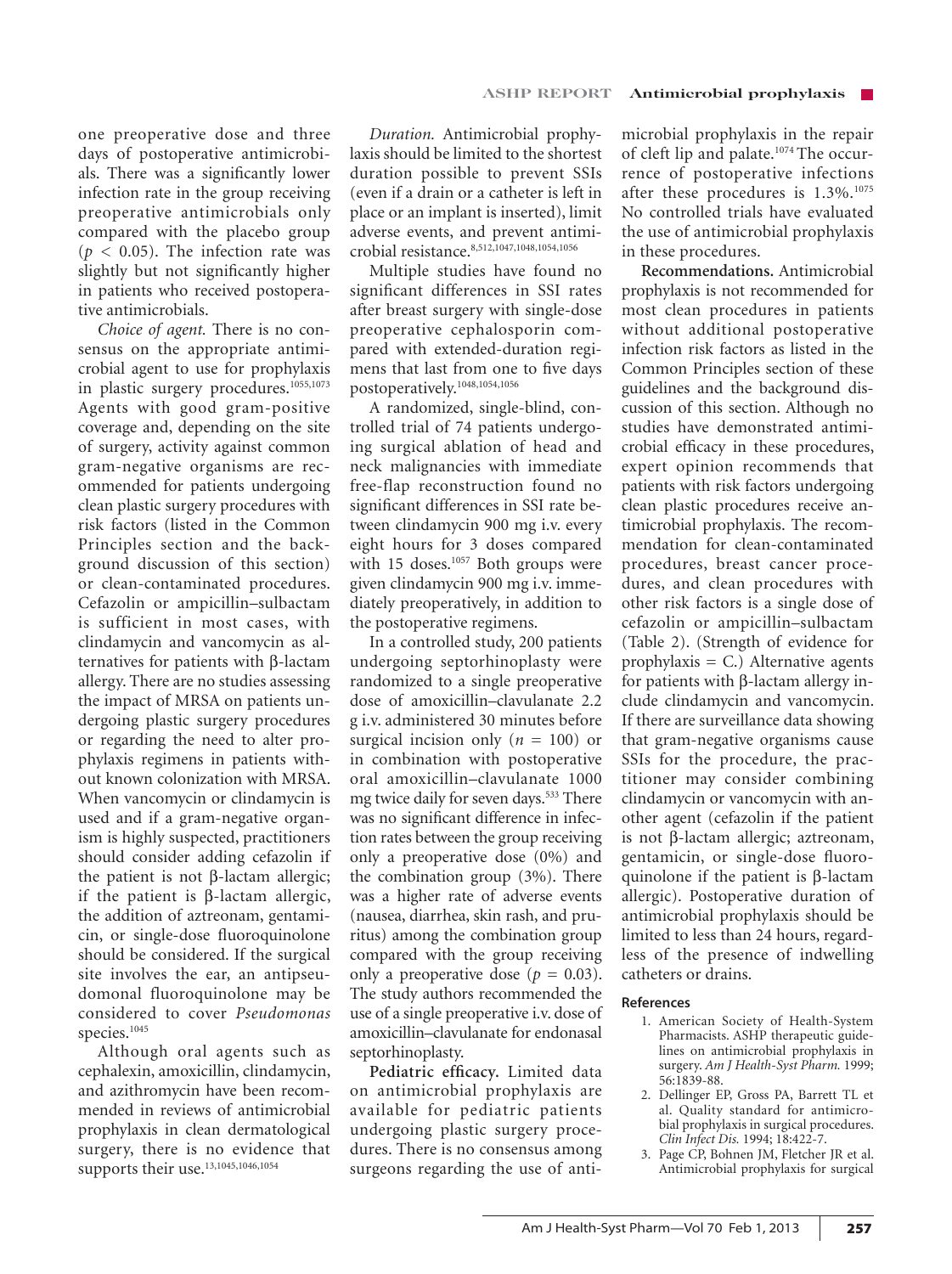one preoperative dose and three days of postoperative antimicrobials. There was a significantly lower infection rate in the group receiving preoperative antimicrobials only compared with the placebo group ($p < 0.05$). The infection rate was slightly but not significantly higher in patients who received postoperative antimicrobials.

*Choice of agent.* There is no consensus on the appropriate antimicrobial agent to use for prophylaxis in plastic surgery procedures.[1055,1073] Agents with good gram-positive coverage and, depending on the site of surgery, activity against common gram-negative organisms are recommended for patients undergoing clean plastic surgery procedures with risk factors (listed in the Common Principles section and the background discussion of this section) or clean-contaminated procedures. Cefazolin or ampicillin–sulbactam is sufficient in most cases, with clindamycin and vancomycin as alternatives for patients with β-lactam allergy. There are no studies assessing the impact of MRSA on patients undergoing plastic surgery procedures or regarding the need to alter prophylaxis regimens in patients without known colonization with MRSA. When vancomycin or clindamycin is used and if a gram-negative organism is highly suspected, practitioners should consider adding cefazolin if the patient is not β-lactam allergic; if the patient is β-lactam allergic, the addition of aztreonam, gentamicin, or single-dose fluoroquinolone should be considered. If the surgical site involves the ear, an antipseudomonal fluoroquinolone may be considered to cover *Pseudomonas* species.[1045]

Although oral agents such as cephalexin, amoxicillin, clindamycin, and azithromycin have been recommended in reviews of antimicrobial prophylaxis in clean dermatological surgery, there is no evidence that supports their use.[13,1045,1046,1054]

*Duration.* Antimicrobial prophylaxis should be limited to the shortest duration possible to prevent SSIs (even if a drain or a catheter is left in place or an implant is inserted), limit adverse events, and prevent antimicrobial resistance.[8,512,1047,1048,1054,1056]

Multiple studies have found no significant differences in SSI rates after breast surgery with single-dose preoperative cephalosporin compared with extended-duration regimens that last from one to five days postoperatively.[1048,1054,1056]

A randomized, single-blind, controlled trial of 74 patients undergoing surgical ablation of head and neck malignancies with immediate free-flap reconstruction found no significant differences in SSI rate between clindamycin 900 mg i.v. every eight hours for 3 doses compared with 15 doses.[1057] Both groups were given clindamycin 900 mg i.v. immediately preoperatively, in addition to the postoperative regimens.

In a controlled study, 200 patients undergoing septorhinoplasty were randomized to a single preoperative dose of amoxicillin–clavulanate 2.2 g i.v. administered 30 minutes before surgical incision only ($n = 100$) or in combination with postoperative oral amoxicillin–clavulanate 1000 mg twice daily for seven days.[533] There was no significant difference in infection rates between the group receiving only a preoperative dose (0%) and the combination group (3%). There was a higher rate of adverse events (nausea, diarrhea, skin rash, and pruritus) among the combination group compared with the group receiving only a preoperative dose ($p = 0.03$). The study authors recommended the use of a single preoperative i.v. dose of amoxicillin–clavulanate for endonasal septorhinoplasty.

**Pediatric efficacy.** Limited data on antimicrobial prophylaxis are available for pediatric patients undergoing plastic surgery procedures. There is no consensus among surgeons regarding the use of antimicrobial prophylaxis in the repair of cleft lip and palate.[1074] The occurrence of postoperative infections after these procedures is 1.3%.[1075] No controlled trials have evaluated the use of antimicrobial prophylaxis in these procedures.

**Recommendations.** Antimicrobial prophylaxis is not recommended for most clean procedures in patients without additional postoperative infection risk factors as listed in the Common Principles section of these guidelines and the background discussion of this section. Although no studies have demonstrated antimicrobial efficacy in these procedures, expert opinion recommends that patients with risk factors undergoing clean plastic procedures receive antimicrobial prophylaxis. The recommendation for clean-contaminated procedures, breast cancer procedures, and clean procedures with other risk factors is a single dose of cefazolin or ampicillin–sulbactam (Table 2). (Strength of evidence for prophylaxis = C.) Alternative agents for patients with β-lactam allergy include clindamycin and vancomycin. If there are surveillance data showing that gram-negative organisms cause SSIs for the procedure, the practitioner may consider combining clindamycin or vancomycin with another agent (cefazolin if the patient is not β-lactam allergic; aztreonam, gentamicin, or single-dose fluoroquinolone if the patient is β-lactam allergic). Postoperative duration of antimicrobial prophylaxis should be limited to less than 24 hours, regardless of the presence of indwelling catheters or drains.

## References

1. American Society of Health-System Pharmacists. ASHP therapeutic guidelines on antimicrobial prophylaxis in surgery. *Am J Health-Syst Pharm.* 1999; 56:1839-88.
2. Dellinger EP, Gross PA, Barrett TL et al. Quality standard for antimicrobial prophylaxis in surgical procedures. *Clin Infect Dis.* 1994; 18:422-7.
3. Page CP, Bohnen JM, Fletcher JR et al. Antimicrobial prophylaxis for surgical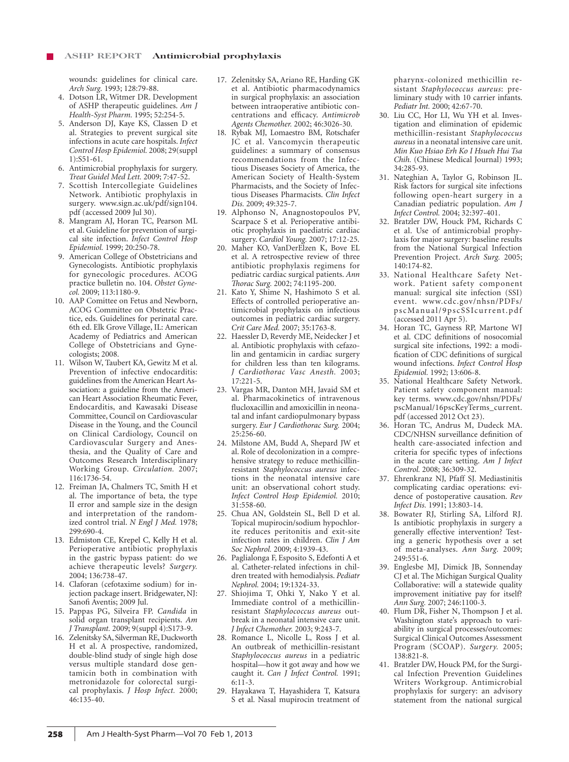wounds: guidelines for clinical care. *Arch Surg.* 1993; 128:79-88.

4. Dotson LR, Witmer DR. Development of ASHP therapeutic guidelines. *Am J Health-Syst Pharm.* 1995; 52:254-5.
5. Anderson DJ, Kaye KS, Classen D et al. Strategies to prevent surgical site infections in acute care hospitals. *Infect Control Hosp Epidemiol.* 2008; 29(suppl 1):S51-61.
6. Antimicrobial prophylaxis for surgery. *Treat Guidel Med Lett.* 2009; 7:47-52.
7. Scottish Intercollegiate Guidelines Network. Antibiotic prophylaxis in surgery. www.sign.ac.uk/pdf/sign104.pdf (accessed 2009 Jul 30).
8. Mangram AJ, Horan TC, Pearson ML et al. Guideline for prevention of surgical site infection. *Infect Control Hosp Epidemiol.* 1999; 20:250-78.
9. American College of Obstetricians and Gynecologists. Antibiotic prophylaxis for gynecologic procedures. ACOG practice bulletin no. 104. *Obstet Gynecol.* 2009; 113:1180-9.
10. AAP Comittee on Fetus and Newborn, ACOG Committee on Obstetric Practice, eds. Guidelines for perinatal care. 6th ed. Elk Grove Village, IL: American Academy of Pediatrics and American College of Obstetricians and Gynecologists; 2008.
11. Wilson W, Taubert KA, Gewitz M et al. Prevention of infective endocarditis: guidelines from the American Heart Association: a guideline from the American Heart Association Rheumatic Fever, Endocarditis, and Kawasaki Disease Committee, Council on Cardiovascular Disease in the Young, and the Council on Clinical Cardiology, Council on Cardiovascular Surgery and Anesthesia, and the Quality of Care and Outcomes Research Interdisciplinary Working Group. *Circulation.* 2007; 116:1736-54.
12. Freiman JA, Chalmers TC, Smith H et al. The importance of beta, the type II error and sample size in the design and interpretation of the randomized control trial. *N Engl J Med.* 1978; 299:690-4.
13. Edmiston CE, Krepel C, Kelly H et al. Perioperative antibiotic prophylaxis in the gastric bypass patient: do we achieve therapeutic levels? *Surgery.* 2004; 136:738-47.
14. Claforan (cefotaxime sodium) for injection package insert. Bridgewater, NJ: Sanofi Aventis; 2009 Jul.
15. Pappas PG, Silveira FP. *Candida* in solid organ transplant recipients. *Am J Transplant.* 2009; 9(suppl 4):S173-9.
16. Zelenitsky SA, Silverman RE, Duckworth H et al. A prospective, randomized, double-blind study of single high dose versus multiple standard dose gentamicin both in combination with metronidazole for colorectal surgical prophylaxis. *J Hosp Infect.* 2000; 46:135-40.
17. Zelenitsky SA, Ariano RE, Harding GK et al. Antibiotic pharmacodynamics in surgical prophylaxis: an association between intraoperative antibiotic concentrations and efficacy. *Antimicrob Agents Chemother.* 2002; 46:3026-30.
18. Rybak MJ, Lomaestro BM, Rotschafer JC et al. Vancomycin therapeutic guidelines: a summary of consensus recommendations from the Infectious Diseases Society of America, the American Society of Health-System Pharmacists, and the Society of Infectious Diseases Pharmacists. *Clin Infect Dis.* 2009; 49:325-7.
19. Alphonso N, Anagnostopoulos PV, Scarpace S et al. Perioperative antibiotic prophylaxis in paediatric cardiac surgery. *Cardiol Young.* 2007; 17:12-25.
20. Maher KO, VanDerElzen K, Bove EL et al. A retrospective review of three antibiotic prophylaxis regimens for pediatric cardiac surgical patients. *Ann Thorac Surg.* 2002; 74:1195-200.
21. Kato Y, Shime N, Hashimoto S et al. Effects of controlled perioperative antimicrobial prophylaxis on infectious outcomes in pediatric cardiac surgery. *Crit Care Med.* 2007; 35:1763-8.
22. Haessler D, Reverdy ME, Neidecker J et al. Antibiotic prophylaxis with cefazolin and gentamicin in cardiac surgery for children less than ten kilograms. *J Cardiothorac Vasc Anesth.* 2003; 17:221-5.
23. Vargas MR, Danton MH, Javaid SM et al. Pharmacokinetics of intravenous flucloxacillin and amoxicillin in neonatal and infant cardiopulmonary bypass surgery. *Eur J Cardiothorac Surg.* 2004; 25:256-60.
24. Milstone AM, Budd A, Shepard JW et al. Role of decolonization in a comprehensive strategy to reduce methicillin-resistant *Staphylococcus aureus* infections in the neonatal intensive care unit: an observational cohort study. *Infect Control Hosp Epidemiol.* 2010; 31:558-60.
25. Chua AN, Goldstein SL, Bell D et al. Topical mupirocin/sodium hypochlorite reduces peritonitis and exit-site infection rates in children. *Clin J Am Soc Nephrol.* 2009; 4:1939-43.
26. Paglialonga F, Esposito S, Edefonti A et al. Catheter-related infections in children treated with hemodialysis. *Pediatr Nephrol.* 2004; 19:1324-33.
27. Shiojima T, Ohki Y, Nako Y et al. Immediate control of a methicillin-resistant *Staphylococcus aureus* outbreak in a neonatal intensive care unit. *J Infect Chemother.* 2003; 9:243-7.
28. Romance L, Nicolle L, Ross J et al. An outbreak of methicillin-resistant *Staphylococcus aureus* in a pediatric hospital—how it got away and how we caught it. *Can J Infect Control.* 1991; 6:11-3.
29. Hayakawa T, Hayashidera T, Katsura S et al. Nasal mupirocin treatment of pharynx-colonized methicillin resistant *Staphylococcus aureus*: preliminary study with 10 carrier infants. *Pediatr Int.* 2000; 42:67-70.
30. Liu CC, Hor LI, Wu YH et al. Investigation and elimination of epidemic methicillin-resistant *Staphylococcus aureus* in a neonatal intensive care unit. *Min Kuo Hsiao Erh Ko I Hsueh Hui Tsa Chih.* (Chinese Medical Journal) 1993; 34:285-93.
31. Nateghian A, Taylor G, Robinson JL. Risk factors for surgical site infections following open-heart surgery in a Canadian pediatric population. *Am J Infect Control.* 2004; 32:397-401.
32. Bratzler DW, Houck PM, Richards C et al. Use of antimicrobial prophylaxis for major surgery: baseline results from the National Surgical Infection Prevention Project. *Arch Surg.* 2005; 140:174-82.
33. National Healthcare Safety Network. Patient safety component manual: surgical site infection (SSI) event. www.cdc.gov/nhsn/PDFs/pscManual/9pscSSIcurrent.pdf (accessed 2011 Apr 5).
34. Horan TC, Gayness RP, Martone WJ et al. CDC definitions of nosocomial surgical site infections, 1992: a modification of CDC definitions of surgical wound infections. *Infect Control Hosp Epidemiol.* 1992; 13:606-8.
35. National Healthcare Safety Network. Patient safety component manual: key terms. www.cdc.gov/nhsn/PDFs/pscManual/16pscKeyTerms_current.pdf (accessed 2012 Oct 23).
36. Horan TC, Andrus M, Dudeck MA. CDC/NHSN surveillance definition of health care-associated infection and criteria for specific types of infections in the acute care setting. *Am J Infect Control.* 2008; 36:309-32.
37. Ehrenkranz NJ, Pfaff SJ. Mediastinitis complicating cardiac operations: evidence of postoperative causation. *Rev Infect Dis.* 1991; 13:803-14.
38. Bowater RJ, Stirling SA, Lilford RJ. Is antibiotic prophylaxis in surgery a generally effective intervention? Testing a generic hypothesis over a set of meta-analyses. *Ann Surg.* 2009; 249:551-6.
39. Englesbe MJ, Dimick JB, Sonnenday CJ et al. The Michigan Surgical Quality Collaborative: will a statewide quality improvement initiative pay for itself? *Ann Surg.* 2007; 246:1100-3.
40. Flum DR, Fisher N, Thompson J et al. Washington state's approach to variability in surgical processes/outcomes: Surgical Clinical Outcomes Assessment Program (SCOAP). *Surgery.* 2005; 138:821-8.
41. Bratzler DW, Houck PM, for the Surgical Infection Prevention Guidelines Writers Workgroup. Antimicrobial prophylaxis for surgery: an advisory statement from the national surgical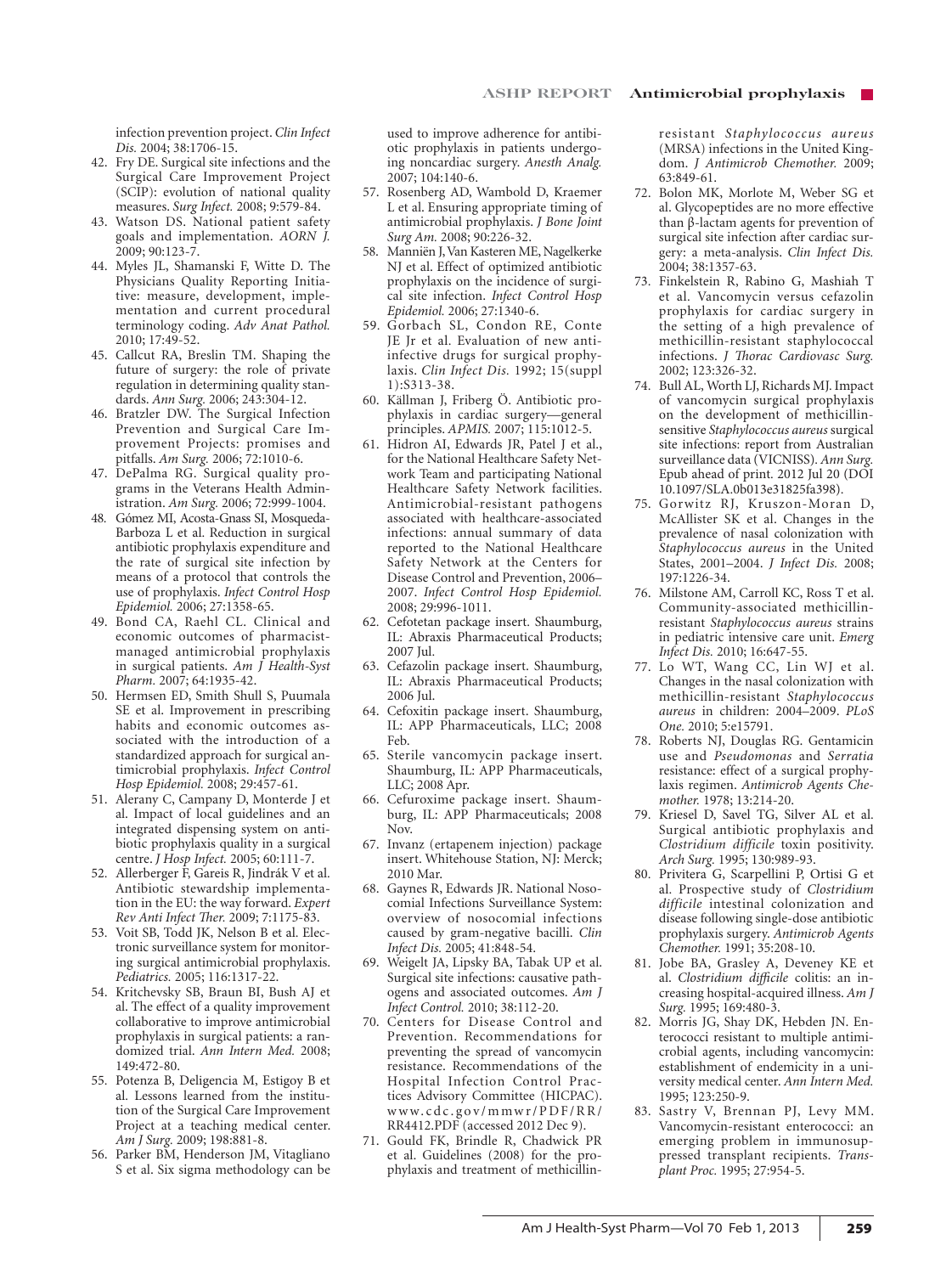infection prevention project. *Clin Infect Dis.* 2004; 38:1706-15.

42. Fry DE. Surgical site infections and the Surgical Care Improvement Project (SCIP): evolution of national quality measures. *Surg Infect.* 2008; 9:579-84.
43. Watson DS. National patient safety goals and implementation. *AORN J.* 2009; 90:123-7.
44. Myles JL, Shamanski F, Witte D. The Physicians Quality Reporting Initiative: measure, development, implementation and current procedural terminology coding. *Adv Anat Pathol.* 2010; 17:49-52.
45. Callcut RA, Breslin TM. Shaping the future of surgery: the role of private regulation in determining quality standards. *Ann Surg.* 2006; 243:304-12.
46. Bratzler DW. The Surgical Infection Prevention and Surgical Care Improvement Projects: promises and pitfalls. *Am Surg.* 2006; 72:1010-6.
47. DePalma RG. Surgical quality programs in the Veterans Health Administration. *Am Surg.* 2006; 72:999-1004.
48. Gómez MI, Acosta-Gnass SI, Mosqueda-Barboza L et al. Reduction in surgical antibiotic prophylaxis expenditure and the rate of surgical site infection by means of a protocol that controls the use of prophylaxis. *Infect Control Hosp Epidemiol.* 2006; 27:1358-65.
49. Bond CA, Raehl CL. Clinical and economic outcomes of pharmacist-managed antimicrobial prophylaxis in surgical patients. *Am J Health-Syst Pharm.* 2007; 64:1935-42.
50. Hermsen ED, Smith Shull S, Puumala SE et al. Improvement in prescribing habits and economic outcomes associated with the introduction of a standardized approach for surgical antimicrobial prophylaxis. *Infect Control Hosp Epidemiol.* 2008; 29:457-61.
51. Alerany C, Campany D, Monterde J et al. Impact of local guidelines and an integrated dispensing system on antibiotic prophylaxis quality in a surgical centre. *J Hosp Infect.* 2005; 60:111-7.
52. Allerberger F, Gareis R, Jindrák V et al. Antibiotic stewardship implementation in the EU: the way forward. *Expert Rev Anti Infect Ther.* 2009; 7:1175-83.
53. Voit SB, Todd JK, Nelson B et al. Electronic surveillance system for monitoring surgical antimicrobial prophylaxis. *Pediatrics.* 2005; 116:1317-22.
54. Kritchevsky SB, Braun BI, Bush AJ et al. The effect of a quality improvement collaborative to improve antimicrobial prophylaxis in surgical patients: a randomized trial. *Ann Intern Med.* 2008; 149:472-80.
55. Potenza B, Deligencia M, Estigoy B et al. Lessons learned from the institution of the Surgical Care Improvement Project at a teaching medical center. *Am J Surg.* 2009; 198:881-8.
56. Parker BM, Henderson JM, Vitagliano S et al. Six sigma methodology can be used to improve adherence for antibiotic prophylaxis in patients undergoing noncardiac surgery. *Anesth Analg.* 2007; 104:140-6.
57. Rosenberg AD, Wambold D, Kraemer L et al. Ensuring appropriate timing of antimicrobial prophylaxis. *J Bone Joint Surg Am.* 2008; 90:226-32.
58. Manniën J, Van Kasteren ME, Nagelkerke NJ et al. Effect of optimized antibiotic prophylaxis on the incidence of surgical site infection. *Infect Control Hosp Epidemiol.* 2006; 27:1340-6.
59. Gorbach SL, Condon RE, Conte JE Jr et al. Evaluation of new anti-infective drugs for surgical prophylaxis. *Clin Infect Dis.* 1992; 15(suppl 1):S313-38.
60. Källman J, Friberg Ö. Antibiotic prophylaxis in cardiac surgery—general principles. *APMIS.* 2007; 115:1012-5.
61. Hidron AI, Edwards JR, Patel J et al., for the National Healthcare Safety Network Team and participating National Healthcare Safety Network facilities. Antimicrobial-resistant pathogens associated with healthcare-associated infections: annual summary of data reported to the National Healthcare Safety Network at the Centers for Disease Control and Prevention, 2006–2007. *Infect Control Hosp Epidemiol.* 2008; 29:996-1011.
62. Cefotetan package insert. Shaumburg, IL: Abraxis Pharmaceutical Products; 2007 Jul.
63. Cefazolin package insert. Shaumburg, IL: Abraxis Pharmaceutical Products; 2006 Jul.
64. Cefoxitin package insert. Shaumburg, IL: APP Pharmaceuticals, LLC; 2008 Feb.
65. Sterile vancomycin package insert. Shaumburg, IL: APP Pharmaceuticals, LLC; 2008 Apr.
66. Cefuroxime package insert. Shaumburg, IL: APP Pharmaceuticals; 2008 Nov.
67. Invanz (ertapenem injection) package insert. Whitehouse Station, NJ: Merck; 2010 Mar.
68. Gaynes R, Edwards JR. National Nosocomial Infections Surveillance System: overview of nosocomial infections caused by gram-negative bacilli. *Clin Infect Dis.* 2005; 41:848-54.
69. Weigelt JA, Lipsky BA, Tabak UP et al. Surgical site infections: causative pathogens and associated outcomes. *Am J Infect Control.* 2010; 38:112-20.
70. Centers for Disease Control and Prevention. Recommendations for preventing the spread of vancomycin resistance. Recommendations of the Hospital Infection Control Practices Advisory Committee (HICPAC). www.cdc.gov/mmwr/PDF/RR/RR4412.PDF (accessed 2012 Dec 9).
71. Gould FK, Brindle R, Chadwick PR et al. Guidelines (2008) for the prophylaxis and treatment of methicillin-resistant *Staphylococcus aureus* (MRSA) infections in the United Kingdom. *J Antimicrob Chemother.* 2009; 63:849-61.
72. Bolon MK, Morlote M, Weber SG et al. Glycopeptides are no more effective than β-lactam agents for prevention of surgical site infection after cardiac surgery: a meta-analysis. *Clin Infect Dis.* 2004; 38:1357-63.
73. Finkelstein R, Rabino G, Mashiah T et al. Vancomycin versus cefazolin prophylaxis for cardiac surgery in the setting of a high prevalence of methicillin-resistant staphylococcal infections. *J Thorac Cardiovasc Surg.* 2002; 123:326-32.
74. Bull AL, Worth LJ, Richards MJ. Impact of vancomycin surgical prophylaxis on the development of methicillin-sensitive *Staphylococcus aureus* surgical site infections: report from Australian surveillance data (VICNISS). *Ann Surg.* Epub ahead of print. 2012 Jul 20 (DOI 10.1097/SLA.0b013e31825fa398).
75. Gorwitz RJ, Kruszon-Moran D, McAllister SK et al. Changes in the prevalence of nasal colonization with *Staphylococcus aureus* in the United States, 2001–2004. *J Infect Dis.* 2008; 197:1226-34.
76. Milstone AM, Carroll KC, Ross T et al. Community-associated methicillin-resistant *Staphylococcus aureus* strains in pediatric intensive care unit. *Emerg Infect Dis.* 2010; 16:647-55.
77. Lo WT, Wang CC, Lin WJ et al. Changes in the nasal colonization with methicillin-resistant *Staphylococcus aureus* in children: 2004–2009. *PLoS One.* 2010; 5:e15791.
78. Roberts NJ, Douglas RG. Gentamicin use and *Pseudomonas* and *Serratia* resistance: effect of a surgical prophylaxis regimen. *Antimicrob Agents Chemother.* 1978; 13:214-20.
79. Kriesel D, Savel TG, Silver AL et al. Surgical antibiotic prophylaxis and *Clostridium difficile* toxin positivity. *Arch Surg.* 1995; 130:989-93.
80. Privitera G, Scarpellini P, Ortisi G et al. Prospective study of *Clostridium difficile* intestinal colonization and disease following single-dose antibiotic prophylaxis surgery. *Antimicrob Agents Chemother.* 1991; 35:208-10.
81. Jobe BA, Grasley A, Deveney KE et al. *Clostridium difficile* colitis: an increasing hospital-acquired illness. *Am J Surg.* 1995; 169:480-3.
82. Morris JG, Shay DK, Hebden JN. Enterococci resistant to multiple antimicrobial agents, including vancomycin: establishment of endemicity in a university medical center. *Ann Intern Med.* 1995; 123:250-9.
83. Sastry V, Brennan PJ, Levy MM. Vancomycin-resistant enterococci: an emerging problem in immunosuppressed transplant recipients. *Transplant Proc.* 1995; 27:954-5.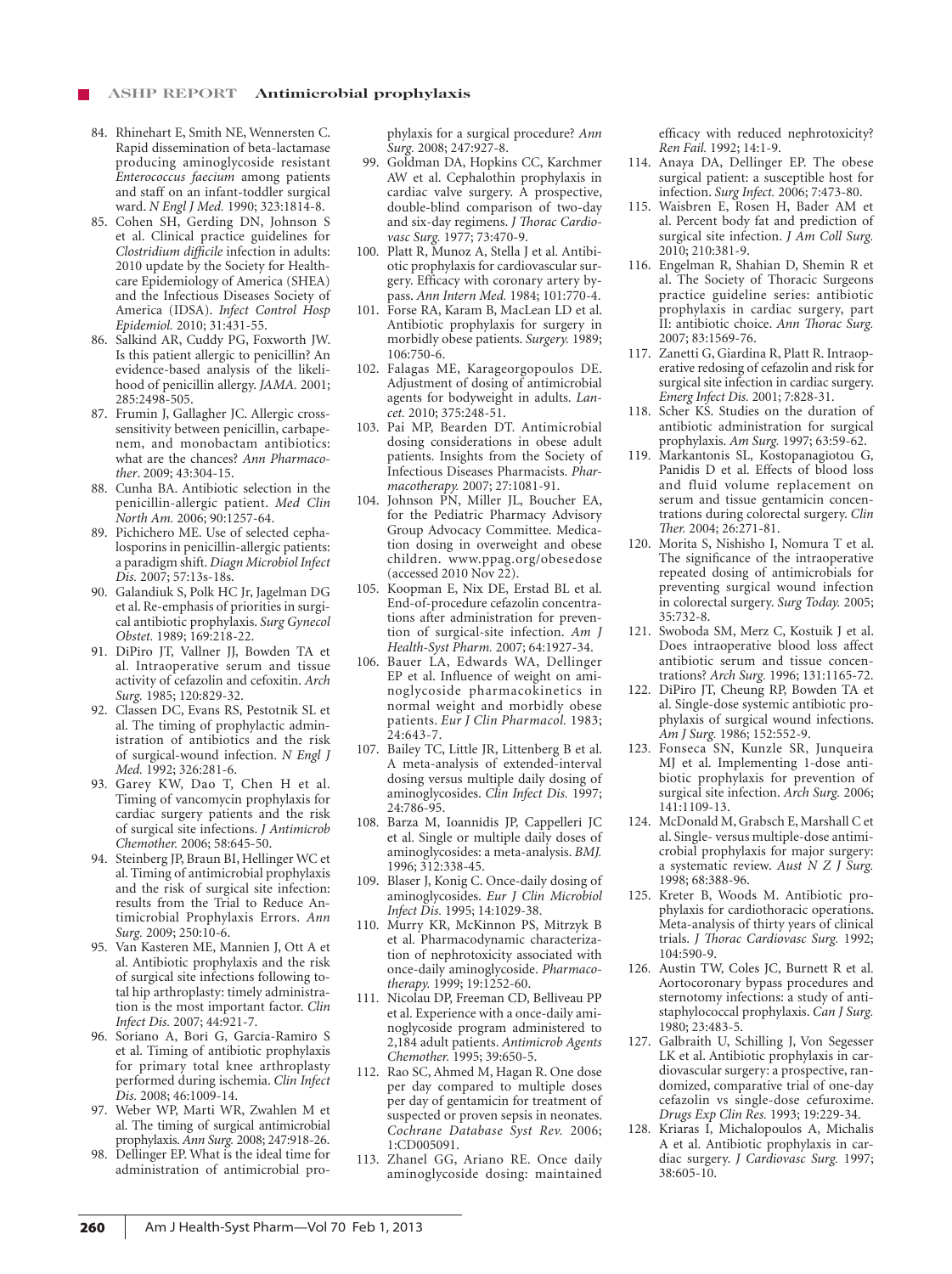84. Rhinehart E, Smith NE, Wennersten C. Rapid dissemination of beta-lactamase producing aminoglycoside resistant *Enterococcus faecium* among patients and staff on an infant-toddler surgical ward. *N Engl J Med.* 1990; 323:1814-8.
85. Cohen SH, Gerding DN, Johnson S et al. Clinical practice guidelines for *Clostridium difficile* infection in adults: 2010 update by the Society for Healthcare Epidemiology of America (SHEA) and the Infectious Diseases Society of America (IDSA). *Infect Control Hosp Epidemiol.* 2010; 31:431-55.
86. Salkind AR, Cuddy PG, Foxworth JW. Is this patient allergic to penicillin? An evidence-based analysis of the likelihood of penicillin allergy. *JAMA.* 2001; 285:2498-505.
87. Frumin J, Gallagher JC. Allergic cross-sensitivity between penicillin, carbapenem, and monobactam antibiotics: what are the chances? *Ann Pharmacother*. 2009; 43:304-15.
88. Cunha BA. Antibiotic selection in the penicillin-allergic patient. *Med Clin North Am.* 2006; 90:1257-64.
89. Pichichero ME. Use of selected cephalosporins in penicillin-allergic patients: a paradigm shift. *Diagn Microbiol Infect Dis.* 2007; 57:13s-18s.
90. Galandiuk S, Polk HC Jr, Jagelman DG et al. Re-emphasis of priorities in surgical antibiotic prophylaxis. *Surg Gynecol Obstet.* 1989; 169:218-22.
91. DiPiro JT, Vallner JJ, Bowden TA et al. Intraoperative serum and tissue activity of cefazolin and cefoxitin. *Arch Surg.* 1985; 120:829-32.
92. Classen DC, Evans RS, Pestotnik SL et al. The timing of prophylactic administration of antibiotics and the risk of surgical-wound infection. *N Engl J Med.* 1992; 326:281-6.
93. Garey KW, Dao T, Chen H et al. Timing of vancomycin prophylaxis for cardiac surgery patients and the risk of surgical site infections. *J Antimicrob Chemother.* 2006; 58:645-50.
94. Steinberg JP, Braun BI, Hellinger WC et al. Timing of antimicrobial prophylaxis and the risk of surgical site infection: results from the Trial to Reduce Antimicrobial Prophylaxis Errors. *Ann Surg.* 2009; 250:10-6.
95. Van Kasteren ME, Mannien J, Ott A et al. Antibiotic prophylaxis and the risk of surgical site infections following total hip arthroplasty: timely administration is the most important factor. *Clin Infect Dis.* 2007; 44:921-7.
96. Soriano A, Bori G, Garcia-Ramiro S et al. Timing of antibiotic prophylaxis for primary total knee arthroplasty performed during ischemia. *Clin Infect Dis.* 2008; 46:1009-14.
97. Weber WP, Marti WR, Zwahlen M et al. The timing of surgical antimicrobial prophylaxis. *Ann Surg.* 2008; 247:918-26.
98. Dellinger EP. What is the ideal time for administration of antimicrobial prophylaxis for a surgical procedure? *Ann Surg.* 2008; 247:927-8.
99. Goldman DA, Hopkins CC, Karchmer AW et al. Cephalothin prophylaxis in cardiac valve surgery. A prospective, double-blind comparison of two-day and six-day regimens. *J Thorac Cardiovasc Surg.* 1977; 73:470-9.
100. Platt R, Munoz A, Stella J et al. Antibiotic prophylaxis for cardiovascular surgery. Efficacy with coronary artery bypass. *Ann Intern Med.* 1984; 101:770-4.
101. Forse RA, Karam B, MacLean LD et al. Antibiotic prophylaxis for surgery in morbidly obese patients. *Surgery.* 1989; 106:750-6.
102. Falagas ME, Karageorgopoulos DE. Adjustment of dosing of antimicrobial agents for bodyweight in adults. *Lancet.* 2010; 375:248-51.
103. Pai MP, Bearden DT. Antimicrobial dosing considerations in obese adult patients. Insights from the Society of Infectious Diseases Pharmacists. *Pharmacotherapy.* 2007; 27:1081-91.
104. Johnson PN, Miller JL, Boucher EA, for the Pediatric Pharmacy Advisory Group Advocacy Committee. Medication dosing in overweight and obese children. www.ppag.org/obesedose (accessed 2010 Nov 22).
105. Koopman E, Nix DE, Erstad BL et al. End-of-procedure cefazolin concentrations after administration for prevention of surgical-site infection. *Am J Health-Syst Pharm.* 2007; 64:1927-34.
106. Bauer LA, Edwards WA, Dellinger EP et al. Influence of weight on aminoglycoside pharmacokinetics in normal weight and morbidly obese patients. *Eur J Clin Pharmacol.* 1983; 24:643-7.
107. Bailey TC, Little JR, Littenberg B et al. A meta-analysis of extended-interval dosing versus multiple daily dosing of aminoglycosides. *Clin Infect Dis.* 1997; 24:786-95.
108. Barza M, Ioannidis JP, Cappelleri JC et al. Single or multiple daily doses of aminoglycosides: a meta-analysis. *BMJ.* 1996; 312:338-45.
109. Blaser J, Konig C. Once-daily dosing of aminoglycosides. *Eur J Clin Microbiol Infect Dis.* 1995; 14:1029-38.
110. Murry KR, McKinnon PS, Mitrzyk B et al. Pharmacodynamic characterization of nephrotoxicity associated with once-daily aminoglycoside. *Pharmacotherapy.* 1999; 19:1252-60.
111. Nicolau DP, Freeman CD, Belliveau PP et al. Experience with a once-daily aminoglycoside program administered to 2,184 adult patients. *Antimicrob Agents Chemother.* 1995; 39:650-5.
112. Rao SC, Ahmed M, Hagan R. One dose per day compared to multiple doses per day of gentamicin for treatment of suspected or proven sepsis in neonates. *Cochrane Database Syst Rev.* 2006; 1:CD005091.
113. Zhanel GG, Ariano RE. Once daily aminoglycoside dosing: maintained efficacy with reduced nephrotoxicity? *Ren Fail.* 1992; 14:1-9.
114. Anaya DA, Dellinger EP. The obese surgical patient: a susceptible host for infection. *Surg Infect.* 2006; 7:473-80.
115. Waisbren E, Rosen H, Bader AM et al. Percent body fat and prediction of surgical site infection. *J Am Coll Surg.* 2010; 210:381-9.
116. Engelman R, Shahian D, Shemin R et al. The Society of Thoracic Surgeons practice guideline series: antibiotic prophylaxis in cardiac surgery, part II: antibiotic choice. *Ann Thorac Surg.* 2007; 83:1569-76.
117. Zanetti G, Giardina R, Platt R. Intraoperative redosing of cefazolin and risk for surgical site infection in cardiac surgery. *Emerg Infect Dis.* 2001; 7:828-31.
118. Scher KS. Studies on the duration of antibiotic administration for surgical prophylaxis. *Am Surg.* 1997; 63:59-62.
119. Markantonis SL, Kostopanagiotou G, Panidis D et al. Effects of blood loss and fluid volume replacement on serum and tissue gentamicin concentrations during colorectal surgery. *Clin Ther.* 2004; 26:271-81.
120. Morita S, Nishisho I, Nomura T et al. The significance of the intraoperative repeated dosing of antimicrobials for preventing surgical wound infection in colorectal surgery. *Surg Today.* 2005; 35:732-8.
121. Swoboda SM, Merz C, Kostuik J et al. Does intraoperative blood loss affect antibiotic serum and tissue concentrations? *Arch Surg.* 1996; 131:1165-72.
122. DiPiro JT, Cheung RP, Bowden TA et al. Single-dose systemic antibiotic prophylaxis of surgical wound infections. *Am J Surg.* 1986; 152:552-9.
123. Fonseca SN, Kunzle SR, Junqueira MJ et al. Implementing 1-dose antibiotic prophylaxis for prevention of surgical site infection. *Arch Surg.* 2006; 141:1109-13.
124. McDonald M, Grabsch E, Marshall C et al. Single- versus multiple-dose antimicrobial prophylaxis for major surgery: a systematic review. *Aust N Z J Surg.* 1998; 68:388-96.
125. Kreter B, Woods M. Antibiotic prophylaxis for cardiothoracic operations. Meta-analysis of thirty years of clinical trials. *J Thorac Cardiovasc Surg.* 1992; 104:590-9.
126. Austin TW, Coles JC, Burnett R et al. Aortocoronary bypass procedures and sternotomy infections: a study of antistaphylococcal prophylaxis. *Can J Surg.* 1980; 23:483-5.
127. Galbraith U, Schilling J, Von Segesser LK et al. Antibiotic prophylaxis in cardiovascular surgery: a prospective, randomized, comparative trial of one-day cefazolin vs single-dose cefuroxime. *Drugs Exp Clin Res.* 1993; 19:229-34.
128. Kriaras I, Michalopoulos A, Michalis A et al. Antibiotic prophylaxis in cardiac surgery. *J Cardiovasc Surg.* 1997; 38:605-10.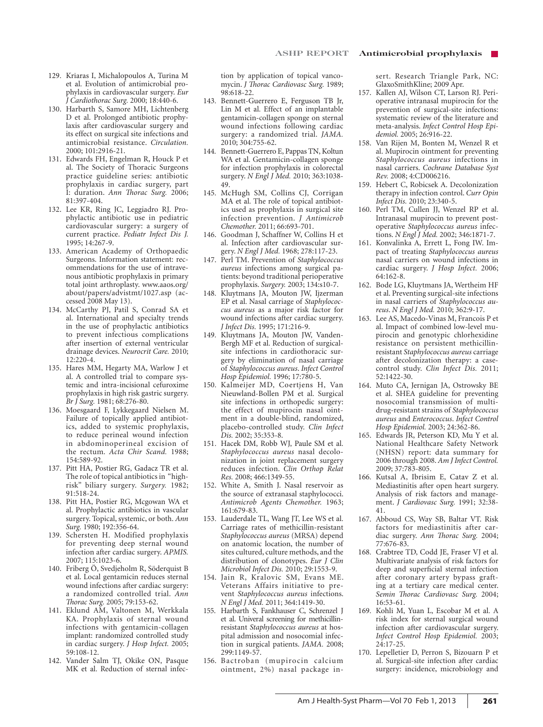129. Kriaras I, Michalopoulos A, Turina M et al. Evolution of antimicrobial prophylaxis in cardiovascular surgery. *Eur J Cardiothorac Surg.* 2000; 18:440-6.
130. Harbarth S, Samore MH, Lichtenberg D et al. Prolonged antibiotic prophylaxis after cardiovascular surgery and its effect on surgical site infections and antimicrobial resistance. *Circulation.* 2000; 101:2916-21.
131. Edwards FH, Engelman R, Houck P et al. The Society of Thoracic Surgeons practice guideline series: antibiotic prophylaxis in cardiac surgery, part I: duration. *Ann Thorac Surg.* 2006; 81:397-404.
132. Lee KR, Ring JC, Leggiadro RJ. Prophylactic antibiotic use in pediatric cardiovascular surgery: a surgery of current practice. *Pediatr Infect Dis J.* 1995; 14:267-9.
133. American Academy of Orthopaedic Surgeons. Information statement: recommendations for the use of intravenous antibiotic prophylaxis in primary total joint arthroplasty. www.aaos.org/about/papers/advistmt/1027.asp (accessed 2008 May 13).
134. McCarthy PJ, Patil S, Conrad SA et al. International and specialty trends in the use of prophylactic antibiotics to prevent infectious complications after insertion of external ventricular drainage devices. *Neurocrit Care.* 2010; 12:220-4.
135. Hares MM, Hegarty MA, Warlow J et al. A controlled trial to compare systemic and intra-incisional cefuroxime prophylaxis in high risk gastric surgery. *Br J Surg.* 1981; 68:276-80.
136. Moesgaard F, Lykkegaard Nielsen M. Failure of topically applied antibiotics, added to systemic prophylaxis, to reduce perineal wound infection in abdominoperineal excision of the rectum. *Acta Chir Scand.* 1988; 154:589-92.
137. Pitt HA, Postier RG, Gadacz TR et al. The role of topical antibiotics in "high-risk" biliary surgery. *Surgery.* 1982; 91:518-24.
138. Pitt HA, Postier RG, Mcgowan WA et al. Prophylactic antibiotics in vascular surgery. Topical, systemic, or both. *Ann Surg.* 1980; 192:356-64.
139. Schersten H. Modified prophylaxis for preventing deep sternal wound infection after cardiac surgery. *APMIS.* 2007; 115:1023-6.
140. Friberg Ö, Svedjeholm R, Söderquist B et al. Local gentamicin reduces sternal wound infections after cardiac surgery: a randomized controlled trial. *Ann Thorac Surg.* 2005; 79:153-62.
141. Eklund AM, Valtonen M, Werkkala KA. Prophylaxis of sternal wound infections with gentamicin-collagen implant: randomized controlled study in cardiac surgery. *J Hosp Infect.* 2005; 59:108-12.
142. Vander Salm TJ, Okike ON, Pasque MK et al. Reduction of sternal infection by application of topical vancomycin. *J Thorac Cardiovasc Surg.* 1989; 98:618-22.
143. Bennett-Guerrero E, Ferguson TB Jr, Lin M et al. Effect of an implantable gentamicin-collagen sponge on sternal wound infections following cardiac surgery: a randomized trial. *JAMA.* 2010; 304:755-62.
144. Bennett-Guerrero E, Pappas TN, Koltun WA et al. Gentamicin-collagen sponge for infection prophylaxis in colorectal surgery. *N Engl J Med.* 2010; 363:1038-49.
145. McHugh SM, Collins CJ, Corrigan MA et al. The role of topical antibiotics used as prophylaxis in surgical site infection prevention. *J Antimicrob Chemother.* 2011; 66:693-701.
146. Goodman J, Schaffner W, Collins H et al. Infection after cardiovascular surgery. *N Engl J Med.* 1968; 278:117-23.
147. Perl TM. Prevention of *Staphylococcus aureus* infections among surgical patients: beyond traditional perioperative prophylaxis. *Surgery.* 2003; 134:s10-7.
148. Kluytmans JA, Mouton JW, Ijzerman EP et al. Nasal carriage of *Staphylococcus aureus* as a major risk factor for wound infections after cardiac surgery. *J Infect Dis.* 1995; 171:216-9.
149. Kluytmans JA, Mouton JW, Vanden-Bergh MF et al. Reduction of surgical-site infections in cardiothoracic surgery by elimination of nasal carriage of *Staphylococcus aureus*. *Infect Control Hosp Epidemiol.* 1996; 17:780-5.
150. Kalmeijer MD, Coertjens H, Van Nieuwland-Bollen PM et al. Surgical site infections in orthopedic surgery: the effect of mupirocin nasal ointment in a double-blind, randomized, placebo-controlled study. *Clin Infect Dis.* 2002; 35:353-8.
151. Hacek DM, Robb WJ, Paule SM et al. *Staphylococcus aureus* nasal decolonization in joint replacement surgery reduces infection. *Clin Orthop Relat Res.* 2008; 466:1349-55.
152. White A, Smith J. Nasal reservoir as the source of extranasal staphylococci. *Antimicrob Agents Chemother.* 1963; 161:679-83.
153. Lauderdale TL, Wang JT, Lee WS et al. Carriage rates of methicillin-resistant *Staphylococcus aureus* (MRSA) depend on anatomic location, the number of sites cultured, culture methods, and the distribution of clonotypes. *Eur J Clin Microbiol Infect Dis.* 2010; 29:1553-9.
154. Jain R, Kralovic SM, Evans ME. Veterans Affairs initiative to prevent *Staphylococcus aureus* infections. *N Engl J Med.* 2011; 364:1419-30.
155. Harbarth S, Fankhauser C, Schrenzel J et al. Univeral screening for methicillin-resistant *Staphylococcus aureus* at hospital admission and nosocomial infection in surgical patients. *JAMA.* 2008; 299:1149-57.
156. Bactroban (mupirocin calcium ointment, 2%) nasal package insert. Research Triangle Park, NC: GlaxoSmithKline; 2009 Apr.
157. Kallen AJ, Wilson CT, Larson RJ. Perioperative intranasal mupirocin for the prevention of surgical-site infections: systematic review of the literature and meta-analysis. *Infect Control Hosp Epidemiol.* 2005; 26:916-22.
158. Van Rijen M, Bonten M, Wenzel R et al. Mupirocin ointment for preventing *Staphylococcus aureus* infections in nasal carriers. *Cochrane Database Syst Rev.* 2008; 4:CD006216.
159. Hebert C, Robicsek A. Decolonization therapy in infection control. *Curr Opin Infect Dis.* 2010; 23:340-5.
160. Perl TM, Cullen JJ, Wenzel RP et al. Intranasal mupirocin to prevent postoperative *Staphylococcus aureus* infections. *N Engl J Med.* 2002; 346:1871-7.
161. Konvalinka A, Errett L, Fong IW. Impact of treating *Staphylococcus aureus* nasal carriers on wound infections in cardiac surgery. *J Hosp Infect.* 2006; 64:162-8.
162. Bode LG, Kluytmans JA, Wertheim HF et al. Preventing surgical-site infections in nasal carriers of *Staphylococcus aureus*. *N Engl J Med.* 2010; 362:9-17.
163. Lee AS, Macedo-Vinas M, Francois P et al. Impact of combined low-level mupirocin and genotypic chlorhexidine resistance on persistent methicillin-resistant *Staphylococcus aureus* carriage after decolonization therapy: a case-control study. *Clin Infect Dis.* 2011; 52:1422-30.
164. Muto CA, Jernigan JA, Ostrowsky BE et al. SHEA guideline for preventing nosocomial transmission of multidrug-resistant strains of *Staphylococcus aureus* and *Enterococcus*. *Infect Control Hosp Epidemiol.* 2003; 24:362-86.
165. Edwards JR, Peterson KD, Mu Y et al. National Healthcare Safety Network (NHSN) report: data summary for 2006 through 2008. *Am J Infect Control.* 2009; 37:783-805.
166. Kutsal A, Ibrisim E, Catav Z et al. Mediastinitis after open heart surgery. Analysis of risk factors and management. *J Cardiovasc Surg.* 1991; 32:38-41.
167. Abboud CS, Way SB, Baltar VT. Risk factors for mediastinitis after cardiac surgery. *Ann Thorac Surg.* 2004; 77:676-83.
168. Crabtree TD, Codd JE, Fraser VJ et al. Multivariate analysis of risk factors for deep and superficial sternal infection after coronary artery bypass grafting at a tertiary care medical center. *Semin Thorac Cardiovasc Surg.* 2004; 16:53-61.
169. Kohli M, Yuan L, Escobar M et al. A risk index for sternal surgical wound infection after cardiovascular surgery. *Infect Control Hosp Epidemiol.* 2003; 24:17-25.
170. Lepelletier D, Perron S, Bizouarn P et al. Surgical-site infection after cardiac surgery: incidence, microbiology and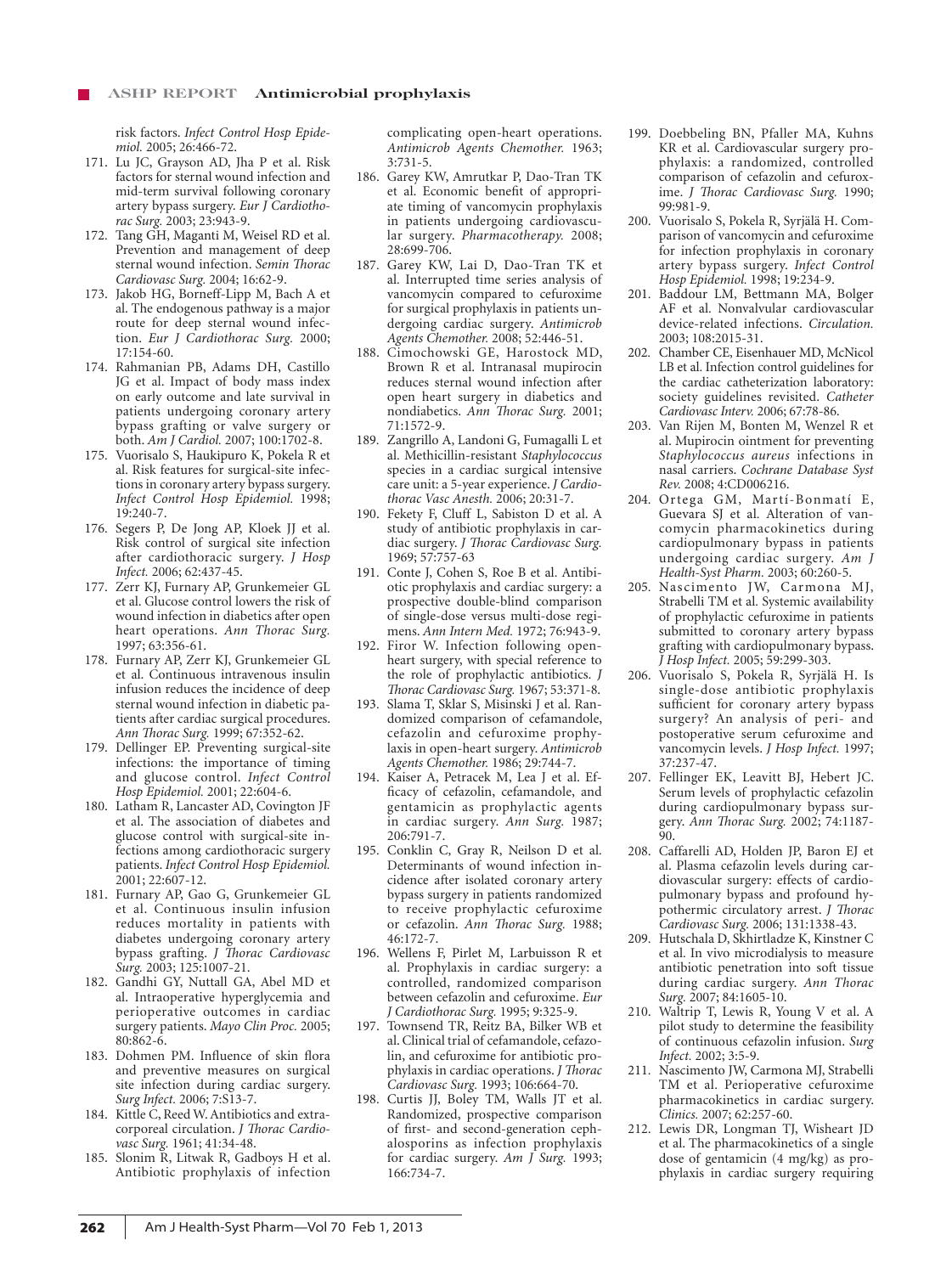risk factors. *Infect Control Hosp Epidemiol.* 2005; 26:466-72.

171. Lu JC, Grayson AD, Jha P et al. Risk factors for sternal wound infection and mid-term survival following coronary artery bypass surgery. *Eur J Cardiothorac Surg.* 2003; 23:943-9.
172. Tang GH, Maganti M, Weisel RD et al. Prevention and management of deep sternal wound infection. *Semin Thorac Cardiovasc Surg.* 2004; 16:62-9.
173. Jakob HG, Borneff-Lipp M, Bach A et al. The endogenous pathway is a major route for deep sternal wound infection. *Eur J Cardiothorac Surg.* 2000; 17:154-60.
174. Rahmanian PB, Adams DH, Castillo JG et al. Impact of body mass index on early outcome and late survival in patients undergoing coronary artery bypass grafting or valve surgery or both. *Am J Cardiol.* 2007; 100:1702-8.
175. Vuorisalo S, Haukipuro K, Pokela R et al. Risk features for surgical-site infections in coronary artery bypass surgery. *Infect Control Hosp Epidemiol.* 1998; 19:240-7.
176. Segers P, De Jong AP, Kloek JJ et al. Risk control of surgical site infection after cardiothoracic surgery. *J Hosp Infect.* 2006; 62:437-45.
177. Zerr KJ, Furnary AP, Grunkemeier GL et al. Glucose control lowers the risk of wound infection in diabetics after open heart operations. *Ann Thorac Surg.* 1997; 63:356-61.
178. Furnary AP, Zerr KJ, Grunkemeier GL et al. Continuous intravenous insulin infusion reduces the incidence of deep sternal wound infection in diabetic patients after cardiac surgical procedures. *Ann Thorac Surg.* 1999; 67:352-62.
179. Dellinger EP. Preventing surgical-site infections: the importance of timing and glucose control. *Infect Control Hosp Epidemiol.* 2001; 22:604-6.
180. Latham R, Lancaster AD, Covington JF et al. The association of diabetes and glucose control with surgical-site infections among cardiothoracic surgery patients. *Infect Control Hosp Epidemiol.* 2001; 22:607-12.
181. Furnary AP, Gao G, Grunkemeier GL et al. Continuous insulin infusion reduces mortality in patients with diabetes undergoing coronary artery bypass grafting. *J Thorac Cardiovasc Surg.* 2003; 125:1007-21.
182. Gandhi GY, Nuttall GA, Abel MD et al. Intraoperative hyperglycemia and perioperative outcomes in cardiac surgery patients. *Mayo Clin Proc.* 2005; 80:862-6.
183. Dohmen PM. Influence of skin flora and preventive measures on surgical site infection during cardiac surgery. *Surg Infect.* 2006; 7:S13-7.
184. Kittle C, Reed W. Antibiotics and extracorporeal circulation. *J Thorac Cardiovasc Surg.* 1961; 41:34-48.
185. Slonim R, Litwak R, Gadboys H et al. Antibiotic prophylaxis of infection complicating open-heart operations. *Antimicrob Agents Chemother.* 1963; 3:731-5.
186. Garey KW, Amrutkar P, Dao-Tran TK et al. Economic benefit of appropriate timing of vancomycin prophylaxis in patients undergoing cardiovascular surgery. *Pharmacotherapy.* 2008; 28:699-706.
187. Garey KW, Lai D, Dao-Tran TK et al. Interrupted time series analysis of vancomycin compared to cefuroxime for surgical prophylaxis in patients undergoing cardiac surgery. *Antimicrob Agents Chemother.* 2008; 52:446-51.
188. Cimochowski GE, Harostock MD, Brown R et al. Intranasal mupirocin reduces sternal wound infection after open heart surgery in diabetics and nondiabetics. *Ann Thorac Surg.* 2001; 71:1572-9.
189. Zangrillo A, Landoni G, Fumagalli L et al. Methicillin-resistant *Staphylococcus* species in a cardiac surgical intensive care unit: a 5-year experience. *J Cardiothorac Vasc Anesth.* 2006; 20:31-7.
190. Fekety F, Cluff L, Sabiston D et al. A study of antibiotic prophylaxis in cardiac surgery. *J Thorac Cardiovasc Surg.* 1969; 57:757-63
191. Conte J, Cohen S, Roe B et al. Antibiotic prophylaxis and cardiac surgery: a prospective double-blind comparison of single-dose versus multi-dose regimens. *Ann Intern Med.* 1972; 76:943-9.
192. Firor W. Infection following open-heart surgery, with special reference to the role of prophylactic antibiotics. *J Thorac Cardiovasc Surg.* 1967; 53:371-8.
193. Slama T, Sklar S, Misinski J et al. Randomized comparison of cefamandole, cefazolin and cefuroxime prophylaxis in open-heart surgery. *Antimicrob Agents Chemother.* 1986; 29:744-7.
194. Kaiser A, Petracek M, Lea J et al. Efficacy of cefazolin, cefamandole, and gentamicin as prophylactic agents in cardiac surgery. *Ann Surg.* 1987; 206:791-7.
195. Conklin C, Gray R, Neilson D et al. Determinants of wound infection incidence after isolated coronary artery bypass surgery in patients randomized to receive prophylactic cefuroxime or cefazolin. *Ann Thorac Surg.* 1988; 46:172-7.
196. Wellens F, Pirlet M, Larbuisson R et al. Prophylaxis in cardiac surgery: a controlled, randomized comparison between cefazolin and cefuroxime. *Eur J Cardiothorac Surg.* 1995; 9:325-9.
197. Townsend TR, Reitz BA, Bilker WB et al. Clinical trial of cefamandole, cefazolin, and cefuroxime for antibiotic prophylaxis in cardiac operations. *J Thorac Cardiovasc Surg.* 1993; 106:664-70.
198. Curtis JJ, Boley TM, Walls JT et al. Randomized, prospective comparison of first- and second-generation cephalosporins as infection prophylaxis for cardiac surgery. *Am J Surg.* 1993; 166:734-7.
199. Doebbeling BN, Pfaller MA, Kuhns KR et al. Cardiovascular surgery prophylaxis: a randomized, controlled comparison of cefazolin and cefuroxime. *J Thorac Cardiovasc Surg.* 1990; 99:981-9.
200. Vuorisalo S, Pokela R, Syrjälä H. Comparison of vancomycin and cefuroxime for infection prophylaxis in coronary artery bypass surgery. *Infect Control Hosp Epidemiol.* 1998; 19:234-9.
201. Baddour LM, Bettmann MA, Bolger AF et al. Nonvalvular cardiovascular device-related infections. *Circulation.* 2003; 108:2015-31.
202. Chamber CE, Eisenhauer MD, McNicol LB et al. Infection control guidelines for the cardiac catheterization laboratory: society guidelines revisited. *Catheter Cardiovasc Interv.* 2006; 67:78-86.
203. Van Rijen M, Bonten M, Wenzel R et al. Mupirocin ointment for preventing *Staphylococcus aureus* infections in nasal carriers. *Cochrane Database Syst Rev.* 2008; 4:CD006216.
204. Ortega GM, Martí-Bonmatí E, Guevara SJ et al. Alteration of vancomycin pharmacokinetics during cardiopulmonary bypass in patients undergoing cardiac surgery. *Am J Health-Syst Pharm.* 2003; 60:260-5.
205. Nascimento JW, Carmona MJ, Strabelli TM et al. Systemic availability of prophylactic cefuroxime in patients submitted to coronary artery bypass grafting with cardiopulmonary bypass. *J Hosp Infect.* 2005; 59:299-303.
206. Vuorisalo S, Pokela R, Syrjälä H. Is single-dose antibiotic prophylaxis sufficient for coronary artery bypass surgery? An analysis of peri- and postoperative serum cefuroxime and vancomycin levels. *J Hosp Infect.* 1997; 37:237-47.
207. Fellinger EK, Leavitt BJ, Hebert JC. Serum levels of prophylactic cefazolin during cardiopulmonary bypass surgery. *Ann Thorac Surg.* 2002; 74:1187-90.
208. Caffarelli AD, Holden JP, Baron EJ et al. Plasma cefazolin levels during cardiovascular surgery: effects of cardiopulmonary bypass and profound hypothermic circulatory arrest. *J Thorac Cardiovasc Surg.* 2006; 131:1338-43.
209. Hutschala D, Skhirtladze K, Kinstner C et al. In vivo microdialysis to measure antibiotic penetration into soft tissue during cardiac surgery. *Ann Thorac Surg.* 2007; 84:1605-10.
210. Waltrip T, Lewis R, Young V et al. A pilot study to determine the feasibility of continuous cefazolin infusion. *Surg Infect.* 2002; 3:5-9.
211. Nascimento JW, Carmona MJ, Strabelli TM et al. Perioperative cefuroxime pharmacokinetics in cardiac surgery. *Clinics.* 2007; 62:257-60.
212. Lewis DR, Longman TJ, Wisheart JD et al. The pharmacokinetics of a single dose of gentamicin (4 mg/kg) as prophylaxis in cardiac surgery requiring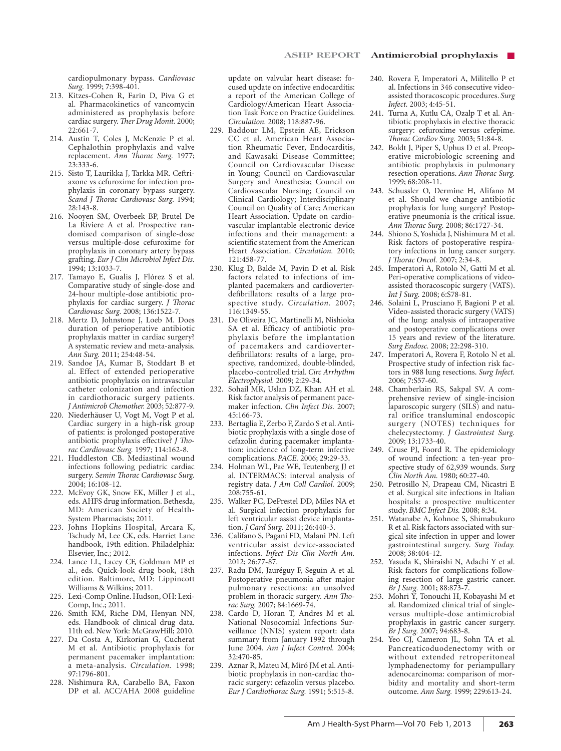cardiopulmonary bypass. *Cardiovasc Surg.* 1999; 7:398-401.

213. Kitzes-Cohen R, Farin D, Piva G et al. Pharmacokinetics of vancomycin administered as prophylaxis before cardiac surgery. *Ther Drug Monit.* 2000; 22:661-7.
214. Austin T, Coles J, McKenzie P et al. Cephalothin prophylaxis and valve replacement. *Ann Thorac Surg.* 1977; 23:333-6.
215. Sisto T, Laurikka J, Tarkka MR. Ceftriaxone vs cefuroxime for infection prophylaxis in coronary bypass surgery. *Scand J Thorac Cardiovasc Surg.* 1994; 28:143-8.
216. Nooyen SM, Overbeek BP, Brutel De La Riviere A et al. Prospective randomised comparison of single-dose versus multiple-dose cefuroxime for prophylaxis in coronary artery bypass grafting. *Eur J Clin Microbiol Infect Dis.* 1994; 13:1033-7.
217. Tamayo E, Gualis J, Flórez S et al. Comparative study of single-dose and 24-hour multiple-dose antibiotic prophylaxis for cardiac surgery. *J Thorac Cardiovasc Surg.* 2008; 136:1522-7.
218. Mertz D, Johnstone J, Loeb M. Does duration of perioperative antibiotic prophylaxis matter in cardiac surgery? A systematic review and meta-analysis. *Ann Surg.* 2011; 254:48-54.
219. Sandoe JA, Kumar B, Stoddart B et al. Effect of extended perioperative antibiotic prophylaxis on intravascular catheter colonization and infection in cardiothoracic surgery patients. *J Antimicrob Chemother.* 2003; 52:877-9.
220. Niederhäuser U, Vogt M, Vogt P et al. Cardiac surgery in a high-risk group of patients: is prolonged postoperative antibiotic prophylaxis effective? *J Thorac Cardiovasc Surg.* 1997; 114:162-8.
221. Huddleston CB. Mediastinal wound infections following pediatric cardiac surgery. *Semin Thorac Cardiovasc Surg.* 2004; 16:108-12.
222. McEvoy GK, Snow EK, Miller J et al., eds. AHFS drug information. Bethesda, MD: American Society of Health-System Pharmacists; 2011.
223. Johns Hopkins Hospital, Arcara K, Tschudy M, Lee CK, eds. Harriet Lane handbook, 19th edition. Philadelphia: Elsevier, Inc.; 2012.
224. Lance LL, Lacey CF, Goldman MP et al., eds. Quick-look drug book, 18th edition. Baltimore, MD: Lippincott Williams & Wilkins; 2011.
225. Lexi-Comp Online. Hudson, OH: Lexi-Comp, Inc.; 2011.
226. Smith KM, Riche DM, Henyan NN, eds. Handbook of clinical drug data. 11th ed. New York: McGrawHill; 2010.
227. Da Costa A, Kirkorian G, Cucherat M et al. Antibiotic prophylaxis for permanent pacemaker implantation: a meta-analysis. *Circulation.* 1998; 97:1796-801.
228. Nishimura RA, Carabello BA, Faxon DP et al. ACC/AHA 2008 guideline update on valvular heart disease: focused update on infective endocarditis: a report of the American College of Cardiology/American Heart Association Task Force on Practice Guidelines. *Circulation.* 2008; 118:887-96.
229. Baddour LM, Epstein AE, Erickson CC et al. American Heart Association Rheumatic Fever, Endocarditis, and Kawasaki Disease Committee; Council on Cardiovascular Disease in Young; Council on Cardiovascular Surgery and Anesthesia; Council on Cardiovascular Nursing; Council on Clinical Cardiology; Interdisciplinary Council on Quality of Care; American Heart Association. Update on cardiovascular implantable electronic device infections and their management: a scientific statement from the American Heart Association. *Circulation.* 2010; 121:458-77.
230. Klug D, Balde M, Pavin D et al. Risk factors related to infections of implanted pacemakers and cardioverter-defibrillators: results of a large prospective study. *Circulation.* 2007; 116:1349-55.
231. De Oliveira JC, Martinelli M, Nishioka SA et al. Efficacy of antibiotic prophylaxis before the implantation of pacemakers and cardioverter-defibrillators: results of a large, prospective, randomized, double-blinded, placebo-controlled trial. *Circ Arrhythm Electrophysiol.* 2009; 2:29-34.
232. Sohail MR, Uslan DZ, Khan AH et al. Risk factor analysis of permanent pacemaker infection. *Clin Infect Dis.* 2007; 45:166-73.
233. Bertaglia E, Zerbo F, Zardo S et al. Antibiotic prophylaxis with a single dose of cefazolin during pacemaker implantation: incidence of long-term infective complications. *PACE.* 2006; 29:29-33.
234. Holman WL, Pae WE, Teutenberg JJ et al. INTERMACS: interval analysis of registry data. *J Am Coll Cardiol.* 2009; 208:755-61.
235. Walker PC, DePrestel DD, Miles NA et al. Surgical infection prophylaxis for left ventricular assist device implantation. *J Card Surg.* 2011; 26:440-3.
236. Califano S, Pagani FD, Malani PN. Left ventricular assist device-associated infections. *Infect Dis Clin North Am.* 2012; 26:77-87.
237. Radu DM, Jauréguy F, Seguin A et al. Postoperative pneumonia after major pulmonary resections: an unsolved problem in thoracic surgery. *Ann Thorac Surg.* 2007; 84:1669-74.
238. Cardo D, Horan T, Andres M et al. National Nosocomial Infections Surveillance (NNIS) system report: data summary from January 1992 through June 2004. *Am J Infect Control.* 2004; 32:470-85.
239. Aznar R, Mateu M, Miró JM et al. Antibiotic prophylaxis in non-cardiac thoracic surgery: cefazolin versus placebo. *Eur J Cardiothorac Surg.* 1991; 5:515-8.
240. Rovera F, Imperatori A, Militello P et al. Infections in 346 consecutive video-assisted thoracoscopic procedures. *Surg Infect.* 2003; 4:45-51.
241. Turna A, Kutlu CA, Ozalp T et al. Antibiotic prophylaxis in elective thoracic surgery: cefuroxime versus cefepime. *Thorac Cardiov Surg.* 2003; 51:84-8.
242. Boldt J, Piper S, Uphus D et al. Preoperative microbiologic screening and antibiotic prophylaxis in pulmonary resection operations. *Ann Thorac Surg.* 1999; 68:208-11.
243. Schussler O, Dermine H, Alifano M et al. Should we change antibiotic prophylaxis for lung surgery? Postoperative pneumonia is the critical issue. *Ann Thorac Surg.* 2008; 86:1727-34.
244. Shiono S, Yoshida J, Nishimura M et al. Risk factors of postoperative respiratory infections in lung cancer surgery. *J Thorac Oncol.* 2007; 2:34-8.
245. Imperatori A, Rotolo N, Gatti M et al. Peri-operative complications of video-assisted thoracoscopic surgery (VATS). *Int J Surg.* 2008; 6:S78-81.
246. Solaini L, Prusciano F, Bagioni P et al. Video-assisted thoracic surgery (VATS) of the lung: analysis of intraoperative and postoperative complications over 15 years and review of the literature. *Surg Endosc.* 2008; 22:298-310.
247. Imperatori A, Rovera F, Rotolo N et al. Prospective study of infection risk factors in 988 lung resections. *Surg Infect.* 2006; 7:S57-60.
248. Chamberlain RS, Sakpal SV. A comprehensive review of single-incision laparoscopic surgery (SILS) and natural orifice transluminal endoscopic surgery (NOTES) techniques for chelecystectomy. *J Gastrointest Surg.* 2009; 13:1733-40.
249. Cruse PJ, Foord R. The epidemiology of wound infection: a ten-year prospective study of 62,939 wounds. *Surg Clin North Am.* 1980; 60:27-40.
250. Petrosillo N, Drapeau CM, Nicastri E et al. Surgical site infections in Italian hospitals: a prospective multicenter study. *BMC Infect Dis.* 2008; 8:34.
251. Watanabe A, Kohnoe S, Shimabukuro R et al. Risk factors associated with surgical site infection in upper and lower gastrointestinal surgery. *Surg Today.* 2008; 38:404-12.
252. Yasuda K, Shiraishi N, Adachi Y et al. Risk factors for complications following resection of large gastric cancer. *Br J Surg.* 2001; 88:873-7.
253. Mohri Y, Tonouchi H, Kobayashi M et al. Randomized clinical trial of single-versus multiple-dose antimicrobial prophylaxis in gastric cancer surgery. *Br J Surg.* 2007; 94:683-8.
254. Yeo CJ, Cameron JL, Sohn TA et al. Pancreaticoduodenectomy with or without extended retroperitoneal lymphadenectomy for periampullary adenocarcinoma: comparison of morbidity and mortality and short-term outcome. *Ann Surg.* 1999; 229:613-24.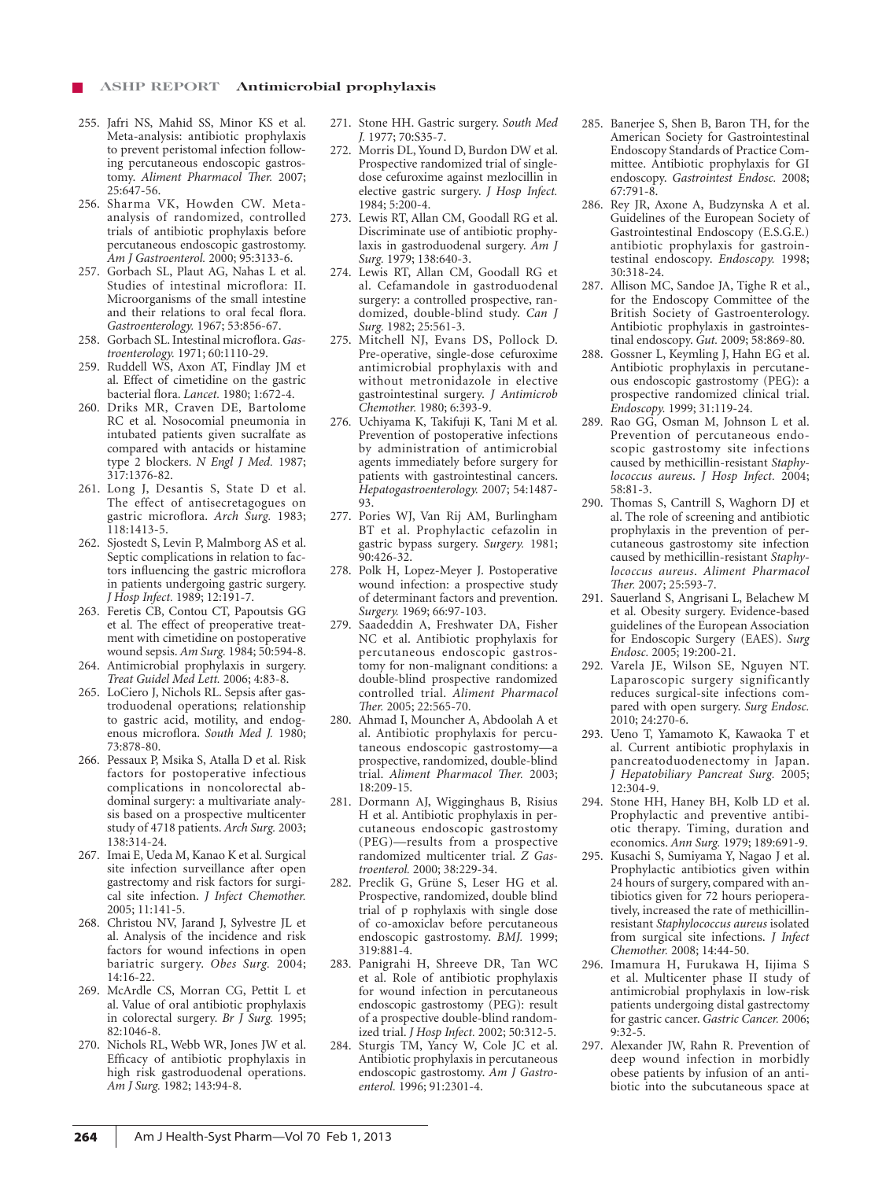255. Jafri NS, Mahid SS, Minor KS et al. Meta-analysis: antibiotic prophylaxis to prevent peristomal infection following percutaneous endoscopic gastrostomy. *Aliment Pharmacol Ther.* 2007; 25:647-56.
256. Sharma VK, Howden CW. Meta-analysis of randomized, controlled trials of antibiotic prophylaxis before percutaneous endoscopic gastrostomy. *Am J Gastroenterol.* 2000; 95:3133-6.
257. Gorbach SL, Plaut AG, Nahas L et al. Studies of intestinal microflora: II. Microorganisms of the small intestine and their relations to oral fecal flora. *Gastroenterology.* 1967; 53:856-67.
258. Gorbach SL. Intestinal microflora. *Gastroenterology.* 1971; 60:1110-29.
259. Ruddell WS, Axon AT, Findlay JM et al. Effect of cimetidine on the gastric bacterial flora. *Lancet.* 1980; 1:672-4.
260. Driks MR, Craven DE, Bartolome RC et al. Nosocomial pneumonia in intubated patients given sucralfate as compared with antacids or histamine type 2 blockers. *N Engl J Med.* 1987; 317:1376-82.
261. Long J, Desantis S, State D et al. The effect of antisecretagogues on gastric microflora. *Arch Surg.* 1983; 118:1413-5.
262. Sjostedt S, Levin P, Malmborg AS et al. Septic complications in relation to factors influencing the gastric microflora in patients undergoing gastric surgery. *J Hosp Infect.* 1989; 12:191-7.
263. Feretis CB, Contou CT, Papoutsis GG et al. The effect of preoperative treatment with cimetidine on postoperative wound sepsis. *Am Surg.* 1984; 50:594-8.
264. Antimicrobial prophylaxis in surgery. *Treat Guidel Med Lett.* 2006; 4:83-8.
265. LoCiero J, Nichols RL. Sepsis after gastroduodenal operations; relationship to gastric acid, motility, and endogenous microflora. *South Med J.* 1980; 73:878-80.
266. Pessaux P, Msika S, Atalla D et al. Risk factors for postoperative infectious complications in noncolorectal abdominal surgery: a multivariate analysis based on a prospective multicenter study of 4718 patients. *Arch Surg.* 2003; 138:314-24.
267. Imai E, Ueda M, Kanao K et al. Surgical site infection surveillance after open gastrectomy and risk factors for surgical site infection. *J Infect Chemother.* 2005; 11:141-5.
268. Christou NV, Jarand J, Sylvestre JL et al. Analysis of the incidence and risk factors for wound infections in open bariatric surgery. *Obes Surg.* 2004; 14:16-22.
269. McArdle CS, Morran CG, Pettit L et al. Value of oral antibiotic prophylaxis in colorectal surgery. *Br J Surg.* 1995; 82:1046-8.
270. Nichols RL, Webb WR, Jones JW et al. Efficacy of antibiotic prophylaxis in high risk gastroduodenal operations. *Am J Surg.* 1982; 143:94-8.
271. Stone HH. Gastric surgery. *South Med J.* 1977; 70:S35-7.
272. Morris DL, Yound D, Burdon DW et al. Prospective randomized trial of single-dose cefuroxime against mezlocillin in elective gastric surgery. *J Hosp Infect.* 1984; 5:200-4.
273. Lewis RT, Allan CM, Goodall RG et al. Discriminate use of antibiotic prophylaxis in gastroduodenal surgery. *Am J Surg.* 1979; 138:640-3.
274. Lewis RT, Allan CM, Goodall RG et al. Cefamandole in gastroduodenal surgery: a controlled prospective, randomized, double-blind study. *Can J Surg.* 1982; 25:561-3.
275. Mitchell NJ, Evans DS, Pollock D. Pre-operative, single-dose cefuroxime antimicrobial prophylaxis with and without metronidazole in elective gastrointestinal surgery. *J Antimicrob Chemother.* 1980; 6:393-9.
276. Uchiyama K, Takifuji K, Tani M et al. Prevention of postoperative infections by administration of antimicrobial agents immediately before surgery for patients with gastrointestinal cancers. *Hepatogastroenterology.* 2007; 54:1487-93.
277. Pories WJ, Van Rij AM, Burlingham BT et al. Prophylactic cefazolin in gastric bypass surgery. *Surgery.* 1981; 90:426-32.
278. Polk H, Lopez-Meyer J. Postoperative wound infection: a prospective study of determinant factors and prevention. *Surgery.* 1969; 66:97-103.
279. Saadeddin A, Freshwater DA, Fisher NC et al. Antibiotic prophylaxis for percutaneous endoscopic gastrostomy for non-malignant conditions: a double-blind prospective randomized controlled trial. *Aliment Pharmacol Ther.* 2005; 22:565-70.
280. Ahmad I, Mouncher A, Abdoolah A et al. Antibiotic prophylaxis for percutaneous endoscopic gastrostomy—a prospective, randomized, double-blind trial. *Aliment Pharmacol Ther.* 2003; 18:209-15.
281. Dormann AJ, Wigginghaus B, Risius H et al. Antibiotic prophylaxis in percutaneous endoscopic gastrostomy (PEG)—results from a prospective randomized multicenter trial. *Z Gastroenterol.* 2000; 38:229-34.
282. Preclik G, Grüne S, Leser HG et al. Prospective, randomized, double blind trial of p rophylaxis with single dose of co-amoxiclav before percutaneous endoscopic gastrostomy. *BMJ.* 1999; 319:881-4.
283. Panigrahi H, Shreeve DR, Tan WC et al. Role of antibiotic prophylaxis for wound infection in percutaneous endoscopic gastrostomy (PEG): result of a prospective double-blind randomized trial. *J Hosp Infect.* 2002; 50:312-5.
284. Sturgis TM, Yancy W, Cole JC et al. Antibiotic prophylaxis in percutaneous endoscopic gastrostomy. *Am J Gastroenterol.* 1996; 91:2301-4.
285. Banerjee S, Shen B, Baron TH, for the American Society for Gastrointestinal Endoscopy Standards of Practice Committee. Antibiotic prophylaxis for GI endoscopy. *Gastrointest Endosc.* 2008; 67:791-8.
286. Rey JR, Axone A, Budzynska A et al. Guidelines of the European Society of Gastrointestinal Endoscopy (E.S.G.E.) antibiotic prophylaxis for gastrointestinal endoscopy. *Endoscopy.* 1998; 30:318-24.
287. Allison MC, Sandoe JA, Tighe R et al., for the Endoscopy Committee of the British Society of Gastroenterology. Antibiotic prophylaxis in gastrointestinal endoscopy. *Gut.* 2009; 58:869-80.
288. Gossner L, Keymling J, Hahn EG et al. Antibiotic prophylaxis in percutaneous endoscopic gastrostomy (PEG): a prospective randomized clinical trial. *Endoscopy.* 1999; 31:119-24.
289. Rao GG, Osman M, Johnson L et al. Prevention of percutaneous endoscopic gastrostomy site infections caused by methicillin-resistant *Staphylococcus aureus*. *J Hosp Infect.* 2004; 58:81-3.
290. Thomas S, Cantrill S, Waghorn DJ et al. The role of screening and antibiotic prophylaxis in the prevention of percutaneous gastrostomy site infection caused by methicillin-resistant *Staphylococcus aureus*. *Aliment Pharmacol Ther.* 2007; 25:593-7.
291. Sauerland S, Angrisani L, Belachew M et al. Obesity surgery. Evidence-based guidelines of the European Association for Endoscopic Surgery (EAES). *Surg Endosc.* 2005; 19:200-21.
292. Varela JE, Wilson SE, Nguyen NT. Laparoscopic surgery significantly reduces surgical-site infections compared with open surgery. *Surg Endosc.* 2010; 24:270-6.
293. Ueno T, Yamamoto K, Kawaoka T et al. Current antibiotic prophylaxis in pancreatoduodenectomy in Japan. *J Hepatobiliary Pancreat Surg.* 2005; 12:304-9.
294. Stone HH, Haney BH, Kolb LD et al. Prophylactic and preventive antibiotic therapy. Timing, duration and economics. *Ann Surg.* 1979; 189:691-9.
295. Kusachi S, Sumiyama Y, Nagao J et al. Prophylactic antibiotics given within 24 hours of surgery, compared with antibiotics given for 72 hours perioperatively, increased the rate of methicillin-resistant *Staphylococcus aureus* isolated from surgical site infections. *J Infect Chemother.* 2008; 14:44-50.
296. Imamura H, Furukawa H, Iijima S et al. Multicenter phase II study of antimicrobial prophylaxis in low-risk patients undergoing distal gastrectomy for gastric cancer. *Gastric Cancer.* 2006; 9:32-5.
297. Alexander JW, Rahn R. Prevention of deep wound infection in morbidly obese patients by infusion of an antibiotic into the subcutaneous space at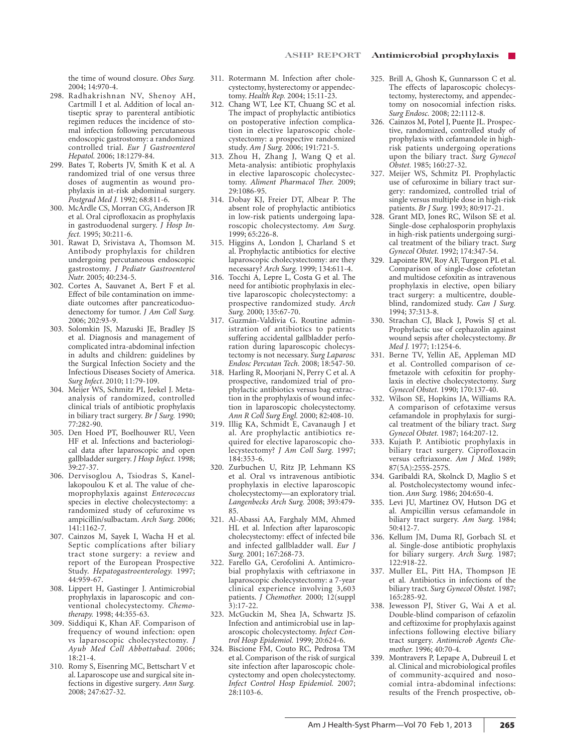the time of wound closure. *Obes Surg.* 2004; 14:970-4.

298. Radhakrishnan NV, Shenoy AH, Cartmill I et al. Addition of local antiseptic spray to parenteral antibiotic regimen reduces the incidence of stomal infection following percutaneous endoscopic gastrostomy: a randomized controlled trial. *Eur J Gastroenterol Hepatol.* 2006; 18:1279-84.
299. Bates T, Roberts JV, Smith K et al. A randomized trial of one versus three doses of augmentin as wound prophylaxis in at-risk abdominal surgery. *Postgrad Med J.* 1992; 68:811-6.
300. McArdle CS, Morran CG, Anderson JR et al. Oral ciprofloxacin as prophylaxis in gastroduodenal surgery. *J Hosp Infect.* 1995; 30:211-6.
301. Rawat D, Srivistava A, Thomson M. Antibody prophylaxis for children undergoing percutaneous endoscopic gastrostomy. *J Pediatr Gastroenterol Nutr.* 2005; 40:234-5.
302. Cortes A, Sauvanet A, Bert F et al. Effect of bile contamination on immediate outcomes after pancreaticoduodenectomy for tumor. *J Am Coll Surg.* 2006; 202:93-9.
303. Solomkin JS, Mazuski JE, Bradley JS et al. Diagnosis and management of complicated intra-abdominal infection in adults and children: guidelines by the Surgical Infection Society and the Infectious Diseases Society of America. *Surg Infect*. 2010; 11:79-109.
304. Meijer WS, Schmitz PI, Jeekel J. Meta-analysis of randomized, controlled clinical trials of antibiotic prophylaxis in biliary tract surgery. *Br J Surg.* 1990; 77:282-90.
305. Den Hoed PT, Boelhouwer RU, Veen HF et al. Infections and bacteriological data after laparoscopic and open gallbladder surgery. *J Hosp Infect.* 1998; 39:27-37.
306. Dervisoglou A, Tsiodras S, Kanellakopoulou K et al. The value of chemoprophylaxis against *Enterococcus* species in elective cholecystectomy: a randomized study of cefuroxime vs ampicillin/sulbactam. *Arch Surg.* 2006; 141:1162-7.
307. Cainzos M, Sayek I, Wacha H et al. Septic complications after biliary tract stone surgery: a review and report of the European Prospective Study. *Hepatogastroenterology.* 1997; 44:959-67.
308. Lippert H, Gastinger J. Antimicrobial prophylaxis in laparoscopic and conventional cholecystectomy. *Chemotherapy.* 1998; 44:355-63.
309. Siddiqui K, Khan AF. Comparison of frequency of wound infection: open vs laparoscopic cholecystectomy. *J Ayub Med Coll Abbottabad.* 2006; 18:21-4.
310. Romy S, Eisenring MC, Bettschart V et al. Laparoscope use and surgical site infections in digestive surgery. *Ann Surg.* 2008; 247:627-32.
311. Rotermann M. Infection after cholecystectomy, hysterectomy or appendectomy. *Health Rep.* 2004; 15:11-23.
312. Chang WT, Lee KT, Chuang SC et al. The impact of prophylactic antibiotics on postoperative infection complication in elective laparoscopic cholecystectomy: a prospective randomized study. *Am J Surg.* 2006; 191:721-5.
313. Zhou H, Zhang J, Wang Q et al. Meta-analysis: antibiotic prophylaxis in elective laparoscopic cholecystectomy. *Aliment Pharmacol Ther.* 2009; 29:1086-95.
314. Dobay KJ, Freier DT, Albear P. The absent role of prophylactic antibiotics in low-risk patients undergoing laparoscopic cholecystectomy. *Am Surg.* 1999; 65:226-8.
315. Higgins A, London J, Charland S et al. Prophylactic antibiotics for elective laparoscopic cholecystectomy: are they necessary? *Arch Surg.* 1999; 134:611-4.
316. Tocchi A, Lepre L, Costa G et al. The need for antibiotic prophylaxis in elective laparoscopic cholecystectomy: a prospective randomized study. *Arch Surg.* 2000; 135:67-70.
317. Guzmán-Valdivia G. Routine administration of antibiotics to patients suffering accidental gallbladder perforation during laparoscopic cholecystectomy is not necessary. *Surg Laparosc Endosc Percutan Tech.* 2008; 18:547-50.
318. Harling R, Moorjani N, Perry C et al. A prospective, randomized trial of prophylactic antibiotics versus bag extraction in the prophylaxis of wound infection in laparoscopic cholecystectomy. *Ann R Coll Surg Engl.* 2000; 82:408-10.
319. Illig KA, Schmidt E, Cavanaugh J et al. Are prophylactic antibiotics required for elective laparoscopic cholecystectomy? *J Am Coll Surg.* 1997; 184:353-6.
320. Zurbuchen U, Ritz JP, Lehmann KS et al. Oral vs intravenous antibiotic prophylaxis in elective laparoscopic cholecystectomy—an exploratory trial. *Langenbecks Arch Surg.* 2008; 393:479-85.
321. Al-Abassi AA, Farghaly MM, Ahmed HL et al. Infection after laparoscopic cholecystectomy: effect of infected bile and infected gallbladder wall. *Eur J Surg.* 2001; 167:268-73.
322. Farello GA, Cerofolini A. Antimicrobial prophylaxis with ceftriaxone in laparoscopic cholecystectomy: a 7-year clinical experience involving 3,603 patients. *J Chemother.* 2000; 12(suppl 3):17-22.
323. McGuckin M, Shea JA, Schwartz JS. Infection and antimicrobial use in laparoscopic cholecystectomy. *Infect Control Hosp Epidemiol.* 1999; 20:624-6.
324. Biscione FM, Couto RC, Pedrosa TM et al. Comparison of the risk of surgical site infection after laparoscopic cholecystectomy and open cholecystectomy. *Infect Control Hosp Epidemiol.* 2007; 28:1103-6.
325. Brill A, Ghosh K, Gunnarsson C et al. The effects of laparoscopic cholecystectomy, hysterectomy, and appendectomy on nosocomial infection risks. *Surg Endosc.* 2008; 22:1112-8.
326. Cainzos M, Potel J, Puente JL. Prospective, randomized, controlled study of prophylaxis with cefamandole in high-risk patients undergoing operations upon the biliary tract. *Surg Gynecol Obstet.* 1985; 160:27-32.
327. Meijer WS, Schmitz PI. Prophylactic use of cefuroxime in biliary tract surgery: randomized, controlled trial of single versus multiple dose in high-risk patients. *Br J Surg.* 1993; 80:917-21.
328. Grant MD, Jones RC, Wilson SE et al. Single-dose cephalosporin prophylaxis in high-risk patients undergoing surgical treatment of the biliary tract. *Surg Gynecol Obstet.* 1992; 174:347-54.
329. Lapointe RW, Roy AF, Turgeon PL et al. Comparison of single-dose cefotetan and multidose cefoxitin as intravenous prophylaxis in elective, open biliary tract surgery: a multicentre, double-blind, randomized study. *Can J Surg.* 1994; 37:313-8.
330. Strachan CJ, Black J, Powis SJ et al. Prophylactic use of cephazolin against wound sepsis after cholecystectomy. *Br Med J.* 1977; 1:1254-6.
331. Berne TV, Yellin AE, Appleman MD et al. Controlled comparison of cefmetazole with cefoxitin for prophylaxis in elective cholecystectomy. *Surg Gynecol Obstet.* 1990; 170:137-40.
332. Wilson SE, Hopkins JA, Williams RA. A comparison of cefotaxime versus cefamandole in prophylaxis for surgical treatment of the biliary tract. *Surg Gynecol Obstet.* 1987; 164:207-12.
333. Kujath P. Antibiotic prophylaxis in biliary tract surgery. Ciprofloxacin versus ceftriaxone. *Am J Med.* 1989; 87(5A):255S-257S.
334. Garibaldi RA, Skolnck D, Maglio S et al. Postcholecystectomy wound infection. *Ann Surg.* 1986; 204:650-4.
335. Levi JU, Martinez OV, Hutson DG et al. Ampicillin versus cefamandole in biliary tract surgery. *Am Surg.* 1984; 50:412-7.
336. Kellum JM, Duma RJ, Gorbach SL et al. Single-dose antibiotic prophylaxis for biliary surgery. *Arch Surg.* 1987; 122:918-22.
337. Muller EL, Pitt HA, Thompson JE et al. Antibiotics in infections of the biliary tract. *Surg Gynecol Obstet.* 1987; 165:285-92.
338. Jewesson PJ, Stiver G, Wai A et al. Double-blind comparison of cefazolin and ceftizoxime for prophylaxis against infections following elective biliary tract surgery. *Antimicrob Agents Chemother.* 1996; 40:70-4.
339. Montravers P, Lepape A, Dubreuil L et al. Clinical and microbiological profiles of community-acquired and nosocomial intra-abdominal infections: results of the French prospective, ob-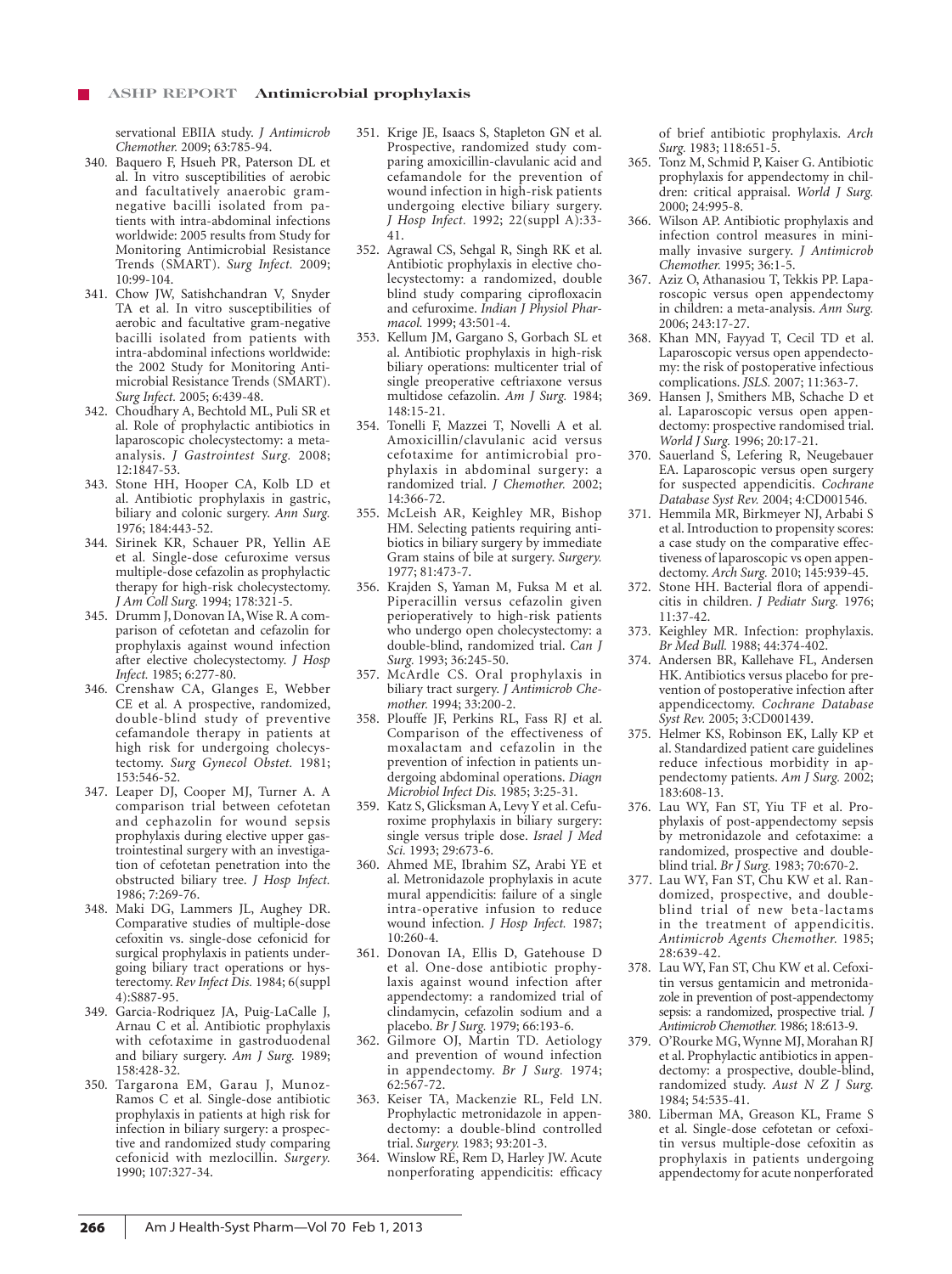servational EBIIA study. *J Antimicrob Chemother.* 2009; 63:785-94.

340. Baquero F, Hsueh PR, Paterson DL et al. In vitro susceptibilities of aerobic and facultatively anaerobic gram-negative bacilli isolated from patients with intra-abdominal infections worldwide: 2005 results from Study for Monitoring Antimicrobial Resistance Trends (SMART). *Surg Infect.* 2009; 10:99-104.
341. Chow JW, Satishchandran V, Snyder TA et al. In vitro susceptibilities of aerobic and facultative gram-negative bacilli isolated from patients with intra-abdominal infections worldwide: the 2002 Study for Monitoring Antimicrobial Resistance Trends (SMART). *Surg Infect.* 2005; 6:439-48.
342. Choudhary A, Bechtold ML, Puli SR et al. Role of prophylactic antibiotics in laparoscopic cholecystectomy: a meta-analysis. *J Gastrointest Surg.* 2008; 12:1847-53.
343. Stone HH, Hooper CA, Kolb LD et al. Antibiotic prophylaxis in gastric, biliary and colonic surgery. *Ann Surg.* 1976; 184:443-52.
344. Sirinek KR, Schauer PR, Yellin AE et al. Single-dose cefuroxime versus multiple-dose cefazolin as prophylactic therapy for high-risk cholecystectomy. *J Am Coll Surg.* 1994; 178:321-5.
345. Drumm J, Donovan IA, Wise R. A comparison of cefotetan and cefazolin for prophylaxis against wound infection after elective cholecystectomy. *J Hosp Infect.* 1985; 6:277-80.
346. Crenshaw CA, Glanges E, Webber CE et al. A prospective, randomized, double-blind study of preventive cefamandole therapy in patients at high risk for undergoing cholecystectomy. *Surg Gynecol Obstet.* 1981; 153:546-52.
347. Leaper DJ, Cooper MJ, Turner A. A comparison trial between cefotetan and cephazolin for wound sepsis prophylaxis during elective upper gastrointestinal surgery with an investigation of cefotetan penetration into the obstructed biliary tree. *J Hosp Infect.* 1986; 7:269-76.
348. Maki DG, Lammers JL, Aughey DR. Comparative studies of multiple-dose cefoxitin vs. single-dose cefonicid for surgical prophylaxis in patients undergoing biliary tract operations or hysterectomy. *Rev Infect Dis.* 1984; 6(suppl 4):S887-95.
349. Garcia-Rodriquez JA, Puig-LaCalle J, Arnau C et al. Antibiotic prophylaxis with cefotaxime in gastroduodenal and biliary surgery. *Am J Surg.* 1989; 158:428-32.
350. Targarona EM, Garau J, Munoz-Ramos C et al. Single-dose antibiotic prophylaxis in patients at high risk for infection in biliary surgery: a prospective and randomized study comparing cefonicid with mezlocillin. *Surgery.* 1990; 107:327-34.
351. Krige JE, Isaacs S, Stapleton GN et al. Prospective, randomized study comparing amoxicillin-clavulanic acid and cefamandole for the prevention of wound infection in high-risk patients undergoing elective biliary surgery. *J Hosp Infect.* 1992; 22(suppl A):33-41.
352. Agrawal CS, Sehgal R, Singh RK et al. Antibiotic prophylaxis in elective cholecystectomy: a randomized, double blind study comparing ciprofloxacin and cefuroxime. *Indian J Physiol Pharmacol.* 1999; 43:501-4.
353. Kellum JM, Gargano S, Gorbach SL et al. Antibiotic prophylaxis in high-risk biliary operations: multicenter trial of single preoperative ceftriaxone versus multidose cefazolin. *Am J Surg.* 1984; 148:15-21.
354. Tonelli F, Mazzei T, Novelli A et al. Amoxicillin/clavulanic acid versus cefotaxime for antimicrobial prophylaxis in abdominal surgery: a randomized trial. *J Chemother.* 2002; 14:366-72.
355. McLeish AR, Keighley MR, Bishop HM. Selecting patients requiring antibiotics in biliary surgery by immediate Gram stains of bile at surgery. *Surgery.* 1977; 81:473-7.
356. Krajden S, Yaman M, Fuksa M et al. Piperacillin versus cefazolin given perioperatively to high-risk patients who undergo open cholecystectomy: a double-blind, randomized trial. *Can J Surg.* 1993; 36:245-50.
357. McArdle CS. Oral prophylaxis in biliary tract surgery. *J Antimicrob Chemother.* 1994; 33:200-2.
358. Plouffe JF, Perkins RL, Fass RJ et al. Comparison of the effectiveness of moxalactam and cefazolin in the prevention of infection in patients undergoing abdominal operations. *Diagn Microbiol Infect Dis.* 1985; 3:25-31.
359. Katz S, Glicksman A, Levy Y et al. Cefuroxime prophylaxis in biliary surgery: single versus triple dose. *Israel J Med Sci.* 1993; 29:673-6.
360. Ahmed ME, Ibrahim SZ, Arabi YE et al. Metronidazole prophylaxis in acute mural appendicitis: failure of a single intra-operative infusion to reduce wound infection. *J Hosp Infect.* 1987; 10:260-4.
361. Donovan IA, Ellis D, Gatehouse D et al. One-dose antibiotic prophylaxis against wound infection after appendectomy: a randomized trial of clindamycin, cefazolin sodium and a placebo. *Br J Surg.* 1979; 66:193-6.
362. Gilmore OJ, Martin TD. Aetiology and prevention of wound infection in appendectomy. *Br J Surg.* 1974; 62:567-72.
363. Keiser TA, Mackenzie RL, Feld LN. Prophylactic metronidazole in appendectomy: a double-blind controlled trial. *Surgery.* 1983; 93:201-3.
364. Winslow RE, Rem D, Harley JW. Acute nonperforating appendicitis: efficacy of brief antibiotic prophylaxis. *Arch Surg.* 1983; 118:651-5.
365. Tonz M, Schmid P, Kaiser G. Antibiotic prophylaxis for appendectomy in children: critical appraisal. *World J Surg.* 2000; 24:995-8.
366. Wilson AP. Antibiotic prophylaxis and infection control measures in minimally invasive surgery. *J Antimicrob Chemother.* 1995; 36:1-5.
367. Aziz O, Athanasiou T, Tekkis PP. Laparoscopic versus open appendectomy in children: a meta-analysis. *Ann Surg.* 2006; 243:17-27.
368. Khan MN, Fayyad T, Cecil TD et al. Laparoscopic versus open appendectomy: the risk of postoperative infectious complications. *JSLS.* 2007; 11:363-7.
369. Hansen J, Smithers MB, Schache D et al. Laparoscopic versus open appendectomy: prospective randomised trial. *World J Surg.* 1996; 20:17-21.
370. Sauerland S, Lefering R, Neugebauer EA. Laparoscopic versus open surgery for suspected appendicitis. *Cochrane Database Syst Rev.* 2004; 4:CD001546.
371. Hemmila MR, Birkmeyer NJ, Arbabi S et al. Introduction to propensity scores: a case study on the comparative effectiveness of laparoscopic vs open appendectomy. *Arch Surg.* 2010; 145:939-45.
372. Stone HH. Bacterial flora of appendicitis in children. *J Pediatr Surg.* 1976; 11:37-42.
373. Keighley MR. Infection: prophylaxis. *Br Med Bull.* 1988; 44:374-402.
374. Andersen BR, Kallehave FL, Andersen HK. Antibiotics versus placebo for prevention of postoperative infection after appendicectomy. *Cochrane Database Syst Rev.* 2005; 3:CD001439.
375. Helmer KS, Robinson EK, Lally KP et al. Standardized patient care guidelines reduce infectious morbidity in appendectomy patients. *Am J Surg.* 2002; 183:608-13.
376. Lau WY, Fan ST, Yiu TF et al. Prophylaxis of post-appendectomy sepsis by metronidazole and cefotaxime: a randomized, prospective and double-blind trial. *Br J Surg.* 1983; 70:670-2.
377. Lau WY, Fan ST, Chu KW et al. Randomized, prospective, and double-blind trial of new beta-lactams in the treatment of appendicitis. *Antimicrob Agents Chemother.* 1985; 28:639-42.
378. Lau WY, Fan ST, Chu KW et al. Cefoxitin versus gentamicin and metronidazole in prevention of post-appendectomy sepsis: a randomized, prospective trial. *J Antimicrob Chemother.* 1986; 18:613-9.
379. O'Rourke MG, Wynne MJ, Morahan RJ et al. Prophylactic antibiotics in appendectomy: a prospective, double-blind, randomized study. *Aust N Z J Surg.* 1984; 54:535-41.
380. Liberman MA, Greason KL, Frame S et al. Single-dose cefotetan or cefoxitin versus multiple-dose cefoxitin as prophylaxis in patients undergoing appendectomy for acute nonperforated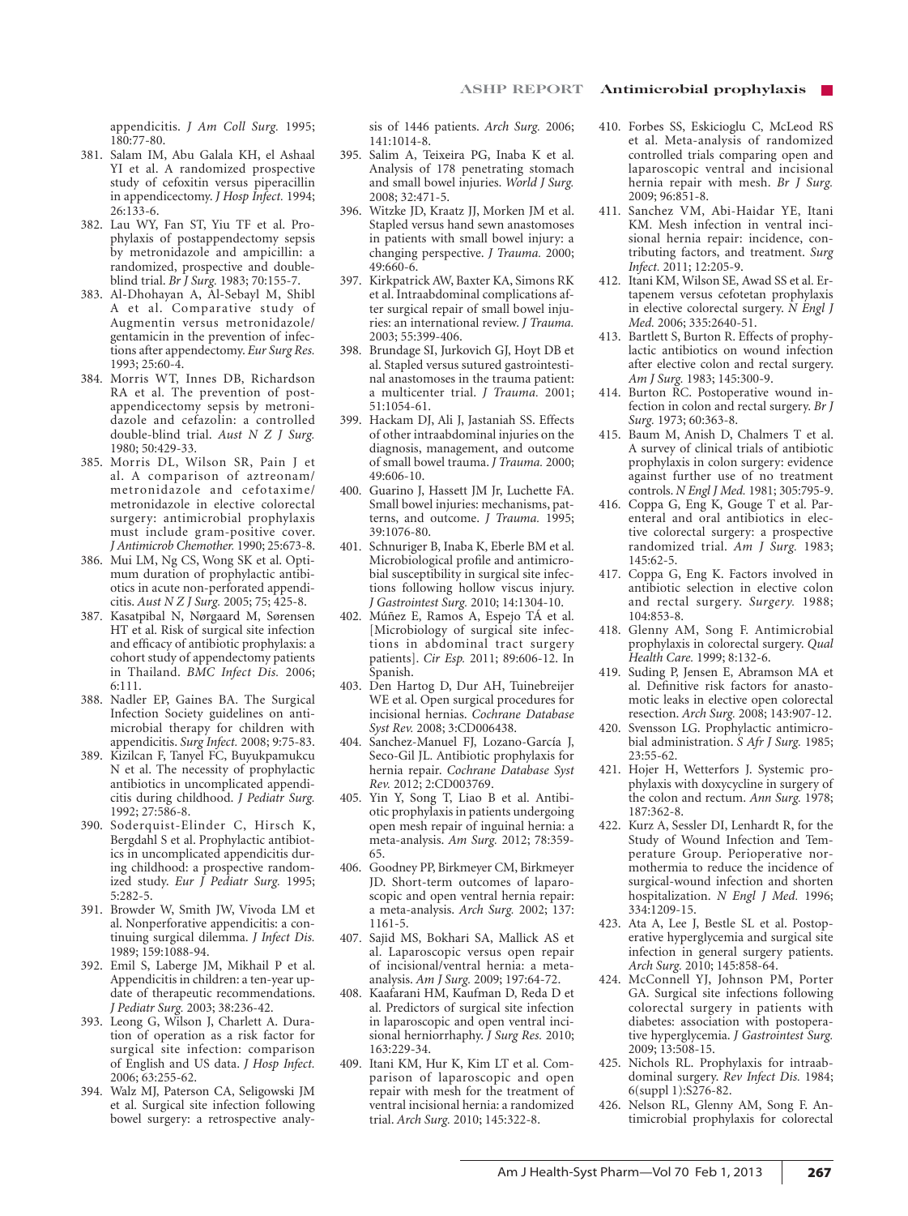appendicitis. *J Am Coll Surg.* 1995; 180:77-80.

381. Salam IM, Abu Galala KH, el Ashaal YI et al. A randomized prospective study of cefoxitin versus piperacillin in appendicectomy. *J Hosp Infect.* 1994; 26:133-6.
382. Lau WY, Fan ST, Yiu TF et al. Prophylaxis of postappendectomy sepsis by metronidazole and ampicillin: a randomized, prospective and double-blind trial. *Br J Surg.* 1983; 70:155-7.
383. Al-Dhohayan A, Al-Sebayl M, Shibl A et al. Comparative study of Augmentin versus metronidazole/gentamicin in the prevention of infections after appendectomy. *Eur Surg Res.* 1993; 25:60-4.
384. Morris WT, Innes DB, Richardson RA et al. The prevention of post-appendicectomy sepsis by metronidazole and cefazolin: a controlled double-blind trial. *Aust N Z J Surg.* 1980; 50:429-33.
385. Morris DL, Wilson SR, Pain J et al. A comparison of aztreonam/metronidazole and cefotaxime/metronidazole in elective colorectal surgery: antimicrobial prophylaxis must include gram-positive cover. *J Antimicrob Chemother.* 1990; 25:673-8.
386. Mui LM, Ng CS, Wong SK et al. Optimum duration of prophylactic antibiotics in acute non-perforated appendicitis. *Aust N Z J Surg.* 2005; 75; 425-8.
387. Kasatpibal N, Nørgaard M, Sørensen HT et al. Risk of surgical site infection and efficacy of antibiotic prophylaxis: a cohort study of appendectomy patients in Thailand. *BMC Infect Dis.* 2006; 6:111.
388. Nadler EP, Gaines BA. The Surgical Infection Society guidelines on antimicrobial therapy for children with appendicitis. *Surg Infect.* 2008; 9:75-83.
389. Kizilcan F, Tanyel FC, Buyukpamukcu N et al. The necessity of prophylactic antibiotics in uncomplicated appendicitis during childhood. *J Pediatr Surg.* 1992; 27:586-8.
390. Soderquist-Elinder C, Hirsch K, Bergdahl S et al. Prophylactic antibiotics in uncomplicated appendicitis during childhood: a prospective randomized study. *Eur J Pediatr Surg.* 1995; 5:282-5.
391. Browder W, Smith JW, Vivoda LM et al. Nonperforative appendicitis: a continuing surgical dilemma. *J Infect Dis.* 1989; 159:1088-94.
392. Emil S, Laberge JM, Mikhail P et al. Appendicitis in children: a ten-year update of therapeutic recommendations. *J Pediatr Surg.* 2003; 38:236-42.
393. Leong G, Wilson J, Charlett A. Duration of operation as a risk factor for surgical site infection: comparison of English and US data. *J Hosp Infect.* 2006; 63:255-62.
394. Walz MJ, Paterson CA, Seligowski JM et al. Surgical site infection following bowel surgery: a retrospective analysis of 1446 patients. *Arch Surg.* 2006; 141:1014-8.
395. Salim A, Teixeira PG, Inaba K et al. Analysis of 178 penetrating stomach and small bowel injuries. *World J Surg.* 2008; 32:471-5.
396. Witzke JD, Kraatz JJ, Morken JM et al. Stapled versus hand sewn anastomoses in patients with small bowel injury: a changing perspective. *J Trauma.* 2000; 49:660-6.
397. Kirkpatrick AW, Baxter KA, Simons RK et al. Intraabdominal complications after surgical repair of small bowel injuries: an international review. *J Trauma.* 2003; 55:399-406.
398. Brundage SI, Jurkovich GJ, Hoyt DB et al. Stapled versus sutured gastrointestinal anastomoses in the trauma patient: a multicenter trial. *J Trauma.* 2001; 51:1054-61.
399. Hackam DJ, Ali J, Jastaniah SS. Effects of other intraabdominal injuries on the diagnosis, management, and outcome of small bowel trauma. *J Trauma.* 2000; 49:606-10.
400. Guarino J, Hassett JM Jr, Luchette FA. Small bowel injuries: mechanisms, patterns, and outcome. *J Trauma.* 1995; 39:1076-80.
401. Schnuriger B, Inaba K, Eberle BM et al. Microbiological profile and antimicrobial susceptibility in surgical site infections following hollow viscus injury. *J Gastrointest Surg.* 2010; 14:1304-10.
402. Múñez E, Ramos A, Espejo TÁ et al. [Microbiology of surgical site infections in abdominal tract surgery patients]. *Cir Esp.* 2011; 89:606-12. In Spanish.
403. Den Hartog D, Dur AH, Tuinebreijer WE et al. Open surgical procedures for incisional hernias. *Cochrane Database Syst Rev.* 2008; 3:CD006438.
404. Sanchez-Manuel FJ, Lozano-García J, Seco-Gil JL. Antibiotic prophylaxis for hernia repair. *Cochrane Database Syst Rev.* 2012; 2:CD003769.
405. Yin Y, Song T, Liao B et al. Antibiotic prophylaxis in patients undergoing open mesh repair of inguinal hernia: a meta-analysis. *Am Surg.* 2012; 78:359-65.
406. Goodney PP, Birkmeyer CM, Birkmeyer JD. Short-term outcomes of laparoscopic and open ventral hernia repair: a meta-analysis. *Arch Surg.* 2002; 137: 1161-5.
407. Sajid MS, Bokhari SA, Mallick AS et al. Laparoscopic versus open repair of incisional/ventral hernia: a meta-analysis. *Am J Surg.* 2009; 197:64-72.
408. Kaafarani HM, Kaufman D, Reda D et al. Predictors of surgical site infection in laparoscopic and open ventral incisional herniorrhaphy. *J Surg Res.* 2010; 163:229-34.
409. Itani KM, Hur K, Kim LT et al. Comparison of laparoscopic and open repair with mesh for the treatment of ventral incisional hernia: a randomized trial. *Arch Surg.* 2010; 145:322-8.
410. Forbes SS, Eskicioglu C, McLeod RS et al. Meta-analysis of randomized controlled trials comparing open and laparoscopic ventral and incisional hernia repair with mesh. *Br J Surg.* 2009; 96:851-8.
411. Sanchez VM, Abi-Haidar YE, Itani KM. Mesh infection in ventral incisional hernia repair: incidence, contributing factors, and treatment. *Surg Infect.* 2011; 12:205-9.
412. Itani KM, Wilson SE, Awad SS et al. Ertapenem versus cefotetan prophylaxis in elective colorectal surgery. *N Engl J Med.* 2006; 335:2640-51.
413. Bartlett S, Burton R. Effects of prophylactic antibiotics on wound infection after elective colon and rectal surgery. *Am J Surg.* 1983; 145:300-9.
414. Burton RC. Postoperative wound infection in colon and rectal surgery. *Br J Surg.* 1973; 60:363-8.
415. Baum M, Anish D, Chalmers T et al. A survey of clinical trials of antibiotic prophylaxis in colon surgery: evidence against further use of no treatment controls. *N Engl J Med.* 1981; 305:795-9.
416. Coppa G, Eng K, Gouge T et al. Parenteral and oral antibiotics in elective colorectal surgery: a prospective randomized trial. *Am J Surg.* 1983; 145:62-5.
417. Coppa G, Eng K. Factors involved in antibiotic selection in elective colon and rectal surgery. *Surgery.* 1988; 104:853-8.
418. Glenny AM, Song F. Antimicrobial prophylaxis in colorectal surgery. *Qual Health Care.* 1999; 8:132-6.
419. Suding P, Jensen E, Abramson MA et al. Definitive risk factors for anastomotic leaks in elective open colorectal resection. *Arch Surg.* 2008; 143:907-12.
420. Svensson LG. Prophylactic antimicrobial administration. *S Afr J Surg.* 1985; 23:55-62.
421. Hojer H, Wetterfors J. Systemic prophylaxis with doxycycline in surgery of the colon and rectum. *Ann Surg.* 1978; 187:362-8.
422. Kurz A, Sessler DI, Lenhardt R, for the Study of Wound Infection and Temperature Group. Perioperative normothermia to reduce the incidence of surgical-wound infection and shorten hospitalization. *N Engl J Med.* 1996; 334:1209-15.
423. Ata A, Lee J, Bestle SL et al. Postoperative hyperglycemia and surgical site infection in general surgery patients. *Arch Surg.* 2010; 145:858-64.
424. McConnell YJ, Johnson PM, Porter GA. Surgical site infections following colorectal surgery in patients with diabetes: association with postoperative hyperglycemia. *J Gastrointest Surg.* 2009; 13:508-15.
425. Nichols RL. Prophylaxis for intraabdominal surgery. *Rev Infect Dis.* 1984; 6(suppl 1):S276-82.
426. Nelson RL, Glenny AM, Song F. Antimicrobial prophylaxis for colorectal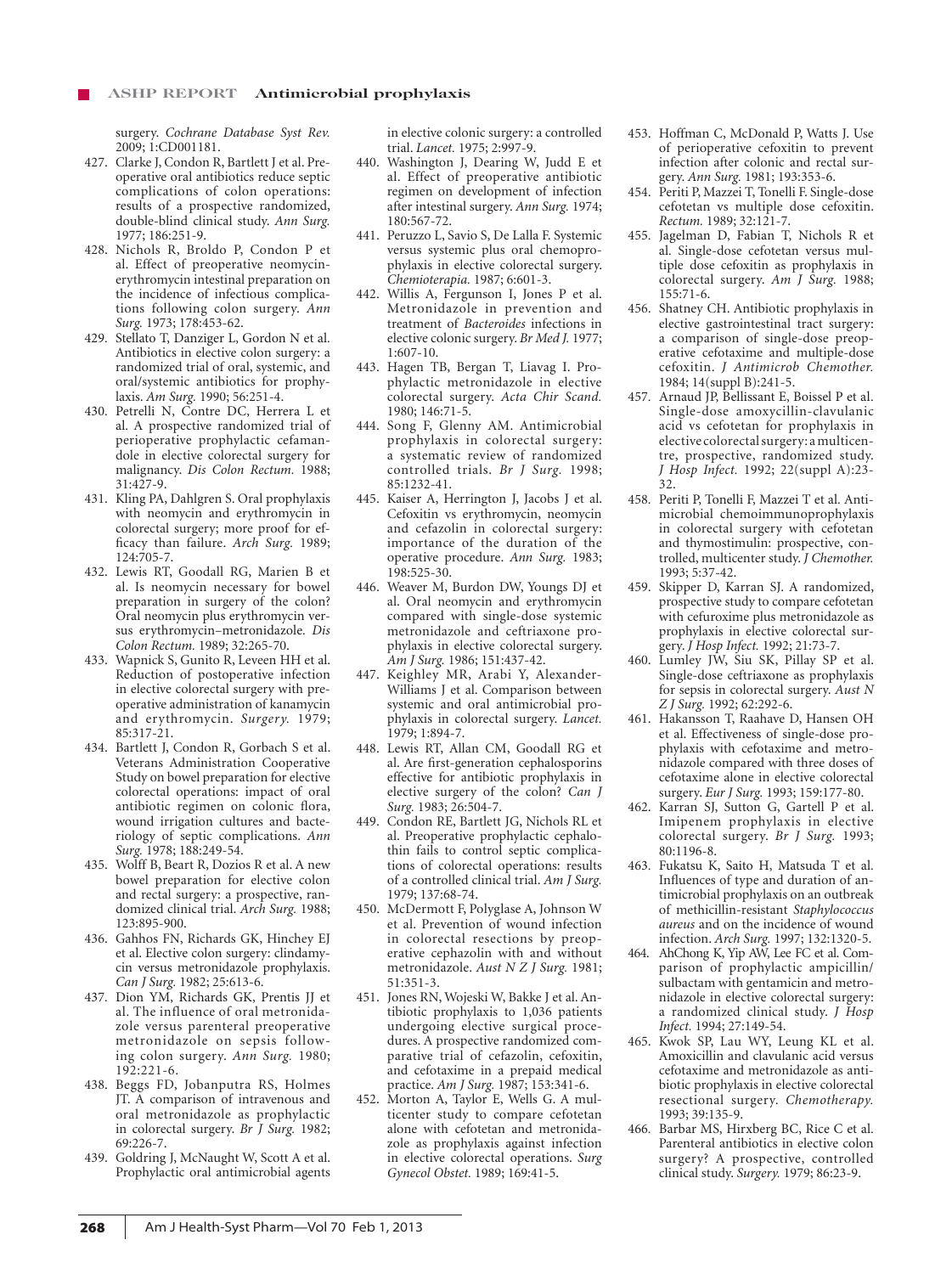surgery. *Cochrane Database Syst Rev.* 2009; 1:CD001181.

427. Clarke J, Condon R, Bartlett J et al. Preoperative oral antibiotics reduce septic complications of colon operations: results of a prospective randomized, double-blind clinical study. *Ann Surg.* 1977; 186:251-9.
428. Nichols R, Broldo P, Condon P et al. Effect of preoperative neomycin-erythromycin intestinal preparation on the incidence of infectious complications following colon surgery. *Ann Surg.* 1973; 178:453-62.
429. Stellato T, Danziger L, Gordon N et al. Antibiotics in elective colon surgery: a randomized trial of oral, systemic, and oral/systemic antibiotics for prophylaxis. *Am Surg.* 1990; 56:251-4.
430. Petrelli N, Contre DC, Herrera L et al. A prospective randomized trial of perioperative prophylactic cefamandole in elective colorectal surgery for malignancy. *Dis Colon Rectum.* 1988; 31:427-9.
431. Kling PA, Dahlgren S. Oral prophylaxis with neomycin and erythromycin in colorectal surgery; more proof for efficacy than failure. *Arch Surg.* 1989; 124:705-7.
432. Lewis RT, Goodall RG, Marien B et al. Is neomycin necessary for bowel preparation in surgery of the colon? Oral neomycin plus erythromycin versus erythromycin–metronidazole. *Dis Colon Rectum.* 1989; 32:265-70.
433. Wapnick S, Gunito R, Leveen HH et al. Reduction of postoperative infection in elective colorectal surgery with preoperative administration of kanamycin and erythromycin. *Surgery.* 1979; 85:317-21.
434. Bartlett J, Condon R, Gorbach S et al. Veterans Administration Cooperative Study on bowel preparation for elective colorectal operations: impact of oral antibiotic regimen on colonic flora, wound irrigation cultures and bacteriology of septic complications. *Ann Surg.* 1978; 188:249-54.
435. Wolff B, Beart R, Dozios R et al. A new bowel preparation for elective colon and rectal surgery: a prospective, randomized clinical trial. *Arch Surg.* 1988; 123:895-900.
436. Gahhos FN, Richards GK, Hinchey EJ et al. Elective colon surgery: clindamycin versus metronidazole prophylaxis. *Can J Surg.* 1982; 25:613-6.
437. Dion YM, Richards GK, Prentis JJ et al. The influence of oral metronidazole versus parenteral preoperative metronidazole on sepsis following colon surgery. *Ann Surg.* 1980; 192:221-6.
438. Beggs FD, Jobanputra RS, Holmes JT. A comparison of intravenous and oral metronidazole as prophylactic in colorectal surgery. *Br J Surg.* 1982; 69:226-7.
439. Goldring J, McNaught W, Scott A et al. Prophylactic oral antimicrobial agents in elective colonic surgery: a controlled trial. *Lancet.* 1975; 2:997-9.
440. Washington J, Dearing W, Judd E et al. Effect of preoperative antibiotic regimen on development of infection after intestinal surgery. *Ann Surg.* 1974; 180:567-72.
441. Peruzzo L, Savio S, De Lalla F. Systemic versus systemic plus oral chemoprophylaxis in elective colorectal surgery. *Chemioterapia.* 1987; 6:601-3.
442. Willis A, Fergunson I, Jones P et al. Metronidazole in prevention and treatment of *Bacteroides* infections in elective colonic surgery. *Br Med J.* 1977; 1:607-10.
443. Hagen TB, Bergan T, Liavag I. Prophylactic metronidazole in elective colorectal surgery. *Acta Chir Scand.* 1980; 146:71-5.
444. Song F, Glenny AM. Antimicrobial prophylaxis in colorectal surgery: a systematic review of randomized controlled trials. *Br J Surg.* 1998; 85:1232-41.
445. Kaiser A, Herrington J, Jacobs J et al. Cefoxitin vs erythromycin, neomycin and cefazolin in colorectal surgery: importance of the duration of the operative procedure. *Ann Surg.* 1983; 198:525-30.
446. Weaver M, Burdon DW, Youngs DJ et al. Oral neomycin and erythromycin compared with single-dose systemic metronidazole and ceftriaxone prophylaxis in elective colorectal surgery. *Am J Surg.* 1986; 151:437-42.
447. Keighley MR, Arabi Y, Alexander-Williams J et al. Comparison between systemic and oral antimicrobial prophylaxis in colorectal surgery. *Lancet.* 1979; 1:894-7.
448. Lewis RT, Allan CM, Goodall RG et al. Are first-generation cephalosporins effective for antibiotic prophylaxis in elective surgery of the colon? *Can J Surg.* 1983; 26:504-7.
449. Condon RE, Bartlett JG, Nichols RL et al. Preoperative prophylactic cephalothin fails to control septic complications of colorectal operations: results of a controlled clinical trial. *Am J Surg.* 1979; 137:68-74.
450. McDermott F, Polyglase A, Johnson W et al. Prevention of wound infection in colorectal resections by preoperative cephazolin with and without metronidazole. *Aust N Z J Surg.* 1981; 51:351-3.
451. Jones RN, Wojeski W, Bakke J et al. Antibiotic prophylaxis to 1,036 patients undergoing elective surgical procedures. A prospective randomized comparative trial of cefazolin, cefoxitin, and cefotaxime in a prepaid medical practice. *Am J Surg.* 1987; 153:341-6.
452. Morton A, Taylor E, Wells G. A multicenter study to compare cefotetan alone with cefotetan and metronidazole as prophylaxis against infection in elective colorectal operations. *Surg Gynecol Obstet.* 1989; 169:41-5.
453. Hoffman C, McDonald P, Watts J. Use of perioperative cefoxitin to prevent infection after colonic and rectal surgery. *Ann Surg.* 1981; 193:353-6.
454. Periti P, Mazzei T, Tonelli F. Single-dose cefotetan vs multiple dose cefoxitin. *Rectum.* 1989; 32:121-7.
455. Jagelman D, Fabian T, Nichols R et al. Single-dose cefotetan versus multiple dose cefoxitin as prophylaxis in colorectal surgery. *Am J Surg.* 1988; 155:71-6.
456. Shatney CH. Antibiotic prophylaxis in elective gastrointestinal tract surgery: a comparison of single-dose preoperative cefotaxime and multiple-dose cefoxitin. *J Antimicrob Chemother.* 1984; 14(suppl B):241-5.
457. Arnaud JP, Bellissant E, Boissel P et al. Single-dose amoxycillin-clavulanic acid vs cefotetan for prophylaxis in elective colorectal surgery: a multicentre, prospective, randomized study. *J Hosp Infect.* 1992; 22(suppl A):23-32.
458. Periti P, Tonelli F, Mazzei T et al. Antimicrobial chemoimmunoprophylaxis in colorectal surgery with cefotetan and thymostimulin: prospective, controlled, multicenter study. *J Chemother.* 1993; 5:37-42.
459. Skipper D, Karran SJ. A randomized, prospective study to compare cefotetan with cefuroxime plus metronidazole as prophylaxis in elective colorectal surgery. *J Hosp Infect.* 1992; 21:73-7.
460. Lumley JW, Siu SK, Pillay SP et al. Single-dose ceftriaxone as prophylaxis for sepsis in colorectal surgery. *Aust N Z J Surg.* 1992; 62:292-6.
461. Hakansson T, Raahave D, Hansen OH et al. Effectiveness of single-dose prophylaxis with cefotaxime and metronidazole compared with three doses of cefotaxime alone in elective colorectal surgery. *Eur J Surg.* 1993; 159:177-80.
462. Karran SJ, Sutton G, Gartell P et al. Imipenem prophylaxis in elective colorectal surgery. *Br J Surg.* 1993; 80:1196-8.
463. Fukatsu K, Saito H, Matsuda T et al. Influences of type and duration of antimicrobial prophylaxis on an outbreak of methicillin-resistant *Staphylococcus aureus* and on the incidence of wound infection. *Arch Surg.* 1997; 132:1320-5.
464. AhChong K, Yip AW, Lee FC et al. Comparison of prophylactic ampicillin/sulbactam with gentamicin and metronidazole in elective colorectal surgery: a randomized clinical study. *J Hosp Infect.* 1994; 27:149-54.
465. Kwok SP, Lau WY, Leung KL et al. Amoxicillin and clavulanic acid versus cefotaxime and metronidazole as antibiotic prophylaxis in elective colorectal resectional surgery. *Chemotherapy.* 1993; 39:135-9.
466. Barbar MS, Hirxberg BC, Rice C et al. Parenteral antibiotics in elective colon surgery? A prospective, controlled clinical study. *Surgery.* 1979; 86:23-9.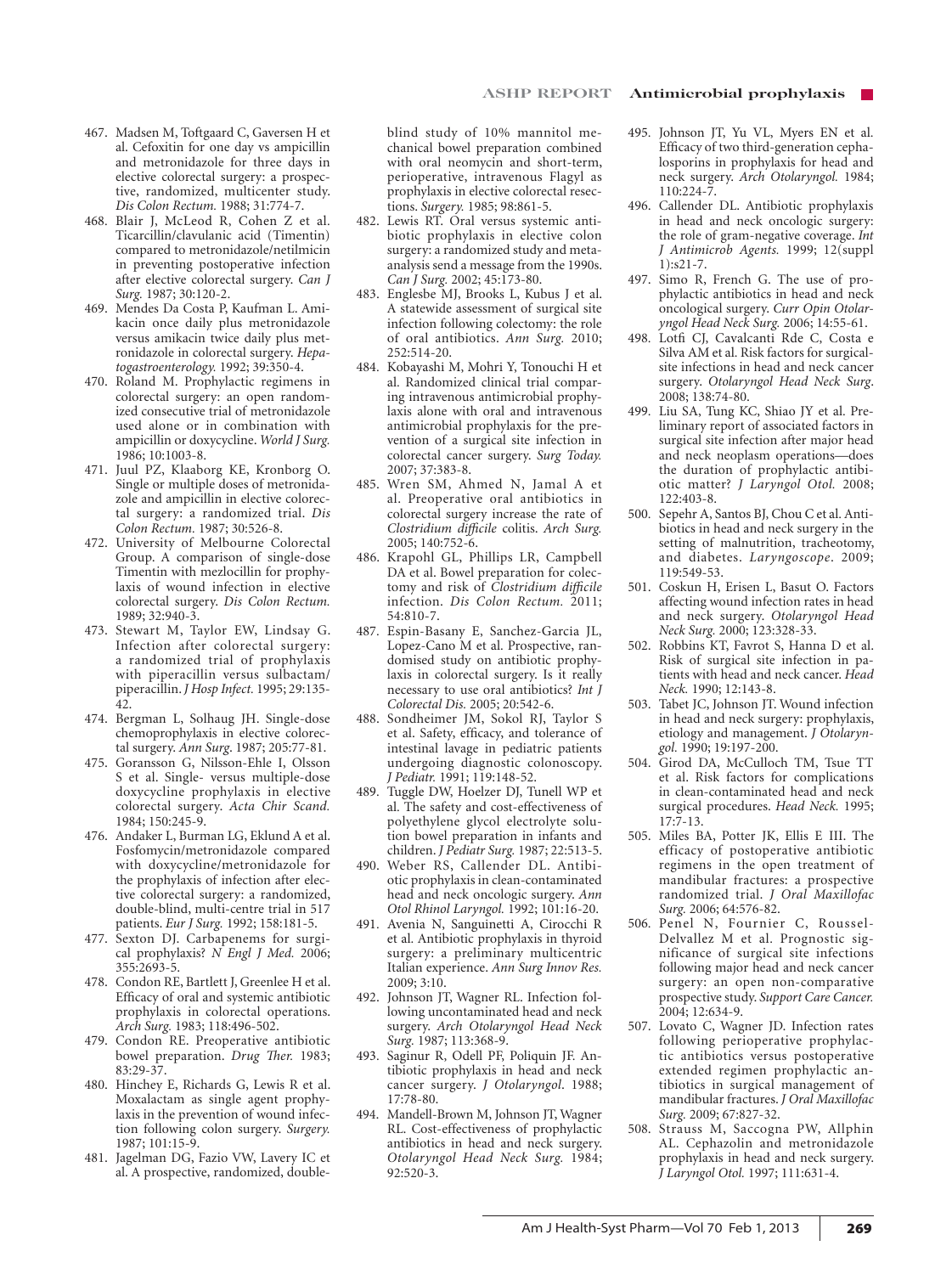467. Madsen M, Toftgaard C, Gaversen H et al. Cefoxitin for one day vs ampicillin and metronidazole for three days in elective colorectal surgery: a prospective, randomized, multicenter study. *Dis Colon Rectum.* 1988; 31:774-7.
468. Blair J, McLeod R, Cohen Z et al. Ticarcillin/clavulanic acid (Timentin) compared to metronidazole/netilmicin in preventing postoperative infection after elective colorectal surgery. *Can J Surg.* 1987; 30:120-2.
469. Mendes Da Costa P, Kaufman L. Amikacin once daily plus metronidazole versus amikacin twice daily plus metronidazole in colorectal surgery. *Hepatogastroenterology.* 1992; 39:350-4.
470. Roland M. Prophylactic regimens in colorectal surgery: an open randomized consecutive trial of metronidazole used alone or in combination with ampicillin or doxycycline. *World J Surg.* 1986; 10:1003-8.
471. Juul PZ, Klaaborg KE, Kronborg O. Single or multiple doses of metronidazole and ampicillin in elective colorectal surgery: a randomized trial. *Dis Colon Rectum.* 1987; 30:526-8.
472. University of Melbourne Colorectal Group. A comparison of single-dose Timentin with mezlocillin for prophylaxis of wound infection in elective colorectal surgery. *Dis Colon Rectum.* 1989; 32:940-3.
473. Stewart M, Taylor EW, Lindsay G. Infection after colorectal surgery: a randomized trial of prophylaxis with piperacillin versus sulbactam/piperacillin. *J Hosp Infect.* 1995; 29:135-42.
474. Bergman L, Solhaug JH. Single-dose chemoprophylaxis in elective colorectal surgery. *Ann Surg.* 1987; 205:77-81.
475. Goransson G, Nilsson-Ehle I, Olsson S et al. Single- versus multiple-dose doxycycline prophylaxis in elective colorectal surgery. *Acta Chir Scand.* 1984; 150:245-9.
476. Andaker L, Burman LG, Eklund A et al. Fosfomycin/metronidazole compared with doxycycline/metronidazole for the prophylaxis of infection after elective colorectal surgery: a randomized, double-blind, multi-centre trial in 517 patients. *Eur J Surg.* 1992; 158:181-5.
477. Sexton DJ. Carbapenems for surgical prophylaxis? *N Engl J Med.* 2006; 355:2693-5.
478. Condon RE, Bartlett J, Greenlee H et al. Efficacy of oral and systemic antibiotic prophylaxis in colorectal operations. *Arch Surg.* 1983; 118:496-502.
479. Condon RE. Preoperative antibiotic bowel preparation. *Drug Ther.* 1983; 83:29-37.
480. Hinchey E, Richards G, Lewis R et al. Moxalactam as single agent prophylaxis in the prevention of wound infection following colon surgery. *Surgery.* 1987; 101:15-9.
481. Jagelman DG, Fazio VW, Lavery IC et al. A prospective, randomized, double-blind study of 10% mannitol mechanical bowel preparation combined with oral neomycin and short-term, perioperative, intravenous Flagyl as prophylaxis in elective colorectal resections. *Surgery.* 1985; 98:861-5.
482. Lewis RT. Oral versus systemic antibiotic prophylaxis in elective colon surgery: a randomized study and meta-analysis send a message from the 1990s. *Can J Surg.* 2002; 45:173-80.
483. Englesbe MJ, Brooks L, Kubus J et al. A statewide assessment of surgical site infection following colectomy: the role of oral antibiotics. *Ann Surg.* 2010; 252:514-20.
484. Kobayashi M, Mohri Y, Tonouchi H et al. Randomized clinical trial comparing intravenous antimicrobial prophylaxis alone with oral and intravenous antimicrobial prophylaxis for the prevention of a surgical site infection in colorectal cancer surgery. *Surg Today.* 2007; 37:383-8.
485. Wren SM, Ahmed N, Jamal A et al. Preoperative oral antibiotics in colorectal surgery increase the rate of *Clostridium difficile* colitis. *Arch Surg.* 2005; 140:752-6.
486. Krapohl GL, Phillips LR, Campbell DA et al. Bowel preparation for colectomy and risk of *Clostridium difficile* infection. *Dis Colon Rectum.* 2011; 54:810-7.
487. Espin-Basany E, Sanchez-Garcia JL, Lopez-Cano M et al. Prospective, randomised study on antibiotic prophylaxis in colorectal surgery. Is it really necessary to use oral antibiotics? *Int J Colorectal Dis.* 2005; 20:542-6.
488. Sondheimer JM, Sokol RJ, Taylor S et al. Safety, efficacy, and tolerance of intestinal lavage in pediatric patients undergoing diagnostic colonoscopy. *J Pediatr.* 1991; 119:148-52.
489. Tuggle DW, Hoelzer DJ, Tunell WP et al. The safety and cost-effectiveness of polyethylene glycol electrolyte solution bowel preparation in infants and children. *J Pediatr Surg.* 1987; 22:513-5.
490. Weber RS, Callender DL. Antibiotic prophylaxis in clean-contaminated head and neck oncologic surgery. *Ann Otol Rhinol Laryngol.* 1992; 101:16-20.
491. Avenia N, Sanguinetti A, Cirocchi R et al. Antibiotic prophylaxis in thyroid surgery: a preliminary multicentric Italian experience. *Ann Surg Innov Res.* 2009; 3:10.
492. Johnson JT, Wagner RL. Infection following uncontaminated head and neck surgery. *Arch Otolaryngol Head Neck Surg.* 1987; 113:368-9.
493. Saginur R, Odell PF, Poliquin JF. Antibiotic prophylaxis in head and neck cancer surgery. *J Otolaryngol.* 1988; 17:78-80.
494. Mandell-Brown M, Johnson JT, Wagner RL. Cost-effectiveness of prophylactic antibiotics in head and neck surgery. *Otolaryngol Head Neck Surg.* 1984; 92:520-3.
495. Johnson JT, Yu VL, Myers EN et al. Efficacy of two third-generation cephalosporins in prophylaxis for head and neck surgery. *Arch Otolaryngol.* 1984; 110:224-7.
496. Callender DL. Antibiotic prophylaxis in head and neck oncologic surgery: the role of gram-negative coverage. *Int J Antimicrob Agents.* 1999; 12(suppl 1):s21-7.
497. Simo R, French G. The use of prophylactic antibiotics in head and neck oncological surgery. *Curr Opin Otolaryngol Head Neck Surg.* 2006; 14:55-61.
498. Lotfi CJ, Cavalcanti Rde C, Costa e Silva AM et al. Risk factors for surgical-site infections in head and neck cancer surgery. *Otolaryngol Head Neck Surg.* 2008; 138:74-80.
499. Liu SA, Tung KC, Shiao JY et al. Preliminary report of associated factors in surgical site infection after major head and neck neoplasm operations—does the duration of prophylactic antibiotic matter? *J Laryngol Otol.* 2008; 122:403-8.
500. Sepehr A, Santos BJ, Chou C et al. Antibiotics in head and neck surgery in the setting of malnutrition, tracheotomy, and diabetes. *Laryngoscope.* 2009; 119:549-53.
501. Coskun H, Erisen L, Basut O. Factors affecting wound infection rates in head and neck surgery. *Otolaryngol Head Neck Surg.* 2000; 123:328-33.
502. Robbins KT, Favrot S, Hanna D et al. Risk of surgical site infection in patients with head and neck cancer. *Head Neck.* 1990; 12:143-8.
503. Tabet JC, Johnson JT. Wound infection in head and neck surgery: prophylaxis, etiology and management. *J Otolaryngol.* 1990; 19:197-200.
504. Girod DA, McCulloch TM, Tsue TT et al. Risk factors for complications in clean-contaminated head and neck surgical procedures. *Head Neck.* 1995; 17:7-13.
505. Miles BA, Potter JK, Ellis E III. The efficacy of postoperative antibiotic regimens in the open treatment of mandibular fractures: a prospective randomized trial. *J Oral Maxillofac Surg.* 2006; 64:576-82.
506. Penel N, Fournier C, Roussel-Delvallez M et al. Prognostic significance of surgical site infections following major head and neck cancer surgery: an open non-comparative prospective study. *Support Care Cancer.* 2004; 12:634-9.
507. Lovato C, Wagner JD. Infection rates following perioperative prophylactic antibiotics versus postoperative extended regimen prophylactic antibiotics in surgical management of mandibular fractures. *J Oral Maxillofac Surg.* 2009; 67:827-32.
508. Strauss M, Saccogna PW, Allphin AL. Cephazolin and metronidazole prophylaxis in head and neck surgery. *J Laryngol Otol.* 1997; 111:631-4.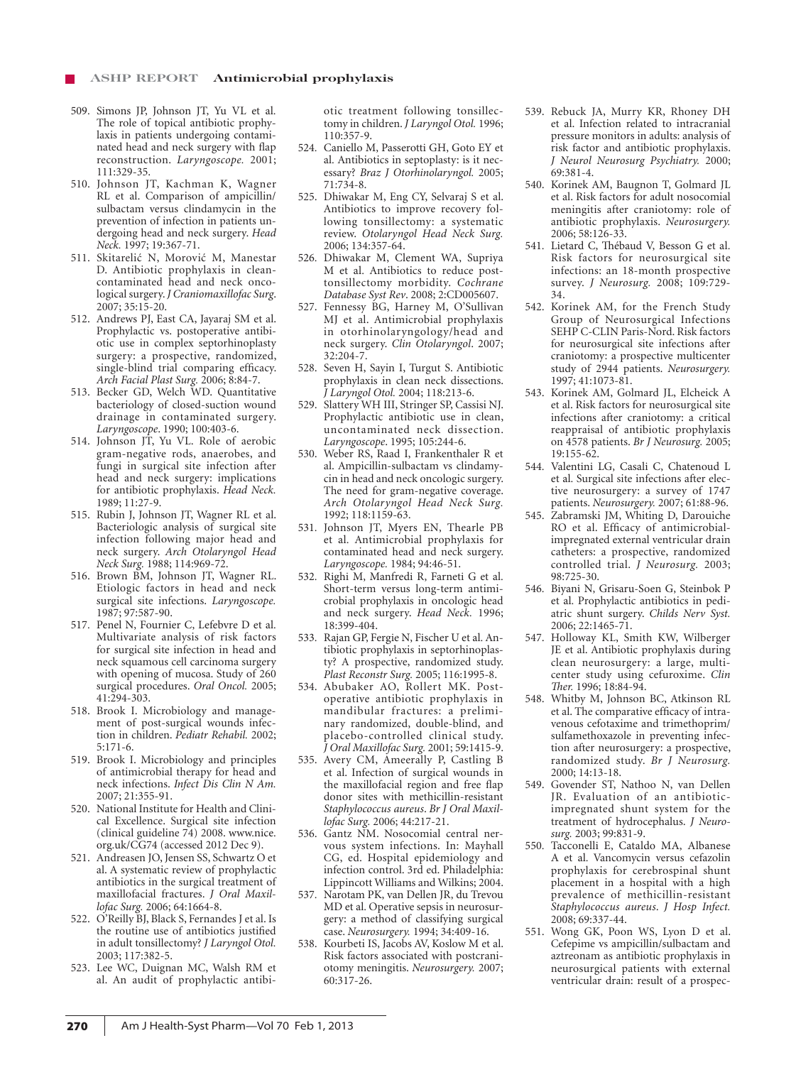509. Simons JP, Johnson JT, Yu VL et al. The role of topical antibiotic prophylaxis in patients undergoing contaminated head and neck surgery with flap reconstruction. *Laryngoscope.* 2001; 111:329-35.
510. Johnson JT, Kachman K, Wagner RL et al. Comparison of ampicillin/sulbactam versus clindamycin in the prevention of infection in patients undergoing head and neck surgery. *Head Neck.* 1997; 19:367-71.
511. Skitarelić N, Morović M, Manestar D. Antibiotic prophylaxis in clean-contaminated head and neck oncological surgery. *J Craniomaxillofac Surg.* 2007; 35:15-20.
512. Andrews PJ, East CA, Jayaraj SM et al. Prophylactic vs. postoperative antibiotic use in complex septorhinoplasty surgery: a prospective, randomized, single-blind trial comparing efficacy. *Arch Facial Plast Surg.* 2006; 8:84-7.
513. Becker GD, Welch WD. Quantitative bacteriology of closed-suction wound drainage in contaminated surgery. *Laryngoscope*. 1990; 100:403-6.
514. Johnson JT, Yu VL. Role of aerobic gram-negative rods, anaerobes, and fungi in surgical site infection after head and neck surgery: implications for antibiotic prophylaxis. *Head Neck.* 1989; 11:27-9.
515. Rubin J, Johnson JT, Wagner RL et al. Bacteriologic analysis of surgical site infection following major head and neck surgery. *Arch Otolaryngol Head Neck Surg.* 1988; 114:969-72.
516. Brown BM, Johnson JT, Wagner RL. Etiologic factors in head and neck surgical site infections. *Laryngoscope.* 1987; 97:587-90.
517. Penel N, Fournier C, Lefebvre D et al. Multivariate analysis of risk factors for surgical site infection in head and neck squamous cell carcinoma surgery with opening of mucosa. Study of 260 surgical procedures. *Oral Oncol.* 2005; 41:294-303.
518. Brook I. Microbiology and management of post-surgical wounds infection in children. *Pediatr Rehabil.* 2002; 5:171-6.
519. Brook I. Microbiology and principles of antimicrobial therapy for head and neck infections. *Infect Dis Clin N Am.* 2007; 21:355-91.
520. National Institute for Health and Clinical Excellence. Surgical site infection (clinical guideline 74) 2008. www.nice.org.uk/CG74 (accessed 2012 Dec 9).
521. Andreasen JO, Jensen SS, Schwartz O et al. A systematic review of prophylactic antibiotics in the surgical treatment of maxillofacial fractures. *J Oral Maxillofac Surg.* 2006; 64:1664-8.
522. O'Reilly BJ, Black S, Fernandes J et al. Is the routine use of antibiotics justified in adult tonsillectomy? *J Laryngol Otol.* 2003; 117:382-5.
523. Lee WC, Duignan MC, Walsh RM et al. An audit of prophylactic antibiotic treatment following tonsillectomy in children. *J Laryngol Otol.* 1996; 110:357-9.
524. Caniello M, Passerotti GH, Goto EY et al. Antibiotics in septoplasty: is it necessary? *Braz J Otorhinolaryngol.* 2005; 71:734-8.
525. Dhiwakar M, Eng CY, Selvaraj S et al. Antibiotics to improve recovery following tonsillectomy: a systematic review. *Otolaryngol Head Neck Surg.* 2006; 134:357-64.
526. Dhiwakar M, Clement WA, Supriya M et al. Antibiotics to reduce post-tonsillectomy morbidity. *Cochrane Database Syst Rev*. 2008; 2:CD005607.
527. Fennessy BG, Harney M, O'Sullivan MJ et al. Antimicrobial prophylaxis in otorhinolaryngology/head and neck surgery. *Clin Otolaryngol*. 2007; 32:204-7.
528. Seven H, Sayin I, Turgut S. Antibiotic prophylaxis in clean neck dissections. *J Laryngol Otol.* 2004; 118:213-6.
529. Slattery WH III, Stringer SP, Cassisi NJ. Prophylactic antibiotic use in clean, uncontaminated neck dissection. *Laryngoscope.* 1995; 105:244-6.
530. Weber RS, Raad I, Frankenthaler R et al. Ampicillin-sulbactam vs clindamycin in head and neck oncologic surgery. The need for gram-negative coverage. *Arch Otolaryngol Head Neck Surg.* 1992; 118:1159-63.
531. Johnson JT, Myers EN, Thearle PB et al. Antimicrobial prophylaxis for contaminated head and neck surgery. *Laryngoscope.* 1984; 94:46-51.
532. Righi M, Manfredi R, Farneti G et al. Short-term versus long-term antimicrobial prophylaxis in oncologic head and neck surgery. *Head Neck.* 1996; 18:399-404.
533. Rajan GP, Fergie N, Fischer U et al. Antibiotic prophylaxis in septorhinoplasty? A prospective, randomized study. *Plast Reconstr Surg.* 2005; 116:1995-8.
534. Abubaker AO, Rollert MK. Postoperative antibiotic prophylaxis in mandibular fractures: a preliminary randomized, double-blind, and placebo-controlled clinical study. *J Oral Maxillofac Surg.* 2001; 59:1415-9.
535. Avery CM, Ameerally P, Castling B et al. Infection of surgical wounds in the maxillofacial region and free flap donor sites with methicillin-resistant *Staphylococcus aureus*. *Br J Oral Maxillofac Surg.* 2006; 44:217-21.
536. Gantz NM. Nosocomial central nervous system infections. In: Mayhall CG, ed. Hospital epidemiology and infection control. 3rd ed. Philadelphia: Lippincott Williams and Wilkins; 2004.
537. Narotam PK, van Dellen JR, du Trevou MD et al. Operative sepsis in neurosurgery: a method of classifying surgical case. *Neurosurgery.* 1994; 34:409-16.
538. Kourbeti IS, Jacobs AV, Koslow M et al. Risk factors associated with postcraniotomy meningitis. *Neurosurgery.* 2007; 60:317-26.
539. Rebuck JA, Murry KR, Rhoney DH et al. Infection related to intracranial pressure monitors in adults: analysis of risk factor and antibiotic prophylaxis. *J Neurol Neurosurg Psychiatry.* 2000; 69:381-4.
540. Korinek AM, Baugnon T, Golmard JL et al. Risk factors for adult nosocomial meningitis after craniotomy: role of antibiotic prophylaxis. *Neurosurgery.* 2006; 58:126-33.
541. Lietard C, Thébaud V, Besson G et al. Risk factors for neurosurgical site infections: an 18-month prospective survey. *J Neurosurg.* 2008; 109:729-34.
542. Korinek AM, for the French Study Group of Neurosurgical Infections SEHP C-CLIN Paris-Nord. Risk factors for neurosurgical site infections after craniotomy: a prospective multicenter study of 2944 patients. *Neurosurgery.* 1997; 41:1073-81.
543. Korinek AM, Golmard JL, Elcheick A et al. Risk factors for neurosurgical site infections after craniotomy: a critical reappraisal of antibiotic prophylaxis on 4578 patients. *Br J Neurosurg.* 2005; 19:155-62.
544. Valentini LG, Casali C, Chatenoud L et al. Surgical site infections after elective neurosurgery: a survey of 1747 patients. *Neurosurgery.* 2007; 61:88-96.
545. Zabramski JM, Whiting D, Darouiche RO et al. Efficacy of antimicrobial-impregnated external ventricular drain catheters: a prospective, randomized controlled trial. *J Neurosurg.* 2003; 98:725-30.
546. Biyani N, Grisaru-Soen G, Steinbok P et al. Prophylactic antibiotics in pediatric shunt surgery. *Childs Nerv Syst.* 2006; 22:1465-71.
547. Holloway KL, Smith KW, Wilberger JE et al. Antibiotic prophylaxis during clean neurosurgery: a large, multicenter study using cefuroxime. *Clin Ther.* 1996; 18:84-94.
548. Whitby M, Johnson BC, Atkinson RL et al. The comparative efficacy of intravenous cefotaxime and trimethoprim/sulfamethoxazole in preventing infection after neurosurgery: a prospective, randomized study. *Br J Neurosurg.* 2000; 14:13-18.
549. Govender ST, Nathoo N, van Dellen JR. Evaluation of an antibiotic-impregnated shunt system for the treatment of hydrocephalus. *J Neurosurg.* 2003; 99:831-9.
550. Tacconelli E, Cataldo MA, Albanese A et al. Vancomycin versus cefazolin prophylaxis for cerebrospinal shunt placement in a hospital with a high prevalence of methicillin-resistant *Staphylococcus aureus*. *J Hosp Infect.* 2008; 69:337-44.
551. Wong GK, Poon WS, Lyon D et al. Cefepime vs ampicillin/sulbactam and aztreonam as antibiotic prophylaxis in neurosurgical patients with external ventricular drain: result of a prospec-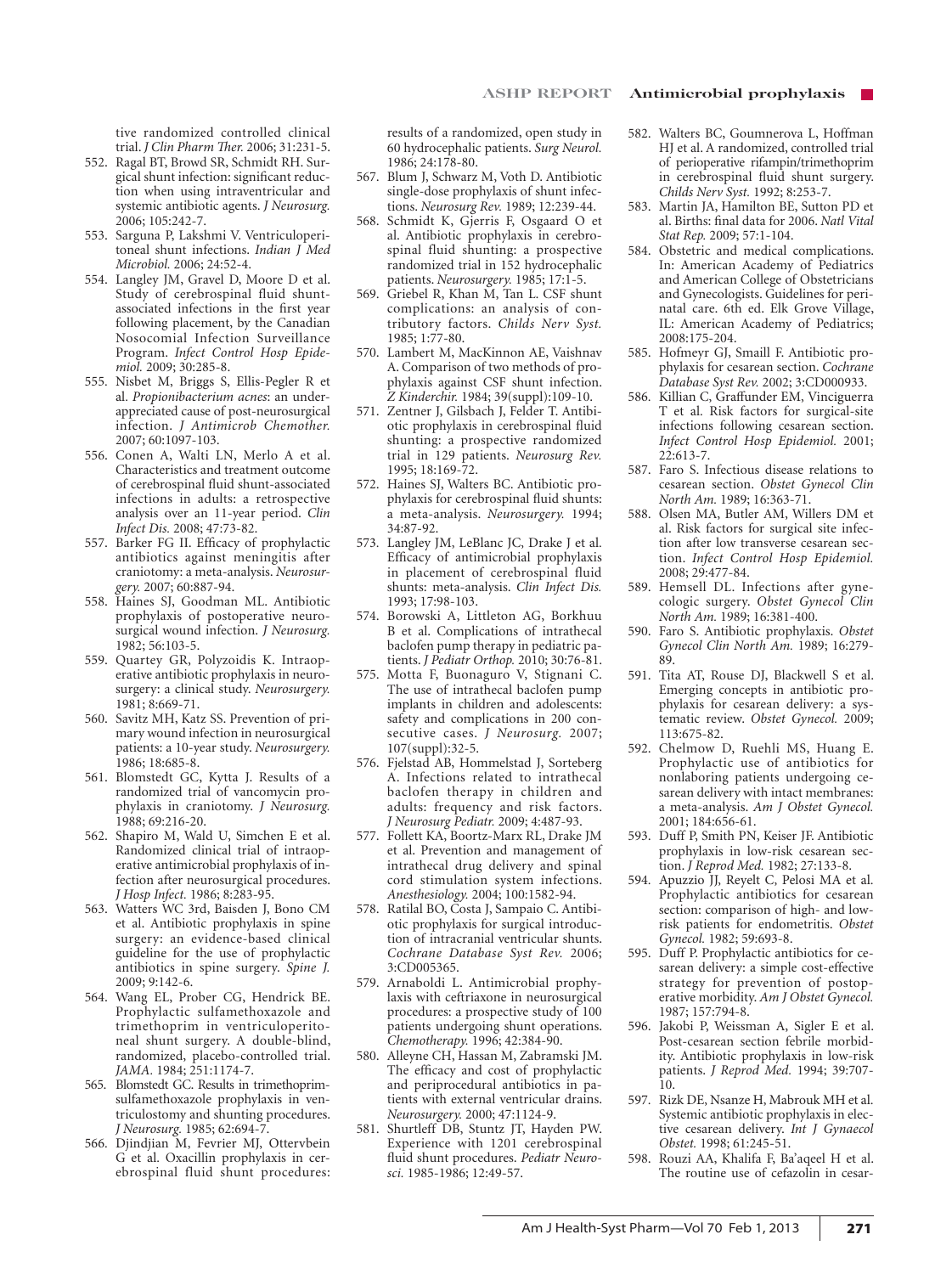tive randomized controlled clinical trial. *J Clin Pharm Ther.* 2006; 31:231-5.

552. Ragal BT, Browd SR, Schmidt RH. Surgical shunt infection: significant reduction when using intraventricular and systemic antibiotic agents. *J Neurosurg.* 2006; 105:242-7.
553. Sarguna P, Lakshmi V. Ventriculoperitoneal shunt infections. *Indian J Med Microbiol.* 2006; 24:52-4.
554. Langley JM, Gravel D, Moore D et al. Study of cerebrospinal fluid shunt-associated infections in the first year following placement, by the Canadian Nosocomial Infection Surveillance Program. *Infect Control Hosp Epidemiol.* 2009; 30:285-8.
555. Nisbet M, Briggs S, Ellis-Pegler R et al. *Propionibacterium acnes*: an underappreciated cause of post-neurosurgical infection. *J Antimicrob Chemother.* 2007; 60:1097-103.
556. Conen A, Walti LN, Merlo A et al. Characteristics and treatment outcome of cerebrospinal fluid shunt-associated infections in adults: a retrospective analysis over an 11-year period. *Clin Infect Dis.* 2008; 47:73-82.
557. Barker FG II. Efficacy of prophylactic antibiotics against meningitis after craniotomy: a meta-analysis. *Neurosurgery.* 2007; 60:887-94.
558. Haines SJ, Goodman ML. Antibiotic prophylaxis of postoperative neurosurgical wound infection. *J Neurosurg.* 1982; 56:103-5.
559. Quartey GR, Polyzoidis K. Intraoperative antibiotic prophylaxis in neurosurgery: a clinical study. *Neurosurgery.* 1981; 8:669-71.
560. Savitz MH, Katz SS. Prevention of primary wound infection in neurosurgical patients: a 10-year study. *Neurosurgery.* 1986; 18:685-8.
561. Blomstedt GC, Kytta J. Results of a randomized trial of vancomycin prophylaxis in craniotomy. *J Neurosurg.* 1988; 69:216-20.
562. Shapiro M, Wald U, Simchen E et al. Randomized clinical trial of intraoperative antimicrobial prophylaxis of infection after neurosurgical procedures. *J Hosp Infect.* 1986; 8:283-95.
563. Watters WC 3rd, Baisden J, Bono CM et al. Antibiotic prophylaxis in spine surgery: an evidence-based clinical guideline for the use of prophylactic antibiotics in spine surgery. *Spine J.* 2009; 9:142-6.
564. Wang EL, Prober CG, Hendrick BE. Prophylactic sulfamethoxazole and trimethoprim in ventriculoperitoneal shunt surgery. A double-blind, randomized, placebo-controlled trial. *JAMA.* 1984; 251:1174-7.
565. Blomstedt GC. Results in trimethoprim-sulfamethoxazole prophylaxis in ventriculostomy and shunting procedures. *J Neurosurg.* 1985; 62:694-7.
566. Djindjian M, Fevrier MJ, Ottervbein G et al. Oxacillin prophylaxis in cerebrospinal fluid shunt procedures: results of a randomized, open study in 60 hydrocephalic patients. *Surg Neurol.* 1986; 24:178-80.
567. Blum J, Schwarz M, Voth D. Antibiotic single-dose prophylaxis of shunt infections. *Neurosurg Rev.* 1989; 12:239-44.
568. Schmidt K, Gjerris F, Osgaard O et al. Antibiotic prophylaxis in cerebrospinal fluid shunting: a prospective randomized trial in 152 hydrocephalic patients. *Neurosurgery.* 1985; 17:1-5.
569. Griebel R, Khan M, Tan L. CSF shunt complications: an analysis of contributory factors. *Childs Nerv Syst.* 1985; 1:77-80.
570. Lambert M, MacKinnon AE, Vaishnav A. Comparison of two methods of prophylaxis against CSF shunt infection. *Z Kinderchir.* 1984; 39(suppl):109-10.
571. Zentner J, Gilsbach J, Felder T. Antibiotic prophylaxis in cerebrospinal fluid shunting: a prospective randomized trial in 129 patients. *Neurosurg Rev.* 1995; 18:169-72.
572. Haines SJ, Walters BC. Antibiotic prophylaxis for cerebrospinal fluid shunts: a meta-analysis. *Neurosurgery.* 1994; 34:87-92.
573. Langley JM, LeBlanc JC, Drake J et al. Efficacy of antimicrobial prophylaxis in placement of cerebrospinal fluid shunts: meta-analysis. *Clin Infect Dis.* 1993; 17:98-103.
574. Borowski A, Littleton AG, Borkhuu B et al. Complications of intrathecal baclofen pump therapy in pediatric patients. *J Pediatr Orthop.* 2010; 30:76-81.
575. Motta F, Buonaguro V, Stignani C. The use of intrathecal baclofen pump implants in children and adolescents: safety and complications in 200 consecutive cases. *J Neurosurg.* 2007; 107(suppl):32-5.
576. Fjelstad AB, Hommelstad J, Sorteberg A. Infections related to intrathecal baclofen therapy in children and adults: frequency and risk factors. *J Neurosurg Pediatr.* 2009; 4:487-93.
577. Follett KA, Boortz-Marx RL, Drake JM et al. Prevention and management of intrathecal drug delivery and spinal cord stimulation system infections. *Anesthesiology.* 2004; 100:1582-94.
578. Ratilal BO, Costa J, Sampaio C. Antibiotic prophylaxis for surgical introduction of intracranial ventricular shunts. *Cochrane Database Syst Rev.* 2006; 3:CD005365.
579. Arnaboldi L. Antimicrobial prophylaxis with ceftriaxone in neurosurgical procedures: a prospective study of 100 patients undergoing shunt operations. *Chemotherapy.* 1996; 42:384-90.
580. Alleyne CH, Hassan M, Zabramski JM. The efficacy and cost of prophylactic and periprocedural antibiotics in patients with external ventricular drains. *Neurosurgery.* 2000; 47:1124-9.
581. Shurtleff DB, Stuntz JT, Hayden PW. Experience with 1201 cerebrospinal fluid shunt procedures. *Pediatr Neurosci.* 1985-1986; 12:49-57.
582. Walters BC, Goumnerova L, Hoffman HJ et al. A randomized, controlled trial of perioperative rifampin/trimethoprim in cerebrospinal fluid shunt surgery. *Childs Nerv Syst.* 1992; 8:253-7.
583. Martin JA, Hamilton BE, Sutton PD et al. Births: final data for 2006. *Natl Vital Stat Rep.* 2009; 57:1-104.
584. Obstetric and medical complications. In: American Academy of Pediatrics and American College of Obstetricians and Gynecologists. Guidelines for perinatal care. 6th ed. Elk Grove Village, IL: American Academy of Pediatrics; 2008:175-204.
585. Hofmeyr GJ, Smaill F. Antibiotic prophylaxis for cesarean section. *Cochrane Database Syst Rev.* 2002; 3:CD000933.
586. Killian C, Graffunder EM, Vinciguerra T et al. Risk factors for surgical-site infections following cesarean section. *Infect Control Hosp Epidemiol.* 2001; 22:613-7.
587. Faro S. Infectious disease relations to cesarean section. *Obstet Gynecol Clin North Am.* 1989; 16:363-71.
588. Olsen MA, Butler AM, Willers DM et al. Risk factors for surgical site infection after low transverse cesarean section. *Infect Control Hosp Epidemiol.* 2008; 29:477-84.
589. Hemsell DL. Infections after gynecologic surgery. *Obstet Gynecol Clin North Am.* 1989; 16:381-400.
590. Faro S. Antibiotic prophylaxis. *Obstet Gynecol Clin North Am.* 1989; 16:279-89.
591. Tita AT, Rouse DJ, Blackwell S et al. Emerging concepts in antibiotic prophylaxis for cesarean delivery: a systematic review. *Obstet Gynecol.* 2009; 113:675-82.
592. Chelmow D, Ruehli MS, Huang E. Prophylactic use of antibiotics for nonlaboring patients undergoing cesarean delivery with intact membranes: a meta-analysis. *Am J Obstet Gynecol.* 2001; 184:656-61.
593. Duff P, Smith PN, Keiser JF. Antibiotic prophylaxis in low-risk cesarean section. *J Reprod Med.* 1982; 27:133-8.
594. Apuzzio JJ, Reyelt C, Pelosi MA et al. Prophylactic antibiotics for cesarean section: comparison of high- and low-risk patients for endometritis. *Obstet Gynecol.* 1982; 59:693-8.
595. Duff P. Prophylactic antibiotics for cesarean delivery: a simple cost-effective strategy for prevention of postoperative morbidity. *Am J Obstet Gynecol.* 1987; 157:794-8.
596. Jakobi P, Weissman A, Sigler E et al. Post-cesarean section febrile morbidity. Antibiotic prophylaxis in low-risk patients. *J Reprod Med.* 1994; 39:707-10.
597. Rizk DE, Nsanze H, Mabrouk MH et al. Systemic antibiotic prophylaxis in elective cesarean delivery. *Int J Gynaecol Obstet.* 1998; 61:245-51.
598. Rouzi AA, Khalifa F, Ba'aqeel H et al. The routine use of cefazolin in cesar-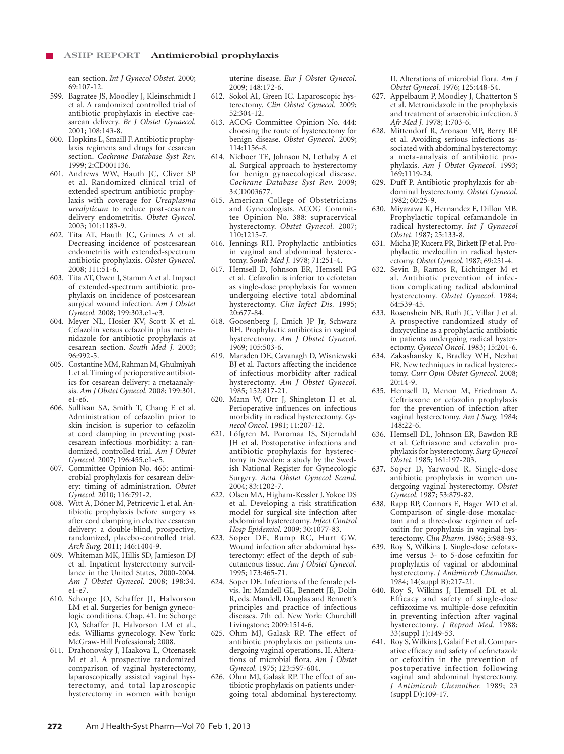ean section. *Int J Gynecol Obstet.* 2000; 69:107-12.

599. Bagratee JS, Moodley J, Kleinschmidt I et al. A randomized controlled trial of antibiotic prophylaxis in elective caesarean delivery. *Br J Obstet Gynaecol.* 2001; 108:143-8.
600. Hopkins L, Smaill F. Antibiotic prophylaxis regimens and drugs for cesarean section. *Cochrane Database Syst Rev.* 1999; 2:CD001136.
601. Andrews WW, Hauth JC, Cliver SP et al. Randomized clinical trial of extended spectrum antibiotic prophylaxis with coverage for *Ureaplasma urealyticum* to reduce post-cesarean delivery endometritis. *Obstet Gyncol.* 2003; 101:1183-9.
602. Tita AT, Hauth JC, Grimes A et al. Decreasing incidence of postcesarean endometritis with extended-spectrum antibiotic prophylaxis. *Obstet Gynecol.* 2008; 111:51-6.
603. Tita AT, Owen J, Stamm A et al. Impact of extended-spectrum antibiotic prophylaxis on incidence of postcesarean surgical wound infection. *Am J Obstet Gynecol.* 2008; 199:303.e1-e3.
604. Meyer NL, Hosier KV, Scott K et al. Cefazolin versus cefazolin plus metronidazole for antibiotic prophylaxis at cesarean section. *South Med J.* 2003; 96:992-5.
605. Costantine MM, Rahman M, Ghulmiyah L et al. Timing of perioperative antibiotics for cesarean delivery: a metaanalysis. *Am J Obstet Gynecol.* 2008; 199:301.e1-e6.
606. Sullivan SA, Smith T, Chang E et al. Administration of cefazolin prior to skin incision is superior to cefazolin at cord clamping in preventing postcesarean infectious morbidity: a randomized, controlled trial. *Am J Obstet Gynecol.* 2007; 196:455.e1-e5.
607. Committee Opinion No. 465: antimicrobial prophylaxis for cesarean delivery: timing of administration. *Obstet Gynecol.* 2010; 116:791-2.
608. Witt A, Döner M, Petricevic L et al. Antibiotic prophylaxis before surgery vs after cord clamping in elective cesarean delivery: a double-blind, prospective, randomized, placebo-controlled trial. *Arch Surg.* 2011; 146:1404-9.
609. Whiteman MK, Hillis SD, Jamieson DJ et al. Inpatient hysterectomy surveillance in the United States, 2000-2004. *Am J Obstet Gynecol.* 2008; 198:34.e1-e7.
610. Schorge JO, Schaffer JI, Halvorson LM et al. Surgeries for benign gynecologic conditions. Chap. 41. In: Schorge JO, Schaffer JI, Halvorson LM et al., eds. Williams gynecology. New York: McGraw-Hill Professional; 2008.
611. Drahonovsky J, Haakova L, Otcenasek M et al. A prospective randomized comparison of vaginal hysterectomy, laparoscopically assisted vaginal hysterectomy, and total laparoscopic hysterectomy in women with benign uterine disease. *Eur J Obstet Gynecol.* 2009; 148:172-6.
612. Sokol AI, Green IC. Laparoscopic hysterectomy. *Clin Obstet Gynecol.* 2009; 52:304-12.
613. ACOG Committee Opinion No. 444: choosing the route of hysterectomy for benign disease. *Obstet Gynecol.* 2009; 114:1156-8.
614. Nieboer TE, Johnson N, Lethaby A et al. Surgical approach to hysterectomy for benign gynaecological disease. *Cochrane Database Syst Rev.* 2009; 3:CD003677.
615. American College of Obstetricians and Gynecologists. ACOG Committee Opinion No. 388: supracervical hysterectomy. *Obstet Gynecol.* 2007; 110:1215-7.
616. Jennings RH. Prophylactic antibiotics in vaginal and abdominal hysterectomy. *South Med J.* 1978; 71:251-4.
617. Hemsell D, Johnson ER, Hemsell PG et al. Cefazolin is inferior to cefotetan as single-dose prophylaxis for women undergoing elective total abdominal hysterectomy. *Clin Infect Dis.* 1995; 20:677-84.
618. Goosenberg J, Emich JP Jr, Schwarz RH. Prophylactic antibiotics in vaginal hysterectomy. *Am J Obstet Gynecol.* 1969; 105:503-6.
619. Marsden DE, Cavanagh D, Wisniewski BJ et al. Factors affecting the incidence of infectious morbidity after radical hysterectomy. *Am J Obstet Gynecol.* 1985; 152:817-21.
620. Mann W, Orr J, Shingleton H et al. Perioperative influences on infectious morbidity in radical hysterectomy. *Gynecol Oncol.* 1981; 11:207-12.
621. Löfgren M, Poromaa IS, Stjerndahl JH et al. Postoperative infections and antibiotic prophylaxis for hysterectomy in Sweden: a study by the Swedish National Register for Gynecologic Surgery. *Acta Obstet Gynecol Scand.* 2004; 83:1202-7.
622. Olsen MA, Higham-Kessler J, Yokoe DS et al. Developing a risk stratification model for surgical site infection after abdominal hysterectomy. *Infect Control Hosp Epidemiol.* 2009; 30:1077-83.
623. Soper DE, Bump RC, Hurt GW. Wound infection after abdominal hysterectomy: effect of the depth of subcutaneous tissue. *Am J Obstet Gynecol.* 1995; 173:465-71.
624. Soper DE. Infections of the female pelvis. In: Mandell GL, Bennett JE, Dolin R, eds. Mandell, Douglas and Bennett's principles and practice of infectious diseases. 7th ed. New York: Churchill Livingstone; 2009:1514-6.
625. Ohm MJ, Galask RP. The effect of antibiotic prophylaxis on patients undergoing vaginal operations. II. Alterations of microbial flora. *Am J Obstet Gynecol.* 1975; 123:597-604.
626. Ohm MJ, Galask RP. The effect of antibiotic prophylaxis on patients undergoing total abdominal hysterectomy. II. Alterations of microbial flora. *Am J Obstet Gynecol.* 1976; 125:448-54.
627. Appelbaum P, Moodley J, Chatterton S et al. Metronidazole in the prophylaxis and treatment of anaerobic infection. *S Afr Med J.* 1978; 1:703-6.
628. Mittendorf R, Aronson MP, Berry RE et al. Avoiding serious infections associated with abdominal hysterectomy: a meta-analysis of antibiotic prophylaxis. *Am J Obstet Gynecol.* 1993; 169:1119-24.
629. Duff P. Antibiotic prophylaxis for abdominal hysterectomy. *Obstet Gynecol.* 1982; 60:25-9.
630. Miyazawa K, Hernandez E, Dillon MB. Prophylactic topical cefamandole in radical hysterectomy. *Int J Gynaecol Obstet.* 1987; 25:133-8.
631. Micha JP, Kucera PR, Birkett JP et al. Prophylactic mezlocillin in radical hysterectomy. *Obstet Gynecol.* 1987; 69:251-4.
632. Sevin B, Ramos R, Lichtinger M et al. Antibiotic prevention of infection complicating radical abdominal hysterectomy. *Obstet Gynecol.* 1984; 64:539-45.
633. Rosenshein NB, Ruth JC, Villar J et al. A prospective randomized study of doxycycline as a prophylactic antibiotic in patients undergoing radical hysterectomy. *Gynecol Oncol.* 1983; 15:201-6.
634. Zakashansky K, Bradley WH, Nezhat FR. New techniques in radical hysterectomy. *Curr Opin Obstet Gynecol.* 2008; 20:14-9.
635. Hemsell D, Menon M, Friedman A. Ceftriaxone or cefazolin prophylaxis for the prevention of infection after vaginal hysterectomy. *Am J Surg.* 1984; 148:22-6.
636. Hemsell DL, Johnson ER, Bawdon RE et al. Ceftriaxone and cefazolin prophylaxis for hysterectomy. *Surg Gynecol Obstet.* 1985; 161:197-203.
637. Soper D, Yarwood R. Single-dose antibiotic prophylaxis in women undergoing vaginal hysterectomy. *Obstet Gynecol.* 1987; 53:879-82.
638. Rapp RP, Connors E, Hager WD et al. Comparison of single-dose moxalactam and a three-dose regimen of cefoxitin for prophylaxis in vaginal hysterectomy. *Clin Pharm.* 1986; 5:988-93.
639. Roy S, Wilkins J. Single-dose cefotaxime versus 3- to 5-dose cefoxitin for prophylaxis of vaginal or abdominal hysterectomy. *J Antimicrob Chemother.* 1984; 14(suppl B):217-21.
640. Roy S, Wilkins J, Hemsell DL et al. Efficacy and safety of single-dose ceftizoxime vs. multiple-dose cefoxitin in preventing infection after vaginal hysterectomy. *J Reprod Med.* 1988; 33(suppl 1):149-53.
641. Roy S, Wilkins J, Galaif E et al. Comparative efficacy and safety of cefmetazole or cefoxitin in the prevention of postoperative infection following vaginal and abdominal hysterectomy. *J Antimicrob Chemother.* 1989; 23 (suppl D):109-17.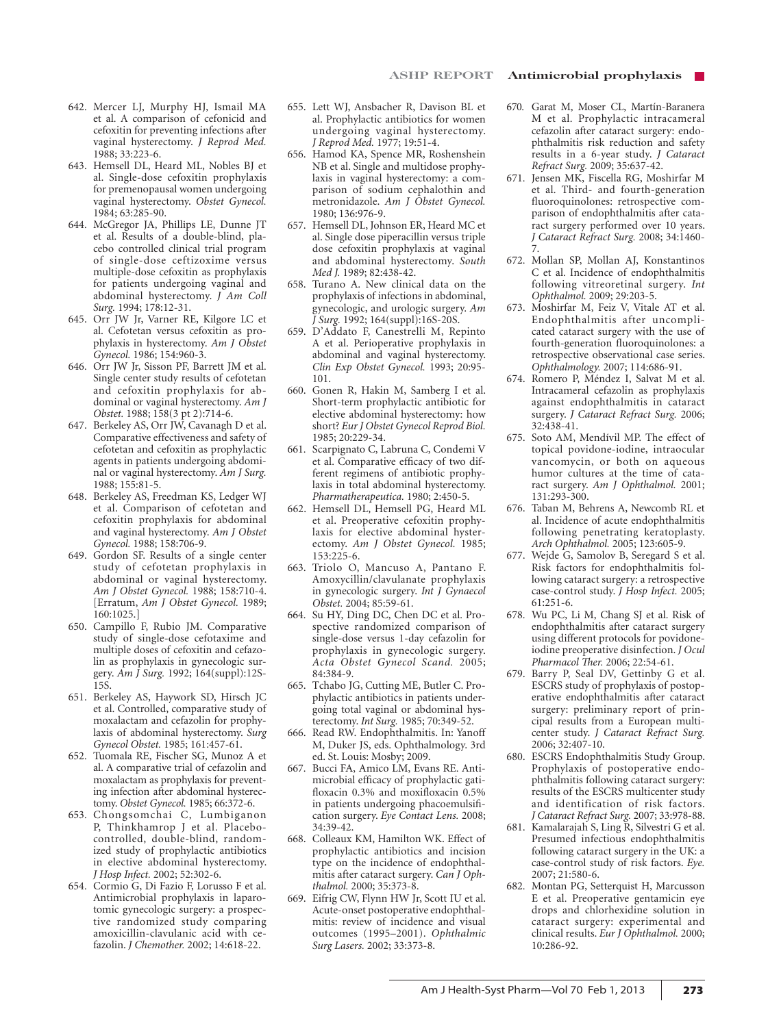642. Mercer LJ, Murphy HJ, Ismail MA et al. A comparison of cefonicid and cefoxitin for preventing infections after vaginal hysterectomy. *J Reprod Med.* 1988; 33:223-6.
643. Hemsell DL, Heard ML, Nobles BJ et al. Single-dose cefoxitin prophylaxis for premenopausal women undergoing vaginal hysterectomy. *Obstet Gynecol.* 1984; 63:285-90.
644. McGregor JA, Phillips LE, Dunne JT et al. Results of a double-blind, placebo controlled clinical trial program of single-dose ceftizoxime versus multiple-dose cefoxitin as prophylaxis for patients undergoing vaginal and abdominal hysterectomy. *J Am Coll Surg.* 1994; 178:12-31.
645. Orr JW Jr, Varner RE, Kilgore LC et al. Cefotetan versus cefoxitin as prophylaxis in hysterectomy. *Am J Obstet Gynecol.* 1986; 154:960-3.
646. Orr JW Jr, Sisson PF, Barrett JM et al. Single center study results of cefotetan and cefoxitin prophylaxis for abdominal or vaginal hysterectomy. *Am J Obstet.* 1988; 158(3 pt 2):714-6.
647. Berkeley AS, Orr JW, Cavanagh D et al. Comparative effectiveness and safety of cefotetan and cefoxitin as prophylactic agents in patients undergoing abdominal or vaginal hysterectomy. *Am J Surg.* 1988; 155:81-5.
648. Berkeley AS, Freedman KS, Ledger WJ et al. Comparison of cefotetan and cefoxitin prophylaxis for abdominal and vaginal hysterectomy. *Am J Obstet Gynecol.* 1988; 158:706-9.
649. Gordon SF. Results of a single center study of cefotetan prophylaxis in abdominal or vaginal hysterectomy. *Am J Obstet Gynecol.* 1988; 158:710-4. [Erratum, *Am J Obstet Gynecol.* 1989; 160:1025.]
650. Campillo F, Rubio JM. Comparative study of single-dose cefotaxime and multiple doses of cefoxitin and cefazolin as prophylaxis in gynecologic surgery. *Am J Surg.* 1992; 164(suppl):12S-15S.
651. Berkeley AS, Haywork SD, Hirsch JC et al. Controlled, comparative study of moxalactam and cefazolin for prophylaxis of abdominal hysterectomy. *Surg Gynecol Obstet.* 1985; 161:457-61.
652. Tuomala RE, Fischer SG, Munoz A et al. A comparative trial of cefazolin and moxalactam as prophylaxis for preventing infection after abdominal hysterectomy. *Obstet Gynecol.* 1985; 66:372-6.
653. Chongsomchai C, Lumbiganon P, Thinkhamrop J et al. Placebo-controlled, double-blind, randomized study of prophylactic antibiotics in elective abdominal hysterectomy. *J Hosp Infect.* 2002; 52:302-6.
654. Cormio G, Di Fazio F, Lorusso F et al. Antimicrobial prophylaxis in laparotomic gynecologic surgery: a prospective randomized study comparing amoxicillin-clavulanic acid with cefazolin. *J Chemother.* 2002; 14:618-22.
655. Lett WJ, Ansbacher R, Davison BL et al. Prophylactic antibiotics for women undergoing vaginal hysterectomy. *J Reprod Med.* 1977; 19:51-4.
656. Hamod KA, Spence MR, Roshenshein NB et al. Single and multidose prophylaxis in vaginal hysterectomy: a comparison of sodium cephalothin and metronidazole. *Am J Obstet Gynecol.* 1980; 136:976-9.
657. Hemsell DL, Johnson ER, Heard MC et al. Single dose piperacillin versus triple dose cefoxitin prophylaxis at vaginal and abdominal hysterectomy. *South Med J.* 1989; 82:438-42.
658. Turano A. New clinical data on the prophylaxis of infections in abdominal, gynecologic, and urologic surgery. *Am J Surg.* 1992; 164(suppl):16S-20S.
659. D'Addato F, Canestrelli M, Repinto A et al. Perioperative prophylaxis in abdominal and vaginal hysterectomy. *Clin Exp Obstet Gynecol.* 1993; 20:95-101.
660. Gonen R, Hakin M, Samberg I et al. Short-term prophylactic antibiotic for elective abdominal hysterectomy: how short? *Eur J Obstet Gynecol Reprod Biol.* 1985; 20:229-34.
661. Scarpignato C, Labruna C, Condemi V et al. Comparative efficacy of two different regimens of antibiotic prophylaxis in total abdominal hysterectomy. *Pharmatherapeutica.* 1980; 2:450-5.
662. Hemsell DL, Hemsell PG, Heard ML et al. Preoperative cefoxitin prophylaxis for elective abdominal hysterectomy. *Am J Obstet Gynecol.* 1985; 153:225-6.
663. Triolo O, Mancuso A, Pantano F. Amoxycillin/clavulanate prophylaxis in gynecologic surgery. *Int J Gynaecol Obstet.* 2004; 85:59-61.
664. Su HY, Ding DC, Chen DC et al. Prospective randomized comparison of single-dose versus 1-day cefazolin for prophylaxis in gynecologic surgery. *Acta Obstet Gynecol Scand.* 2005; 84:384-9.
665. Tchabo JG, Cutting ME, Butler C. Prophylactic antibiotics in patients undergoing total vaginal or abdominal hysterectomy. *Int Surg.* 1985; 70:349-52.
666. Read RW. Endophthalmitis. In: Yanoff M, Duker JS, eds. Ophthalmology. 3rd ed. St. Louis: Mosby; 2009.
667. Bucci FA, Amico LM, Evans RE. Antimicrobial efficacy of prophylactic gatifloxacin 0.3% and moxifloxacin 0.5% in patients undergoing phacoemulsification surgery. *Eye Contact Lens.* 2008; 34:39-42.
668. Colleaux KM, Hamilton WK. Effect of prophylactic antibiotics and incision type on the incidence of endophthalmitis after cataract surgery. *Can J Ophthalmol.* 2000; 35:373-8.
669. Eifrig CW, Flynn HW Jr, Scott IU et al. Acute-onset postoperative endophthalmitis: review of incidence and visual outcomes (1995–2001). *Ophthalmic Surg Lasers.* 2002; 33:373-8.
670. Garat M, Moser CL, Martín-Baranera M et al. Prophylactic intracameral cefazolin after cataract surgery: endophthalmitis risk reduction and safety results in a 6-year study. *J Cataract Refract Surg.* 2009; 35:637-42.
671. Jensen MK, Fiscella RG, Moshirfar M et al. Third- and fourth-generation fluoroquinolones: retrospective comparison of endophthalmitis after cataract surgery performed over 10 years. *J Cataract Refract Surg.* 2008; 34:1460-7.
672. Mollan SP, Mollan AJ, Konstantinos C et al. Incidence of endophthalmitis following vitreoretinal surgery. *Int Ophthalmol.* 2009; 29:203-5.
673. Moshirfar M, Feiz V, Vitale AT et al. Endophthalmitis after uncomplicated cataract surgery with the use of fourth-generation fluoroquinolones: a retrospective observational case series. *Ophthalmology.* 2007; 114:686-91.
674. Romero P, Méndez I, Salvat M et al. Intracameral cefazolin as prophylaxis against endophthalmitis in cataract surgery. *J Cataract Refract Surg.* 2006; 32:438-41.
675. Soto AM, Mendívil MP. The effect of topical povidone-iodine, intraocular vancomycin, or both on aqueous humor cultures at the time of cataract surgery. *Am J Ophthalmol.* 2001; 131:293-300.
676. Taban M, Behrens A, Newcomb RL et al. Incidence of acute endophthalmitis following penetrating keratoplasty. *Arch Ophthalmol.* 2005; 123:605-9.
677. Wejde G, Samolov B, Seregard S et al. Risk factors for endophthalmitis following cataract surgery: a retrospective case-control study. *J Hosp Infect.* 2005; 61:251-6.
678. Wu PC, Li M, Chang SJ et al. Risk of endophthalmitis after cataract surgery using different protocols for povidone-iodine preoperative disinfection. *J Ocul Pharmacol Ther.* 2006; 22:54-61.
679. Barry P, Seal DV, Gettinby G et al. ESCRS study of prophylaxis of postoperative endophthalmitis after cataract surgery: preliminary report of principal results from a European multicenter study. *J Cataract Refract Surg.* 2006; 32:407-10.
680. ESCRS Endophthalmitis Study Group. Prophylaxis of postoperative endophthalmitis following cataract surgery: results of the ESCRS multicenter study and identification of risk factors. *J Cataract Refract Surg.* 2007; 33:978-88.
681. Kamalarajah S, Ling R, Silvestri G et al. Presumed infectious endophthalmitis following cataract surgery in the UK: a case-control study of risk factors. *Eye.* 2007; 21:580-6.
682. Montan PG, Setterquist H, Marcusson E et al. Preoperative gentamicin eye drops and chlorhexidine solution in cataract surgery: experimental and clinical results. *Eur J Ophthalmol.* 2000; 10:286-92.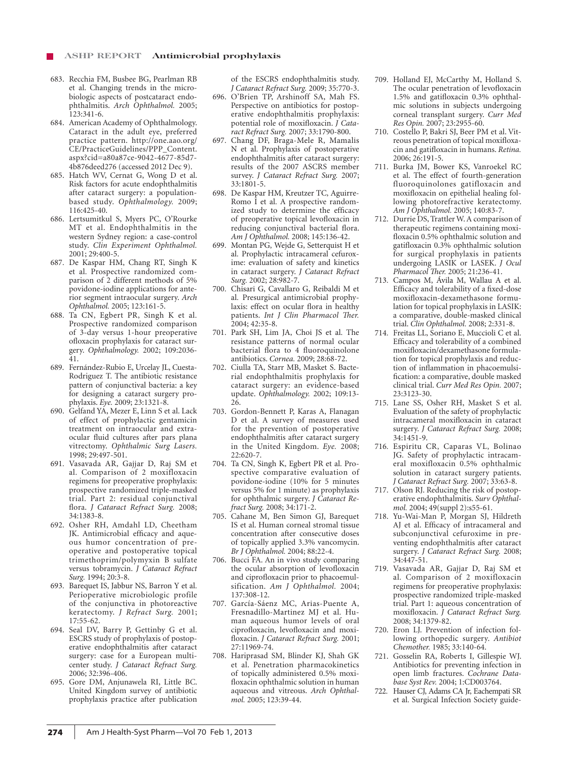683. Recchia FM, Busbee BG, Pearlman RB et al. Changing trends in the microbiologic aspects of postcataract endophthalmitis. *Arch Ophthalmol.* 2005; 123:341-6.
684. American Academy of Ophthalmology. Cataract in the adult eye, preferred practice pattern. http://one.aao.org/CE/PracticeGuidelines/PPP_Content.aspx?cid=a80a87ce-9042-4677-85d7-4b876deed276 (accessed 2012 Dec 9).
685. Hatch WV, Cernat G, Wong D et al. Risk factors for acute endophthalmitis after cataract surgery: a population-based study. *Ophthalmology.* 2009; 116:425-40.
686. Lertsumitkul S, Myers PC, O'Rourke MT et al. Endophthalmitis in the western Sydney region: a case-control study. *Clin Experiment Ophthalmol.* 2001; 29:400-5.
687. De Kaspar HM, Chang RT, Singh K et al. Prospective randomized comparison of 2 different methods of 5% povidone-iodine applications for anterior segment intraocular surgery. *Arch Ophthalmol.* 2005; 123:161-5.
688. Ta CN, Egbert PR, Singh K et al. Prospective randomized comparison of 3-day versus 1-hour preoperative ofloxacin prophylaxis for cataract surgery. *Ophthalmology.* 2002; 109:2036-41.
689. Fernández-Rubio E, Urcelay JL, Cuesta-Rodriguez T. The antibiotic resistance pattern of conjunctival bacteria: a key for designing a cataract surgery prophylaxis. *Eye.* 2009; 23:1321-8.
690. Gelfand YA, Mezer E, Linn S et al. Lack of effect of prophylactic gentamicin treatment on intraocular and extraocular fluid cultures after pars plana vitrectomy. *Ophthalmic Surg Lasers.* 1998; 29:497-501.
691. Vasavada AR, Gajjar D, Raj SM et al. Comparison of 2 moxifloxacin regimens for preoperative prophylaxis: prospective randomized triple-masked trial. Part 2: residual conjunctival flora. *J Cataract Refract Surg.* 2008; 34:1383-8.
692. Osher RH, Amdahl LD, Cheetham JK. Antimicrobial efficacy and aqueous humor concentration of preoperative and postoperative topical trimethoprim/polymyxin B sulfate versus tobramycin. *J Cataract Refract Surg.* 1994; 20:3-8.
693. Barequet IS, Jabbur NS, Barron Y et al. Perioperative microbiologic profile of the conjunctiva in photoreactive keratectomy. *J Refract Surg.* 2001; 17:55-62.
694. Seal DV, Barry P, Gettinby G et al. ESCRS study of prophylaxis of postoperative endophthalmitis after cataract surgery: case for a European multicenter study. *J Cataract Refract Surg.* 2006; 32:396-406.
695. Gore DM, Anjunawela RI, Little BC. United Kingdom survey of antibiotic prophylaxis practice after publication of the ESCRS endophthalmitis study. *J Cataract Refract Surg.* 2009; 35:770-3.
696. O'Brien TP, Arshinoff SA, Mah FS. Perspective on antibiotics for postoperative endophthalmitis prophylaxis: potential role of moxifloxacin. *J Cataract Refract Surg.* 2007; 33:1790-800.
697. Chang DF, Braga-Mele R, Mamalis N et al. Prophylaxis of postoperative endophthalmitis after cataract surgery: results of the 2007 ASCRS member survey. *J Cataract Refract Surg.* 2007; 33:1801-5.
698. De Kaspar HM, Kreutzer TC, Aguirre-Romo I et al. A prospective randomized study to determine the efficacy of preoperative topical levofloxacin in reducing conjunctival bacterial flora. *Am J Ophthalmol.* 2008; 145:136-42.
699. Montan PG, Wejde G, Setterquist H et al. Prophylactic intracameral cefuroxime: evaluation of safety and kinetics in cataract surgery. *J Cataract Refract Surg.* 2002; 28:982-7.
700. Chisari G, Cavallaro G, Reibaldi M et al. Presurgical antimicrobial prophylaxis: effect on ocular flora in healthy patients. *Int J Clin Pharmacol Ther.* 2004; 42:35-8.
701. Park SH, Lim JA, Choi JS et al. The resistance patterns of normal ocular bacterial flora to 4 fluoroquinolone antibiotics. *Cornea.* 2009; 28:68-72.
702. Ciulla TA, Starr MB, Masket S. Bacterial endophthalmitis prophylaxis for cataract surgery: an evidence-based update. *Ophthalmology.* 2002; 109:13-26.
703. Gordon-Bennett P, Karas A, Flanagan D et al. A survey of measures used for the prevention of postoperative endophthalmitis after cataract surgery in the United Kingdom. *Eye.* 2008; 22:620-7.
704. Ta CN, Singh K, Egbert PR et al. Prospective comparative evaluation of povidone-iodine (10% for 5 minutes versus 5% for 1 minute) as prophylaxis for ophthalmic surgery. *J Cataract Refract Surg.* 2008; 34:171-2.
705. Cahane M, Ben Simon GJ, Barequet IS et al. Human corneal stromal tissue concentration after consecutive doses of topically applied 3.3% vancomycin. *Br J Ophthalmol.* 2004; 88:22-4.
706. Bucci FA. An in vivo study comparing the ocular absorption of levofloxacin and ciprofloxacin prior to phacoemulsification. *Am J Ophthalmol.* 2004; 137:308-12.
707. García-Sáenz MC, Arias-Puente A, Fresnadillo-Martinez MJ et al. Human aqueous humor levels of oral ciprofloxacin, levofloxacin and moxifloxacin. *J Cataract Refract Surg.* 2001; 27:11969-74.
708. Hariprasad SM, Blinder KJ, Shah GK et al. Penetration pharmacokinetics of topically administered 0.5% moxifloxacin ophthalmic solution in human aqueous and vitreous. *Arch Ophthalmol.* 2005; 123:39-44.
709. Holland EJ, McCarthy M, Holland S. The ocular penetration of levofloxacin 1.5% and gatifloxacin 0.3% ophthalmic solutions in subjects undergoing corneal transplant surgery. *Curr Med Res Opin.* 2007; 23:2955-60.
710. Costello P, Bakri SJ, Beer PM et al. Vitreous penetration of topical moxifloxacin and gatifloxacin in humans. *Retina.* 2006; 26:191-5.
711. Burka JM, Bower KS, Vanroekel RC et al. The effect of fourth-generation fluoroquinolones gatifloxacin and moxifloxacin on epithelial healing following photorefractive keratectomy. *Am J Ophthalmol.* 2005; 140:83-7.
712. Durrie DS, Trattler W. A comparison of therapeutic regimens containing moxifloxacin 0.5% ophthalmic solution and gatifloxacin 0.3% ophthalmic solution for surgical prophylaxis in patients undergoing LASIK or LASEK. *J Ocul Pharmacol Ther.* 2005; 21:236-41.
713. Campos M, Ávila M, Wallau A et al. Efficacy and tolerability of a fixed-dose moxifloxacin-dexamethasone formulation for topical prophylaxis in LASIK: a comparative, double-masked clinical trial. *Clin Ophthalmol.* 2008; 2:331-8.
714. Freitas LL, Soriano E, Muccioli C et al. Efficacy and tolerability of a combined moxifloxacin/dexamethasone formulation for topical prophylaxis and reduction of inflammation in phacoemulsification: a comparative, double masked clinical trial. *Curr Med Res Opin.* 2007; 23:3123-30.
715. Lane SS, Osher RH, Masket S et al. Evaluation of the safety of prophylactic intracameral moxifloxacin in cataract surgery. *J Cataract Refract Surg.* 2008; 34:1451-9.
716. Espiritu CR, Caparas VL, Bolinao JG. Safety of prophylactic intracameral moxifloxacin 0.5% ophthalmic solution in cataract surgery patients. *J Cataract Refract Surg.* 2007; 33:63-8.
717. Olson RJ. Reducing the risk of postoperative endophthalmitis. *Surv Ophthalmol.* 2004; 49(suppl 2):s55-61.
718. Yu-Wai-Man P, Morgan SJ, Hildreth AJ et al. Efficacy of intracameral and subconjunctival cefuroxime in preventing endophthalmitis after cataract surgery. *J Cataract Refract Surg.* 2008; 34:447-51.
719. Vasavada AR, Gajjar D, Raj SM et al. Comparison of 2 moxifloxacin regimens for preoperative prophylaxis: prospective randomized triple-masked trial. Part 1: aqueous concentration of moxifloxacin. *J Cataract Refract Surg.* 2008; 34:1379-82.
720. Eron LJ. Prevention of infection following orthopedic surgery. *Antibiot Chemother.* 1985; 33:140-64.
721. Gosselin RA, Roberts I, Gillespie WJ. Antibiotics for preventing infection in open limb fractures. *Cochrane Database Syst Rev.* 2004; 1:CD003764.
722. Hauser CJ, Adams CA Jr, Eachempati SR et al. Surgical Infection Society guide-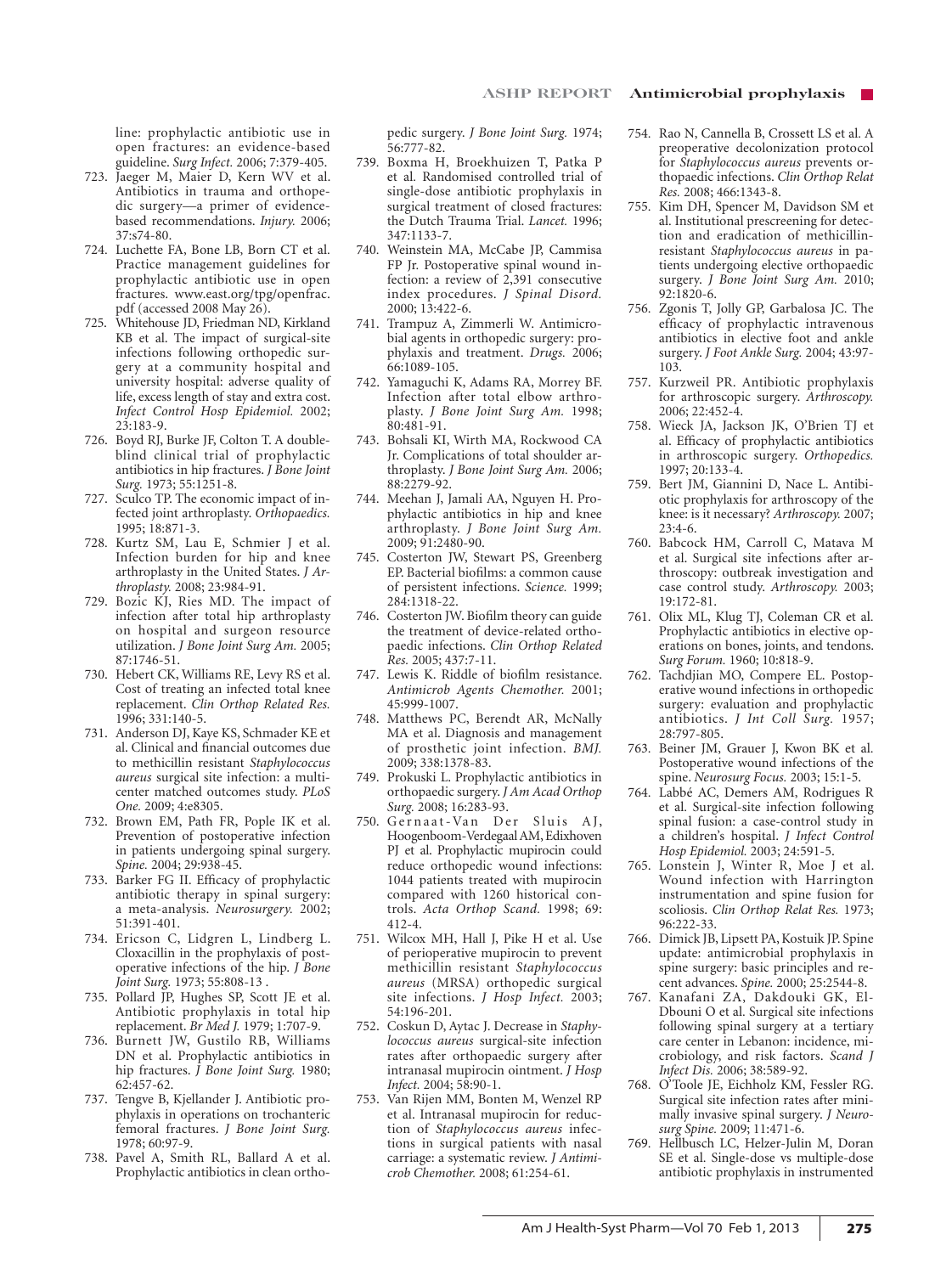line: prophylactic antibiotic use in open fractures: an evidence-based guideline. *Surg Infect.* 2006; 7:379-405.

723. Jaeger M, Maier D, Kern WV et al. Antibiotics in trauma and orthopedic surgery—a primer of evidence-based recommendations. *Injury.* 2006; 37:s74-80.
724. Luchette FA, Bone LB, Born CT et al. Practice management guidelines for prophylactic antibiotic use in open fractures. www.east.org/tpg/openfrac.pdf (accessed 2008 May 26).
725. Whitehouse JD, Friedman ND, Kirkland KB et al. The impact of surgical-site infections following orthopedic surgery at a community hospital and university hospital: adverse quality of life, excess length of stay and extra cost. *Infect Control Hosp Epidemiol.* 2002; 23:183-9.
726. Boyd RJ, Burke JF, Colton T. A double-blind clinical trial of prophylactic antibiotics in hip fractures. *J Bone Joint Surg.* 1973; 55:1251-8.
727. Sculco TP. The economic impact of infected joint arthroplasty. *Orthopaedics.* 1995; 18:871-3.
728. Kurtz SM, Lau E, Schmier J et al. Infection burden for hip and knee arthroplasty in the United States. *J Arthroplasty.* 2008; 23:984-91.
729. Bozic KJ, Ries MD. The impact of infection after total hip arthroplasty on hospital and surgeon resource utilization. *J Bone Joint Surg Am.* 2005; 87:1746-51.
730. Hebert CK, Williams RE, Levy RS et al. Cost of treating an infected total knee replacement. *Clin Orthop Related Res.* 1996; 331:140-5.
731. Anderson DJ, Kaye KS, Schmader KE et al. Clinical and financial outcomes due to methicillin resistant *Staphylococcus aureus* surgical site infection: a multi-center matched outcomes study. *PLoS One.* 2009; 4:e8305.
732. Brown EM, Path FR, Pople IK et al. Prevention of postoperative infection in patients undergoing spinal surgery. *Spine.* 2004; 29:938-45.
733. Barker FG II. Efficacy of prophylactic antibiotic therapy in spinal surgery: a meta-analysis. *Neurosurgery.* 2002; 51:391-401.
734. Ericson C, Lidgren L, Lindberg L. Cloxacillin in the prophylaxis of postoperative infections of the hip. *J Bone Joint Surg.* 1973; 55:808-13 .
735. Pollard JP, Hughes SP, Scott JE et al. Antibiotic prophylaxis in total hip replacement. *Br Med J.* 1979; 1:707-9.
736. Burnett JW, Gustilo RB, Williams DN et al. Prophylactic antibiotics in hip fractures. *J Bone Joint Surg.* 1980; 62:457-62.
737. Tengve B, Kjellander J. Antibiotic prophylaxis in operations on trochanteric femoral fractures. *J Bone Joint Surg.* 1978; 60:97-9.
738. Pavel A, Smith RL, Ballard A et al. Prophylactic antibiotics in clean orthopedic surgery. *J Bone Joint Surg.* 1974; 56:777-82.
739. Boxma H, Broekhuizen T, Patka P et al. Randomised controlled trial of single-dose antibiotic prophylaxis in surgical treatment of closed fractures: the Dutch Trauma Trial. *Lancet.* 1996; 347:1133-7.
740. Weinstein MA, McCabe JP, Cammisa FP Jr. Postoperative spinal wound infection: a review of 2,391 consecutive index procedures. *J Spinal Disord.* 2000; 13:422-6.
741. Trampuz A, Zimmerli W. Antimicrobial agents in orthopedic surgery: prophylaxis and treatment. *Drugs.* 2006; 66:1089-105.
742. Yamaguchi K, Adams RA, Morrey BF. Infection after total elbow arthroplasty. *J Bone Joint Surg Am.* 1998; 80:481-91.
743. Bohsali KI, Wirth MA, Rockwood CA Jr. Complications of total shoulder arthroplasty. *J Bone Joint Surg Am.* 2006; 88:2279-92.
744. Meehan J, Jamali AA, Nguyen H. Prophylactic antibiotics in hip and knee arthroplasty. *J Bone Joint Surg Am.* 2009; 91:2480-90.
745. Costerton JW, Stewart PS, Greenberg EP. Bacterial biofilms: a common cause of persistent infections. *Science.* 1999; 284:1318-22.
746. Costerton JW. Biofilm theory can guide the treatment of device-related orthopaedic infections. *Clin Orthop Related Res.* 2005; 437:7-11.
747. Lewis K. Riddle of biofilm resistance. *Antimicrob Agents Chemother.* 2001; 45:999-1007.
748. Matthews PC, Berendt AR, McNally MA et al. Diagnosis and management of prosthetic joint infection. *BMJ.* 2009; 338:1378-83.
749. Prokuski L. Prophylactic antibiotics in orthopaedic surgery. *J Am Acad Orthop Surg.* 2008; 16:283-93.
750. Gernaat-Van Der Sluis AJ, Hoogenboom-Verdegaal AM, Edixhoven PJ et al. Prophylactic mupirocin could reduce orthopedic wound infections: 1044 patients treated with mupirocin compared with 1260 historical controls. *Acta Orthop Scand.* 1998; 69: 412-4.
751. Wilcox MH, Hall J, Pike H et al. Use of perioperative mupirocin to prevent methicillin resistant *Staphylococcus aureus* (MRSA) orthopedic surgical site infections. *J Hosp Infect.* 2003; 54:196-201.
752. Coskun D, Aytac J. Decrease in *Staphylococcus aureus* surgical-site infection rates after orthopaedic surgery after intranasal mupirocin ointment. *J Hosp Infect.* 2004; 58:90-1.
753. Van Rijen MM, Bonten M, Wenzel RP et al. Intranasal mupirocin for reduction of *Staphylococcus aureus* infections in surgical patients with nasal carriage: a systematic review. *J Antimicrob Chemother.* 2008; 61:254-61.
754. Rao N, Cannella B, Crossett LS et al. A preoperative decolonization protocol for *Staphylococcus aureus* prevents orthopaedic infections. *Clin Orthop Relat Res.* 2008; 466:1343-8.
755. Kim DH, Spencer M, Davidson SM et al. Institutional prescreening for detection and eradication of methicillin-resistant *Staphylococcus aureus* in patients undergoing elective orthopaedic surgery. *J Bone Joint Surg Am.* 2010; 92:1820-6.
756. Zgonis T, Jolly GP, Garbalosa JC. The efficacy of prophylactic intravenous antibiotics in elective foot and ankle surgery. *J Foot Ankle Surg.* 2004; 43:97-103.
757. Kurzweil PR. Antibiotic prophylaxis for arthroscopic surgery. *Arthroscopy.* 2006; 22:452-4.
758. Wieck JA, Jackson JK, O'Brien TJ et al. Efficacy of prophylactic antibiotics in arthroscopic surgery. *Orthopedics.* 1997; 20:133-4.
759. Bert JM, Giannini D, Nace L. Antibiotic prophylaxis for arthroscopy of the knee: is it necessary? *Arthroscopy.* 2007; 23:4-6.
760. Babcock HM, Carroll C, Matava M et al. Surgical site infections after arthroscopy: outbreak investigation and case control study. *Arthroscopy.* 2003; 19:172-81.
761. Olix ML, Klug TJ, Coleman CR et al. Prophylactic antibiotics in elective operations on bones, joints, and tendons. *Surg Forum.* 1960; 10:818-9.
762. Tachdjian MO, Compere EL. Postoperative wound infections in orthopedic surgery: evaluation and prophylactic antibiotics. *J Int Coll Surg.* 1957; 28:797-805.
763. Beiner JM, Grauer J, Kwon BK et al. Postoperative wound infections of the spine. *Neurosurg Focus.* 2003; 15:1-5.
764. Labbé AC, Demers AM, Rodrigues R et al. Surgical-site infection following spinal fusion: a case-control study in a children's hospital. *J Infect Control Hosp Epidemiol.* 2003; 24:591-5.
765. Lonstein J, Winter R, Moe J et al. Wound infection with Harrington instrumentation and spine fusion for scoliosis. *Clin Orthop Relat Res.* 1973; 96:222-33.
766. Dimick JB, Lipsett PA, Kostuik JP. Spine update: antimicrobial prophylaxis in spine surgery: basic principles and recent advances. *Spine.* 2000; 25:2544-8.
767. Kanafani ZA, Dakdouki GK, El-Dbouni O et al. Surgical site infections following spinal surgery at a tertiary care center in Lebanon: incidence, microbiology, and risk factors. *Scand J Infect Dis.* 2006; 38:589-92.
768. O'Toole JE, Eichholz KM, Fessler RG. Surgical site infection rates after minimally invasive spinal surgery. *J Neurosurg Spine.* 2009; 11:471-6.
769. Hellbusch LC, Helzer-Julin M, Doran SE et al. Single-dose vs multiple-dose antibiotic prophylaxis in instrumented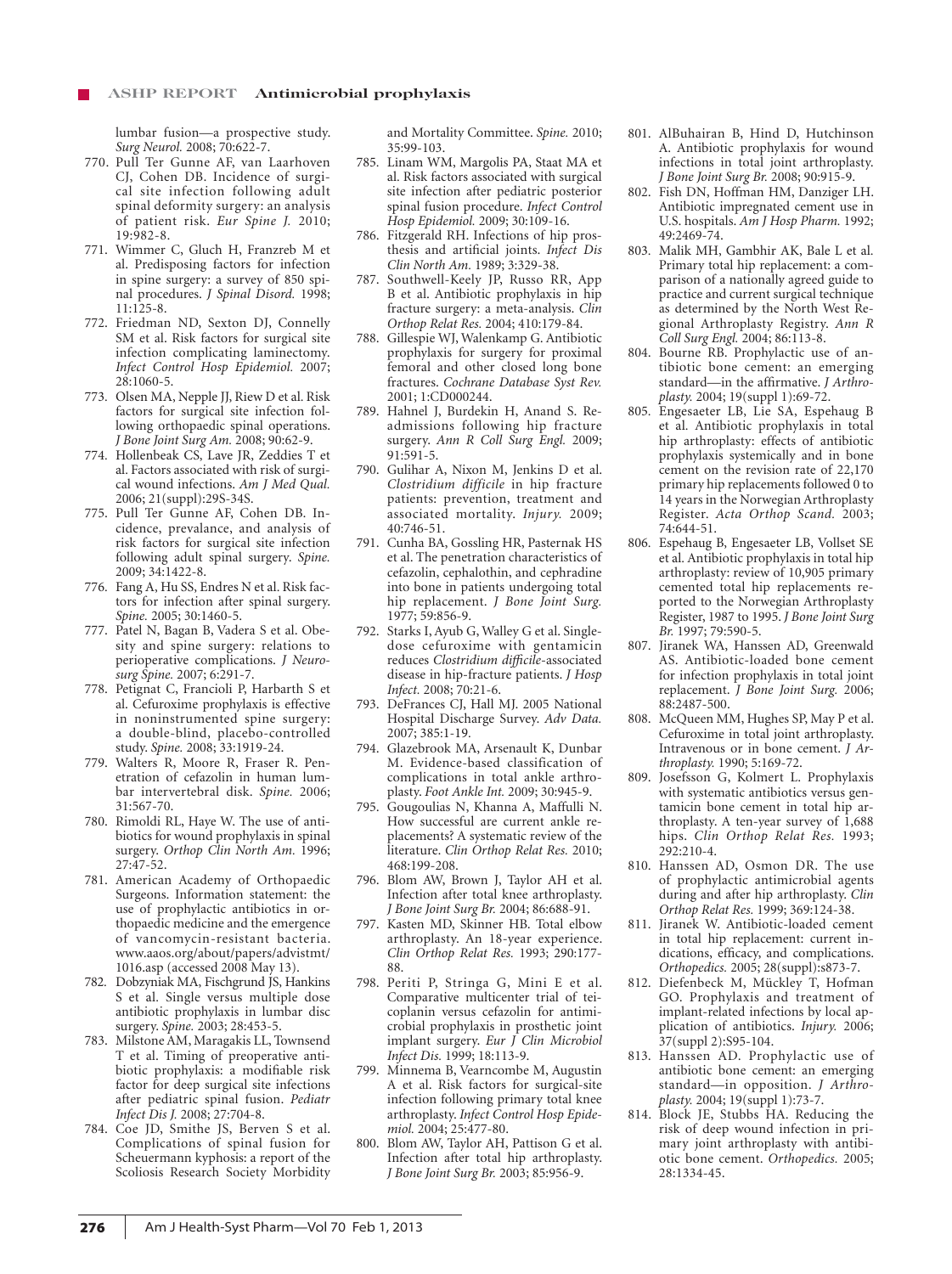lumbar fusion—a prospective study. *Surg Neurol.* 2008; 70:622-7.

770. Pull Ter Gunne AF, van Laarhoven CJ, Cohen DB. Incidence of surgical site infection following adult spinal deformity surgery: an analysis of patient risk. *Eur Spine J.* 2010; 19:982-8.
771. Wimmer C, Gluch H, Franzreb M et al. Predisposing factors for infection in spine surgery: a survey of 850 spinal procedures. *J Spinal Disord.* 1998; 11:125-8.
772. Friedman ND, Sexton DJ, Connelly SM et al. Risk factors for surgical site infection complicating laminectomy. *Infect Control Hosp Epidemiol.* 2007; 28:1060-5.
773. Olsen MA, Nepple JJ, Riew D et al. Risk factors for surgical site infection following orthopaedic spinal operations. *J Bone Joint Surg Am.* 2008; 90:62-9.
774. Hollenbeak CS, Lave JR, Zeddies T et al. Factors associated with risk of surgical wound infections. *Am J Med Qual.* 2006; 21(suppl):29S-34S.
775. Pull Ter Gunne AF, Cohen DB. Incidence, prevalance, and analysis of risk factors for surgical site infection following adult spinal surgery. *Spine.* 2009; 34:1422-8.
776. Fang A, Hu SS, Endres N et al. Risk factors for infection after spinal surgery. *Spine.* 2005; 30:1460-5.
777. Patel N, Bagan B, Vadera S et al. Obesity and spine surgery: relations to perioperative complications. *J Neurosurg Spine.* 2007; 6:291-7.
778. Petignat C, Francioli P, Harbarth S et al. Cefuroxime prophylaxis is effective in noninstrumented spine surgery: a double-blind, placebo-controlled study. *Spine.* 2008; 33:1919-24.
779. Walters R, Moore R, Fraser R. Penetration of cefazolin in human lumbar intervertebral disk. *Spine.* 2006; 31:567-70.
780. Rimoldi RL, Haye W. The use of antibiotics for wound prophylaxis in spinal surgery. *Orthop Clin North Am.* 1996; 27:47-52.
781. American Academy of Orthopaedic Surgeons. Information statement: the use of prophylactic antibiotics in orthopaedic medicine and the emergence of vancomycin-resistant bacteria. www.aaos.org/about/papers/advistmt/1016.asp (accessed 2008 May 13).
782. Dobzyniak MA, Fischgrund JS, Hankins S et al. Single versus multiple dose antibiotic prophylaxis in lumbar disc surgery. *Spine.* 2003; 28:453-5.
783. Milstone AM, Maragakis LL, Townsend T et al. Timing of preoperative antibiotic prophylaxis: a modifiable risk factor for deep surgical site infections after pediatric spinal fusion. *Pediatr Infect Dis J.* 2008; 27:704-8.
784. Coe JD, Smithe JS, Berven S et al. Complications of spinal fusion for Scheuermann kyphosis: a report of the Scoliosis Research Society Morbidity and Mortality Committee. *Spine.* 2010; 35:99-103.
785. Linam WM, Margolis PA, Staat MA et al. Risk factors associated with surgical site infection after pediatric posterior spinal fusion procedure. *Infect Control Hosp Epidemiol.* 2009; 30:109-16.
786. Fitzgerald RH. Infections of hip prosthesis and artificial joints. *Infect Dis Clin North Am.* 1989; 3:329-38.
787. Southwell-Keely JP, Russo RR, App B et al. Antibiotic prophylaxis in hip fracture surgery: a meta-analysis. *Clin Orthop Relat Res.* 2004; 410:179-84.
788. Gillespie WJ, Walenkamp G. Antibiotic prophylaxis for surgery for proximal femoral and other closed long bone fractures. *Cochrane Database Syst Rev.* 2001; 1:CD000244.
789. Hahnel J, Burdekin H, Anand S. Readmissions following hip fracture surgery. *Ann R Coll Surg Engl.* 2009; 91:591-5.
790. Gulihar A, Nixon M, Jenkins D et al. *Clostridium difficile* in hip fracture patients: prevention, treatment and associated mortality. *Injury.* 2009; 40:746-51.
791. Cunha BA, Gossling HR, Pasternak HS et al. The penetration characteristics of cefazolin, cephalothin, and cephradine into bone in patients undergoing total hip replacement. *J Bone Joint Surg.* 1977; 59:856-9.
792. Starks I, Ayub G, Walley G et al. Single-dose cefuroxime with gentamicin reduces *Clostridium difficile*-associated disease in hip-fracture patients. *J Hosp Infect.* 2008; 70:21-6.
793. DeFrances CJ, Hall MJ. 2005 National Hospital Discharge Survey. *Adv Data.* 2007; 385:1-19.
794. Glazebrook MA, Arsenault K, Dunbar M. Evidence-based classification of complications in total ankle arthroplasty. *Foot Ankle Int.* 2009; 30:945-9.
795. Gougoulias N, Khanna A, Maffulli N. How successful are current ankle replacements? A systematic review of the literature. *Clin Orthop Relat Res.* 2010; 468:199-208.
796. Blom AW, Brown J, Taylor AH et al. Infection after total knee arthroplasty. *J Bone Joint Surg Br.* 2004; 86:688-91.
797. Kasten MD, Skinner HB. Total elbow arthroplasty. An 18-year experience. *Clin Orthop Relat Res.* 1993; 290:177-88.
798. Periti P, Stringa G, Mini E et al. Comparative multicenter trial of teicoplanin versus cefazolin for antimicrobial prophylaxis in prosthetic joint implant surgery. *Eur J Clin Microbiol Infect Dis.* 1999; 18:113-9.
799. Minnema B, Vearncombe M, Augustin A et al. Risk factors for surgical-site infection following primary total knee arthroplasty. *Infect Control Hosp Epidemiol.* 2004; 25:477-80.
800. Blom AW, Taylor AH, Pattison G et al. Infection after total hip arthroplasty. *J Bone Joint Surg Br.* 2003; 85:956-9.
801. AlBuhairan B, Hind D, Hutchinson A. Antibiotic prophylaxis for wound infections in total joint arthroplasty. *J Bone Joint Surg Br.* 2008; 90:915-9.
802. Fish DN, Hoffman HM, Danziger LH. Antibiotic impregnated cement use in U.S. hospitals. *Am J Hosp Pharm.* 1992; 49:2469-74.
803. Malik MH, Gambhir AK, Bale L et al. Primary total hip replacement: a comparison of a nationally agreed guide to practice and current surgical technique as determined by the North West Regional Arthroplasty Registry. *Ann R Coll Surg Engl.* 2004; 86:113-8.
804. Bourne RB. Prophylactic use of antibiotic bone cement: an emerging standard—in the affirmative. *J Arthroplasty.* 2004; 19(suppl 1):69-72.
805. Engesaeter LB, Lie SA, Espehaug B et al. Antibiotic prophylaxis in total hip arthroplasty: effects of antibiotic prophylaxis systemically and in bone cement on the revision rate of 22,170 primary hip replacements followed 0 to 14 years in the Norwegian Arthroplasty Register. *Acta Orthop Scand.* 2003; 74:644-51.
806. Espehaug B, Engesaeter LB, Vollset SE et al. Antibiotic prophylaxis in total hip arthroplasty: review of 10,905 primary cemented total hip replacements reported to the Norwegian Arthroplasty Register, 1987 to 1995. *J Bone Joint Surg Br.* 1997; 79:590-5.
807. Jiranek WA, Hanssen AD, Greenwald AS. Antibiotic-loaded bone cement for infection prophylaxis in total joint replacement. *J Bone Joint Surg.* 2006; 88:2487-500.
808. McQueen MM, Hughes SP, May P et al. Cefuroxime in total joint arthroplasty. Intravenous or in bone cement. *J Arthroplasty.* 1990; 5:169-72.
809. Josefsson G, Kolmert L. Prophylaxis with systematic antibiotics versus gentamicin bone cement in total hip arthroplasty. A ten-year survey of 1,688 hips. *Clin Orthop Relat Res.* 1993; 292:210-4.
810. Hanssen AD, Osmon DR. The use of prophylactic antimicrobial agents during and after hip arthroplasty. *Clin Orthop Relat Res.* 1999; 369:124-38.
811. Jiranek W. Antibiotic-loaded cement in total hip replacement: current indications, efficacy, and complications. *Orthopedics.* 2005; 28(suppl):s873-7.
812. Diefenbeck M, Mückley T, Hofman GO. Prophylaxis and treatment of implant-related infections by local application of antibiotics. *Injury.* 2006; 37(suppl 2):S95-104.
813. Hanssen AD. Prophylactic use of antibiotic bone cement: an emerging standard—in opposition. *J Arthroplasty.* 2004; 19(suppl 1):73-7.
814. Block JE, Stubbs HA. Reducing the risk of deep wound infection in primary joint arthroplasty with antibiotic bone cement. *Orthopedics.* 2005; 28:1334-45.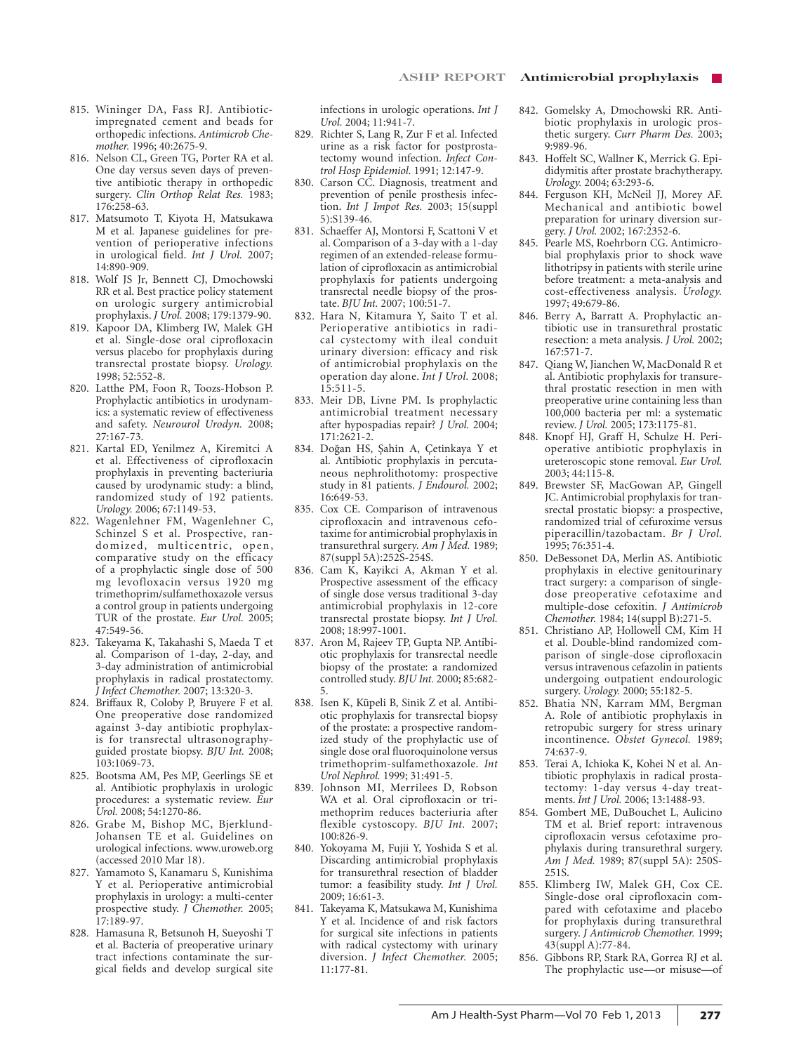815. Wininger DA, Fass RJ. Antibiotic-impregnated cement and beads for orthopedic infections. *Antimicrob Chemother.* 1996; 40:2675-9.

816. Nelson CL, Green TG, Porter RA et al. One day versus seven days of preventive antibiotic therapy in orthopedic surgery. *Clin Orthop Relat Res.* 1983; 176:258-63.

817. Matsumoto T, Kiyota H, Matsukawa M et al. Japanese guidelines for prevention of perioperative infections in urological field. *Int J Urol.* 2007; 14:890-909.

818. Wolf JS Jr, Bennett CJ, Dmochowski RR et al. Best practice policy statement on urologic surgery antimicrobial prophylaxis. *J Urol.* 2008; 179:1379-90.

819. Kapoor DA, Klimberg IW, Malek GH et al. Single-dose oral ciprofloxacin versus placebo for prophylaxis during transrectal prostate biopsy. *Urology.* 1998; 52:552-8.

820. Latthe PM, Foon R, Toozs-Hobson P. Prophylactic antibiotics in urodynamics: a systematic review of effectiveness and safety. *Neurourol Urodyn.* 2008; 27:167-73.

821. Kartal ED, Yenilmez A, Kiremitci A et al. Effectiveness of ciprofloxacin prophylaxis in preventing bacteriuria caused by urodynamic study: a blind, randomized study of 192 patients. *Urology.* 2006; 67:1149-53.

822. Wagenlehner FM, Wagenlehner C, Schinzel S et al. Prospective, randomized, multicentric, open, comparative study on the efficacy of a prophylactic single dose of 500 mg levofloxacin versus 1920 mg trimethoprim/sulfamethoxazole versus a control group in patients undergoing TUR of the prostate. *Eur Urol.* 2005; 47:549-56.

823. Takeyama K, Takahashi S, Maeda T et al. Comparison of 1-day, 2-day, and 3-day administration of antimicrobial prophylaxis in radical prostatectomy. *J Infect Chemother.* 2007; 13:320-3.

824. Briffaux R, Coloby P, Bruyere F et al. One preoperative dose randomized against 3-day antibiotic prophylaxis for transrectal ultrasonography-guided prostate biopsy. *BJU Int.* 2008; 103:1069-73.

825. Bootsma AM, Pes MP, Geerlings SE et al. Antibiotic prophylaxis in urologic procedures: a systematic review. *Eur Urol.* 2008; 54:1270-86.

826. Grabe M, Bishop MC, Bjerklund-Johansen TE et al. Guidelines on urological infections. www.uroweb.org (accessed 2010 Mar 18).

827. Yamamoto S, Kanamaru S, Kunishima Y et al. Perioperative antimicrobial prophylaxis in urology: a multi-center prospective study. *J Chemother.* 2005; 17:189-97.

828. Hamasuna R, Betsunoh H, Sueyoshi T et al. Bacteria of preoperative urinary tract infections contaminate the surgical fields and develop surgical site infections in urologic operations. *Int J Urol.* 2004; 11:941-7.

829. Richter S, Lang R, Zur F et al. Infected urine as a risk factor for postprostatectomy wound infection. *Infect Control Hosp Epidemiol.* 1991; 12:147-9.

830. Carson CC. Diagnosis, treatment and prevention of penile prosthesis infection. *Int J Impot Res.* 2003; 15(suppl 5):S139-46.

831. Schaeffer AJ, Montorsi F, Scattoni V et al. Comparison of a 3-day with a 1-day regimen of an extended-release formulation of ciprofloxacin as antimicrobial prophylaxis for patients undergoing transrectal needle biopsy of the prostate. *BJU Int.* 2007; 100:51-7.

832. Hara N, Kitamura Y, Saito T et al. Perioperative antibiotics in radical cystectomy with ileal conduit urinary diversion: efficacy and risk of antimicrobial prophylaxis on the operation day alone. *Int J Urol.* 2008; 15:511-5.

833. Meir DB, Livne PM. Is prophylactic antimicrobial treatment necessary after hypospadias repair? *J Urol.* 2004; 171:2621-2.

834. Doğan HS, Şahin A, Çetinkaya Y et al. Antibiotic prophylaxis in percutaneous nephrolithotomy: prospective study in 81 patients. *J Endourol.* 2002; 16:649-53.

835. Cox CE. Comparison of intravenous ciprofloxacin and intravenous cefotaxime for antimicrobial prophylaxis in transurethral surgery. *Am J Med.* 1989; 87(suppl 5A):252S-254S.

836. Cam K, Kayikci A, Akman Y et al. Prospective assessment of the efficacy of single dose versus traditional 3-day antimicrobial prophylaxis in 12-core transrectal prostate biopsy. *Int J Urol.* 2008; 18:997-1001.

837. Aron M, Rajeev TP, Gupta NP. Antibiotic prophylaxis for transrectal needle biopsy of the prostate: a randomized controlled study. *BJU Int.* 2000; 85:682-5.

838. Isen K, Küpeli B, Sinik Z et al. Antibiotic prophylaxis for transrectal biopsy of the prostate: a prospective randomized study of the prophylactic use of single dose oral fluoroquinolone versus trimethoprim-sulfamethoxazole. *Int Urol Nephrol.* 1999; 31:491-5.

839. Johnson MI, Merrilees D, Robson WA et al. Oral ciprofloxacin or trimethoprim reduces bacteriuria after flexible cystoscopy. *BJU Int.* 2007; 100:826-9.

840. Yokoyama M, Fujii Y, Yoshida S et al. Discarding antimicrobial prophylaxis for transurethral resection of bladder tumor: a feasibility study. *Int J Urol.* 2009; 16:61-3.

841. Takeyama K, Matsukawa M, Kunishima Y et al. Incidence of and risk factors for surgical site infections in patients with radical cystectomy with urinary diversion. *J Infect Chemother.* 2005; 11:177-81.

842. Gomelsky A, Dmochowski RR. Antibiotic prophylaxis in urologic prosthetic surgery. *Curr Pharm Des.* 2003; 9:989-96.

843. Hoffelt SC, Wallner K, Merrick G. Epididymitis after prostate brachytherapy. *Urology.* 2004; 63:293-6.

844. Ferguson KH, McNeil JJ, Morey AF. Mechanical and antibiotic bowel preparation for urinary diversion surgery. *J Urol.* 2002; 167:2352-6.

845. Pearle MS, Roehrborn CG. Antimicrobial prophylaxis prior to shock wave lithotripsy in patients with sterile urine before treatment: a meta-analysis and cost-effectiveness analysis. *Urology.* 1997; 49:679-86.

846. Berry A, Barratt A. Prophylactic antibiotic use in transurethral prostatic resection: a meta analysis. *J Urol.* 2002; 167:571-7.

847. Qiang W, Jianchen W, MacDonald R et al. Antibiotic prophylaxis for transurethral prostatic resection in men with preoperative urine containing less than 100,000 bacteria per ml: a systematic review. *J Urol.* 2005; 173:1175-81.

848. Knopf HJ, Graff H, Schulze H. Perioperative antibiotic prophylaxis in ureteroscopic stone removal. *Eur Urol.* 2003; 44:115-8.

849. Brewster SF, MacGowan AP, Gingell JC. Antimicrobial prophylaxis for transrectal prostatic biopsy: a prospective, randomized trial of cefuroxime versus piperacillin/tazobactam. *Br J Urol.* 1995; 76:351-4.

850. DeBessonet DA, Merlin AS. Antibiotic prophylaxis in elective genitourinary tract surgery: a comparison of single-dose preoperative cefotaxime and multiple-dose cefoxitin. *J Antimicrob Chemother.* 1984; 14(suppl B):271-5.

851. Christiano AP, Hollowell CM, Kim H et al. Double-blind randomized comparison of single-dose ciprofloxacin versus intravenous cefazolin in patients undergoing outpatient endourologic surgery. *Urology.* 2000; 55:182-5.

852. Bhatia NN, Karram MM, Bergman A. Role of antibiotic prophylaxis in retropubic surgery for stress urinary incontinence. *Obstet Gynecol.* 1989; 74:637-9.

853. Terai A, Ichioka K, Kohei N et al. Antibiotic prophylaxis in radical prostatectomy: 1-day versus 4-day treatments. *Int J Urol.* 2006; 13:1488-93.

854. Gombert ME, DuBouchet L, Aulicino TM et al. Brief report: intravenous ciprofloxacin versus cefotaxime prophylaxis during transurethral surgery. *Am J Med.* 1989; 87(suppl 5A): 250S-251S.

855. Klimberg IW, Malek GH, Cox CE. Single-dose oral ciprofloxacin compared with cefotaxime and placebo for prophylaxis during transurethral surgery. *J Antimicrob Chemother.* 1999; 43(suppl A):77-84.

856. Gibbons RP, Stark RA, Gorrea RJ et al. The prophylactic use—or misuse—of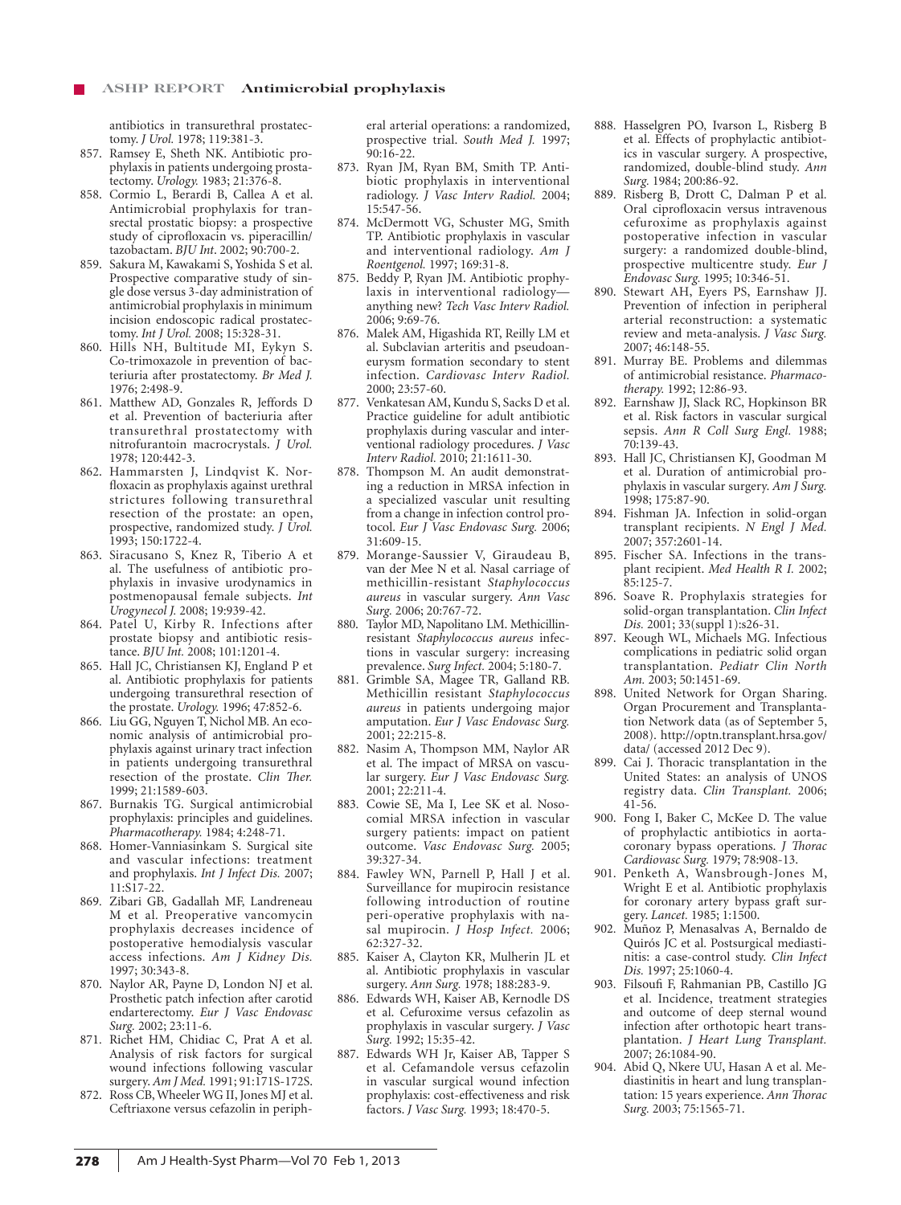antibiotics in transurethral prostatectomy. *J Urol.* 1978; 119:381-3.

857. Ramsey E, Sheth NK. Antibiotic prophylaxis in patients undergoing prostatectomy. *Urology.* 1983; 21:376-8.
858. Cormio L, Berardi B, Callea A et al. Antimicrobial prophylaxis for transrectal prostatic biopsy: a prospective study of ciprofloxacin vs. piperacillin/tazobactam. *BJU Int.* 2002; 90:700-2.
859. Sakura M, Kawakami S, Yoshida S et al. Prospective comparative study of single dose versus 3-day administration of antimicrobial prophylaxis in minimum incision endoscopic radical prostatectomy. *Int J Urol.* 2008; 15:328-31.
860. Hills NH, Bultitude MI, Eykyn S. Co-trimoxazole in prevention of bacteriuria after prostatectomy. *Br Med J.* 1976; 2:498-9.
861. Matthew AD, Gonzales R, Jeffords D et al. Prevention of bacteriuria after transurethral prostatectomy with nitrofurantoin macrocrystals. *J Urol.* 1978; 120:442-3.
862. Hammarsten J, Lindqvist K. Norfloxacin as prophylaxis against urethral strictures following transurethral resection of the prostate: an open, prospective, randomized study. *J Urol.* 1993; 150:1722-4.
863. Siracusano S, Knez R, Tiberio A et al. The usefulness of antibiotic prophylaxis in invasive urodynamics in postmenopausal female subjects. *Int Urogynecol J.* 2008; 19:939-42.
864. Patel U, Kirby R. Infections after prostate biopsy and antibiotic resistance. *BJU Int.* 2008; 101:1201-4.
865. Hall JC, Christiansen KJ, England P et al. Antibiotic prophylaxis for patients undergoing transurethral resection of the prostate. *Urology.* 1996; 47:852-6.
866. Liu GG, Nguyen T, Nichol MB. An economic analysis of antimicrobial prophylaxis against urinary tract infection in patients undergoing transurethral resection of the prostate. *Clin Ther.* 1999; 21:1589-603.
867. Burnakis TG. Surgical antimicrobial prophylaxis: principles and guidelines. *Pharmacotherapy.* 1984; 4:248-71.
868. Homer-Vanniasinkam S. Surgical site and vascular infections: treatment and prophylaxis. *Int J Infect Dis.* 2007; 11:S17-22.
869. Zibari GB, Gadallah MF, Landreneau M et al. Preoperative vancomycin prophylaxis decreases incidence of postoperative hemodialysis vascular access infections. *Am J Kidney Dis.* 1997; 30:343-8.
870. Naylor AR, Payne D, London NJ et al. Prosthetic patch infection after carotid endarterectomy. *Eur J Vasc Endovasc Surg.* 2002; 23:11-6.
871. Richet HM, Chidiac C, Prat A et al. Analysis of risk factors for surgical wound infections following vascular surgery. *Am J Med.* 1991; 91:171S-172S.
872. Ross CB, Wheeler WG II, Jones MJ et al. Ceftriaxone versus cefazolin in peripheral arterial operations: a randomized, prospective trial. *South Med J.* 1997; 90:16-22.
873. Ryan JM, Ryan BM, Smith TP. Antibiotic prophylaxis in interventional radiology. *J Vasc Interv Radiol.* 2004; 15:547-56.
874. McDermott VG, Schuster MG, Smith TP. Antibiotic prophylaxis in vascular and interventional radiology. *Am J Roentgenol.* 1997; 169:31-8.
875. Beddy P, Ryan JM. Antibiotic prophylaxis in interventional radiology—anything new? *Tech Vasc Interv Radiol.* 2006; 9:69-76.
876. Malek AM, Higashida RT, Reilly LM et al. Subclavian arteritis and pseudoaneurysm formation secondary to stent infection. *Cardiovasc Interv Radiol.* 2000; 23:57-60.
877. Venkatesan AM, Kundu S, Sacks D et al. Practice guideline for adult antibiotic prophylaxis during vascular and interventional radiology procedures. *J Vasc Interv Radiol.* 2010; 21:1611-30.
878. Thompson M. An audit demonstrating a reduction in MRSA infection in a specialized vascular unit resulting from a change in infection control protocol. *Eur J Vasc Endovasc Surg.* 2006; 31:609-15.
879. Morange-Saussier V, Giraudeau B, van der Mee N et al. Nasal carriage of methicillin-resistant *Staphylococcus aureus* in vascular surgery. *Ann Vasc Surg.* 2006; 20:767-72.
880. Taylor MD, Napolitano LM. Methicillin-resistant *Staphylococcus aureus* infections in vascular surgery: increasing prevalence. *Surg Infect.* 2004; 5:180-7.
881. Grimble SA, Magee TR, Galland RB. Methicillin resistant *Staphylococcus aureus* in patients undergoing major amputation. *Eur J Vasc Endovasc Surg.* 2001; 22:215-8.
882. Nasim A, Thompson MM, Naylor AR et al. The impact of MRSA on vascular surgery. *Eur J Vasc Endovasc Surg.* 2001; 22:211-4.
883. Cowie SE, Ma I, Lee SK et al. Nosocomial MRSA infection in vascular surgery patients: impact on patient outcome. *Vasc Endovasc Surg.* 2005; 39:327-34.
884. Fawley WN, Parnell P, Hall J et al. Surveillance for mupirocin resistance following introduction of routine peri-operative prophylaxis with nasal mupirocin. *J Hosp Infect.* 2006; 62:327-32.
885. Kaiser A, Clayton KR, Mulherin JL et al. Antibiotic prophylaxis in vascular surgery. *Ann Surg.* 1978; 188:283-9.
886. Edwards WH, Kaiser AB, Kernodle DS et al. Cefuroxime versus cefazolin as prophylaxis in vascular surgery. *J Vasc Surg.* 1992; 15:35-42.
887. Edwards WH Jr, Kaiser AB, Tapper S et al. Cefamandole versus cefazolin in vascular surgical wound infection prophylaxis: cost-effectiveness and risk factors. *J Vasc Surg.* 1993; 18:470-5.
888. Hasselgren PO, Ivarson L, Risberg B et al. Effects of prophylactic antibiotics in vascular surgery. A prospective, randomized, double-blind study. *Ann Surg.* 1984; 200:86-92.
889. Risberg B, Drott C, Dalman P et al. Oral ciprofloxacin versus intravenous cefuroxime as prophylaxis against postoperative infection in vascular surgery: a randomized double-blind, prospective multicentre study. *Eur J Endovasc Surg.* 1995; 10:346-51.
890. Stewart AH, Eyers PS, Earnshaw JJ. Prevention of infection in peripheral arterial reconstruction: a systematic review and meta-analysis. *J Vasc Surg.* 2007; 46:148-55.
891. Murray BE. Problems and dilemmas of antimicrobial resistance. *Pharmacotherapy.* 1992; 12:86-93.
892. Earnshaw JJ, Slack RC, Hopkinson BR et al. Risk factors in vascular surgical sepsis. *Ann R Coll Surg Engl.* 1988; 70:139-43.
893. Hall JC, Christiansen KJ, Goodman M et al. Duration of antimicrobial prophylaxis in vascular surgery. *Am J Surg.* 1998; 175:87-90.
894. Fishman JA. Infection in solid-organ transplant recipients. *N Engl J Med.* 2007; 357:2601-14.
895. Fischer SA. Infections in the transplant recipient. *Med Health R I.* 2002; 85:125-7.
896. Soave R. Prophylaxis strategies for solid-organ transplantation. *Clin Infect Dis.* 2001; 33(suppl 1):s26-31.
897. Keough WL, Michaels MG. Infectious complications in pediatric solid organ transplantation. *Pediatr Clin North Am.* 2003; 50:1451-69.
898. United Network for Organ Sharing. Organ Procurement and Transplantation Network data (as of September 5, 2008). http://optn.transplant.hrsa.gov/data/ (accessed 2012 Dec 9).
899. Cai J. Thoracic transplantation in the United States: an analysis of UNOS registry data. *Clin Transplant.* 2006; 41-56.
900. Fong I, Baker C, McKee D. The value of prophylactic antibiotics in aorta-coronary bypass operations. *J Thorac Cardiovasc Surg.* 1979; 78:908-13.
901. Penketh A, Wansbrough-Jones M, Wright E et al. Antibiotic prophylaxis for coronary artery bypass graft surgery. *Lancet.* 1985; 1:1500.
902. Muñoz P, Menasalvas A, Bernaldo de Quirós JC et al. Postsurgical mediastinitis: a case-control study. *Clin Infect Dis.* 1997; 25:1060-4.
903. Filsoufi F, Rahmanian PB, Castillo JG et al. Incidence, treatment strategies and outcome of deep sternal wound infection after orthotopic heart transplantation. *J Heart Lung Transplant.* 2007; 26:1084-90.
904. Abid Q, Nkere UU, Hasan A et al. Mediastinitis in heart and lung transplantation: 15 years experience. *Ann Thorac Surg.* 2003; 75:1565-71.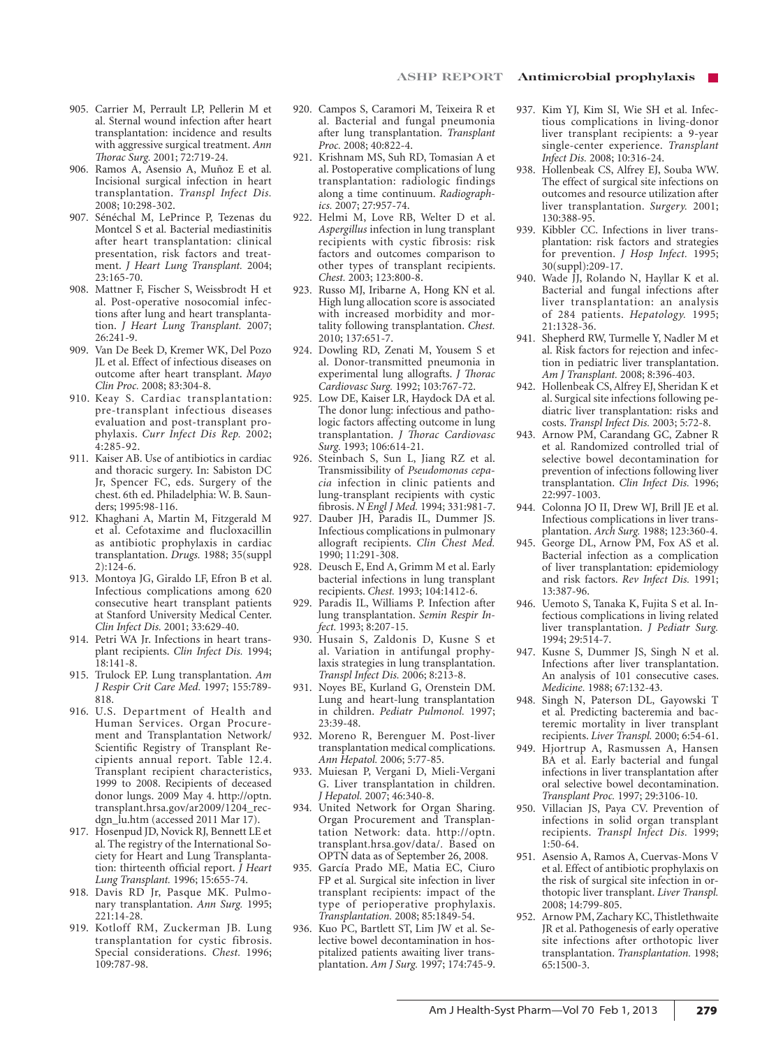905. Carrier M, Perrault LP, Pellerin M et al. Sternal wound infection after heart transplantation: incidence and results with aggressive surgical treatment. *Ann Thorac Surg.* 2001; 72:719-24.
906. Ramos A, Asensio A, Muñoz E et al. Incisional surgical infection in heart transplantation. *Transpl Infect Dis.* 2008; 10:298-302.
907. Sénéchal M, LePrince P, Tezenas du Montcel S et al. Bacterial mediastinitis after heart transplantation: clinical presentation, risk factors and treatment. *J Heart Lung Transplant.* 2004; 23:165-70.
908. Mattner F, Fischer S, Weissbrodt H et al. Post-operative nosocomial infections after lung and heart transplantation. *J Heart Lung Transplant.* 2007; 26:241-9.
909. Van De Beek D, Kremer WK, Del Pozo JL et al. Effect of infectious diseases on outcome after heart transplant. *Mayo Clin Proc.* 2008; 83:304-8.
910. Keay S. Cardiac transplantation: pre-transplant infectious diseases evaluation and post-transplant prophylaxis. *Curr Infect Dis Rep.* 2002; 4:285-92.
911. Kaiser AB. Use of antibiotics in cardiac and thoracic surgery. In: Sabiston DC Jr, Spencer FC, eds. Surgery of the chest. 6th ed. Philadelphia: W. B. Saunders; 1995:98-116.
912. Khaghani A, Martin M, Fitzgerald M et al. Cefotaxime and flucloxacillin as antibiotic prophylaxis in cardiac transplantation. *Drugs.* 1988; 35(suppl 2):124-6.
913. Montoya JG, Giraldo LF, Efron B et al. Infectious complications among 620 consecutive heart transplant patients at Stanford University Medical Center. *Clin Infect Dis.* 2001; 33:629-40.
914. Petri WA Jr. Infections in heart transplant recipients. *Clin Infect Dis.* 1994; 18:141-8.
915. Trulock EP. Lung transplantation. *Am J Respir Crit Care Med.* 1997; 155:789-818.
916. U.S. Department of Health and Human Services. Organ Procurement and Transplantation Network/ Scientific Registry of Transplant Recipients annual report. Table 12.4. Transplant recipient characteristics, 1999 to 2008. Recipients of deceased donor lungs. 2009 May 4. http://optn.transplant.hrsa.gov/ar2009/1204_rec-dgn_lu.htm (accessed 2011 Mar 17).
917. Hosenpud JD, Novick RJ, Bennett LE et al. The registry of the International Society for Heart and Lung Transplantation: thirteenth official report. *J Heart Lung Transplant.* 1996; 15:655-74.
918. Davis RD Jr, Pasque MK. Pulmonary transplantation. *Ann Surg.* 1995; 221:14-28.
919. Kotloff RM, Zuckerman JB. Lung transplantation for cystic fibrosis. Special considerations. *Chest.* 1996; 109:787-98.
920. Campos S, Caramori M, Teixeira R et al. Bacterial and fungal pneumonia after lung transplantation. *Transplant Proc.* 2008; 40:822-4.
921. Krishnam MS, Suh RD, Tomasian A et al. Postoperative complications of lung transplantation: radiologic findings along a time continuum. *Radiographics.* 2007; 27:957-74.
922. Helmi M, Love RB, Welter D et al. *Aspergillus* infection in lung transplant recipients with cystic fibrosis: risk factors and outcomes comparison to other types of transplant recipients. *Chest.* 2003; 123:800-8.
923. Russo MJ, Iribarne A, Hong KN et al. High lung allocation score is associated with increased morbidity and mortality following transplantation. *Chest.* 2010; 137:651-7.
924. Dowling RD, Zenati M, Yousem S et al. Donor-transmitted pneumonia in experimental lung allografts. *J Thorac Cardiovasc Surg.* 1992; 103:767-72.
925. Low DE, Kaiser LR, Haydock DA et al. The donor lung: infectious and pathologic factors affecting outcome in lung transplantation. *J Thorac Cardiovasc Surg.* 1993; 106:614-21.
926. Steinbach S, Sun L, Jiang RZ et al. Transmissibility of *Pseudomonas cepacia* infection in clinic patients and lung-transplant recipients with cystic fibrosis. *N Engl J Med.* 1994; 331:981-7.
927. Dauber JH, Paradis IL, Dummer JS. Infectious complications in pulmonary allograft recipients. *Clin Chest Med.* 1990; 11:291-308.
928. Deusch E, End A, Grimm M et al. Early bacterial infections in lung transplant recipients. *Chest.* 1993; 104:1412-6.
929. Paradis IL, Williams P. Infection after lung transplantation. *Semin Respir Infect.* 1993; 8:207-15.
930. Husain S, Zaldonis D, Kusne S et al. Variation in antifungal prophylaxis strategies in lung transplantation. *Transpl Infect Dis.* 2006; 8:213-8.
931. Noyes BE, Kurland G, Orenstein DM. Lung and heart-lung transplantation in children. *Pediatr Pulmonol.* 1997; 23:39-48.
932. Moreno R, Berenguer M. Post-liver transplantation medical complications. *Ann Hepatol.* 2006; 5:77-85.
933. Muiesan P, Vergani D, Mieli-Vergani G. Liver transplantation in children. *J Hepatol.* 2007; 46:340-8.
934. United Network for Organ Sharing. Organ Procurement and Transplantation Network: data. http://optn.transplant.hrsa.gov/data/. Based on OPTN data as of September 26, 2008.
935. García Prado ME, Matia EC, Ciuro FP et al. Surgical site infection in liver transplant recipients: impact of the type of perioperative prophylaxis. *Transplantation.* 2008; 85:1849-54.
936. Kuo PC, Bartlett ST, Lim JW et al. Selective bowel decontamination in hospitalized patients awaiting liver transplantation. *Am J Surg.* 1997; 174:745-9.
937. Kim YJ, Kim SI, Wie SH et al. Infectious complications in living-donor liver transplant recipients: a 9-year single-center experience. *Transplant Infect Dis.* 2008; 10:316-24.
938. Hollenbeak CS, Alfrey EJ, Souba WW. The effect of surgical site infections on outcomes and resource utilization after liver transplantation. *Surgery.* 2001; 130:388-95.
939. Kibbler CC. Infections in liver transplantation: risk factors and strategies for prevention. *J Hosp Infect.* 1995; 30(suppl):209-17.
940. Wade JJ, Rolando N, Hayllar K et al. Bacterial and fungal infections after liver transplantation: an analysis of 284 patients. *Hepatology.* 1995; 21:1328-36.
941. Shepherd RW, Turmelle Y, Nadler M et al. Risk factors for rejection and infection in pediatric liver transplantation. *Am J Transplant.* 2008; 8:396-403.
942. Hollenbeak CS, Alfrey EJ, Sheridan K et al. Surgical site infections following pediatric liver transplantation: risks and costs. *Transpl Infect Dis.* 2003; 5:72-8.
943. Arnow PM, Carandang GC, Zabner R et al. Randomized controlled trial of selective bowel decontamination for prevention of infections following liver transplantation. *Clin Infect Dis.* 1996; 22:997-1003.
944. Colonna JO II, Drew WJ, Brill JE et al. Infectious complications in liver transplantation. *Arch Surg.* 1988; 123:360-4.
945. George DL, Arnow PM, Fox AS et al. Bacterial infection as a complication of liver transplantation: epidemiology and risk factors. *Rev Infect Dis.* 1991; 13:387-96.
946. Uemoto S, Tanaka K, Fujita S et al. Infectious complications in living related liver transplantation. *J Pediatr Surg.* 1994; 29:514-7.
947. Kusne S, Dummer JS, Singh N et al. Infections after liver transplantation. An analysis of 101 consecutive cases. *Medicine.* 1988; 67:132-43.
948. Singh N, Paterson DL, Gayowski T et al. Predicting bacteremia and bacteremic mortality in liver transplant recipients. *Liver Transpl.* 2000; 6:54-61.
949. Hjortrup A, Rasmussen A, Hansen BA et al. Early bacterial and fungal infections in liver transplantation after oral selective bowel decontamination. *Transplant Proc.* 1997; 29:3106-10.
950. Villacian JS, Paya CV. Prevention of infections in solid organ transplant recipients. *Transpl Infect Dis.* 1999; 1:50-64.
951. Asensio A, Ramos A, Cuervas-Mons V et al. Effect of antibiotic prophylaxis on the risk of surgical site infection in orthotopic liver transplant. *Liver Transpl.* 2008; 14:799-805.
952. Arnow PM, Zachary KC, Thistlethwaite JR et al. Pathogenesis of early operative site infections after orthotopic liver transplantation. *Transplantation.* 1998; 65:1500-3.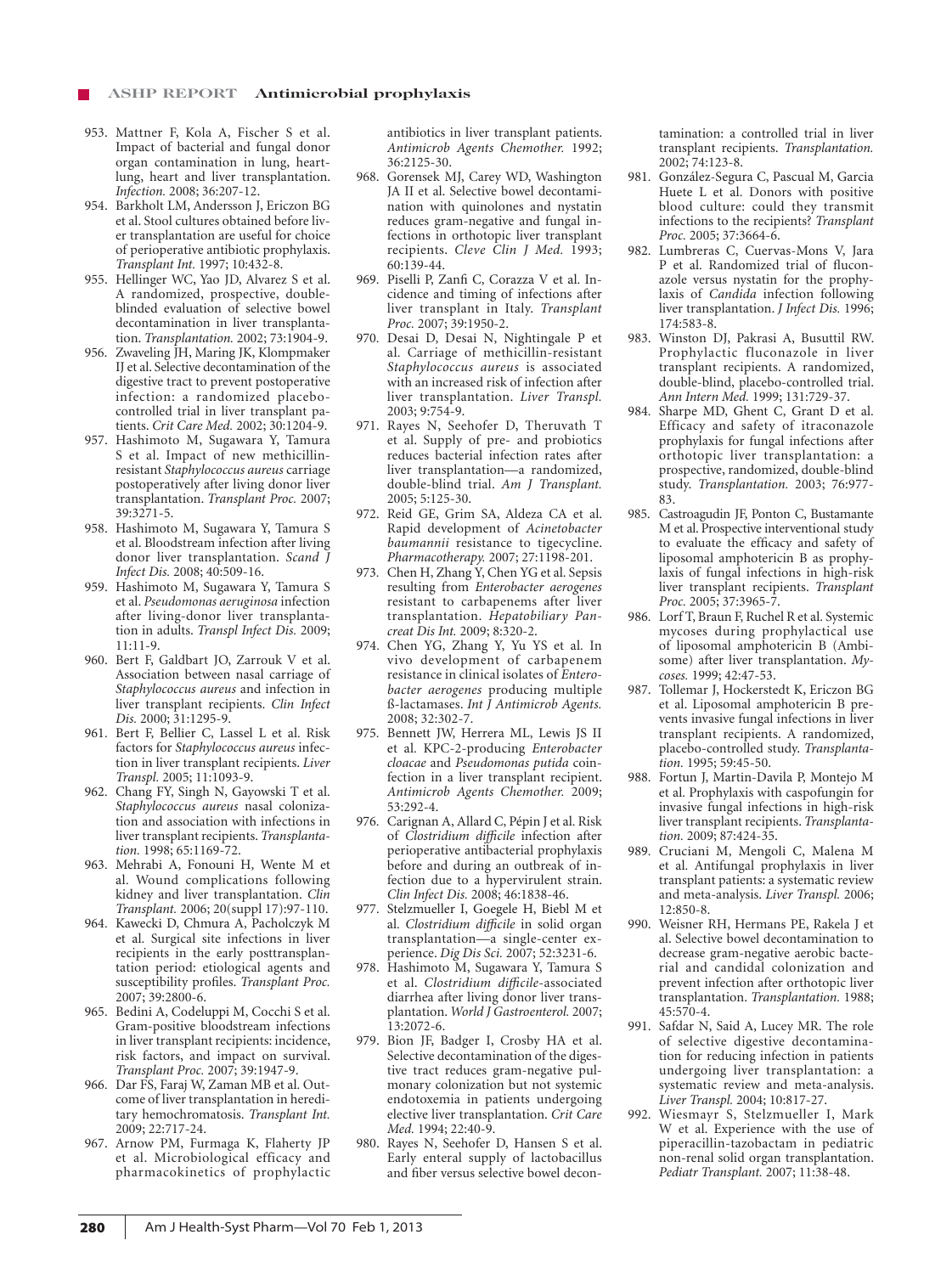953. Mattner F, Kola A, Fischer S et al. Impact of bacterial and fungal donor organ contamination in lung, heart-lung, heart and liver transplantation. *Infection.* 2008; 36:207-12.
954. Barkholt LM, Andersson J, Ericzon BG et al. Stool cultures obtained before liver transplantation are useful for choice of perioperative antibiotic prophylaxis. *Transplant Int.* 1997; 10:432-8.
955. Hellinger WC, Yao JD, Alvarez S et al. A randomized, prospective, double-blinded evaluation of selective bowel decontamination in liver transplantation. *Transplantation.* 2002; 73:1904-9.
956. Zwaveling JH, Maring JK, Klompmaker IJ et al. Selective decontamination of the digestive tract to prevent postoperative infection: a randomized placebo-controlled trial in liver transplant patients. *Crit Care Med.* 2002; 30:1204-9.
957. Hashimoto M, Sugawara Y, Tamura S et al. Impact of new methicillin-resistant *Staphylococcus aureus* carriage postoperatively after living donor liver transplantation. *Transplant Proc.* 2007; 39:3271-5.
958. Hashimoto M, Sugawara Y, Tamura S et al. Bloodstream infection after living donor liver transplantation. *Scand J Infect Dis.* 2008; 40:509-16.
959. Hashimoto M, Sugawara Y, Tamura S et al. *Pseudomonas aeruginosa* infection after living-donor liver transplantation in adults. *Transpl Infect Dis.* 2009; 11:11-9.
960. Bert F, Galdbart JO, Zarrouk V et al. Association between nasal carriage of *Staphylococcus aureus* and infection in liver transplant recipients. *Clin Infect Dis.* 2000; 31:1295-9.
961. Bert F, Bellier C, Lassel L et al. Risk factors for *Staphylococcus aureus* infection in liver transplant recipients. *Liver Transpl.* 2005; 11:1093-9.
962. Chang FY, Singh N, Gayowski T et al. *Staphylococcus aureus* nasal colonization and association with infections in liver transplant recipients. *Transplantation.* 1998; 65:1169-72.
963. Mehrabi A, Fonouni H, Wente M et al. Wound complications following kidney and liver transplantation. *Clin Transplant.* 2006; 20(suppl 17):97-110.
964. Kawecki D, Chmura A, Pacholczyk M et al. Surgical site infections in liver recipients in the early posttransplantation period: etiological agents and susceptibility profiles. *Transplant Proc.* 2007; 39:2800-6.
965. Bedini A, Codeluppi M, Cocchi S et al. Gram-positive bloodstream infections in liver transplant recipients: incidence, risk factors, and impact on survival. *Transplant Proc.* 2007; 39:1947-9.
966. Dar FS, Faraj W, Zaman MB et al. Outcome of liver transplantation in hereditary hemochromatosis. *Transplant Int.* 2009; 22:717-24.
967. Arnow PM, Furmaga K, Flaherty JP et al. Microbiological efficacy and pharmacokinetics of prophylactic antibiotics in liver transplant patients. *Antimicrob Agents Chemother.* 1992; 36:2125-30.
968. Gorensek MJ, Carey WD, Washington JA II et al. Selective bowel decontamination with quinolones and nystatin reduces gram-negative and fungal infections in orthotopic liver transplant recipients. *Cleve Clin J Med.* 1993; 60:139-44.
969. Piselli P, Zanfi C, Corazza V et al. Incidence and timing of infections after liver transplant in Italy. *Transplant Proc.* 2007; 39:1950-2.
970. Desai D, Desai N, Nightingale P et al. Carriage of methicillin-resistant *Staphylococcus aureus* is associated with an increased risk of infection after liver transplantation. *Liver Transpl.* 2003; 9:754-9.
971. Rayes N, Seehofer D, Theruvath T et al. Supply of pre- and probiotics reduces bacterial infection rates after liver transplantation—a randomized, double-blind trial. *Am J Transplant.* 2005; 5:125-30.
972. Reid GE, Grim SA, Aldeza CA et al. Rapid development of *Acinetobacter baumannii* resistance to tigecycline. *Pharmacotherapy.* 2007; 27:1198-201.
973. Chen H, Zhang Y, Chen YG et al. Sepsis resulting from *Enterobacter aerogenes* resistant to carbapenems after liver transplantation. *Hepatobiliary Pancreat Dis Int.* 2009; 8:320-2.
974. Chen YG, Zhang Y, Yu YS et al. In vivo development of carbapenem resistance in clinical isolates of *Enterobacter aerogenes* producing multiple ß-lactamases. *Int J Antimicrob Agents.* 2008; 32:302-7.
975. Bennett JW, Herrera ML, Lewis JS II et al. KPC-2-producing *Enterobacter cloacae* and *Pseudomonas putida* coinfection in a liver transplant recipient. *Antimicrob Agents Chemother.* 2009; 53:292-4.
976. Carignan A, Allard C, Pépin J et al. Risk of *Clostridium difficile* infection after perioperative antibacterial prophylaxis before and during an outbreak of infection due to a hypervirulent strain. *Clin Infect Dis.* 2008; 46:1838-46.
977. Stelzmueller I, Goegele H, Biebl M et al. *Clostridium difficile* in solid organ transplantation—a single-center experience. *Dig Dis Sci.* 2007; 52:3231-6.
978. Hashimoto M, Sugawara Y, Tamura S et al. *Clostridium difficile*-associated diarrhea after living donor liver transplantation. *World J Gastroenterol.* 2007; 13:2072-6.
979. Bion JF, Badger I, Crosby HA et al. Selective decontamination of the digestive tract reduces gram-negative pulmonary colonization but not systemic endotoxemia in patients undergoing elective liver transplantation. *Crit Care Med.* 1994; 22:40-9.
980. Rayes N, Seehofer D, Hansen S et al. Early enteral supply of lactobacillus and fiber versus selective bowel decontamination: a controlled trial in liver transplant recipients. *Transplantation.* 2002; 74:123-8.
981. González-Segura C, Pascual M, Garcia Huete L et al. Donors with positive blood culture: could they transmit infections to the recipients? *Transplant Proc.* 2005; 37:3664-6.
982. Lumbreras C, Cuervas-Mons V, Jara P et al. Randomized trial of fluconazole versus nystatin for the prophylaxis of *Candida* infection following liver transplantation. *J Infect Dis.* 1996; 174:583-8.
983. Winston DJ, Pakrasi A, Busuttil RW. Prophylactic fluconazole in liver transplant recipients. A randomized, double-blind, placebo-controlled trial. *Ann Intern Med.* 1999; 131:729-37.
984. Sharpe MD, Ghent C, Grant D et al. Efficacy and safety of itraconazole prophylaxis for fungal infections after orthotopic liver transplantation: a prospective, randomized, double-blind study. *Transplantation.* 2003; 76:977-83.
985. Castroagudin JF, Ponton C, Bustamante M et al. Prospective interventional study to evaluate the efficacy and safety of liposomal amphotericin B as prophylaxis of fungal infections in high-risk liver transplant recipients. *Transplant Proc.* 2005; 37:3965-7.
986. Lorf T, Braun F, Ruchel R et al. Systemic mycoses during prophylactical use of liposomal amphotericin B (Ambisome) after liver transplantation. *Mycoses.* 1999; 42:47-53.
987. Tollemar J, Hockerstedt K, Ericzon BG et al. Liposomal amphotericin B prevents invasive fungal infections in liver transplant recipients. A randomized, placebo-controlled study. *Transplantation.* 1995; 59:45-50.
988. Fortun J, Martin-Davila P, Montejo M et al. Prophylaxis with caspofungin for invasive fungal infections in high-risk liver transplant recipients. *Transplantation.* 2009; 87:424-35.
989. Cruciani M, Mengoli C, Malena M et al. Antifungal prophylaxis in liver transplant patients: a systematic review and meta-analysis. *Liver Transpl.* 2006; 12:850-8.
990. Weisner RH, Hermans PE, Rakela J et al. Selective bowel decontamination to decrease gram-negative aerobic bacterial and candidal colonization and prevent infection after orthotopic liver transplantation. *Transplantation.* 1988; 45:570-4.
991. Safdar N, Said A, Lucey MR. The role of selective digestive decontamination for reducing infection in patients undergoing liver transplantation: a systematic review and meta-analysis. *Liver Transpl.* 2004; 10:817-27.
992. Wiesmayr S, Stelzmueller I, Mark W et al. Experience with the use of piperacillin-tazobactam in pediatric non-renal solid organ transplantation. *Pediatr Transplant.* 2007; 11:38-48.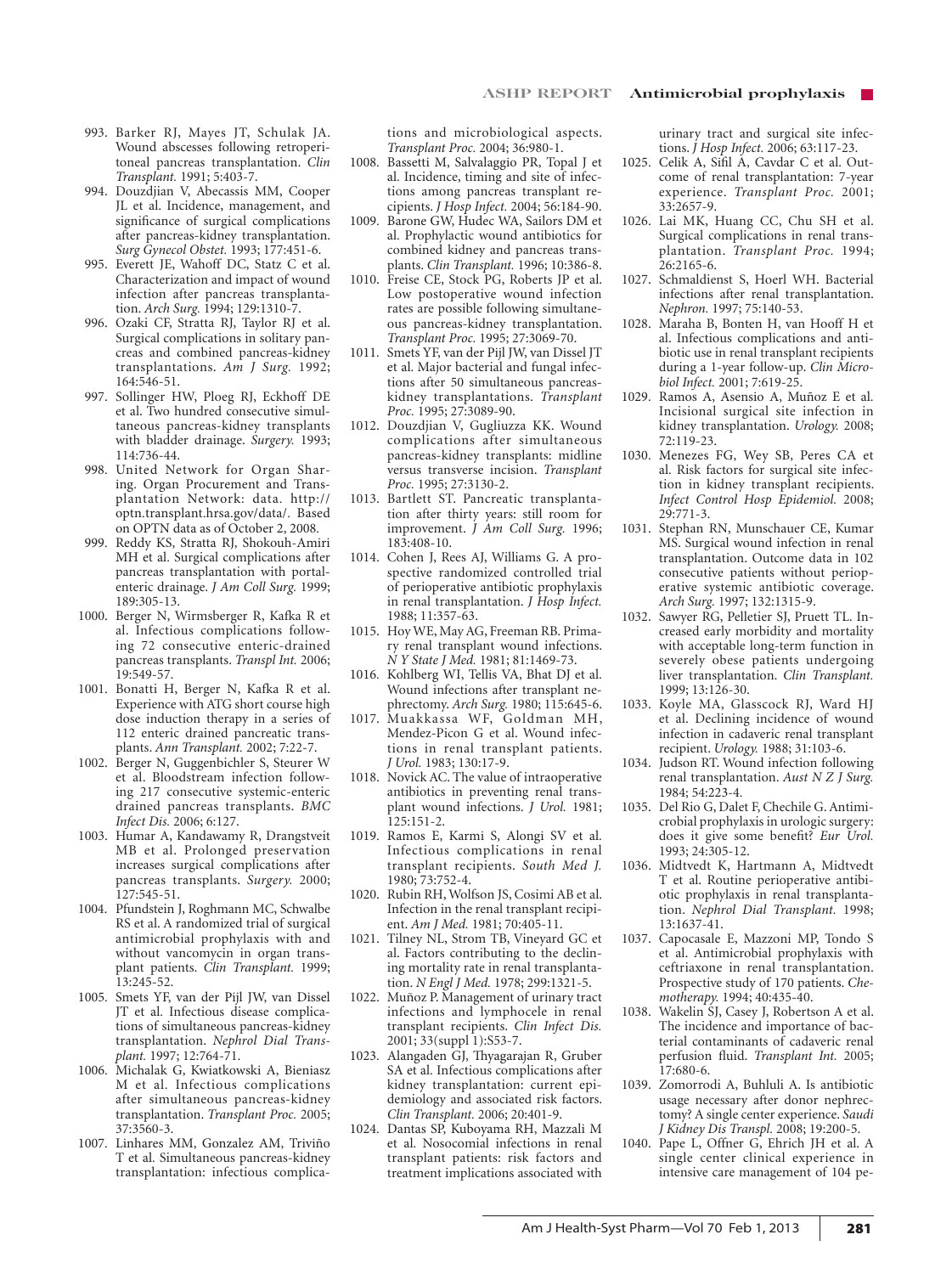993. Barker RJ, Mayes JT, Schulak JA. Wound abscesses following retroperitoneal pancreas transplantation. *Clin Transplant.* 1991; 5:403-7.
994. Douzdjian V, Abecassis MM, Cooper JL et al. Incidence, management, and significance of surgical complications after pancreas-kidney transplantation. *Surg Gynecol Obstet.* 1993; 177:451-6.
995. Everett JE, Wahoff DC, Statz C et al. Characterization and impact of wound infection after pancreas transplantation. *Arch Surg.* 1994; 129:1310-7.
996. Ozaki CF, Stratta RJ, Taylor RJ et al. Surgical complications in solitary pancreas and combined pancreas-kidney transplantations. *Am J Surg.* 1992; 164:546-51.
997. Sollinger HW, Ploeg RJ, Eckhoff DE et al. Two hundred consecutive simultaneous pancreas-kidney transplants with bladder drainage. *Surgery.* 1993; 114:736-44.
998. United Network for Organ Sharing. Organ Procurement and Transplantation Network: data. http://optn.transplant.hrsa.gov/data/. Based on OPTN data as of October 2, 2008.
999. Reddy KS, Stratta RJ, Shokouh-Amiri MH et al. Surgical complications after pancreas transplantation with portal-enteric drainage. *J Am Coll Surg.* 1999; 189:305-13.
1000. Berger N, Wirmsberger R, Kafka R et al. Infectious complications following 72 consecutive enteric-drained pancreas transplants. *Transpl Int.* 2006; 19:549-57.
1001. Bonatti H, Berger N, Kafka R et al. Experience with ATG short course high dose induction therapy in a series of 112 enteric drained pancreatic transplants. *Ann Transplant.* 2002; 7:22-7.
1002. Berger N, Guggenbichler S, Steurer W et al. Bloodstream infection following 217 consecutive systemic-enteric drained pancreas transplants. *BMC Infect Dis.* 2006; 6:127.
1003. Humar A, Kandawamy R, Drangstveit MB et al. Prolonged preservation increases surgical complications after pancreas transplants. *Surgery.* 2000; 127:545-51.
1004. Pfundstein J, Roghmann MC, Schwalbe RS et al. A randomized trial of surgical antimicrobial prophylaxis with and without vancomycin in organ transplant patients. *Clin Transplant.* 1999; 13:245-52.
1005. Smets YF, van der Pijl JW, van Dissel JT et al. Infectious disease complications of simultaneous pancreas-kidney transplantation. *Nephrol Dial Transplant.* 1997; 12:764-71.
1006. Michalak G, Kwiatkowski A, Bieniasz M et al. Infectious complications after simultaneous pancreas-kidney transplantation. *Transplant Proc.* 2005; 37:3560-3.
1007. Linhares MM, Gonzalez AM, Triviño T et al. Simultaneous pancreas-kidney transplantation: infectious complications and microbiological aspects. *Transplant Proc.* 2004; 36:980-1.
1008. Bassetti M, Salvalaggio PR, Topal J et al. Incidence, timing and site of infections among pancreas transplant recipients. *J Hosp Infect.* 2004; 56:184-90.
1009. Barone GW, Hudec WA, Sailors DM et al. Prophylactic wound antibiotics for combined kidney and pancreas transplants. *Clin Transplant.* 1996; 10:386-8.
1010. Freise CE, Stock PG, Roberts JP et al. Low postoperative wound infection rates are possible following simultaneous pancreas-kidney transplantation. *Transplant Proc.* 1995; 27:3069-70.
1011. Smets YF, van der Pijl JW, van Dissel JT et al. Major bacterial and fungal infections after 50 simultaneous pancreas-kidney transplantations. *Transplant Proc.* 1995; 27:3089-90.
1012. Douzdjian V, Gugliuzza KK. Wound complications after simultaneous pancreas-kidney transplants: midline versus transverse incision. *Transplant Proc.* 1995; 27:3130-2.
1013. Bartlett ST. Pancreatic transplantation after thirty years: still room for improvement. *J Am Coll Surg.* 1996; 183:408-10.
1014. Cohen J, Rees AJ, Williams G. A prospective randomized controlled trial of perioperative antibiotic prophylaxis in renal transplantation. *J Hosp Infect.* 1988; 11:357-63.
1015. Hoy WE, May AG, Freeman RB. Primary renal transplant wound infections. *N Y State J Med.* 1981; 81:1469-73.
1016. Kohlberg WI, Tellis VA, Bhat DJ et al. Wound infections after transplant nephrectomy. *Arch Surg.* 1980; 115:645-6.
1017. Muakkassa WF, Goldman MH, Mendez-Picon G et al. Wound infections in renal transplant patients. *J Urol.* 1983; 130:17-9.
1018. Novick AC. The value of intraoperative antibiotics in preventing renal transplant wound infections. *J Urol.* 1981; 125:151-2.
1019. Ramos E, Karmi S, Alongi SV et al. Infectious complications in renal transplant recipients. *South Med J.* 1980; 73:752-4.
1020. Rubin RH, Wolfson JS, Cosimi AB et al. Infection in the renal transplant recipient. *Am J Med.* 1981; 70:405-11.
1021. Tilney NL, Strom TB, Vineyard GC et al. Factors contributing to the declining mortality rate in renal transplantation. *N Engl J Med.* 1978; 299:1321-5.
1022. Muñoz P. Management of urinary tract infections and lymphocele in renal transplant recipients. *Clin Infect Dis.* 2001; 33(suppl 1):S53-7.
1023. Alangaden GJ, Thyagarajan R, Gruber SA et al. Infectious complications after kidney transplantation: current epidemiology and associated risk factors. *Clin Transplant.* 2006; 20:401-9.
1024. Dantas SP, Kuboyama RH, Mazzali M et al. Nosocomial infections in renal transplant patients: risk factors and treatment implications associated with urinary tract and surgical site infections. *J Hosp Infect.* 2006; 63:117-23.
1025. Celik A, Sifil A, Cavdar C et al. Outcome of renal transplantation: 7-year experience. *Transplant Proc.* 2001; 33:2657-9.
1026. Lai MK, Huang CC, Chu SH et al. Surgical complications in renal transplantation. *Transplant Proc.* 1994; 26:2165-6.
1027. Schmaldienst S, Hoerl WH. Bacterial infections after renal transplantation. *Nephron.* 1997; 75:140-53.
1028. Maraha B, Bonten H, van Hooff H et al. Infectious complications and antibiotic use in renal transplant recipients during a 1-year follow-up. *Clin Microbiol Infect.* 2001; 7:619-25.
1029. Ramos A, Asensio A, Muñoz E et al. Incisional surgical site infection in kidney transplantation. *Urology.* 2008; 72:119-23.
1030. Menezes FG, Wey SB, Peres CA et al. Risk factors for surgical site infection in kidney transplant recipients. *Infect Control Hosp Epidemiol.* 2008; 29:771-3.
1031. Stephan RN, Munschauer CE, Kumar MS. Surgical wound infection in renal transplantation. Outcome data in 102 consecutive patients without perioperative systemic antibiotic coverage. *Arch Surg.* 1997; 132:1315-9.
1032. Sawyer RG, Pelletier SJ, Pruett TL. Increased early morbidity and mortality with acceptable long-term function in severely obese patients undergoing liver transplantation. *Clin Transplant.* 1999; 13:126-30.
1033. Koyle MA, Glasscock RJ, Ward HJ et al. Declining incidence of wound infection in cadaveric renal transplant recipient. *Urology.* 1988; 31:103-6.
1034. Judson RT. Wound infection following renal transplantation. *Aust N Z J Surg.* 1984; 54:223-4.
1035. Del Rio G, Dalet F, Chechile G. Antimicrobial prophylaxis in urologic surgery: does it give some benefit? *Eur Urol.* 1993; 24:305-12.
1036. Midtvedt K, Hartmann A, Midtvedt T et al. Routine perioperative antibiotic prophylaxis in renal transplantation. *Nephrol Dial Transplant.* 1998; 13:1637-41.
1037. Capocasale E, Mazzoni MP, Tondo S et al. Antimicrobial prophylaxis with ceftriaxone in renal transplantation. Prospective study of 170 patients. *Chemotherapy.* 1994; 40:435-40.
1038. Wakelin SJ, Casey J, Robertson A et al. The incidence and importance of bacterial contaminants of cadaveric renal perfusion fluid. *Transplant Int.* 2005; 17:680-6.
1039. Zomorrodi A, Buhluli A. Is antibiotic usage necessary after donor nephrectomy? A single center experience. *Saudi J Kidney Dis Transpl.* 2008; 19:200-5.
1040. Pape L, Offner G, Ehrich JH et al. A single center clinical experience in intensive care management of 104 pe-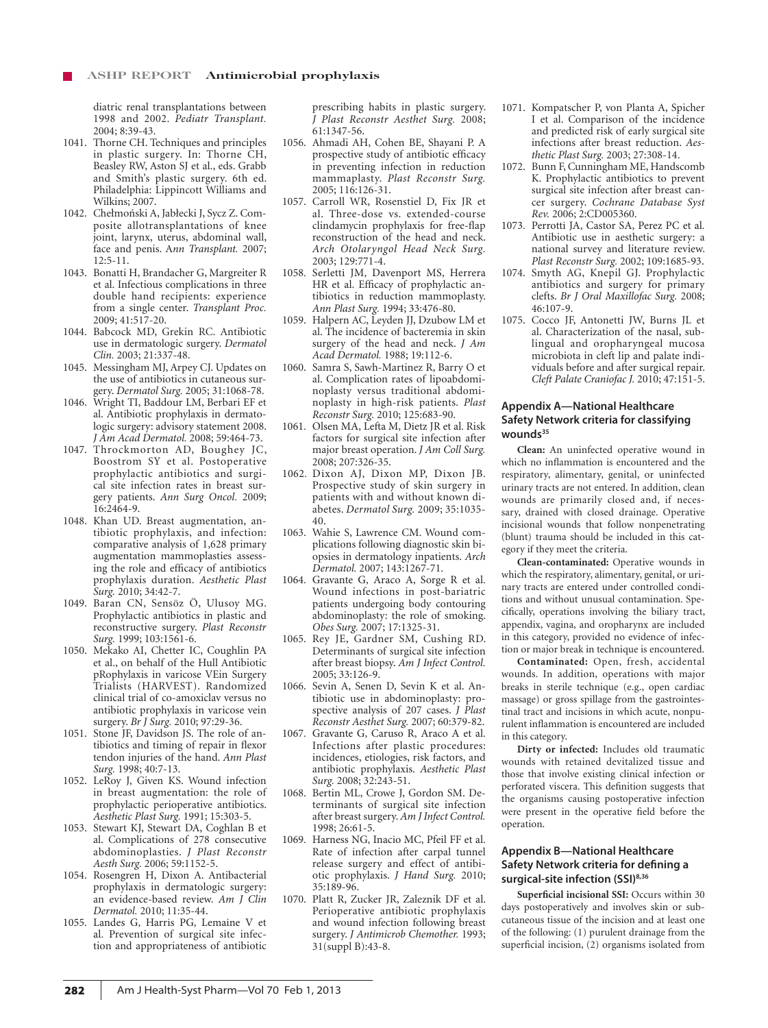diatric renal transplantations between 1998 and 2002. *Pediatr Transplant.* 2004; 8:39-43.

1041. Thorne CH. Techniques and principles in plastic surgery. In: Thorne CH, Beasley RW, Aston SJ et al., eds. Grabb and Smith's plastic surgery. 6th ed. Philadelphia: Lippincott Williams and Wilkins; 2007.
1042. Chełmoński A, Jabłecki J, Sycz Z. Composite allotransplantations of knee joint, larynx, uterus, abdominal wall, face and penis. *Ann Transplant.* 2007; 12:5-11.
1043. Bonatti H, Brandacher G, Margreiter R et al. Infectious complications in three double hand recipients: experience from a single center. *Transplant Proc.* 2009; 41:517-20.
1044. Babcock MD, Grekin RC. Antibiotic use in dermatologic surgery. *Dermatol Clin.* 2003; 21:337-48.
1045. Messingham MJ, Arpey CJ. Updates on the use of antibiotics in cutaneous surgery. *Dermatol Surg.* 2005; 31:1068-78.
1046. Wright TI, Baddour LM, Berbari EF et al. Antibiotic prophylaxis in dermatologic surgery: advisory statement 2008. *J Am Acad Dermatol.* 2008; 59:464-73.
1047. Throckmorton AD, Boughey JC, Boostrom SY et al. Postoperative prophylactic antibiotics and surgical site infection rates in breast surgery patients. *Ann Surg Oncol.* 2009; 16:2464-9.
1048. Khan UD. Breast augmentation, antibiotic prophylaxis, and infection: comparative analysis of 1,628 primary augmentation mammoplasties assessing the role and efficacy of antibiotics prophylaxis duration. *Aesthetic Plast Surg.* 2010; 34:42-7.
1049. Baran CN, Sensöz Ö, Ulusoy MG. Prophylactic antibiotics in plastic and reconstructive surgery. *Plast Reconstr Surg.* 1999; 103:1561-6.
1050. Mekako AI, Chetter IC, Coughlin PA et al., on behalf of the Hull Antibiotic pRophylaxis in varicose VEin Surgery Trialists (HARVEST). Randomized clinical trial of co-amoxiclav versus no antibiotic prophylaxis in varicose vein surgery. *Br J Surg.* 2010; 97:29-36.
1051. Stone JF, Davidson JS. The role of antibiotics and timing of repair in flexor tendon injuries of the hand. *Ann Plast Surg.* 1998; 40:7-13.
1052. LeRoy J, Given KS. Wound infection in breast augmentation: the role of prophylactic perioperative antibiotics. *Aesthetic Plast Surg.* 1991; 15:303-5.
1053. Stewart KJ, Stewart DA, Coghlan B et al. Complications of 278 consecutive abdominoplasties. *J Plast Reconstr Aesth Surg.* 2006; 59:1152-5.
1054. Rosengren H, Dixon A. Antibacterial prophylaxis in dermatologic surgery: an evidence-based review. *Am J Clin Dermatol.* 2010; 11:35-44.
1055. Landes G, Harris PG, Lemaine V et al. Prevention of surgical site infection and appropriateness of antibiotic prescribing habits in plastic surgery. *J Plast Reconstr Aesthet Surg.* 2008; 61:1347-56.
1056. Ahmadi AH, Cohen BE, Shayani P. A prospective study of antibiotic efficacy in preventing infection in reduction mammaplasty. *Plast Reconstr Surg.* 2005; 116:126-31.
1057. Carroll WR, Rosenstiel D, Fix JR et al. Three-dose vs. extended-course clindamycin prophylaxis for free-flap reconstruction of the head and neck. *Arch Otolaryngol Head Neck Surg.* 2003; 129:771-4.
1058. Serletti JM, Davenport MS, Herrera HR et al. Efficacy of prophylactic antibiotics in reduction mammoplasty. *Ann Plast Surg.* 1994; 33:476-80.
1059. Halpern AC, Leyden JJ, Dzubow LM et al. The incidence of bacteremia in skin surgery of the head and neck. *J Am Acad Dermatol.* 1988; 19:112-6.
1060. Samra S, Sawh-Martinez R, Barry O et al. Complication rates of lipoabdominoplasty versus traditional abdominoplasty in high-risk patients. *Plast Reconstr Surg.* 2010; 125:683-90.
1061. Olsen MA, Lefta M, Dietz JR et al. Risk factors for surgical site infection after major breast operation. *J Am Coll Surg.* 2008; 207:326-35.
1062. Dixon AJ, Dixon MP, Dixon JB. Prospective study of skin surgery in patients with and without known diabetes. *Dermatol Surg.* 2009; 35:1035-40.
1063. Wahie S, Lawrence CM. Wound complications following diagnostic skin biopsies in dermatology inpatients. *Arch Dermatol.* 2007; 143:1267-71.
1064. Gravante G, Araco A, Sorge R et al. Wound infections in post-bariatric patients undergoing body contouring abdominoplasty: the role of smoking. *Obes Surg.* 2007; 17:1325-31.
1065. Rey JE, Gardner SM, Cushing RD. Determinants of surgical site infection after breast biopsy. *Am J Infect Control.* 2005; 33:126-9.
1066. Sevin A, Senen D, Sevin K et al. Antibiotic use in abdominoplasty: prospective analysis of 207 cases. *J Plast Reconstr Aesthet Surg.* 2007; 60:379-82.
1067. Gravante G, Caruso R, Araco A et al. Infections after plastic procedures: incidences, etiologies, risk factors, and antibiotic prophylaxis. *Aesthetic Plast Surg.* 2008; 32:243-51.
1068. Bertin ML, Crowe J, Gordon SM. Determinants of surgical site infection after breast surgery. *Am J Infect Control.* 1998; 26:61-5.
1069. Harness NG, Inacio MC, Pfeil FF et al. Rate of infection after carpal tunnel release surgery and effect of antibiotic prophylaxis. *J Hand Surg.* 2010; 35:189-96.
1070. Platt R, Zucker JR, Zaleznik DF et al. Perioperative antibiotic prophylaxis and wound infection following breast surgery. *J Antimicrob Chemother.* 1993; 31(suppl B):43-8.
1071. Kompatscher P, von Planta A, Spicher I et al. Comparison of the incidence and predicted risk of early surgical site infections after breast reduction. *Aesthetic Plast Surg.* 2003; 27:308-14.
1072. Bunn F, Cunningham ME, Handscomb K. Prophylactic antibiotics to prevent surgical site infection after breast cancer surgery. *Cochrane Database Syst Rev.* 2006; 2:CD005360.
1073. Perrotti JA, Castor SA, Perez PC et al. Antibiotic use in aesthetic surgery: a national survey and literature review. *Plast Reconstr Surg.* 2002; 109:1685-93.
1074. Smyth AG, Knepil GJ. Prophylactic antibiotics and surgery for primary clefts. *Br J Oral Maxillofac Surg.* 2008; 46:107-9.
1075. Cocco JF, Antonetti JW, Burns JL et al. Characterization of the nasal, sublingual and oropharyngeal mucosa microbiota in cleft lip and palate individuals before and after surgical repair. *Cleft Palate Craniofac J.* 2010; 47:151-5.

## Appendix A—National Healthcare Safety Network criteria for classifying wounds[35]

**Clean:** An uninfected operative wound in which no inflammation is encountered and the respiratory, alimentary, genital, or uninfected urinary tracts are not entered. In addition, clean wounds are primarily closed and, if necessary, drained with closed drainage. Operative incisional wounds that follow nonpenetrating (blunt) trauma should be included in this category if they meet the criteria.

**Clean-contaminated:** Operative wounds in which the respiratory, alimentary, genital, or urinary tracts are entered under controlled conditions and without unusual contamination. Specifically, operations involving the biliary tract, appendix, vagina, and oropharynx are included in this category, provided no evidence of infection or major break in technique is encountered.

**Contaminated:** Open, fresh, accidental wounds. In addition, operations with major breaks in sterile technique (e.g., open cardiac massage) or gross spillage from the gastrointestinal tract and incisions in which acute, nonpurulent inflammation is encountered are included in this category.

**Dirty or infected:** Includes old traumatic wounds with retained devitalized tissue and those that involve existing clinical infection or perforated viscera. This definition suggests that the organisms causing postoperative infection were present in the operative field before the operation.

## Appendix B—National Healthcare Safety Network criteria for defining a surgical-site infection (SSI)[8,36]

**Superficial incisional SSI:** Occurs within 30 days postoperatively and involves skin or subcutaneous tissue of the incision and at least one of the following: (1) purulent drainage from the superficial incision, (2) organisms isolated from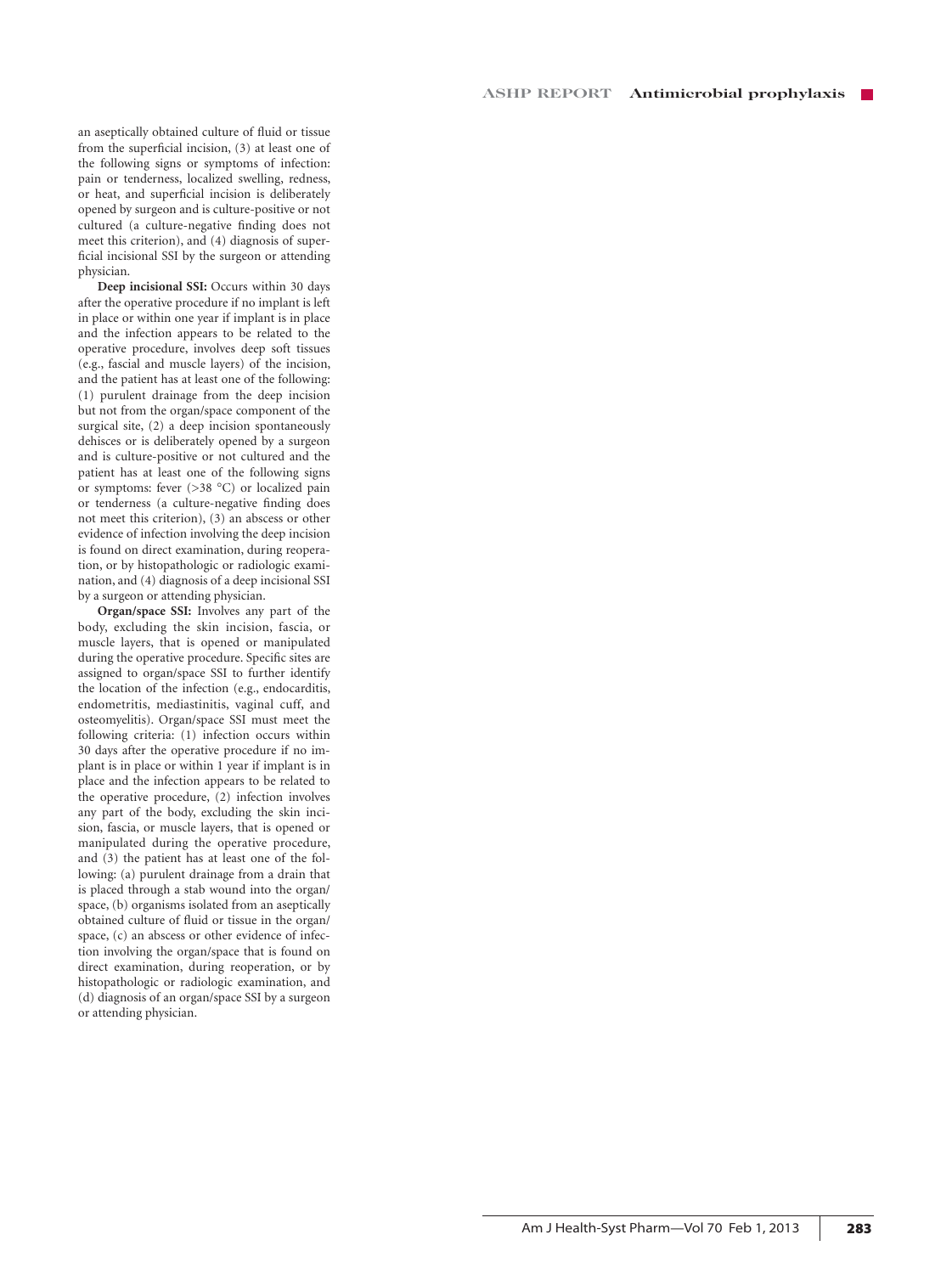an aseptically obtained culture of fluid or tissue from the superficial incision, (3) at least one of the following signs or symptoms of infection: pain or tenderness, localized swelling, redness, or heat, and superficial incision is deliberately opened by surgeon and is culture-positive or not cultured (a culture-negative finding does not meet this criterion), and (4) diagnosis of superficial incisional SSI by the surgeon or attending physician.

**Deep incisional SSI:** Occurs within 30 days after the operative procedure if no implant is left in place or within one year if implant is in place and the infection appears to be related to the operative procedure, involves deep soft tissues (e.g., fascial and muscle layers) of the incision, and the patient has at least one of the following: (1) purulent drainage from the deep incision but not from the organ/space component of the surgical site, (2) a deep incision spontaneously dehisces or is deliberately opened by a surgeon and is culture-positive or not cultured and the patient has at least one of the following signs or symptoms: fever (>38 °C) or localized pain or tenderness (a culture-negative finding does not meet this criterion), (3) an abscess or other evidence of infection involving the deep incision is found on direct examination, during reoperation, or by histopathologic or radiologic examination, and (4) diagnosis of a deep incisional SSI by a surgeon or attending physician.

**Organ/space SSI:** Involves any part of the body, excluding the skin incision, fascia, or muscle layers, that is opened or manipulated during the operative procedure. Specific sites are assigned to organ/space SSI to further identify the location of the infection (e.g., endocarditis, endometritis, mediastinitis, vaginal cuff, and osteomyelitis). Organ/space SSI must meet the following criteria: (1) infection occurs within 30 days after the operative procedure if no implant is in place or within 1 year if implant is in place and the infection appears to be related to the operative procedure, (2) infection involves any part of the body, excluding the skin incision, fascia, or muscle layers, that is opened or manipulated during the operative procedure, and (3) the patient has at least one of the following: (a) purulent drainage from a drain that is placed through a stab wound into the organ/space, (b) organisms isolated from an aseptically obtained culture of fluid or tissue in the organ/space, (c) an abscess or other evidence of infection involving the organ/space that is found on direct examination, during reoperation, or by histopathologic or radiologic examination, and (d) diagnosis of an organ/space SSI by a surgeon or attending physician.